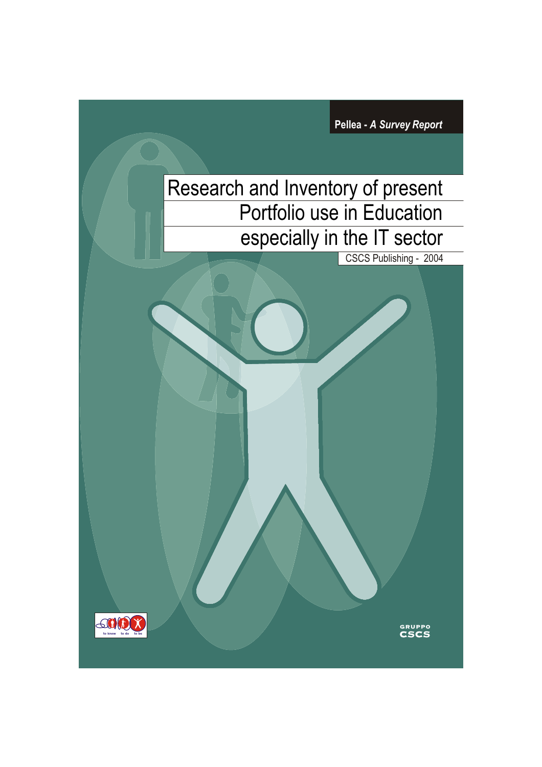Pellea - *A Survey Report*

# Research and Inventory of present Portfolio use in Education especially in the IT sector

CSCS Publishing - 2004

to know to do to be

GRUPPO CSCS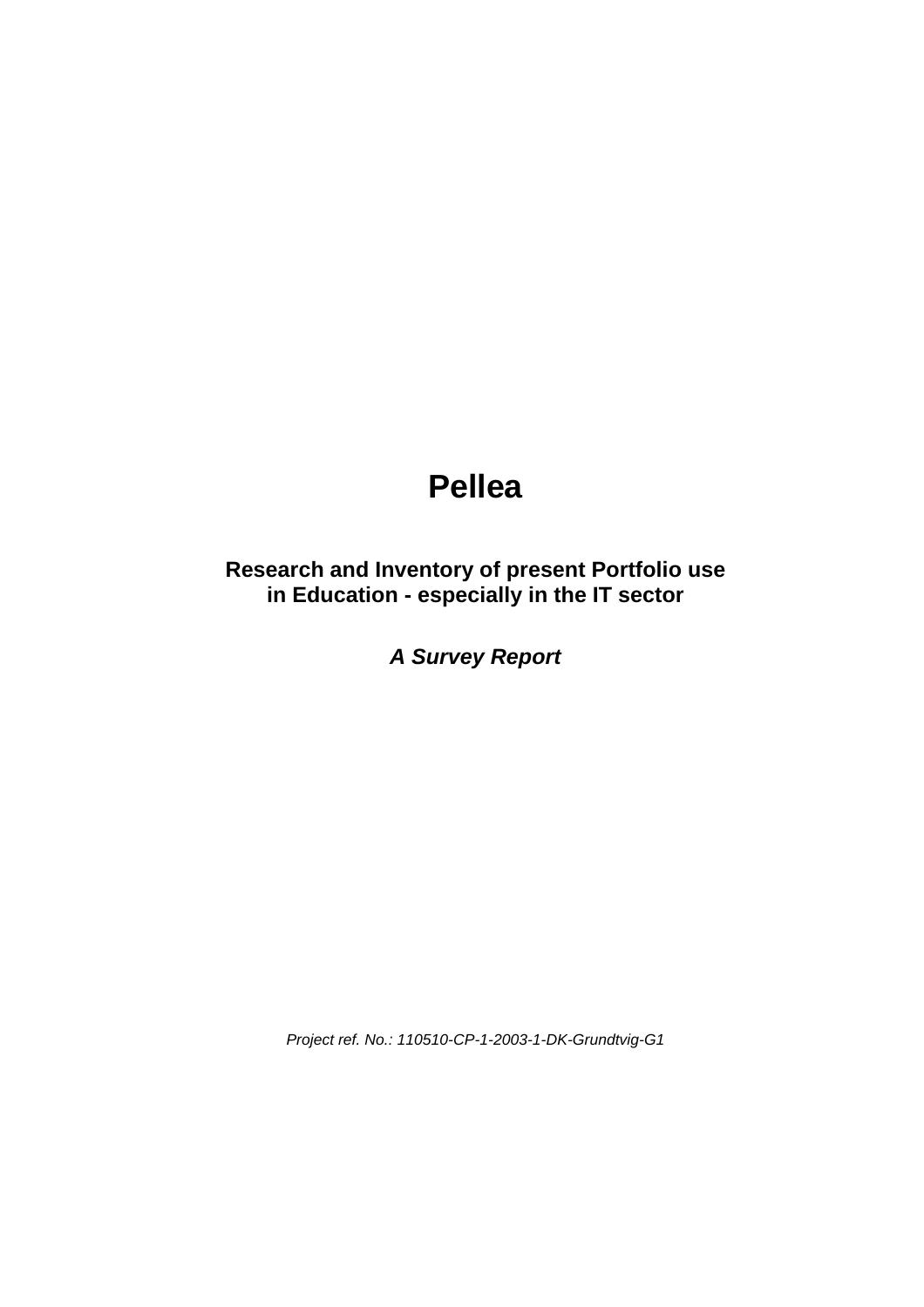# Pellea

## Research and Inventory of present Portfolio use in Education - especially in the IT sector

***A Survey Report***

*Project ref. No.: 110510-CP-1-2003-1-DK-Grundtvig-G1*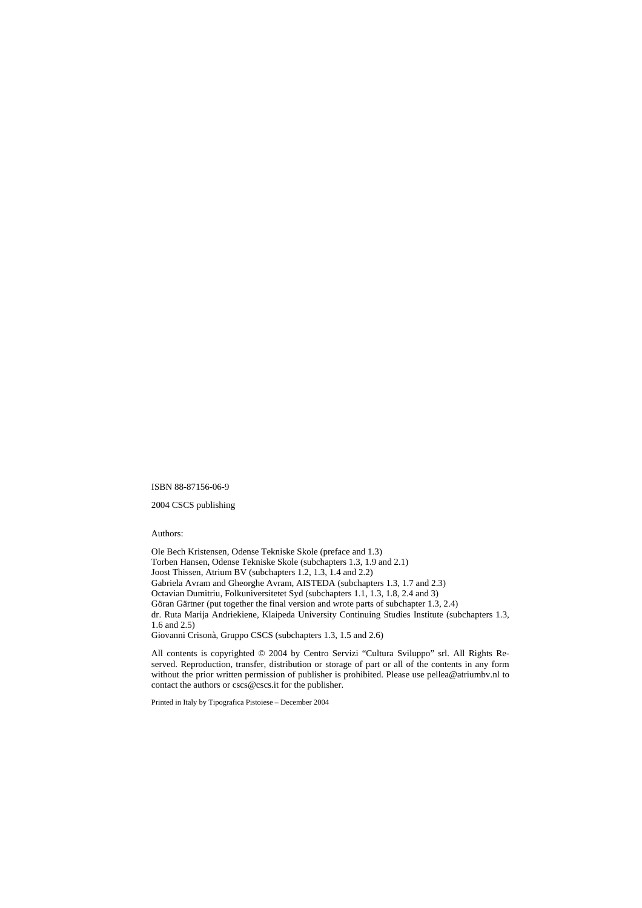ISBN 88-87156-06-9

2004 CSCS publishing

Authors:

Ole Bech Kristensen, Odense Tekniske Skole (preface and 1.3)
Torben Hansen, Odense Tekniske Skole (subchapters 1.3, 1.9 and 2.1)
Joost Thissen, Atrium BV (subchapters 1.2, 1.3, 1.4 and 2.2)
Gabriela Avram and Gheorghe Avram, AISTEDA (subchapters 1.3, 1.7 and 2.3)
Octavian Dumitriu, Folkuniversitetet Syd (subchapters 1.1, 1.3, 1.8, 2.4 and 3)
Göran Gärtner (put together the final version and wrote parts of subchapter 1.3, 2.4)
dr. Ruta Marija Andriekiene, Klaipeda University Continuing Studies Institute (subchapters 1.3, 1.6 and 2.5)
Giovanni Crisonà, Gruppo CSCS (subchapters 1.3, 1.5 and 2.6)

All contents is copyrighted © 2004 by Centro Servizi "Cultura Sviluppo" srl. All Rights Reserved. Reproduction, transfer, distribution or storage of part or all of the contents in any form without the prior written permission of publisher is prohibited. Please use pellea@atriumbv.nl to contact the authors or cscs@cscs.it for the publisher.

Printed in Italy by Tipografica Pistoiese – December 2004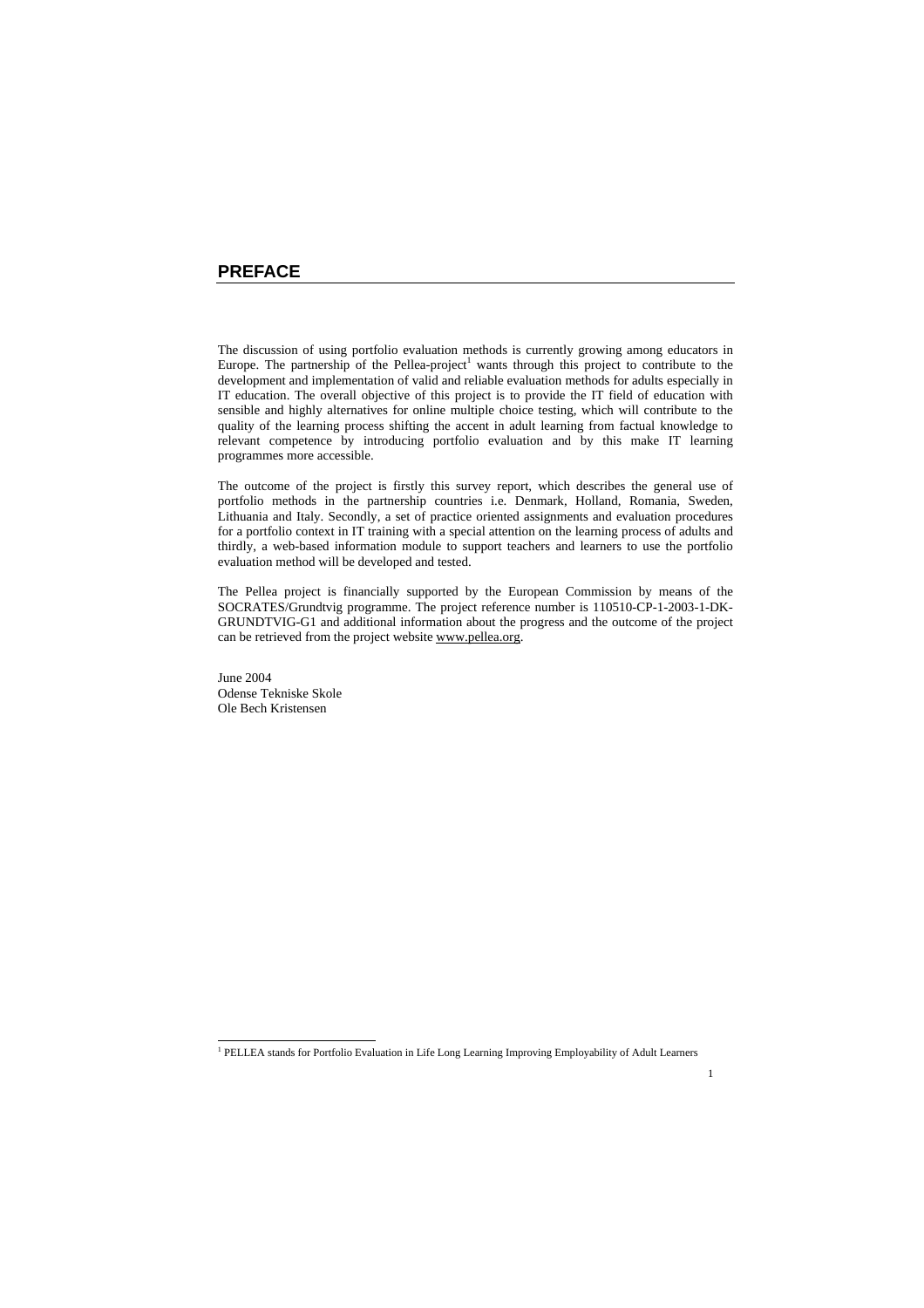## PREFACE

The discussion of using portfolio evaluation methods is currently growing among educators in Europe. The partnership of the Pellea-project[1] wants through this project to contribute to the development and implementation of valid and reliable evaluation methods for adults especially in IT education. The overall objective of this project is to provide the IT field of education with sensible and highly alternatives for online multiple choice testing, which will contribute to the quality of the learning process shifting the accent in adult learning from factual knowledge to relevant competence by introducing portfolio evaluation and by this make IT learning programmes more accessible.

The outcome of the project is firstly this survey report, which describes the general use of portfolio methods in the partnership countries i.e. Denmark, Holland, Romania, Sweden, Lithuania and Italy. Secondly, a set of practice oriented assignments and evaluation procedures for a portfolio context in IT training with a special attention on the learning process of adults and thirdly, a web-based information module to support teachers and learners to use the portfolio evaluation method will be developed and tested.

The Pellea project is financially supported by the European Commission by means of the SOCRATES/Grundtvig programme. The project reference number is 110510-CP-1-2003-1-DK-GRUNDTVIG-G1 and additional information about the progress and the outcome of the project can be retrieved from the project website www.pellea.org.

June 2004
Odense Tekniske Skole
Ole Bech Kristensen

[1] PELLEA stands for Portfolio Evaluation in Life Long Learning Improving Employability of Adult Learners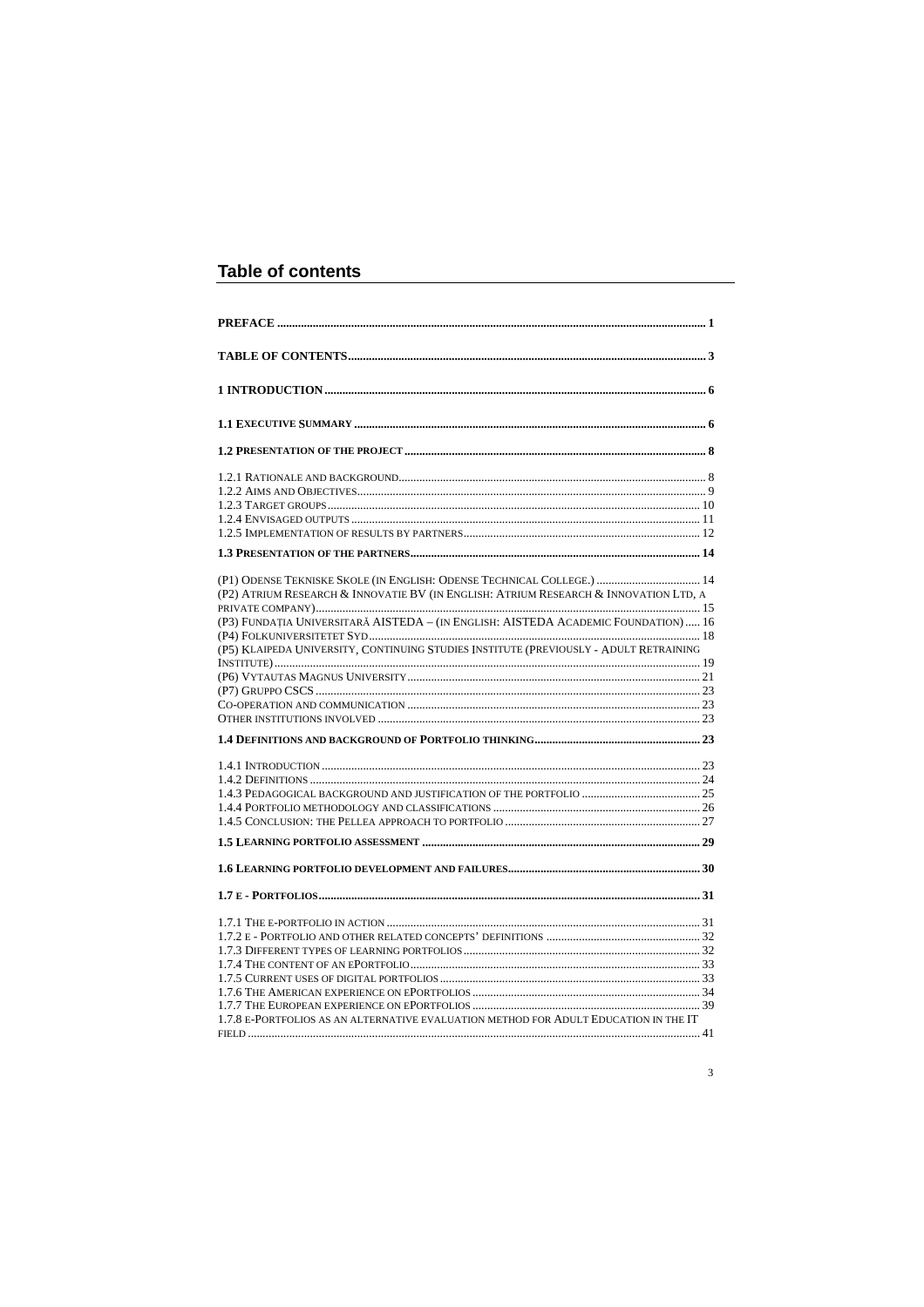# Table of contents

**PREFACE** .......... 1

**TABLE OF CONTENTS** .......... 3

**1 INTRODUCTION** .......... 6

**1.1 EXECUTIVE SUMMARY** .......... 6

**1.2 PRESENTATION OF THE PROJECT** .......... 8

1.2.1 RATIONALE AND BACKGROUND .......... 8
1.2.2 AIMS AND OBJECTIVES .......... 9
1.2.3 TARGET GROUPS .......... 10
1.2.4 ENVISAGED OUTPUTS .......... 11
1.2.5 IMPLEMENTATION OF RESULTS BY PARTNERS .......... 12

**1.3 PRESENTATION OF THE PARTNERS** .......... 14

(P1) ODENSE TEKNISKE SKOLE (IN ENGLISH: ODENSE TECHNICAL COLLEGE.) .......... 14
(P2) ATRIUM RESEARCH & INNOVATIE BV (IN ENGLISH: ATRIUM RESEARCH & INNOVATION LTD, A PRIVATE COMPANY) .......... 15
(P3) FUNDAȚIA UNIVERSITARĂ AISTEDA – (IN ENGLISH: AISTEDA ACADEMIC FOUNDATION) .......... 16
(P4) FOLKUNIVERSITETET SYD .......... 18
(P5) KLAIPEDA UNIVERSITY, CONTINUING STUDIES INSTITUTE (PREVIOUSLY - ADULT RETRAINING INSTITUTE) .......... 19
(P6) VYTAUTAS MAGNUS UNIVERSITY .......... 21
(P7) GRUPPO CSCS .......... 23
CO-OPERATION AND COMMUNICATION .......... 23
OTHER INSTITUTIONS INVOLVED .......... 23

**1.4 DEFINITIONS AND BACKGROUND OF PORTFOLIO THINKING** .......... 23

1.4.1 INTRODUCTION .......... 23
1.4.2 DEFINITIONS .......... 24
1.4.3 PEDAGOGICAL BACKGROUND AND JUSTIFICATION OF THE PORTFOLIO .......... 25
1.4.4 PORTFOLIO METHODOLOGY AND CLASSIFICATIONS .......... 26
1.4.5 CONCLUSION: THE PELLEA APPROACH TO PORTFOLIO .......... 27

**1.5 LEARNING PORTFOLIO ASSESSMENT** .......... 29

**1.6 LEARNING PORTFOLIO DEVELOPMENT AND FAILURES** .......... 30

**1.7 E - PORTFOLIOS** .......... 31

1.7.1 THE E-PORTFOLIO IN ACTION .......... 31
1.7.2 E - PORTFOLIO AND OTHER RELATED CONCEPTS' DEFINITIONS .......... 32
1.7.3 DIFFERENT TYPES OF LEARNING PORTFOLIOS .......... 32
1.7.4 THE CONTENT OF AN EPORTFOLIO .......... 33
1.7.5 CURRENT USES OF DIGITAL PORTFOLIOS .......... 33
1.7.6 THE AMERICAN EXPERIENCE ON EPORTFOLIOS .......... 34
1.7.7 THE EUROPEAN EXPERIENCE ON EPORTFOLIOS .......... 39
1.7.8 E-PORTFOLIOS AS AN ALTERNATIVE EVALUATION METHOD FOR ADULT EDUCATION IN THE IT FIELD .......... 41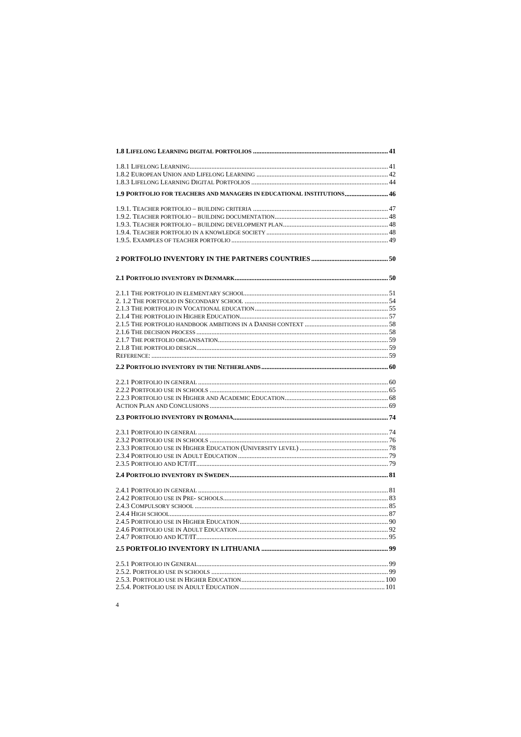**1.8 LIFELONG LEARNING DIGITAL PORTFOLIOS ..... 41**

1.8.1 LIFELONG LEARNING ..... 41
1.8.2 EUROPEAN UNION AND LIFELONG LEARNING ..... 42
1.8.3 LIFELONG LEARNING DIGITAL PORTFOLIOS ..... 44

**1.9 PORTFOLIO FOR TEACHERS AND MANAGERS IN EDUCATIONAL INSTITUTIONS ..... 46**

1.9.1. TEACHER PORTFOLIO – BUILDING CRITERIA ..... 47
1.9.2. TEACHER PORTFOLIO – BUILDING DOCUMENTATION ..... 48
1.9.3. TEACHER PORTFOLIO – BUILDING DEVELOPMENT PLAN ..... 48
1.9.4. TEACHER PORTFOLIO IN A KNOWLEDGE SOCIETY ..... 48
1.9.5. EXAMPLES OF TEACHER PORTFOLIO ..... 49

**2 PORTFOLIO INVENTORY IN THE PARTNERS COUNTRIES ..... 50**

**2.1 PORTFOLIO INVENTORY IN DENMARK ..... 50**

2.1.1 THE PORTFOLIO IN ELEMENTARY SCHOOL ..... 51
2. 1.2 THE PORTFOLIO IN SECONDARY SCHOOL ..... 54
2.1.3 THE PORTFOLIO IN VOCATIONAL EDUCATION ..... 55
2.1.4 THE PORTFOLIO IN HIGHER EDUCATION ..... 57
2.1.5 THE PORTFOLIO HANDBOOK AMBITIONS IN A DANISH CONTEXT ..... 58
2.1.6 THE DECISION PROCESS ..... 58
2.1.7 THE PORTFOLIO ORGANISATION ..... 59
2.1.8 THE PORTFOLIO DESIGN ..... 59
REFERENCE: ..... 59

**2.2 PORTFOLIO INVENTORY IN THE NETHERLANDS ..... 60**

2.2.1 PORTFOLIO IN GENERAL ..... 60
2.2.2 PORTFOLIO USE IN SCHOOLS ..... 65
2.2.3 PORTFOLIO USE IN HIGHER AND ACADEMIC EDUCATION ..... 68
ACTION PLAN AND CONCLUSIONS ..... 69

**2.3 PORTFOLIO INVENTORY IN ROMANIA ..... 74**

2.3.1 PORTFOLIO IN GENERAL ..... 74
2.3.2 PORTFOLIO USE IN SCHOOLS ..... 76
2.3.3 PORTFOLIO USE IN HIGHER EDUCATION (UNIVERSITY LEVEL) ..... 78
2.3.4 PORTFOLIO USE IN ADULT EDUCATION ..... 79
2.3.5 PORTFOLIO AND ICT/IT ..... 79

**2.4 PORTFOLIO INVENTORY IN SWEDEN ..... 81**

2.4.1 PORTFOLIO IN GENERAL ..... 81
2.4.2 PORTFOLIO USE IN PRE- SCHOOLS ..... 83
2.4.3 COMPULSORY SCHOOL ..... 85
2.4.4 HIGH SCHOOL ..... 87
2.4.5 PORTFOLIO USE IN HIGHER EDUCATION ..... 90
2.4.6 PORTFOLIO USE IN ADULT EDUCATION ..... 92
2.4.7 PORTFOLIO AND ICT/IT ..... 95

**2.5 PORTFOLIO INVENTORY IN LITHUANIA ..... 99**

2.5.1 PORTFOLIO IN GENERAL ..... 99
2.5.2. PORTFOLIO USE IN SCHOOLS ..... 99
2.5.3. PORTFOLIO USE IN HIGHER EDUCATION ..... 100
2.5.4. PORTFOLIO USE IN ADULT EDUCATION ..... 101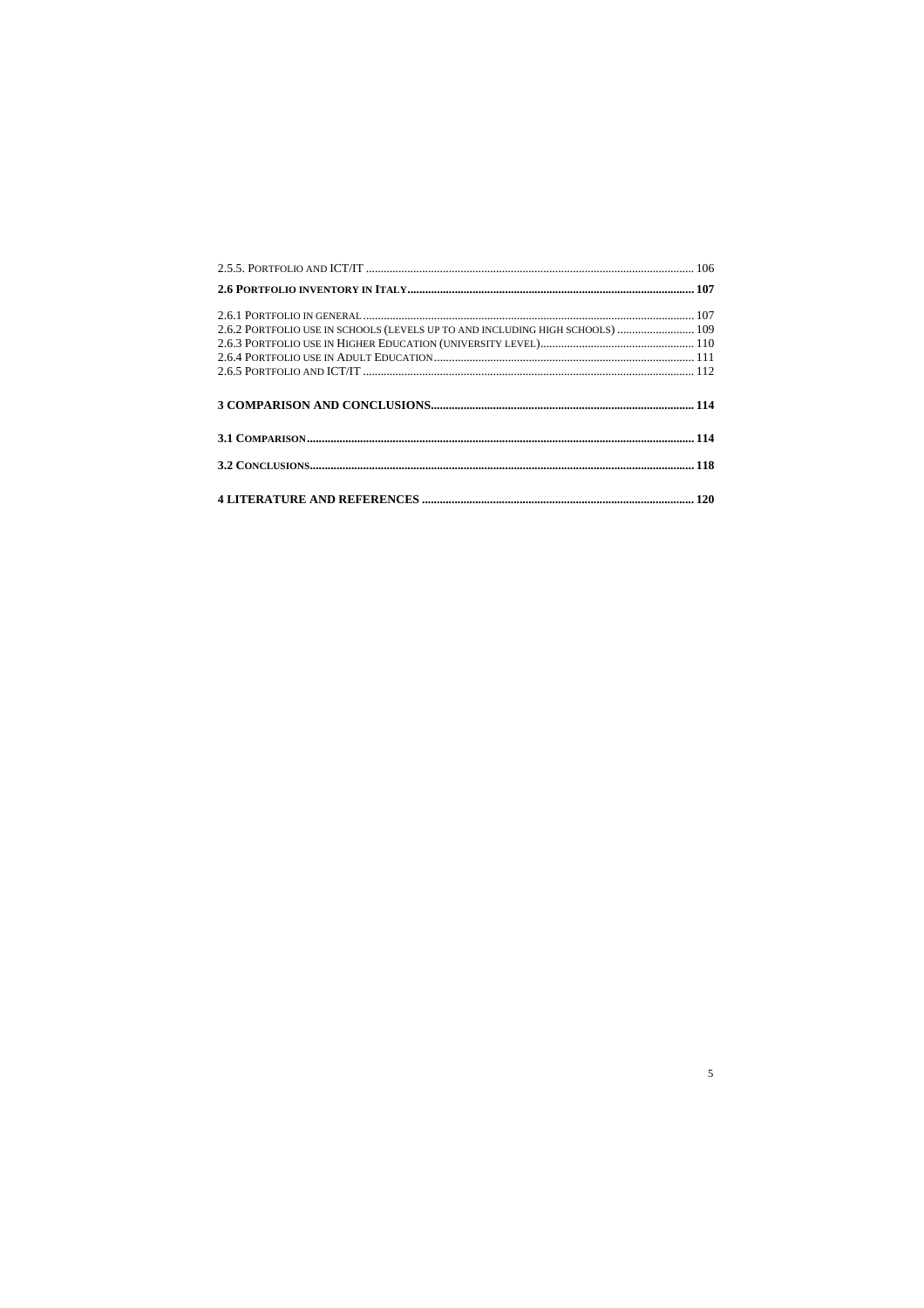2.5.5. Portfolio and ICT/IT ............................................................................................................ 106

**2.6 Portfolio inventory in Italy ............................................................................................ 107**

2.6.1 Portfolio in general ............................................................................................................ 107
2.6.2 Portfolio use in schools (levels up to and including high schools) ......................... 109
2.6.3 Portfolio use in Higher Education (university level) .................................................. 110
2.6.4 Portfolio use in Adult Education ...................................................................................... 111
2.6.5 Portfolio and ICT/IT ............................................................................................................ 112

**3 COMPARISON AND CONCLUSIONS ...................................................................................... 114**

**3.1 Comparison ................................................................................................................................ 114**

**3.2 Conclusions ................................................................................................................................ 118**

**4 LITERATURE AND REFERENCES ........................................................................................ 120**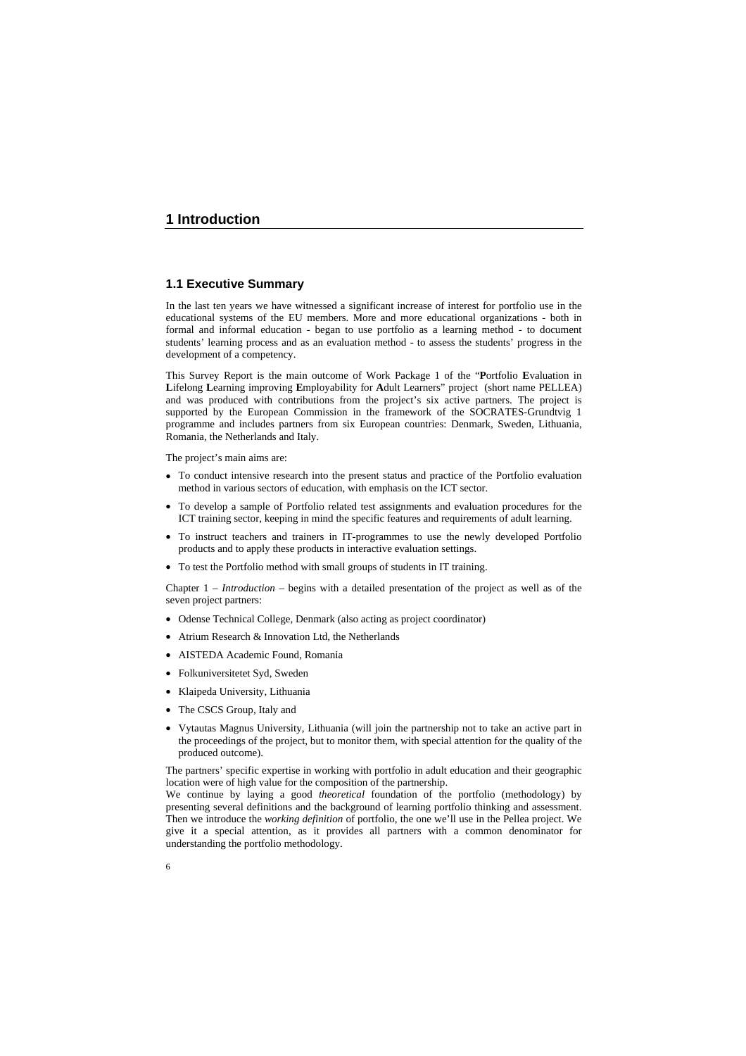# 1 Introduction

## 1.1 Executive Summary

In the last ten years we have witnessed a significant increase of interest for portfolio use in the educational systems of the EU members. More and more educational organizations - both in formal and informal education - began to use portfolio as a learning method - to document students' learning process and as an evaluation method - to assess the students' progress in the development of a competency.

This Survey Report is the main outcome of Work Package 1 of the "**P**ortfolio **E**valuation in **L**ifelong **L**earning improving **E**mployability for **A**dult Learners" project (short name PELLEA) and was produced with contributions from the project's six active partners. The project is supported by the European Commission in the framework of the SOCRATES-Grundtvig 1 programme and includes partners from six European countries: Denmark, Sweden, Lithuania, Romania, the Netherlands and Italy.

The project's main aims are:

- To conduct intensive research into the present status and practice of the Portfolio evaluation method in various sectors of education, with emphasis on the ICT sector.
- To develop a sample of Portfolio related test assignments and evaluation procedures for the ICT training sector, keeping in mind the specific features and requirements of adult learning.
- To instruct teachers and trainers in IT-programmes to use the newly developed Portfolio products and to apply these products in interactive evaluation settings.
- To test the Portfolio method with small groups of students in IT training.

Chapter 1 – *Introduction* – begins with a detailed presentation of the project as well as of the seven project partners:

- Odense Technical College, Denmark (also acting as project coordinator)
- Atrium Research & Innovation Ltd, the Netherlands
- AISTEDA Academic Found, Romania
- Folkuniversitetet Syd, Sweden
- Klaipeda University, Lithuania
- The CSCS Group, Italy and
- Vytautas Magnus University, Lithuania (will join the partnership not to take an active part in the proceedings of the project, but to monitor them, with special attention for the quality of the produced outcome).

The partners' specific expertise in working with portfolio in adult education and their geographic location were of high value for the composition of the partnership.
We continue by laying a good *theoretical* foundation of the portfolio (methodology) by presenting several definitions and the background of learning portfolio thinking and assessment. Then we introduce the *working definition* of portfolio, the one we'll use in the Pellea project. We give it a special attention, as it provides all partners with a common denominator for understanding the portfolio methodology.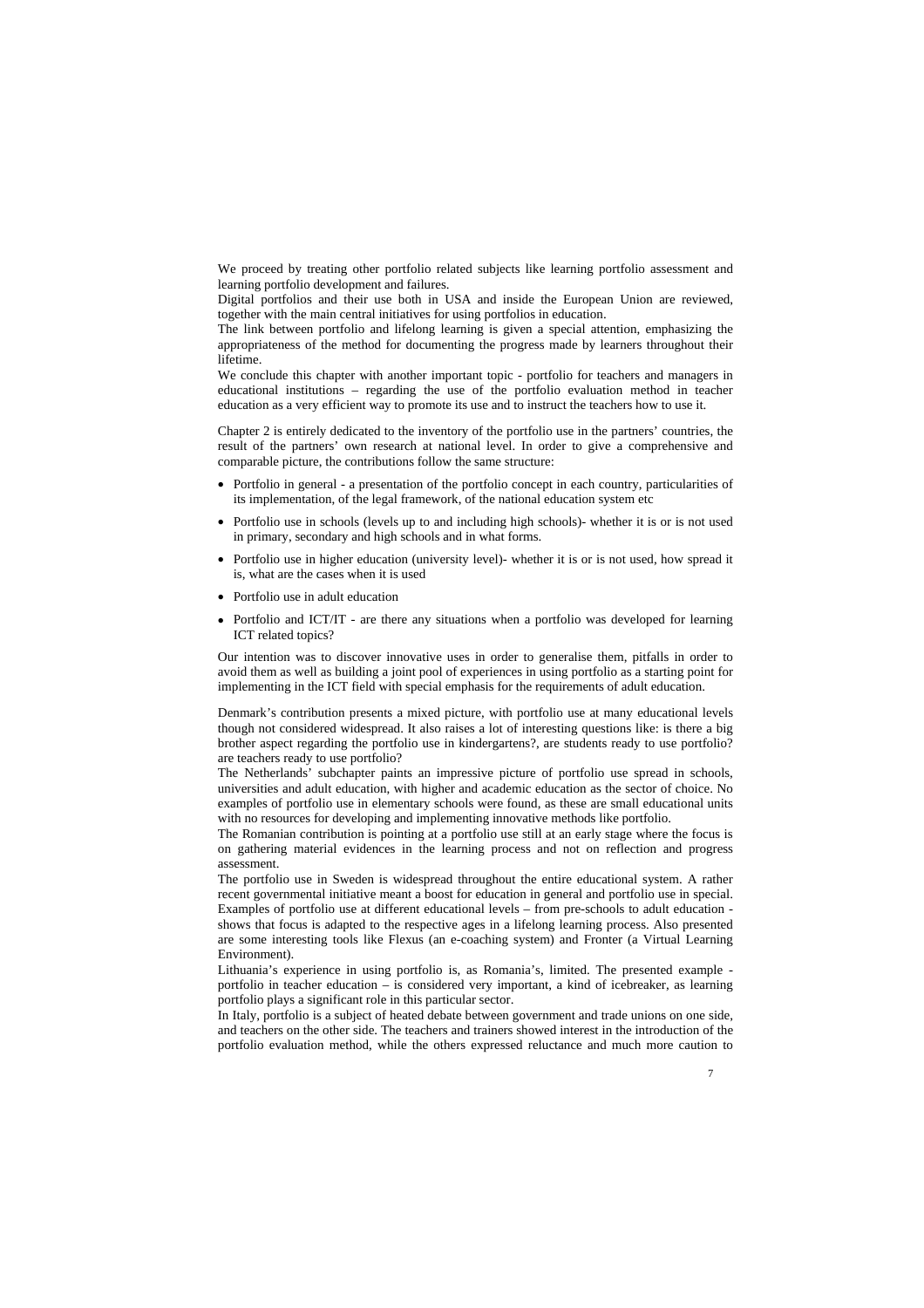We proceed by treating other portfolio related subjects like learning portfolio assessment and learning portfolio development and failures.

Digital portfolios and their use both in USA and inside the European Union are reviewed, together with the main central initiatives for using portfolios in education.

The link between portfolio and lifelong learning is given a special attention, emphasizing the appropriateness of the method for documenting the progress made by learners throughout their lifetime.

We conclude this chapter with another important topic - portfolio for teachers and managers in educational institutions – regarding the use of the portfolio evaluation method in teacher education as a very efficient way to promote its use and to instruct the teachers how to use it.

Chapter 2 is entirely dedicated to the inventory of the portfolio use in the partners' countries, the result of the partners' own research at national level. In order to give a comprehensive and comparable picture, the contributions follow the same structure:

- Portfolio in general - a presentation of the portfolio concept in each country, particularities of its implementation, of the legal framework, of the national education system etc
- Portfolio use in schools (levels up to and including high schools)- whether it is or is not used in primary, secondary and high schools and in what forms.
- Portfolio use in higher education (university level)- whether it is or is not used, how spread it is, what are the cases when it is used
- Portfolio use in adult education
- Portfolio and ICT/IT - are there any situations when a portfolio was developed for learning ICT related topics?

Our intention was to discover innovative uses in order to generalise them, pitfalls in order to avoid them as well as building a joint pool of experiences in using portfolio as a starting point for implementing in the ICT field with special emphasis for the requirements of adult education.

Denmark's contribution presents a mixed picture, with portfolio use at many educational levels though not considered widespread. It also raises a lot of interesting questions like: is there a big brother aspect regarding the portfolio use in kindergartens?, are students ready to use portfolio? are teachers ready to use portfolio?

The Netherlands' subchapter paints an impressive picture of portfolio use spread in schools, universities and adult education, with higher and academic education as the sector of choice. No examples of portfolio use in elementary schools were found, as these are small educational units with no resources for developing and implementing innovative methods like portfolio.

The Romanian contribution is pointing at a portfolio use still at an early stage where the focus is on gathering material evidences in the learning process and not on reflection and progress assessment.

The portfolio use in Sweden is widespread throughout the entire educational system. A rather recent governmental initiative meant a boost for education in general and portfolio use in special. Examples of portfolio use at different educational levels – from pre-schools to adult education - shows that focus is adapted to the respective ages in a lifelong learning process. Also presented are some interesting tools like Flexus (an e-coaching system) and Fronter (a Virtual Learning Environment).

Lithuania's experience in using portfolio is, as Romania's, limited. The presented example - portfolio in teacher education – is considered very important, a kind of icebreaker, as learning portfolio plays a significant role in this particular sector.

In Italy, portfolio is a subject of heated debate between government and trade unions on one side, and teachers on the other side. The teachers and trainers showed interest in the introduction of the portfolio evaluation method, while the others expressed reluctance and much more caution to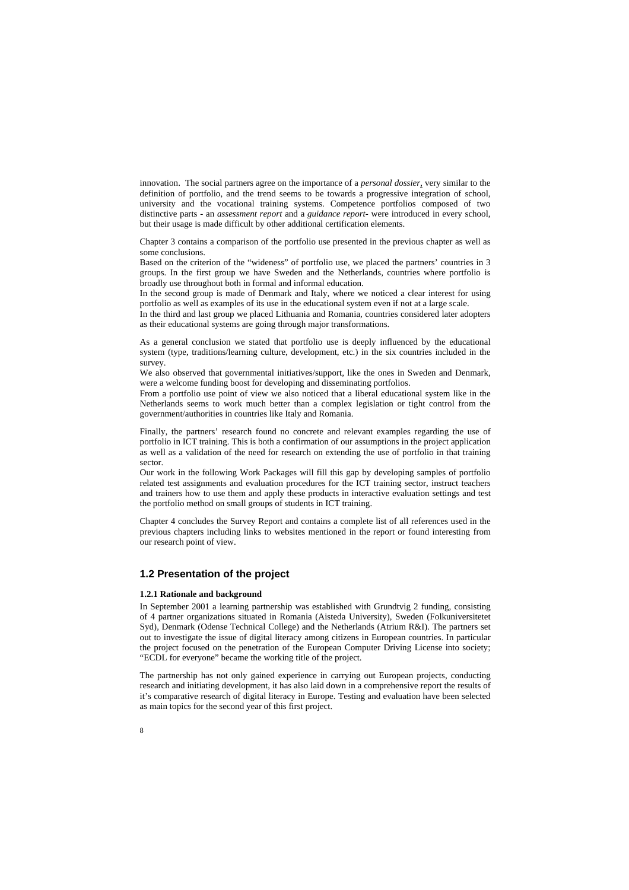innovation. The social partners agree on the importance of a *personal dossier*, very similar to the definition of portfolio, and the trend seems to be towards a progressive integration of school, university and the vocational training systems. Competence portfolios composed of two distinctive parts - an *assessment report* and a *guidance report*- were introduced in every school, but their usage is made difficult by other additional certification elements.

Chapter 3 contains a comparison of the portfolio use presented in the previous chapter as well as some conclusions.
Based on the criterion of the "wideness" of portfolio use, we placed the partners' countries in 3 groups. In the first group we have Sweden and the Netherlands, countries where portfolio is broadly use throughout both in formal and informal education.
In the second group is made of Denmark and Italy, where we noticed a clear interest for using portfolio as well as examples of its use in the educational system even if not at a large scale.
In the third and last group we placed Lithuania and Romania, countries considered later adopters as their educational systems are going through major transformations.

As a general conclusion we stated that portfolio use is deeply influenced by the educational system (type, traditions/learning culture, development, etc.) in the six countries included in the survey.
We also observed that governmental initiatives/support, like the ones in Sweden and Denmark, were a welcome funding boost for developing and disseminating portfolios.
From a portfolio use point of view we also noticed that a liberal educational system like in the Netherlands seems to work much better than a complex legislation or tight control from the government/authorities in countries like Italy and Romania.

Finally, the partners' research found no concrete and relevant examples regarding the use of portfolio in ICT training. This is both a confirmation of our assumptions in the project application as well as a validation of the need for research on extending the use of portfolio in that training sector.
Our work in the following Work Packages will fill this gap by developing samples of portfolio related test assignments and evaluation procedures for the ICT training sector, instruct teachers and trainers how to use them and apply these products in interactive evaluation settings and test the portfolio method on small groups of students in ICT training.

Chapter 4 concludes the Survey Report and contains a complete list of all references used in the previous chapters including links to websites mentioned in the report or found interesting from our research point of view.

## 1.2 Presentation of the project

#### 1.2.1 Rationale and background

In September 2001 a learning partnership was established with Grundtvig 2 funding, consisting of 4 partner organizations situated in Romania (Aisteda University), Sweden (Folkuniversitetet Syd), Denmark (Odense Technical College) and the Netherlands (Atrium R&I). The partners set out to investigate the issue of digital literacy among citizens in European countries. In particular the project focused on the penetration of the European Computer Driving License into society; "ECDL for everyone" became the working title of the project.

The partnership has not only gained experience in carrying out European projects, conducting research and initiating development, it has also laid down in a comprehensive report the results of it's comparative research of digital literacy in Europe. Testing and evaluation have been selected as main topics for the second year of this first project.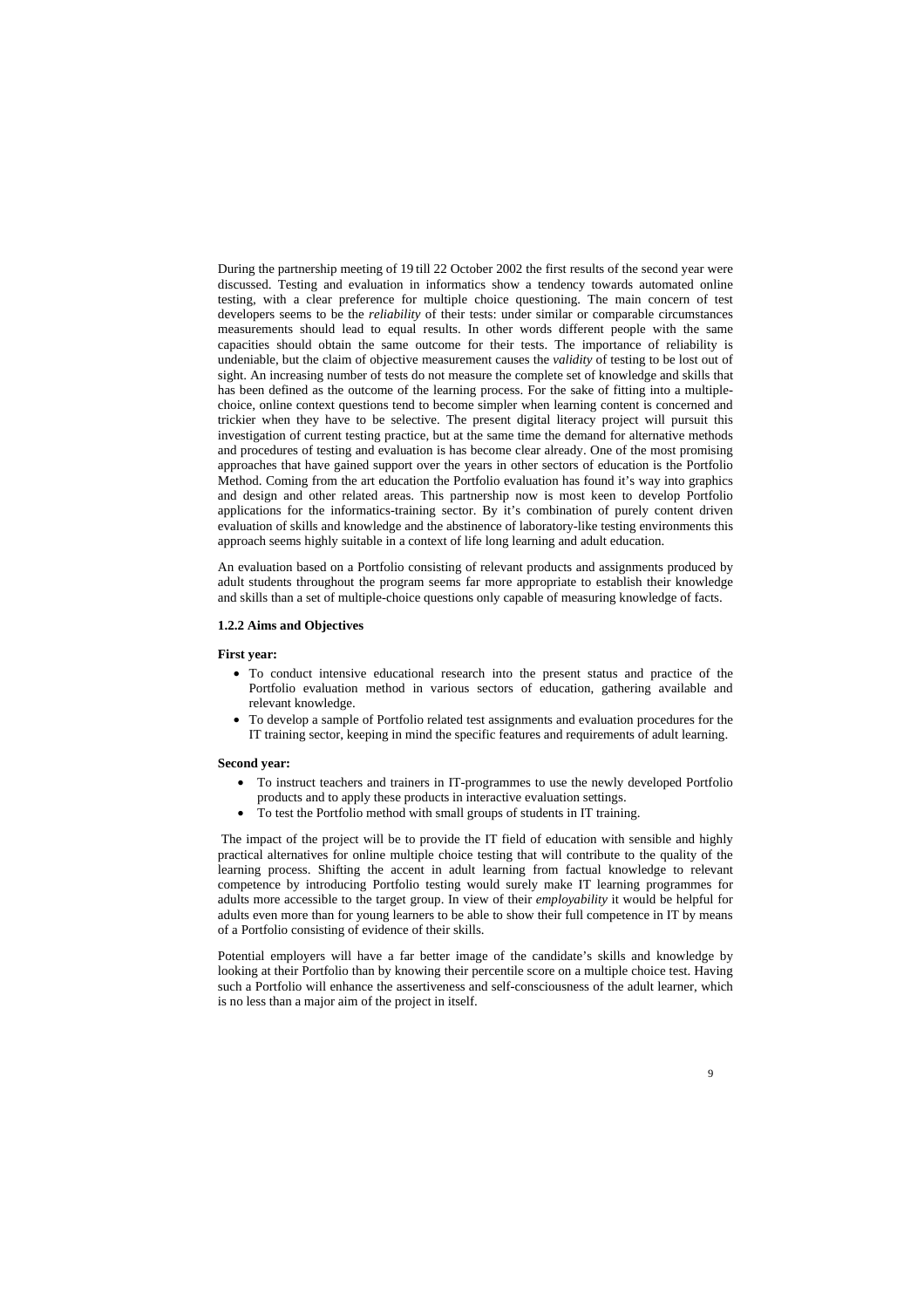During the partnership meeting of 19 till 22 October 2002 the first results of the second year were discussed. Testing and evaluation in informatics show a tendency towards automated online testing, with a clear preference for multiple choice questioning. The main concern of test developers seems to be the *reliability* of their tests: under similar or comparable circumstances measurements should lead to equal results. In other words different people with the same capacities should obtain the same outcome for their tests. The importance of reliability is undeniable, but the claim of objective measurement causes the *validity* of testing to be lost out of sight. An increasing number of tests do not measure the complete set of knowledge and skills that has been defined as the outcome of the learning process. For the sake of fitting into a multiple-choice, online context questions tend to become simpler when learning content is concerned and trickier when they have to be selective. The present digital literacy project will pursuit this investigation of current testing practice, but at the same time the demand for alternative methods and procedures of testing and evaluation is has become clear already. One of the most promising approaches that have gained support over the years in other sectors of education is the Portfolio Method. Coming from the art education the Portfolio evaluation has found it's way into graphics and design and other related areas. This partnership now is most keen to develop Portfolio applications for the informatics-training sector. By it's combination of purely content driven evaluation of skills and knowledge and the abstinence of laboratory-like testing environments this approach seems highly suitable in a context of life long learning and adult education.

An evaluation based on a Portfolio consisting of relevant products and assignments produced by adult students throughout the program seems far more appropriate to establish their knowledge and skills than a set of multiple-choice questions only capable of measuring knowledge of facts.

### 1.2.2 Aims and Objectives

**First year:**

- To conduct intensive educational research into the present status and practice of the Portfolio evaluation method in various sectors of education, gathering available and relevant knowledge.
- To develop a sample of Portfolio related test assignments and evaluation procedures for the IT training sector, keeping in mind the specific features and requirements of adult learning.

**Second year:**

- To instruct teachers and trainers in IT-programmes to use the newly developed Portfolio products and to apply these products in interactive evaluation settings.
- To test the Portfolio method with small groups of students in IT training.

The impact of the project will be to provide the IT field of education with sensible and highly practical alternatives for online multiple choice testing that will contribute to the quality of the learning process. Shifting the accent in adult learning from factual knowledge to relevant competence by introducing Portfolio testing would surely make IT learning programmes for adults more accessible to the target group. In view of their *employability* it would be helpful for adults even more than for young learners to be able to show their full competence in IT by means of a Portfolio consisting of evidence of their skills.

Potential employers will have a far better image of the candidate's skills and knowledge by looking at their Portfolio than by knowing their percentile score on a multiple choice test. Having such a Portfolio will enhance the assertiveness and self-consciousness of the adult learner, which is no less than a major aim of the project in itself.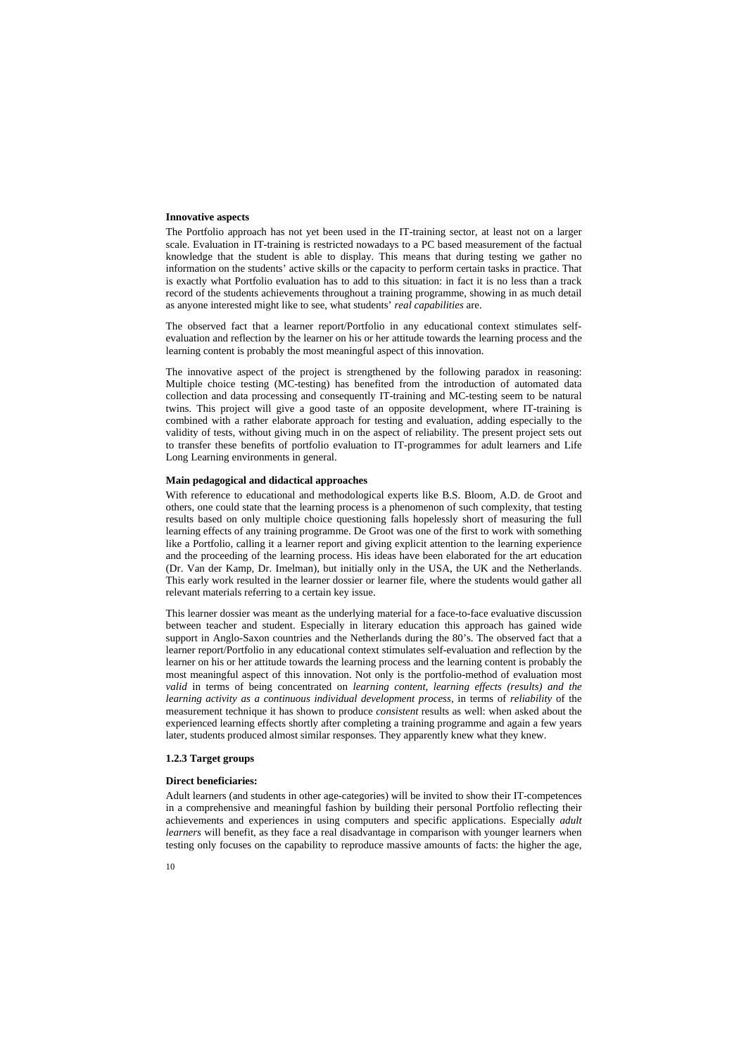**Innovative aspects**

The Portfolio approach has not yet been used in the IT-training sector, at least not on a larger scale. Evaluation in IT-training is restricted nowadays to a PC based measurement of the factual knowledge that the student is able to display. This means that during testing we gather no information on the students' active skills or the capacity to perform certain tasks in practice. That is exactly what Portfolio evaluation has to add to this situation: in fact it is no less than a track record of the students achievements throughout a training programme, showing in as much detail as anyone interested might like to see, what students' *real capabilities* are.

The observed fact that a learner report/Portfolio in any educational context stimulates self-evaluation and reflection by the learner on his or her attitude towards the learning process and the learning content is probably the most meaningful aspect of this innovation.

The innovative aspect of the project is strengthened by the following paradox in reasoning: Multiple choice testing (MC-testing) has benefited from the introduction of automated data collection and data processing and consequently IT-training and MC-testing seem to be natural twins. This project will give a good taste of an opposite development, where IT-training is combined with a rather elaborate approach for testing and evaluation, adding especially to the validity of tests, without giving much in on the aspect of reliability. The present project sets out to transfer these benefits of portfolio evaluation to IT-programmes for adult learners and Life Long Learning environments in general.

**Main pedagogical and didactical approaches**

With reference to educational and methodological experts like B.S. Bloom, A.D. de Groot and others, one could state that the learning process is a phenomenon of such complexity, that testing results based on only multiple choice questioning falls hopelessly short of measuring the full learning effects of any training programme. De Groot was one of the first to work with something like a Portfolio, calling it a learner report and giving explicit attention to the learning experience and the proceeding of the learning process. His ideas have been elaborated for the art education (Dr. Van der Kamp, Dr. Imelman), but initially only in the USA, the UK and the Netherlands. This early work resulted in the learner dossier or learner file, where the students would gather all relevant materials referring to a certain key issue.

This learner dossier was meant as the underlying material for a face-to-face evaluative discussion between teacher and student. Especially in literary education this approach has gained wide support in Anglo-Saxon countries and the Netherlands during the 80's. The observed fact that a learner report/Portfolio in any educational context stimulates self-evaluation and reflection by the learner on his or her attitude towards the learning process and the learning content is probably the most meaningful aspect of this innovation. Not only is the portfolio-method of evaluation most *valid* in terms of being concentrated on *learning content, learning effects (results) and the learning activity as a continuous individual development process*, in terms of *reliability* of the measurement technique it has shown to produce *consistent* results as well: when asked about the experienced learning effects shortly after completing a training programme and again a few years later, students produced almost similar responses. They apparently knew what they knew.

**1.2.3 Target groups**

**Direct beneficiaries:**

Adult learners (and students in other age-categories) will be invited to show their IT-competences in a comprehensive and meaningful fashion by building their personal Portfolio reflecting their achievements and experiences in using computers and specific applications. Especially *adult learners* will benefit, as they face a real disadvantage in comparison with younger learners when testing only focuses on the capability to reproduce massive amounts of facts: the higher the age,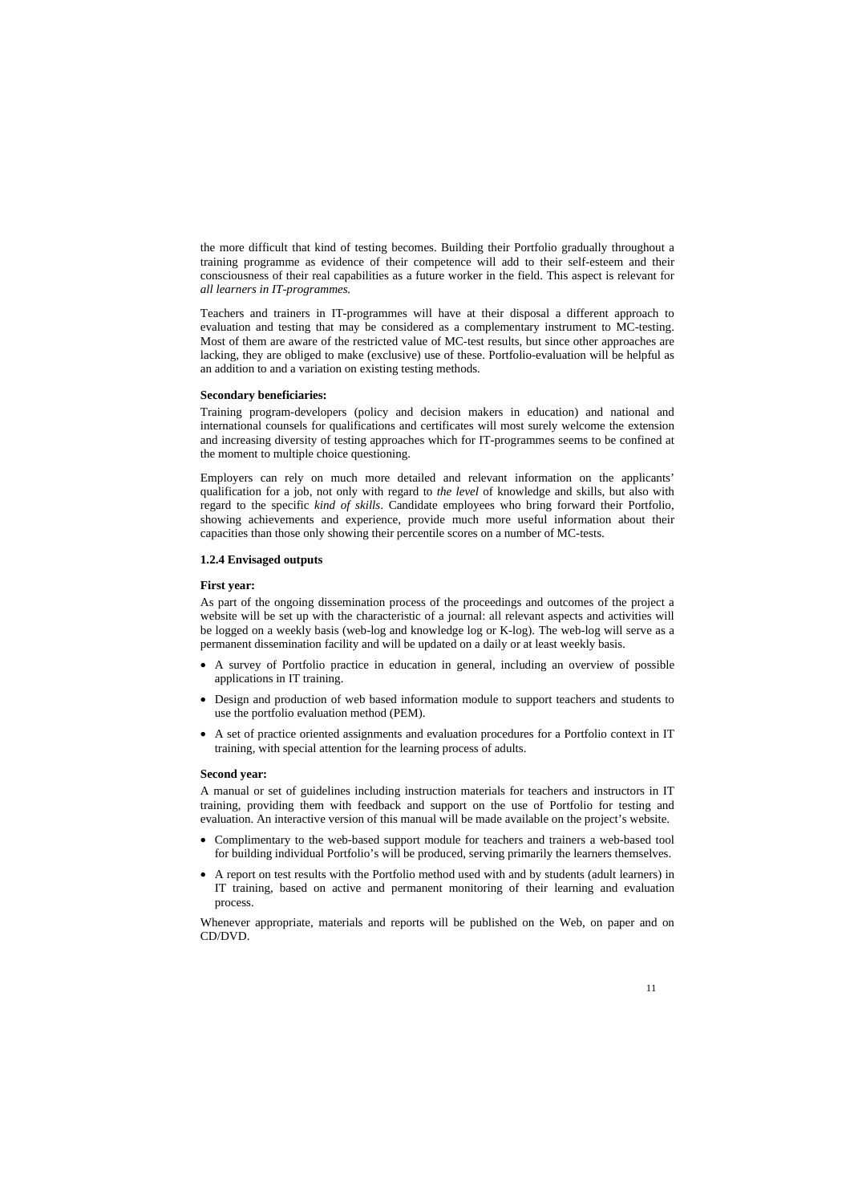the more difficult that kind of testing becomes. Building their Portfolio gradually throughout a training programme as evidence of their competence will add to their self-esteem and their consciousness of their real capabilities as a future worker in the field. This aspect is relevant for *all learners in IT-programmes.*

Teachers and trainers in IT-programmes will have at their disposal a different approach to evaluation and testing that may be considered as a complementary instrument to MC-testing. Most of them are aware of the restricted value of MC-test results, but since other approaches are lacking, they are obliged to make (exclusive) use of these. Portfolio-evaluation will be helpful as an addition to and a variation on existing testing methods.

**Secondary beneficiaries:**

Training program-developers (policy and decision makers in education) and national and international counsels for qualifications and certificates will most surely welcome the extension and increasing diversity of testing approaches which for IT-programmes seems to be confined at the moment to multiple choice questioning.

Employers can rely on much more detailed and relevant information on the applicants' qualification for a job, not only with regard to *the level* of knowledge and skills, but also with regard to the specific *kind of skills*. Candidate employees who bring forward their Portfolio, showing achievements and experience, provide much more useful information about their capacities than those only showing their percentile scores on a number of MC-tests.

#### 1.2.4 Envisaged outputs

**First year:**

As part of the ongoing dissemination process of the proceedings and outcomes of the project a website will be set up with the characteristic of a journal: all relevant aspects and activities will be logged on a weekly basis (web-log and knowledge log or K-log). The web-log will serve as a permanent dissemination facility and will be updated on a daily or at least weekly basis.

- A survey of Portfolio practice in education in general, including an overview of possible applications in IT training.
- Design and production of web based information module to support teachers and students to use the portfolio evaluation method (PEM).
- A set of practice oriented assignments and evaluation procedures for a Portfolio context in IT training, with special attention for the learning process of adults.

**Second year:**

A manual or set of guidelines including instruction materials for teachers and instructors in IT training, providing them with feedback and support on the use of Portfolio for testing and evaluation. An interactive version of this manual will be made available on the project's website.

- Complimentary to the web-based support module for teachers and trainers a web-based tool for building individual Portfolio's will be produced, serving primarily the learners themselves.
- A report on test results with the Portfolio method used with and by students (adult learners) in IT training, based on active and permanent monitoring of their learning and evaluation process.

Whenever appropriate, materials and reports will be published on the Web, on paper and on CD/DVD.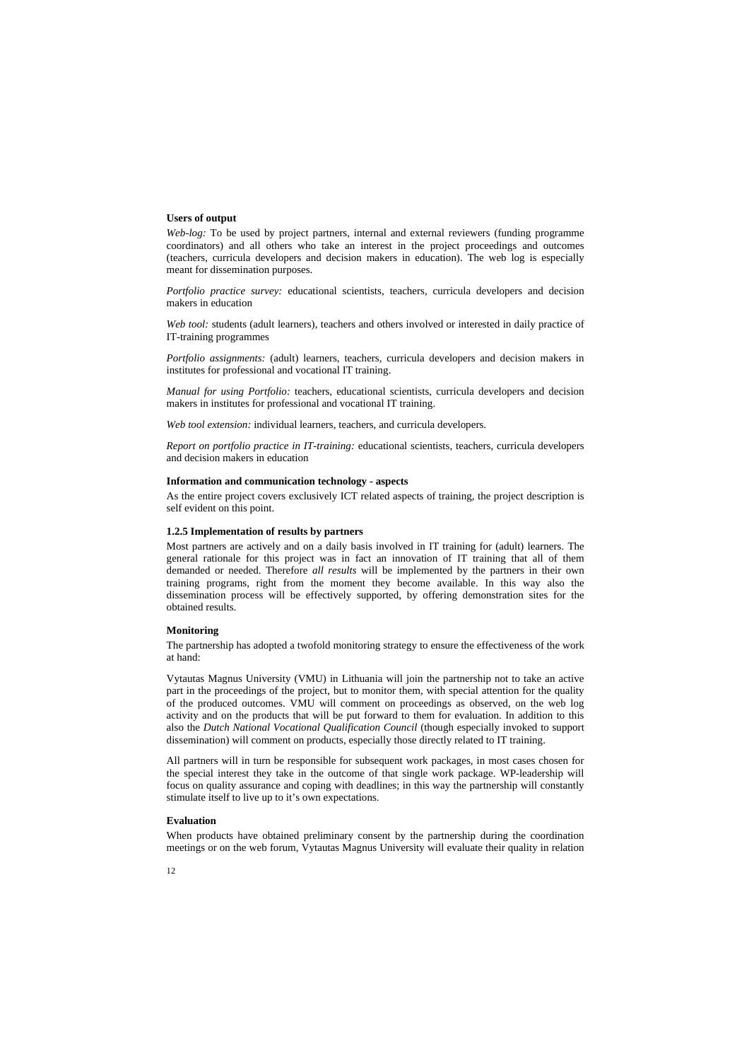**Users of output**

*Web-log:* To be used by project partners, internal and external reviewers (funding programme coordinators) and all others who take an interest in the project proceedings and outcomes (teachers, curricula developers and decision makers in education). The web log is especially meant for dissemination purposes.

*Portfolio practice survey:* educational scientists, teachers, curricula developers and decision makers in education

*Web tool:* students (adult learners), teachers and others involved or interested in daily practice of IT-training programmes

*Portfolio assignments:* (adult) learners, teachers, curricula developers and decision makers in institutes for professional and vocational IT training.

*Manual for using Portfolio:* teachers, educational scientists, curricula developers and decision makers in institutes for professional and vocational IT training.

*Web tool extension:* individual learners, teachers, and curricula developers.

*Report on portfolio practice in IT-training:* educational scientists, teachers, curricula developers and decision makers in education

**Information and communication technology - aspects**

As the entire project covers exclusively ICT related aspects of training, the project description is self evident on this point.

**1.2.5 Implementation of results by partners**

Most partners are actively and on a daily basis involved in IT training for (adult) learners. The general rationale for this project was in fact an innovation of IT training that all of them demanded or needed. Therefore *all results* will be implemented by the partners in their own training programs, right from the moment they become available. In this way also the dissemination process will be effectively supported, by offering demonstration sites for the obtained results.

**Monitoring**

The partnership has adopted a twofold monitoring strategy to ensure the effectiveness of the work at hand:

Vytautas Magnus University (VMU) in Lithuania will join the partnership not to take an active part in the proceedings of the project, but to monitor them, with special attention for the quality of the produced outcomes. VMU will comment on proceedings as observed, on the web log activity and on the products that will be put forward to them for evaluation. In addition to this also the *Dutch National Vocational Qualification Council* (though especially invoked to support dissemination) will comment on products, especially those directly related to IT training.

All partners will in turn be responsible for subsequent work packages, in most cases chosen for the special interest they take in the outcome of that single work package. WP-leadership will focus on quality assurance and coping with deadlines; in this way the partnership will constantly stimulate itself to live up to it's own expectations.

**Evaluation**

When products have obtained preliminary consent by the partnership during the coordination meetings or on the web forum, Vytautas Magnus University will evaluate their quality in relation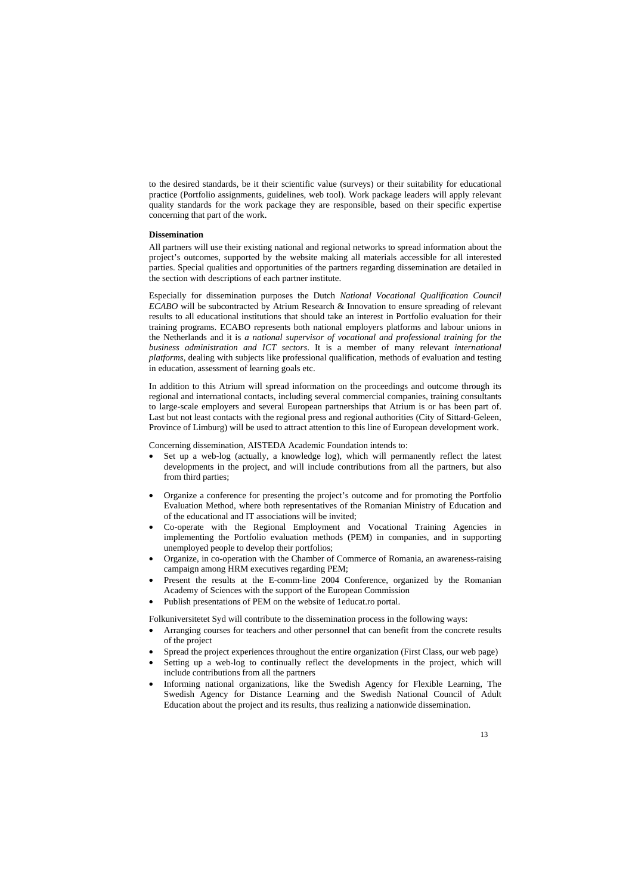to the desired standards, be it their scientific value (surveys) or their suitability for educational practice (Portfolio assignments, guidelines, web tool). Work package leaders will apply relevant quality standards for the work package they are responsible, based on their specific expertise concerning that part of the work.

**Dissemination**

All partners will use their existing national and regional networks to spread information about the project's outcomes, supported by the website making all materials accessible for all interested parties. Special qualities and opportunities of the partners regarding dissemination are detailed in the section with descriptions of each partner institute.

Especially for dissemination purposes the Dutch *National Vocational Qualification Council ECABO* will be subcontracted by Atrium Research & Innovation to ensure spreading of relevant results to all educational institutions that should take an interest in Portfolio evaluation for their training programs. ECABO represents both national employers platforms and labour unions in the Netherlands and it is *a national supervisor of vocational and professional training for the business administration and ICT sectors*. It is a member of many relevant *international platforms*, dealing with subjects like professional qualification, methods of evaluation and testing in education, assessment of learning goals etc.

In addition to this Atrium will spread information on the proceedings and outcome through its regional and international contacts, including several commercial companies, training consultants to large-scale employers and several European partnerships that Atrium is or has been part of. Last but not least contacts with the regional press and regional authorities (City of Sittard-Geleen, Province of Limburg) will be used to attract attention to this line of European development work.

Concerning dissemination, AISTEDA Academic Foundation intends to:

- Set up a web-log (actually, a knowledge log), which will permanently reflect the latest developments in the project, and will include contributions from all the partners, but also from third parties;
- Organize a conference for presenting the project's outcome and for promoting the Portfolio Evaluation Method, where both representatives of the Romanian Ministry of Education and of the educational and IT associations will be invited;
- Co-operate with the Regional Employment and Vocational Training Agencies in implementing the Portfolio evaluation methods (PEM) in companies, and in supporting unemployed people to develop their portfolios;
- Organize, in co-operation with the Chamber of Commerce of Romania, an awareness-raising campaign among HRM executives regarding PEM;
- Present the results at the E-comm-line 2004 Conference, organized by the Romanian Academy of Sciences with the support of the European Commission
- Publish presentations of PEM on the website of 1educat.ro portal.

Folkuniversitetet Syd will contribute to the dissemination process in the following ways:

- Arranging courses for teachers and other personnel that can benefit from the concrete results of the project
- Spread the project experiences throughout the entire organization (First Class, our web page)
- Setting up a web-log to continually reflect the developments in the project, which will include contributions from all the partners
- Informing national organizations, like the Swedish Agency for Flexible Learning, The Swedish Agency for Distance Learning and the Swedish National Council of Adult Education about the project and its results, thus realizing a nationwide dissemination.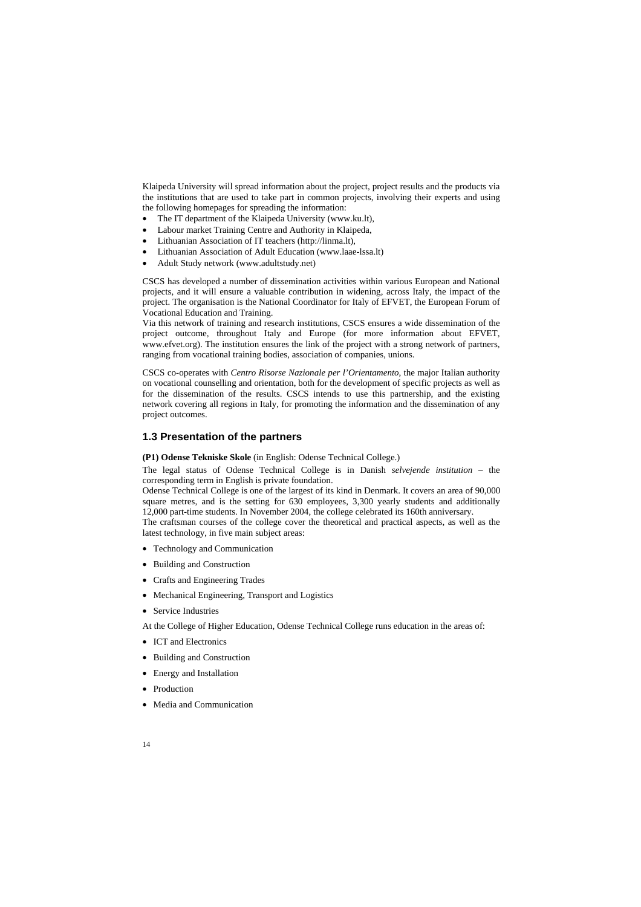Klaipeda University will spread information about the project, project results and the products via the institutions that are used to take part in common projects, involving their experts and using the following homepages for spreading the information:

- The IT department of the Klaipeda University (www.ku.lt),
- Labour market Training Centre and Authority in Klaipeda,
- Lithuanian Association of IT teachers (http://linma.lt),
- Lithuanian Association of Adult Education (www.laae-lssa.lt)
- Adult Study network (www.adultstudy.net)

CSCS has developed a number of dissemination activities within various European and National projects, and it will ensure a valuable contribution in widening, across Italy, the impact of the project. The organisation is the National Coordinator for Italy of EFVET, the European Forum of Vocational Education and Training.

Via this network of training and research institutions, CSCS ensures a wide dissemination of the project outcome, throughout Italy and Europe (for more information about EFVET, www.efvet.org). The institution ensures the link of the project with a strong network of partners, ranging from vocational training bodies, association of companies, unions.

CSCS co-operates with *Centro Risorse Nazionale per l'Orientamento*, the major Italian authority on vocational counselling and orientation, both for the development of specific projects as well as for the dissemination of the results. CSCS intends to use this partnership, and the existing network covering all regions in Italy, for promoting the information and the dissemination of any project outcomes.

## 1.3 Presentation of the partners

**(P1) Odense Tekniske Skole** (in English: Odense Technical College.)

The legal status of Odense Technical College is in Danish *selvejende institution* – the corresponding term in English is private foundation.

Odense Technical College is one of the largest of its kind in Denmark. It covers an area of 90,000 square metres, and is the setting for 630 employees, 3,300 yearly students and additionally 12,000 part-time students. In November 2004, the college celebrated its 160th anniversary.

The craftsman courses of the college cover the theoretical and practical aspects, as well as the latest technology, in five main subject areas:

- Technology and Communication
- Building and Construction
- Crafts and Engineering Trades
- Mechanical Engineering, Transport and Logistics
- Service Industries

At the College of Higher Education, Odense Technical College runs education in the areas of:

- ICT and Electronics
- Building and Construction
- Energy and Installation
- Production
- Media and Communication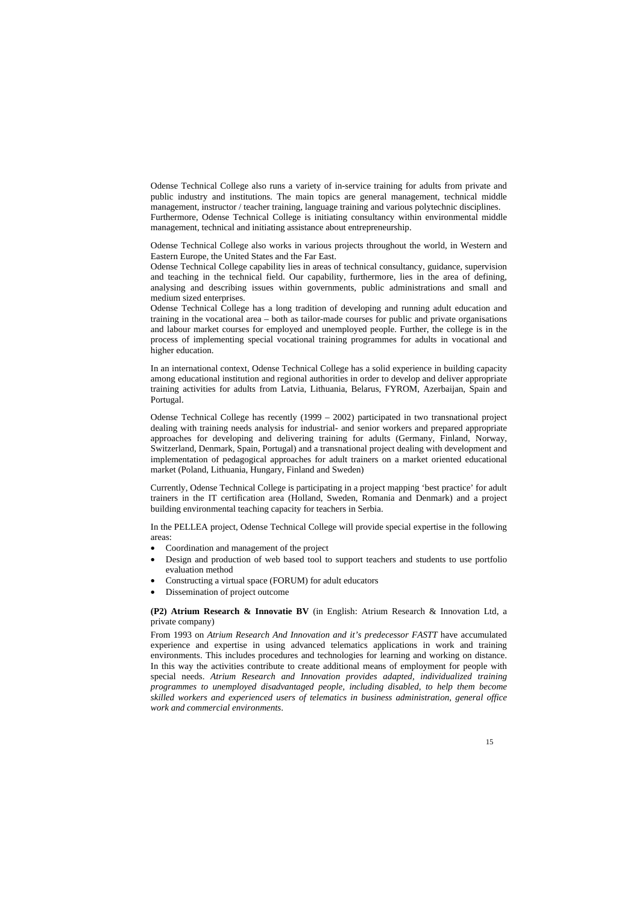Odense Technical College also runs a variety of in-service training for adults from private and public industry and institutions. The main topics are general management, technical middle management, instructor / teacher training, language training and various polytechnic disciplines. Furthermore, Odense Technical College is initiating consultancy within environmental middle management, technical and initiating assistance about entrepreneurship.

Odense Technical College also works in various projects throughout the world, in Western and Eastern Europe, the United States and the Far East.
Odense Technical College capability lies in areas of technical consultancy, guidance, supervision and teaching in the technical field. Our capability, furthermore, lies in the area of defining, analysing and describing issues within governments, public administrations and small and medium sized enterprises.
Odense Technical College has a long tradition of developing and running adult education and training in the vocational area – both as tailor-made courses for public and private organisations and labour market courses for employed and unemployed people. Further, the college is in the process of implementing special vocational training programmes for adults in vocational and higher education.

In an international context, Odense Technical College has a solid experience in building capacity among educational institution and regional authorities in order to develop and deliver appropriate training activities for adults from Latvia, Lithuania, Belarus, FYROM, Azerbaijan, Spain and Portugal.

Odense Technical College has recently (1999 – 2002) participated in two transnational project dealing with training needs analysis for industrial- and senior workers and prepared appropriate approaches for developing and delivering training for adults (Germany, Finland, Norway, Switzerland, Denmark, Spain, Portugal) and a transnational project dealing with development and implementation of pedagogical approaches for adult trainers on a market oriented educational market (Poland, Lithuania, Hungary, Finland and Sweden)

Currently, Odense Technical College is participating in a project mapping 'best practice' for adult trainers in the IT certification area (Holland, Sweden, Romania and Denmark) and a project building environmental teaching capacity for teachers in Serbia.

In the PELLEA project, Odense Technical College will provide special expertise in the following areas:

- Coordination and management of the project
- Design and production of web based tool to support teachers and students to use portfolio evaluation method
- Constructing a virtual space (FORUM) for adult educators
- Dissemination of project outcome

**(P2) Atrium Research & Innovatie BV** (in English: Atrium Research & Innovation Ltd, a private company)

From 1993 on *Atrium Research And Innovation and it's predecessor FASTT* have accumulated experience and expertise in using advanced telematics applications in work and training environments. This includes procedures and technologies for learning and working on distance. In this way the activities contribute to create additional means of employment for people with special needs. *Atrium Research and Innovation provides adapted, individualized training programmes to unemployed disadvantaged people, including disabled, to help them become skilled workers and experienced users of telematics in business administration, general office work and commercial environments.*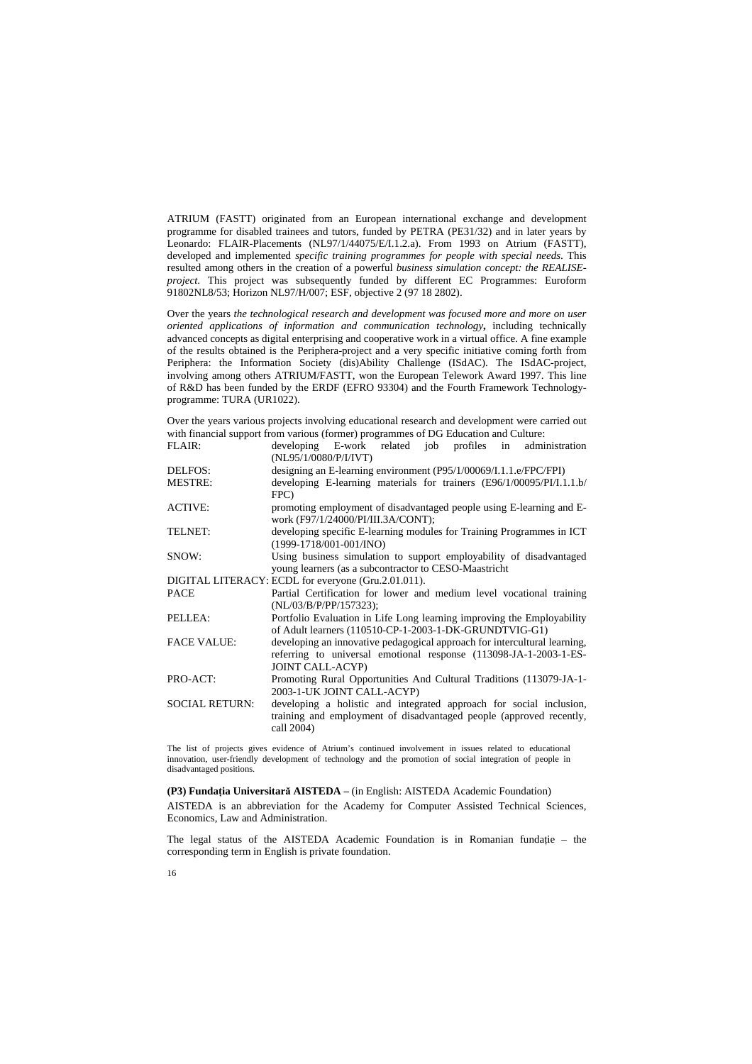ATRIUM (FASTT) originated from an European international exchange and development programme for disabled trainees and tutors, funded by PETRA (PE31/32) and in later years by Leonardo: FLAIR-Placements (NL97/1/44075/E/I.1.2.a). From 1993 on Atrium (FASTT), developed and implemented *specific training programmes for people with special needs*. This resulted among others in the creation of a powerful *business simulation concept: the REALISE-project*. This project was subsequently funded by different EC Programmes: Euroform 91802NL8/53; Horizon NL97/H/007; ESF, objective 2 (97 18 2802).

Over the years *the technological research and development was focused more and more on user oriented applications of information and communication technology***,** including technically advanced concepts as digital enterprising and cooperative work in a virtual office. A fine example of the results obtained is the Periphera-project and a very specific initiative coming forth from Periphera: the Information Society (dis)Ability Challenge (ISdAC). The ISdAC-project, involving among others ATRIUM/FASTT, won the European Telework Award 1997. This line of R&D has been funded by the ERDF (EFRO 93304) and the Fourth Framework Technology-programme: TURA (UR1022).

Over the years various projects involving educational research and development were carried out with financial support from various (former) programmes of DG Education and Culture:

| | |
|---|---|
| FLAIR: | developing E-work related job profiles in administration (NL95/1/0080/P/I/IVT) |
| DELFOS: | designing an E-learning environment (P95/1/00069/I.1.1.e/FPC/FPI) |
| MESTRE: | developing E-learning materials for trainers (E96/1/00095/PI/I.1.1.b/ FPC) |
| ACTIVE: | promoting employment of disadvantaged people using E-learning and E-work (F97/1/24000/PI/III.3A/CONT); |
| TELNET: | developing specific E-learning modules for Training Programmes in ICT (1999-1718/001-001/INO) |
| SNOW: | Using business simulation to support employability of disadvantaged young learners (as a subcontractor to CESO-Maastricht |
| DIGITAL LITERACY: | ECDL for everyone (Gru.2.01.011). |
| PACE | Partial Certification for lower and medium level vocational training (NL/03/B/P/PP/157323); |
| PELLEA: | Portfolio Evaluation in Life Long learning improving the Employability of Adult learners (110510-CP-1-2003-1-DK-GRUNDTVIG-G1) |
| FACE VALUE: | developing an innovative pedagogical approach for intercultural learning, referring to universal emotional response (113098-JA-1-2003-1-ES-JOINT CALL-ACYP) |
| PRO-ACT: | Promoting Rural Opportunities And Cultural Traditions (113079-JA-1-2003-1-UK JOINT CALL-ACYP) |
| SOCIAL RETURN: | developing a holistic and integrated approach for social inclusion, training and employment of disadvantaged people (approved recently, call 2004) |

The list of projects gives evidence of Atrium's continued involvement in issues related to educational innovation, user-friendly development of technology and the promotion of social integration of people in disadvantaged positions.

**(P3) Fundația Universitară AISTEDA –** (in English: AISTEDA Academic Foundation)

AISTEDA is an abbreviation for the Academy for Computer Assisted Technical Sciences, Economics, Law and Administration.

The legal status of the AISTEDA Academic Foundation is in Romanian fundație – the corresponding term in English is private foundation.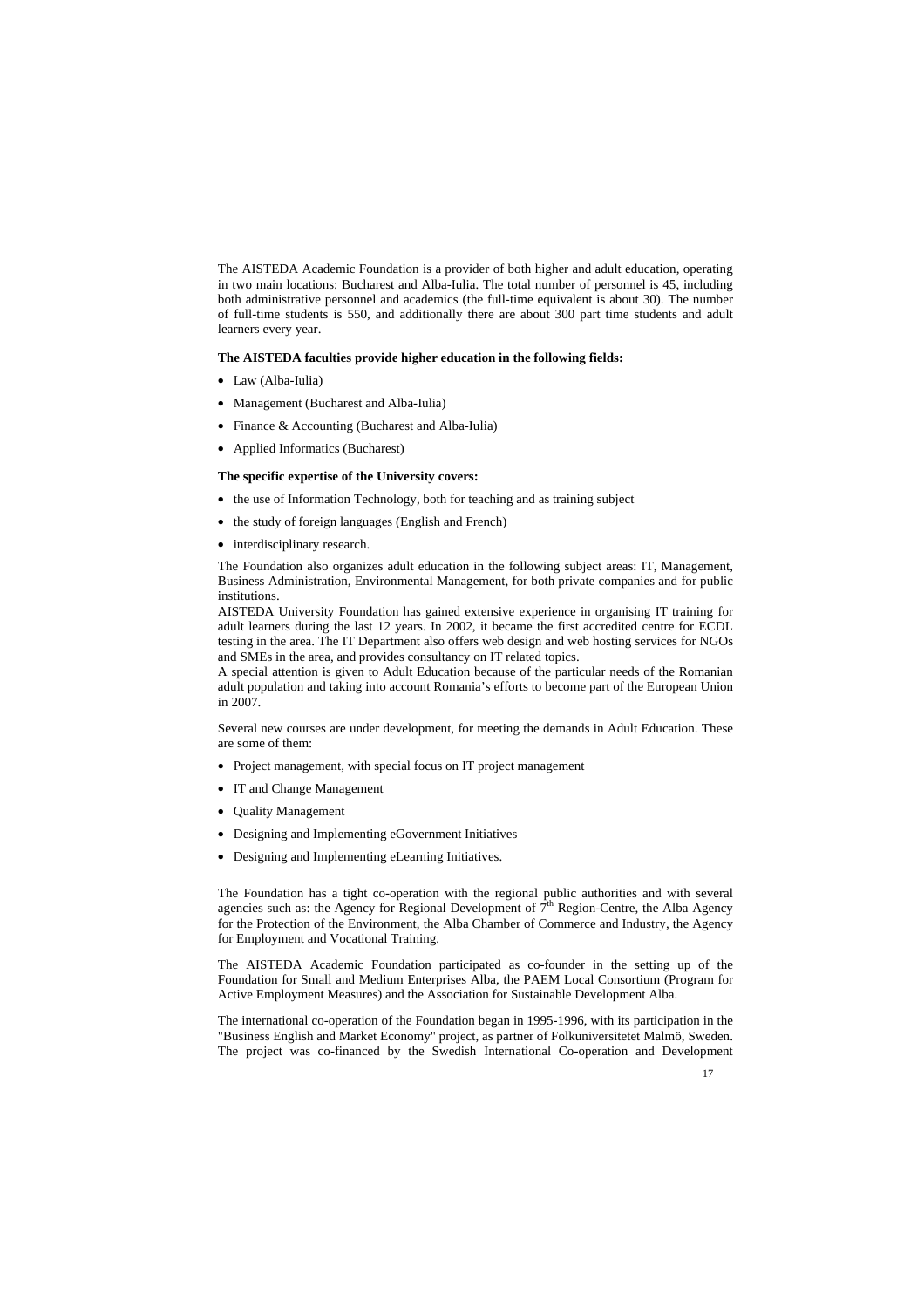The AISTEDA Academic Foundation is a provider of both higher and adult education, operating in two main locations: Bucharest and Alba-Iulia. The total number of personnel is 45, including both administrative personnel and academics (the full-time equivalent is about 30). The number of full-time students is 550, and additionally there are about 300 part time students and adult learners every year.

**The AISTEDA faculties provide higher education in the following fields:**

- Law (Alba-Iulia)
- Management (Bucharest and Alba-Iulia)
- Finance & Accounting (Bucharest and Alba-Iulia)
- Applied Informatics (Bucharest)

**The specific expertise of the University covers:**

- the use of Information Technology, both for teaching and as training subject
- the study of foreign languages (English and French)
- interdisciplinary research.

The Foundation also organizes adult education in the following subject areas: IT, Management, Business Administration, Environmental Management, for both private companies and for public institutions.

AISTEDA University Foundation has gained extensive experience in organising IT training for adult learners during the last 12 years. In 2002, it became the first accredited centre for ECDL testing in the area. The IT Department also offers web design and web hosting services for NGOs and SMEs in the area, and provides consultancy on IT related topics.

A special attention is given to Adult Education because of the particular needs of the Romanian adult population and taking into account Romania's efforts to become part of the European Union in 2007.

Several new courses are under development, for meeting the demands in Adult Education. These are some of them:

- Project management, with special focus on IT project management
- IT and Change Management
- Quality Management
- Designing and Implementing eGovernment Initiatives
- Designing and Implementing eLearning Initiatives.

The Foundation has a tight co-operation with the regional public authorities and with several agencies such as: the Agency for Regional Development of 7th Region-Centre, the Alba Agency for the Protection of the Environment, the Alba Chamber of Commerce and Industry, the Agency for Employment and Vocational Training.

The AISTEDA Academic Foundation participated as co-founder in the setting up of the Foundation for Small and Medium Enterprises Alba, the PAEM Local Consortium (Program for Active Employment Measures) and the Association for Sustainable Development Alba.

The international co-operation of the Foundation began in 1995-1996, with its participation in the "Business English and Market Economy" project, as partner of Folkuniversitetet Malmö, Sweden. The project was co-financed by the Swedish International Co-operation and Development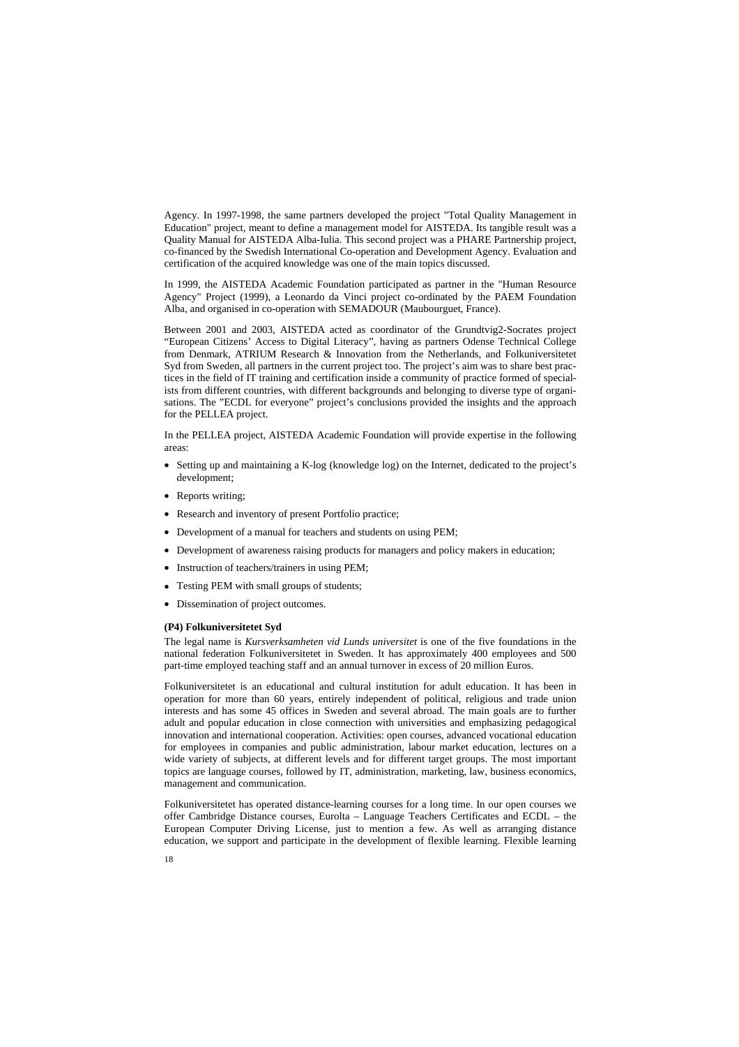Agency. In 1997-1998, the same partners developed the project "Total Quality Management in Education" project, meant to define a management model for AISTEDA. Its tangible result was a Quality Manual for AISTEDA Alba-Iulia. This second project was a PHARE Partnership project, co-financed by the Swedish International Co-operation and Development Agency. Evaluation and certification of the acquired knowledge was one of the main topics discussed.

In 1999, the AISTEDA Academic Foundation participated as partner in the "Human Resource Agency" Project (1999), a Leonardo da Vinci project co-ordinated by the PAEM Foundation Alba, and organised in co-operation with SEMADOUR (Maubourguet, France).

Between 2001 and 2003, AISTEDA acted as coordinator of the Grundtvig2-Socrates project "European Citizens' Access to Digital Literacy", having as partners Odense Technical College from Denmark, ATRIUM Research & Innovation from the Netherlands, and Folkuniversitetet Syd from Sweden, all partners in the current project too. The project's aim was to share best practices in the field of IT training and certification inside a community of practice formed of specialists from different countries, with different backgrounds and belonging to diverse type of organisations. The "ECDL for everyone" project's conclusions provided the insights and the approach for the PELLEA project.

In the PELLEA project, AISTEDA Academic Foundation will provide expertise in the following areas:

- Setting up and maintaining a K-log (knowledge log) on the Internet, dedicated to the project's development;
- Reports writing;
- Research and inventory of present Portfolio practice;
- Development of a manual for teachers and students on using PEM;
- Development of awareness raising products for managers and policy makers in education;
- Instruction of teachers/trainers in using PEM;
- Testing PEM with small groups of students;
- Dissemination of project outcomes.

**(P4) Folkuniversitetet Syd**

The legal name is *Kursverksamheten vid Lunds universitet* is one of the five foundations in the national federation Folkuniversitetet in Sweden. It has approximately 400 employees and 500 part-time employed teaching staff and an annual turnover in excess of 20 million Euros.

Folkuniversitetet is an educational and cultural institution for adult education. It has been in operation for more than 60 years, entirely independent of political, religious and trade union interests and has some 45 offices in Sweden and several abroad. The main goals are to further adult and popular education in close connection with universities and emphasizing pedagogical innovation and international cooperation. Activities: open courses, advanced vocational education for employees in companies and public administration, labour market education, lectures on a wide variety of subjects, at different levels and for different target groups. The most important topics are language courses, followed by IT, administration, marketing, law, business economics, management and communication.

Folkuniversitetet has operated distance-learning courses for a long time. In our open courses we offer Cambridge Distance courses, Eurolta – Language Teachers Certificates and ECDL – the European Computer Driving License, just to mention a few. As well as arranging distance education, we support and participate in the development of flexible learning. Flexible learning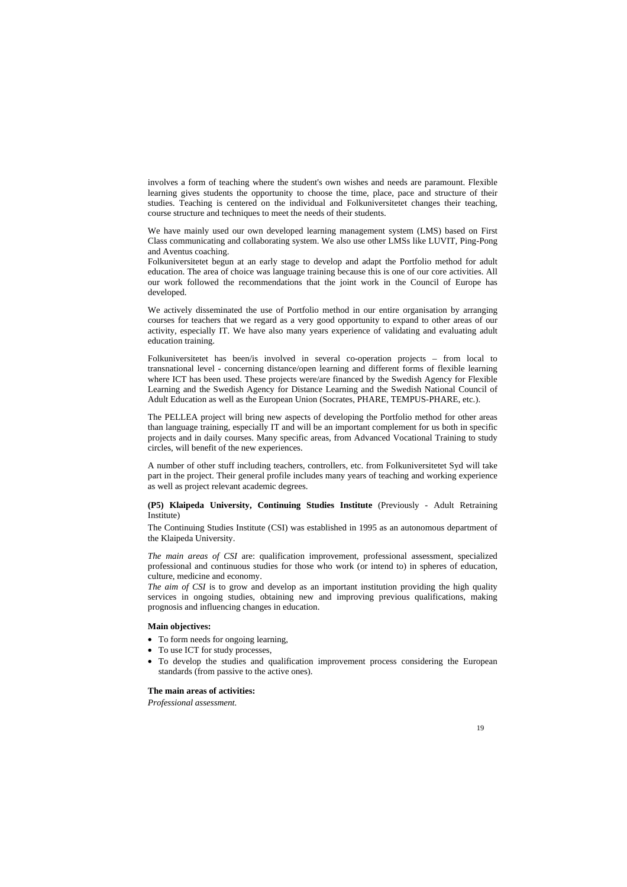involves a form of teaching where the student's own wishes and needs are paramount. Flexible learning gives students the opportunity to choose the time, place, pace and structure of their studies. Teaching is centered on the individual and Folkuniversitetet changes their teaching, course structure and techniques to meet the needs of their students.

We have mainly used our own developed learning management system (LMS) based on First Class communicating and collaborating system. We also use other LMSs like LUVIT, Ping-Pong and Aventus coaching.

Folkuniversitetet begun at an early stage to develop and adapt the Portfolio method for adult education. The area of choice was language training because this is one of our core activities. All our work followed the recommendations that the joint work in the Council of Europe has developed.

We actively disseminated the use of Portfolio method in our entire organisation by arranging courses for teachers that we regard as a very good opportunity to expand to other areas of our activity, especially IT. We have also many years experience of validating and evaluating adult education training.

Folkuniversitetet has been/is involved in several co-operation projects – from local to transnational level - concerning distance/open learning and different forms of flexible learning where ICT has been used. These projects were/are financed by the Swedish Agency for Flexible Learning and the Swedish Agency for Distance Learning and the Swedish National Council of Adult Education as well as the European Union (Socrates, PHARE, TEMPUS-PHARE, etc.).

The PELLEA project will bring new aspects of developing the Portfolio method for other areas than language training, especially IT and will be an important complement for us both in specific projects and in daily courses. Many specific areas, from Advanced Vocational Training to study circles, will benefit of the new experiences.

A number of other stuff including teachers, controllers, etc. from Folkuniversitetet Syd will take part in the project. Their general profile includes many years of teaching and working experience as well as project relevant academic degrees.

**(P5) Klaipeda University, Continuing Studies Institute** (Previously - Adult Retraining Institute)

The Continuing Studies Institute (CSI) was established in 1995 as an autonomous department of the Klaipeda University.

*The main areas of CSI* are: qualification improvement, professional assessment, specialized professional and continuous studies for those who work (or intend to) in spheres of education, culture, medicine and economy.

*The aim of CSI* is to grow and develop as an important institution providing the high quality services in ongoing studies, obtaining new and improving previous qualifications, making prognosis and influencing changes in education.

**Main objectives:**

- To form needs for ongoing learning,
- To use ICT for study processes,
- To develop the studies and qualification improvement process considering the European standards (from passive to the active ones).

**The main areas of activities:**

*Professional assessment.*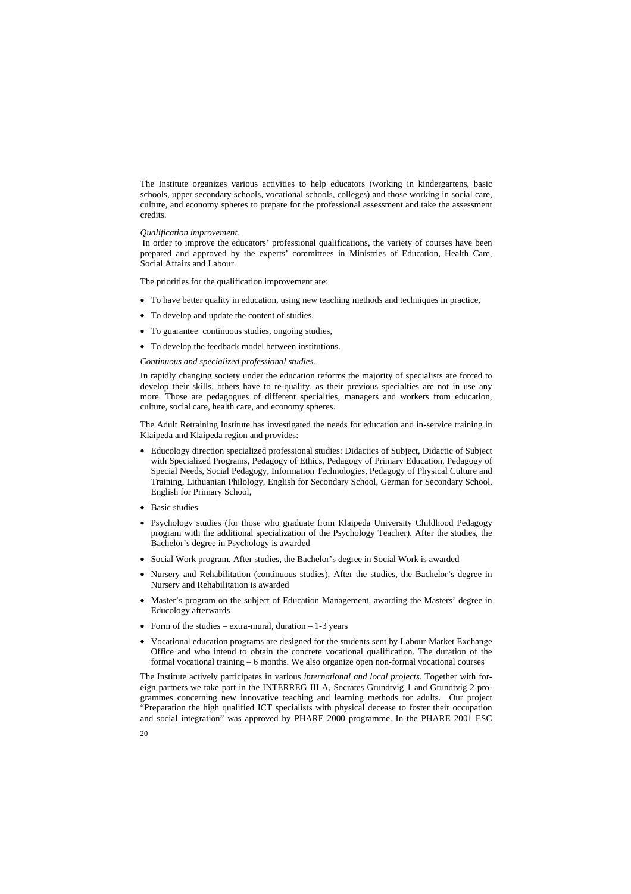The Institute organizes various activities to help educators (working in kindergartens, basic schools, upper secondary schools, vocational schools, colleges) and those working in social care, culture, and economy spheres to prepare for the professional assessment and take the assessment credits.

*Qualification improvement.*

In order to improve the educators' professional qualifications, the variety of courses have been prepared and approved by the experts' committees in Ministries of Education, Health Care, Social Affairs and Labour.

The priorities for the qualification improvement are:

- To have better quality in education, using new teaching methods and techniques in practice,
- To develop and update the content of studies,
- To guarantee continuous studies, ongoing studies,
- To develop the feedback model between institutions.

*Continuous and specialized professional studies.*

In rapidly changing society under the education reforms the majority of specialists are forced to develop their skills, others have to re-qualify, as their previous specialties are not in use any more. Those are pedagogues of different specialties, managers and workers from education, culture, social care, health care, and economy spheres.

The Adult Retraining Institute has investigated the needs for education and in-service training in Klaipeda and Klaipeda region and provides:

- Educology direction specialized professional studies: Didactics of Subject, Didactic of Subject with Specialized Programs, Pedagogy of Ethics, Pedagogy of Primary Education, Pedagogy of Special Needs, Social Pedagogy, Information Technologies, Pedagogy of Physical Culture and Training, Lithuanian Philology, English for Secondary School, German for Secondary School, English for Primary School,
- Basic studies
- Psychology studies (for those who graduate from Klaipeda University Childhood Pedagogy program with the additional specialization of the Psychology Teacher). After the studies, the Bachelor's degree in Psychology is awarded
- Social Work program. After studies, the Bachelor's degree in Social Work is awarded
- Nursery and Rehabilitation (continuous studies). After the studies, the Bachelor's degree in Nursery and Rehabilitation is awarded
- Master's program on the subject of Education Management, awarding the Masters' degree in Educology afterwards
- Form of the studies – extra-mural, duration – 1-3 years
- Vocational education programs are designed for the students sent by Labour Market Exchange Office and who intend to obtain the concrete vocational qualification. The duration of the formal vocational training – 6 months. We also organize open non-formal vocational courses

The Institute actively participates in various *international and local projects*. Together with foreign partners we take part in the INTERREG III A, Socrates Grundtvig 1 and Grundtvig 2 programmes concerning new innovative teaching and learning methods for adults. Our project "Preparation the high qualified ICT specialists with physical decease to foster their occupation and social integration" was approved by PHARE 2000 programme. In the PHARE 2001 ESC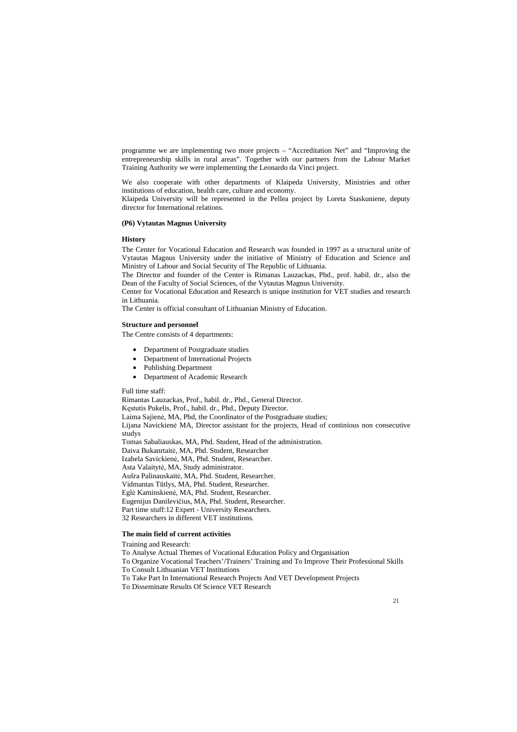programme we are implementing two more projects – "Accreditation Net" and "Improving the entrepreneurship skills in rural areas". Together with our partners from the Labour Market Training Authority we were implementing the Leonardo da Vinci project.

We also cooperate with other departments of Klaipeda University, Ministries and other institutions of education, health care, culture and economy.
Klaipeda University will be represented in the Pellea project by Loreta Staskuniene, deputy director for International relations.

**(P6) Vytautas Magnus University**

**History**

The Center for Vocational Education and Research was founded in 1997 as a structural unite of Vytautas Magnus University under the initiative of Ministry of Education and Science and Ministry of Labour and Social Security of The Republic of Lithuania.
The Director and founder of the Center is Rimanas Lauzackas, Phd., prof. habil. dr., also the Dean of the Faculty of Social Sciences, of the Vytautas Magnus University.
Center for Vocational Education and Research is unique institution for VET studies and research in Lithuania.
The Center is official consultant of Lithuanian Ministry of Education.

**Structure and personnel**

The Centre consists of 4 departments:

- Department of Postgraduate studies
- Department of International Projects
- Publishing Department
- Department of Academic Research

Full time staff:
Rimantas Lauzackas, Prof., habil. dr., Phd., General Director.
Kęstutis Pukelis, Prof., habil. dr., Phd., Deputy Director.
Laima Sajienė, MA, Phd, the Coordinator of the Postgraduate studies;
Lijana Navickienė MA, Director assistant for the projects, Head of continious non consecutive studys
Tomas Sabaliauskas, MA, Phd. Student, Head of the administration.
Daiva Bukanrtaitė, MA, Phd. Student, Researcher
Izabela Savickienė, MA, Phd. Student, Researcher.
Asta Valaitytė, MA, Study administrator.
Aušra Palinauskaitė, MA, Phd. Student, Researcher.
Vidmantas Tūtlys, MA, Phd. Student, Researcher.
Eglė Kaminskienė, MA, Phd. Student, Researcher.
Eugenijus Danilevičius, MA, Phd. Student, Researcher.
Part time stuff:12 Expert - University Researchers.
32 Researchers in different VET institutions.

**The main field of current activities**

Training and Research:
To Analyse Actual Themes of Vocational Education Policy and Organisation
To Organize Vocational Teachers'/Trainers' Training and To Improve Their Professional Skills
To Consult Lithuanian VET Institutions
To Take Part In International Research Projects And VET Development Projects
To Disseminate Results Of Science VET Research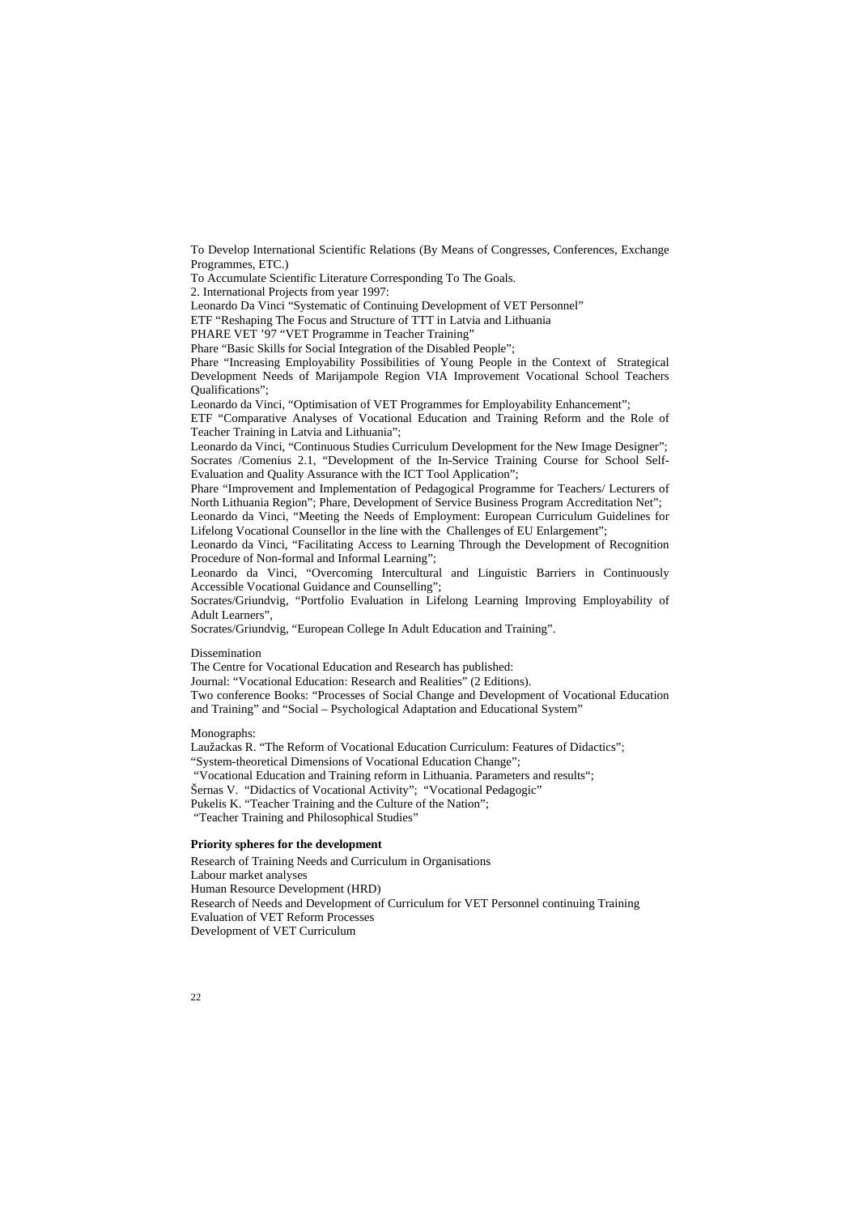To Develop International Scientific Relations (By Means of Congresses, Conferences, Exchange Programmes, ETC.)

To Accumulate Scientific Literature Corresponding To The Goals.

2. International Projects from year 1997:

Leonardo Da Vinci "Systematic of Continuing Development of VET Personnel"

ETF "Reshaping The Focus and Structure of TTT in Latvia and Lithuania

PHARE VET '97 "VET Programme in Teacher Training"

Phare "Basic Skills for Social Integration of the Disabled People";

Phare "Increasing Employability Possibilities of Young People in the Context of Strategical Development Needs of Marijampole Region VIA Improvement Vocational School Teachers Qualifications";

Leonardo da Vinci, "Optimisation of VET Programmes for Employability Enhancement";

ETF "Comparative Analyses of Vocational Education and Training Reform and the Role of Teacher Training in Latvia and Lithuania";

Leonardo da Vinci, "Continuous Studies Curriculum Development for the New Image Designer";

Socrates /Comenius 2.1, "Development of the In-Service Training Course for School Self-Evaluation and Quality Assurance with the ICT Tool Application";

Phare "Improvement and Implementation of Pedagogical Programme for Teachers/ Lecturers of North Lithuania Region"; Phare, Development of Service Business Program Accreditation Net";

Leonardo da Vinci, "Meeting the Needs of Employment: European Curriculum Guidelines for Lifelong Vocational Counsellor in the line with the Challenges of EU Enlargement";

Leonardo da Vinci, "Facilitating Access to Learning Through the Development of Recognition Procedure of Non-formal and Informal Learning";

Leonardo da Vinci, "Overcoming Intercultural and Linguistic Barriers in Continuously Accessible Vocational Guidance and Counselling";

Socrates/Griundvig, "Portfolio Evaluation in Lifelong Learning Improving Employability of Adult Learners",

Socrates/Griundvig, "European College In Adult Education and Training".

Dissemination

The Centre for Vocational Education and Research has published:

Journal: "Vocational Education: Research and Realities" (2 Editions).

Two conference Books: "Processes of Social Change and Development of Vocational Education and Training" and "Social – Psychological Adaptation and Educational System"

Monographs:

Laužackas R. "The Reform of Vocational Education Curriculum: Features of Didactics";

"System-theoretical Dimensions of Vocational Education Change";

"Vocational Education and Training reform in Lithuania. Parameters and results";

Šernas V. "Didactics of Vocational Activity"; "Vocational Pedagogic"

Pukelis K. "Teacher Training and the Culture of the Nation";

"Teacher Training and Philosophical Studies"

**Priority spheres for the development**

Research of Training Needs and Curriculum in Organisations

Labour market analyses

Human Resource Development (HRD)

Research of Needs and Development of Curriculum for VET Personnel continuing Training

Evaluation of VET Reform Processes

Development of VET Curriculum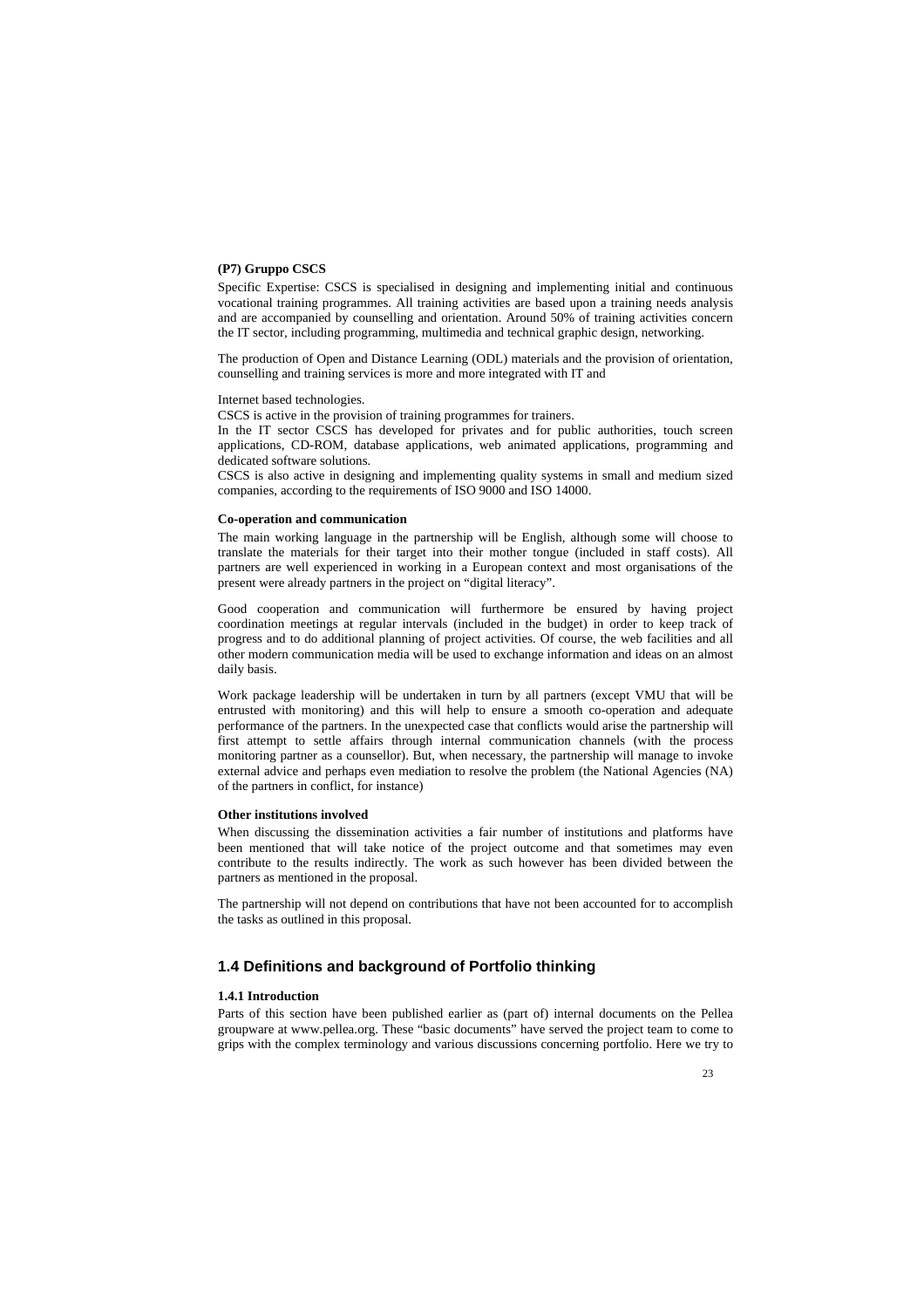**(P7) Gruppo CSCS**

Specific Expertise: CSCS is specialised in designing and implementing initial and continuous vocational training programmes. All training activities are based upon a training needs analysis and are accompanied by counselling and orientation. Around 50% of training activities concern the IT sector, including programming, multimedia and technical graphic design, networking.

The production of Open and Distance Learning (ODL) materials and the provision of orientation, counselling and training services is more and more integrated with IT and

Internet based technologies.

CSCS is active in the provision of training programmes for trainers.

In the IT sector CSCS has developed for privates and for public authorities, touch screen applications, CD-ROM, database applications, web animated applications, programming and dedicated software solutions.

CSCS is also active in designing and implementing quality systems in small and medium sized companies, according to the requirements of ISO 9000 and ISO 14000.

**Co-operation and communication**

The main working language in the partnership will be English, although some will choose to translate the materials for their target into their mother tongue (included in staff costs). All partners are well experienced in working in a European context and most organisations of the present were already partners in the project on “digital literacy”.

Good cooperation and communication will furthermore be ensured by having project coordination meetings at regular intervals (included in the budget) in order to keep track of progress and to do additional planning of project activities. Of course, the web facilities and all other modern communication media will be used to exchange information and ideas on an almost daily basis.

Work package leadership will be undertaken in turn by all partners (except VMU that will be entrusted with monitoring) and this will help to ensure a smooth co-operation and adequate performance of the partners. In the unexpected case that conflicts would arise the partnership will first attempt to settle affairs through internal communication channels (with the process monitoring partner as a counsellor). But, when necessary, the partnership will manage to invoke external advice and perhaps even mediation to resolve the problem (the National Agencies (NA) of the partners in conflict, for instance)

**Other institutions involved**

When discussing the dissemination activities a fair number of institutions and platforms have been mentioned that will take notice of the project outcome and that sometimes may even contribute to the results indirectly. The work as such however has been divided between the partners as mentioned in the proposal.

The partnership will not depend on contributions that have not been accounted for to accomplish the tasks as outlined in this proposal.

## 1.4 Definitions and background of Portfolio thinking

### 1.4.1 Introduction

Parts of this section have been published earlier as (part of) internal documents on the Pellea groupware at www.pellea.org. These “basic documents” have served the project team to come to grips with the complex terminology and various discussions concerning portfolio. Here we try to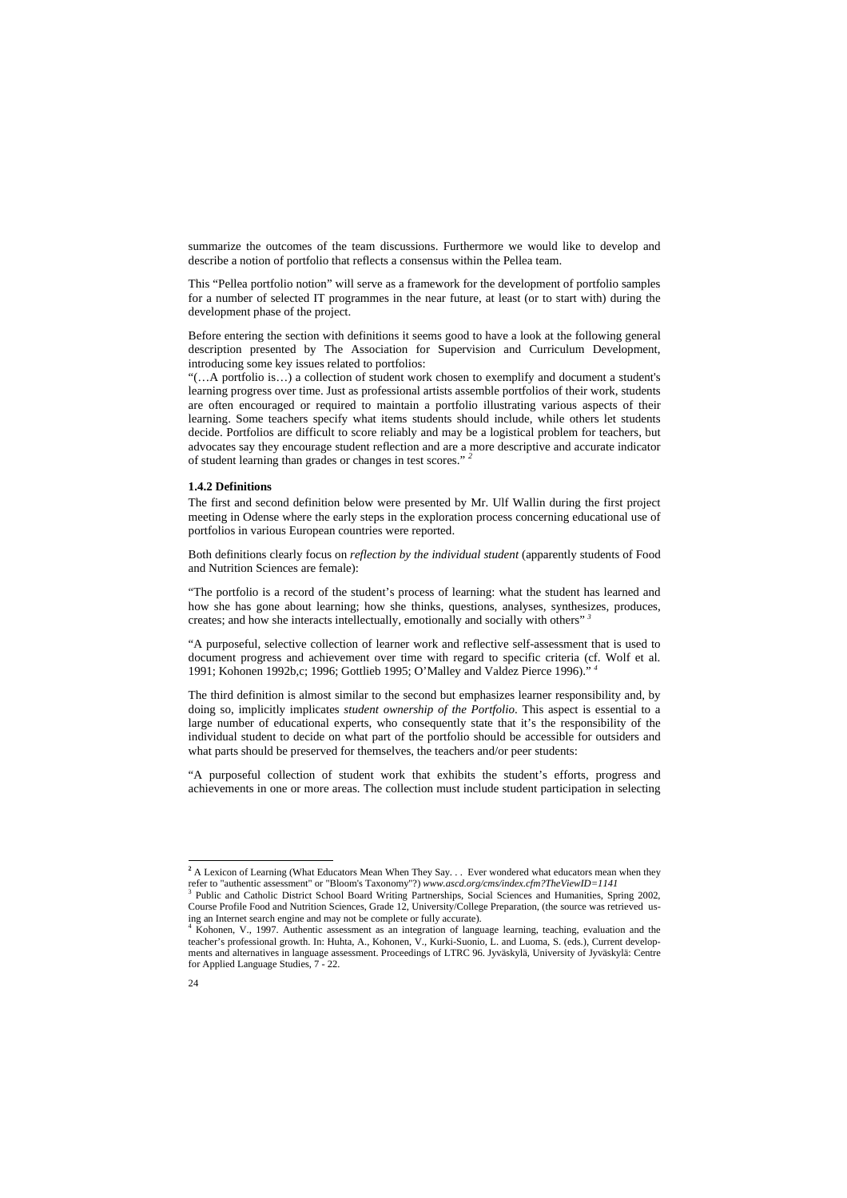summarize the outcomes of the team discussions. Furthermore we would like to develop and describe a notion of portfolio that reflects a consensus within the Pellea team.

This "Pellea portfolio notion" will serve as a framework for the development of portfolio samples for a number of selected IT programmes in the near future, at least (or to start with) during the development phase of the project.

Before entering the section with definitions it seems good to have a look at the following general description presented by The Association for Supervision and Curriculum Development, introducing some key issues related to portfolios:
"(…A portfolio is…) a collection of student work chosen to exemplify and document a student's learning progress over time. Just as professional artists assemble portfolios of their work, students are often encouraged or required to maintain a portfolio illustrating various aspects of their learning. Some teachers specify what items students should include, while others let students decide. Portfolios are difficult to score reliably and may be a logistical problem for teachers, but advocates say they encourage student reflection and are a more descriptive and accurate indicator of student learning than grades or changes in test scores." [2]

#### 1.4.2 Definitions

The first and second definition below were presented by Mr. Ulf Wallin during the first project meeting in Odense where the early steps in the exploration process concerning educational use of portfolios in various European countries were reported.

Both definitions clearly focus on *reflection by the individual student* (apparently students of Food and Nutrition Sciences are female):

"The portfolio is a record of the student's process of learning: what the student has learned and how she has gone about learning; how she thinks, questions, analyses, synthesizes, produces, creates; and how she interacts intellectually, emotionally and socially with others" [3]

"A purposeful, selective collection of learner work and reflective self-assessment that is used to document progress and achievement over time with regard to specific criteria (cf. Wolf et al. 1991; Kohonen 1992b,c; 1996; Gottlieb 1995; O'Malley and Valdez Pierce 1996)." [4]

The third definition is almost similar to the second but emphasizes learner responsibility and, by doing so, implicitly implicates *student ownership of the Portfolio*. This aspect is essential to a large number of educational experts, who consequently state that it's the responsibility of the individual student to decide on what part of the portfolio should be accessible for outsiders and what parts should be preserved for themselves, the teachers and/or peer students:

"A purposeful collection of student work that exhibits the student's efforts, progress and achievements in one or more areas. The collection must include student participation in selecting

---

[2] A Lexicon of Learning (What Educators Mean When They Say. . . Ever wondered what educators mean when they refer to "authentic assessment" or "Bloom's Taxonomy"?) *www.ascd.org/cms/index.cfm?TheViewID=1141*

[3] Public and Catholic District School Board Writing Partnerships, Social Sciences and Humanities, Spring 2002, Course Profile Food and Nutrition Sciences, Grade 12, University/College Preparation, (the source was retrieved using an Internet search engine and may not be complete or fully accurate).

[4] Kohonen, V., 1997. Authentic assessment as an integration of language learning, teaching, evaluation and the teacher's professional growth. In: Huhta, A., Kohonen, V., Kurki-Suonio, L. and Luoma, S. (eds.), Current developments and alternatives in language assessment. Proceedings of LTRC 96. Jyväskylä, University of Jyväskylä: Centre for Applied Language Studies, 7 - 22.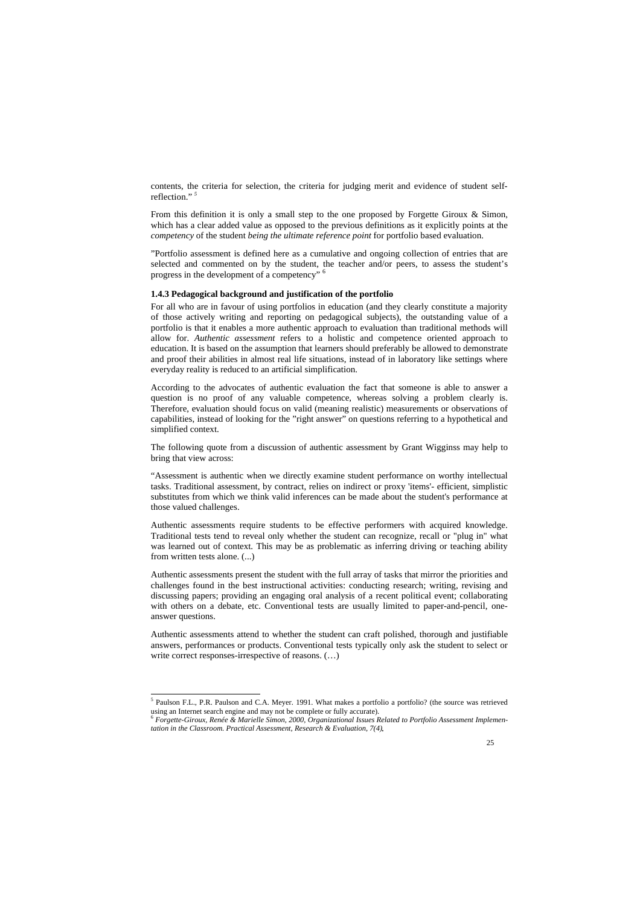contents, the criteria for selection, the criteria for judging merit and evidence of student self-reflection." [5]

From this definition it is only a small step to the one proposed by Forgette Giroux & Simon, which has a clear added value as opposed to the previous definitions as it explicitly points at the *competency* of the student *being the ultimate reference point* for portfolio based evaluation.

"Portfolio assessment is defined here as a cumulative and ongoing collection of entries that are selected and commented on by the student, the teacher and/or peers, to assess the student's progress in the development of a competency" [6]

### 1.4.3 Pedagogical background and justification of the portfolio

For all who are in favour of using portfolios in education (and they clearly constitute a majority of those actively writing and reporting on pedagogical subjects), the outstanding value of a portfolio is that it enables a more authentic approach to evaluation than traditional methods will allow for. *Authentic assessment* refers to a holistic and competence oriented approach to education. It is based on the assumption that learners should preferably be allowed to demonstrate and proof their abilities in almost real life situations, instead of in laboratory like settings where everyday reality is reduced to an artificial simplification.

According to the advocates of authentic evaluation the fact that someone is able to answer a question is no proof of any valuable competence, whereas solving a problem clearly is. Therefore, evaluation should focus on valid (meaning realistic) measurements or observations of capabilities, instead of looking for the "right answer" on questions referring to a hypothetical and simplified context.

The following quote from a discussion of authentic assessment by Grant Wigginss may help to bring that view across:

"Assessment is authentic when we directly examine student performance on worthy intellectual tasks. Traditional assessment, by contract, relies on indirect or proxy 'items'- efficient, simplistic substitutes from which we think valid inferences can be made about the student's performance at those valued challenges.

Authentic assessments require students to be effective performers with acquired knowledge. Traditional tests tend to reveal only whether the student can recognize, recall or "plug in" what was learned out of context. This may be as problematic as inferring driving or teaching ability from written tests alone. (...)

Authentic assessments present the student with the full array of tasks that mirror the priorities and challenges found in the best instructional activities: conducting research; writing, revising and discussing papers; providing an engaging oral analysis of a recent political event; collaborating with others on a debate, etc. Conventional tests are usually limited to paper-and-pencil, one-answer questions.

Authentic assessments attend to whether the student can craft polished, thorough and justifiable answers, performances or products. Conventional tests typically only ask the student to select or write correct responses-irrespective of reasons. (…)

---

[5] Paulson F.L., P.R. Paulson and C.A. Meyer. 1991. What makes a portfolio a portfolio? (the source was retrieved using an Internet search engine and may not be complete or fully accurate).

[6] *Forgette-Giroux, Renée & Marielle Simon, 2000, Organizational Issues Related to Portfolio Assessment Implementation in the Classroom. Practical Assessment, Research & Evaluation, 7(4).*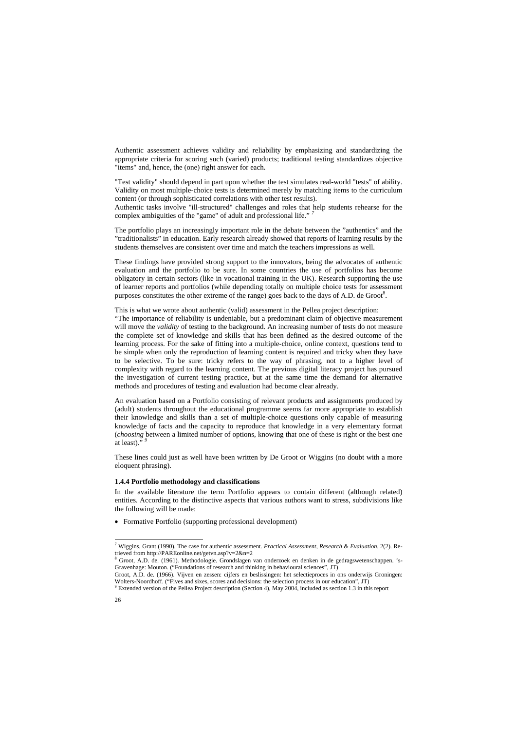Authentic assessment achieves validity and reliability by emphasizing and standardizing the appropriate criteria for scoring such (varied) products; traditional testing standardizes objective "items" and, hence, the (one) right answer for each.

"Test validity" should depend in part upon whether the test simulates real-world "tests" of ability. Validity on most multiple-choice tests is determined merely by matching items to the curriculum content (or through sophisticated correlations with other test results).
Authentic tasks involve "ill-structured" challenges and roles that help students rehearse for the complex ambiguities of the "game" of adult and professional life." [7]

The portfolio plays an increasingly important role in the debate between the "authentics" and the "traditionalists" in education. Early research already showed that reports of learning results by the students themselves are consistent over time and match the teachers impressions as well.

These findings have provided strong support to the innovators, being the advocates of authentic evaluation and the portfolio to be sure. In some countries the use of portfolios has become obligatory in certain sectors (like in vocational training in the UK). Research supporting the use of learner reports and portfolios (while depending totally on multiple choice tests for assessment purposes constitutes the other extreme of the range) goes back to the days of A.D. de Groot[8].

This is what we wrote about authentic (valid) assessment in the Pellea project description:
"The importance of reliability is undeniable, but a predominant claim of objective measurement will move the *validity* of testing to the background. An increasing number of tests do not measure the complete set of knowledge and skills that has been defined as the desired outcome of the learning process. For the sake of fitting into a multiple-choice, online context, questions tend to be simple when only the reproduction of learning content is required and tricky when they have to be selective. To be sure: tricky refers to the way of phrasing, not to a higher level of complexity with regard to the learning content. The previous digital literacy project has pursued the investigation of current testing practice, but at the same time the demand for alternative methods and procedures of testing and evaluation had become clear already.

An evaluation based on a Portfolio consisting of relevant products and assignments produced by (adult) students throughout the educational programme seems far more appropriate to establish their knowledge and skills than a set of multiple-choice questions only capable of measuring knowledge of facts and the capacity to reproduce that knowledge in a very elementary format (*choosing* between a limited number of options, knowing that one of these is right or the best one at least)." [9]

These lines could just as well have been written by De Groot or Wiggins (no doubt with a more eloquent phrasing).

### 1.4.4 Portfolio methodology and classifications

In the available literature the term Portfolio appears to contain different (although related) entities. According to the distinctive aspects that various authors want to stress, subdivisions like the following will be made:

- Formative Portfolio (supporting professional development)

---

[7] Wiggins, Grant (1990). The case for authentic assessment. *Practical Assessment, Research & Evaluation*, 2(2). Retrieved from http://PAREonline.net/getvn.asp?v=2&n=2

[8] Groot, A.D. de. (1961). Methodologie. Grondslagen van onderzoek en denken in de gedragswetenschappen. 's-Gravenhage: Mouton. ("Foundations of research and thinking in behavioural sciences", JT)
Groot, A.D. de. (1966). Vijven en zessen: cijfers en beslissingen: het selectieproces in ons onderwijs Groningen: Wolters-Noordhoff. ("Fives and sixes, scores and decisions: the selection process in our education", JT)

[9] Extended version of the Pellea Project description (Section 4), May 2004, included as section 1.3 in this report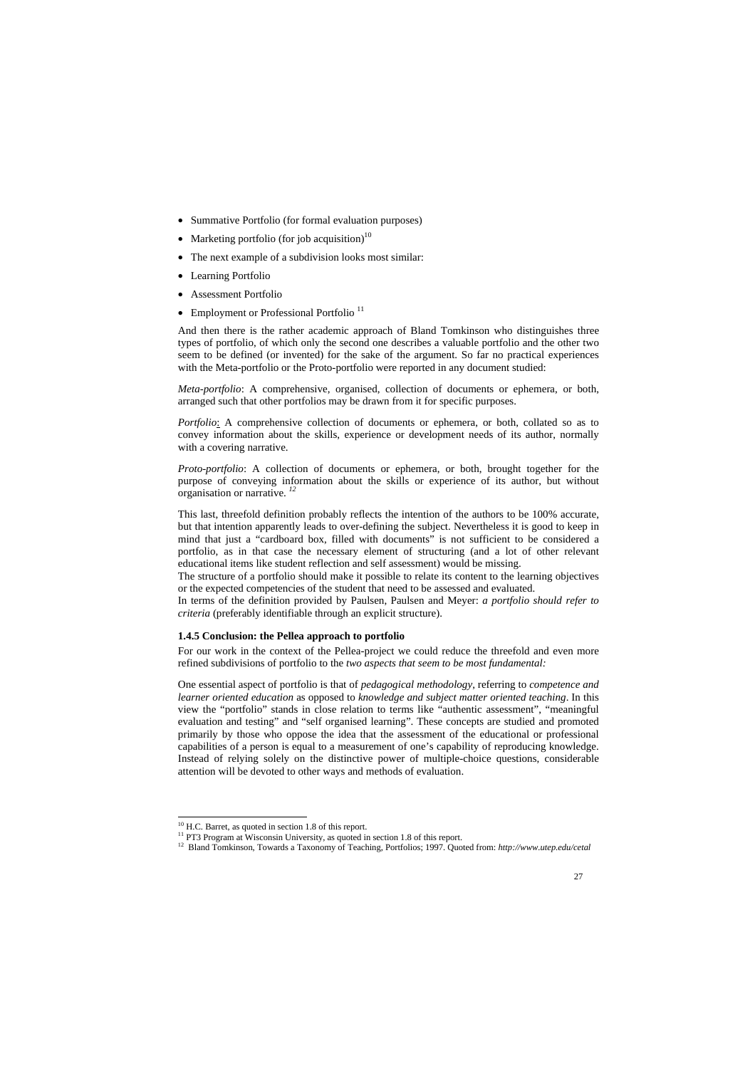- Summative Portfolio (for formal evaluation purposes)
- Marketing portfolio (for job acquisition)[10]
- The next example of a subdivision looks most similar:
- Learning Portfolio
- Assessment Portfolio
- Employment or Professional Portfolio [11]

And then there is the rather academic approach of Bland Tomkinson who distinguishes three types of portfolio, of which only the second one describes a valuable portfolio and the other two seem to be defined (or invented) for the sake of the argument. So far no practical experiences with the Meta-portfolio or the Proto-portfolio were reported in any document studied:

*Meta-portfolio*: A comprehensive, organised, collection of documents or ephemera, or both, arranged such that other portfolios may be drawn from it for specific purposes.

*Portfolio*: A comprehensive collection of documents or ephemera, or both, collated so as to convey information about the skills, experience or development needs of its author, normally with a covering narrative.

*Proto-portfolio*: A collection of documents or ephemera, or both, brought together for the purpose of conveying information about the skills or experience of its author, but without organisation or narrative. [12]

This last, threefold definition probably reflects the intention of the authors to be 100% accurate, but that intention apparently leads to over-defining the subject. Nevertheless it is good to keep in mind that just a "cardboard box, filled with documents" is not sufficient to be considered a portfolio, as in that case the necessary element of structuring (and a lot of other relevant educational items like student reflection and self assessment) would be missing.
The structure of a portfolio should make it possible to relate its content to the learning objectives or the expected competencies of the student that need to be assessed and evaluated.
In terms of the definition provided by Paulsen, Paulsen and Meyer: *a portfolio should refer to criteria* (preferably identifiable through an explicit structure).

### 1.4.5 Conclusion: the Pellea approach to portfolio

For our work in the context of the Pellea-project we could reduce the threefold and even more refined subdivisions of portfolio to the *two aspects that seem to be most fundamental:*

One essential aspect of portfolio is that of *pedagogical methodology*, referring to *competence and learner oriented education* as opposed to *knowledge and subject matter oriented teaching*. In this view the "portfolio" stands in close relation to terms like "authentic assessment", "meaningful evaluation and testing" and "self organised learning". These concepts are studied and promoted primarily by those who oppose the idea that the assessment of the educational or professional capabilities of a person is equal to a measurement of one's capability of reproducing knowledge. Instead of relying solely on the distinctive power of multiple-choice questions, considerable attention will be devoted to other ways and methods of evaluation.

---

[10] H.C. Barret, as quoted in section 1.8 of this report.
[11] PT3 Program at Wisconsin University, as quoted in section 1.8 of this report.
[12] Bland Tomkinson, Towards a Taxonomy of Teaching, Portfolios; 1997. Quoted from: *http://www.utep.edu/cetal*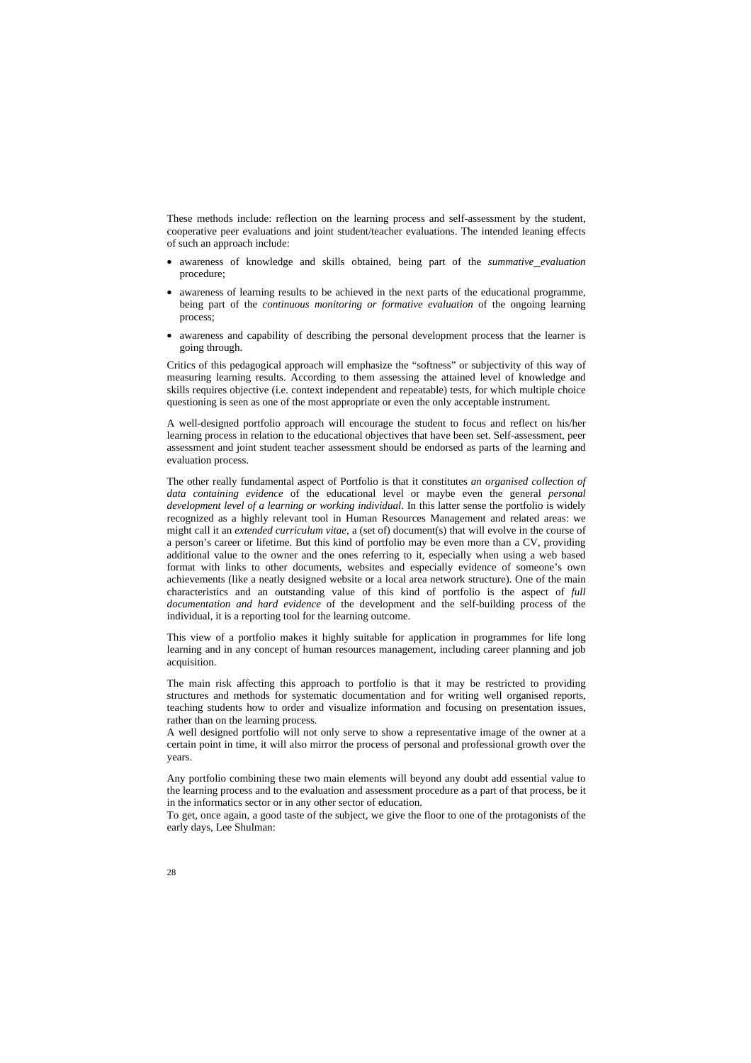These methods include: reflection on the learning process and self-assessment by the student, cooperative peer evaluations and joint student/teacher evaluations. The intended leaning effects of such an approach include:

- awareness of knowledge and skills obtained, being part of the *summative evaluation* procedure;
- awareness of learning results to be achieved in the next parts of the educational programme, being part of the *continuous monitoring or formative evaluation* of the ongoing learning process;
- awareness and capability of describing the personal development process that the learner is going through.

Critics of this pedagogical approach will emphasize the "softness" or subjectivity of this way of measuring learning results. According to them assessing the attained level of knowledge and skills requires objective (i.e. context independent and repeatable) tests, for which multiple choice questioning is seen as one of the most appropriate or even the only acceptable instrument.

A well-designed portfolio approach will encourage the student to focus and reflect on his/her learning process in relation to the educational objectives that have been set. Self-assessment, peer assessment and joint student teacher assessment should be endorsed as parts of the learning and evaluation process.

The other really fundamental aspect of Portfolio is that it constitutes *an organised collection of data containing evidence* of the educational level or maybe even the general *personal development level of a learning or working individual*. In this latter sense the portfolio is widely recognized as a highly relevant tool in Human Resources Management and related areas: we might call it an *extended curriculum vitae*, a (set of) document(s) that will evolve in the course of a person's career or lifetime. But this kind of portfolio may be even more than a CV, providing additional value to the owner and the ones referring to it, especially when using a web based format with links to other documents, websites and especially evidence of someone's own achievements (like a neatly designed website or a local area network structure). One of the main characteristics and an outstanding value of this kind of portfolio is the aspect of *full documentation and hard evidence* of the development and the self-building process of the individual, it is a reporting tool for the learning outcome.

This view of a portfolio makes it highly suitable for application in programmes for life long learning and in any concept of human resources management, including career planning and job acquisition.

The main risk affecting this approach to portfolio is that it may be restricted to providing structures and methods for systematic documentation and for writing well organised reports, teaching students how to order and visualize information and focusing on presentation issues, rather than on the learning process.
A well designed portfolio will not only serve to show a representative image of the owner at a certain point in time, it will also mirror the process of personal and professional growth over the years.

Any portfolio combining these two main elements will beyond any doubt add essential value to the learning process and to the evaluation and assessment procedure as a part of that process, be it in the informatics sector or in any other sector of education.
To get, once again, a good taste of the subject, we give the floor to one of the protagonists of the early days, Lee Shulman: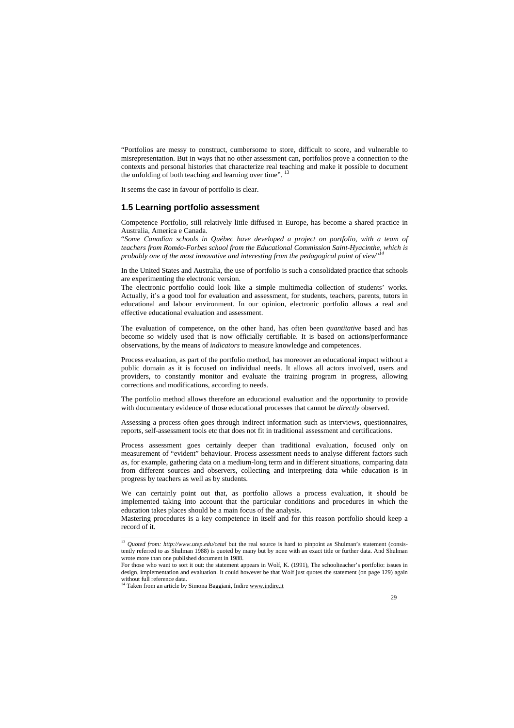"Portfolios are messy to construct, cumbersome to store, difficult to score, and vulnerable to misrepresentation. But in ways that no other assessment can, portfolios prove a connection to the contexts and personal histories that characterize real teaching and make it possible to document the unfolding of both teaching and learning over time". [13]

It seems the case in favour of portfolio is clear.

## 1.5 Learning portfolio assessment

Competence Portfolio, still relatively little diffused in Europe, has become a shared practice in Australia, America e Canada.

"*Some Canadian schools in Québec have developed a project on portfolio, with a team of teachers from Roméo-Forbes school from the Educational Commission Saint-Hyacinthe, which is probably one of the most innovative and interesting from the pedagogical point of view*"[14]

In the United States and Australia, the use of portfolio is such a consolidated practice that schools are experimenting the electronic version.

The electronic portfolio could look like a simple multimedia collection of students' works. Actually, it's a good tool for evaluation and assessment, for students, teachers, parents, tutors in educational and labour environment. In our opinion, electronic portfolio allows a real and effective educational evaluation and assessment.

The evaluation of competence, on the other hand, has often been *quantitative* based and has become so widely used that is now officially certifiable. It is based on actions/performance observations, by the means of *indicators* to measure knowledge and competences.

Process evaluation, as part of the portfolio method, has moreover an educational impact without a public domain as it is focused on individual needs. It allows all actors involved, users and providers, to constantly monitor and evaluate the training program in progress, allowing corrections and modifications, according to needs.

The portfolio method allows therefore an educational evaluation and the opportunity to provide with documentary evidence of those educational processes that cannot be *directly* observed.

Assessing a process often goes through indirect information such as interviews, questionnaires, reports, self-assessment tools etc that does not fit in traditional assessment and certifications.

Process assessment goes certainly deeper than traditional evaluation, focused only on measurement of "evident" behaviour. Process assessment needs to analyse different factors such as, for example, gathering data on a medium-long term and in different situations, comparing data from different sources and observers, collecting and interpreting data while education is in progress by teachers as well as by students.

We can certainly point out that, as portfolio allows a process evaluation, it should be implemented taking into account that the particular conditions and procedures in which the education takes places should be a main focus of the analysis.

Mastering procedures is a key competence in itself and for this reason portfolio should keep a record of it.

---

[13] *Quoted from: http://www.utep.edu/cetal* but the real source is hard to pinpoint as Shulman's statement (consistently referred to as Shulman 1988) is quoted by many but by none with an exact title or further data. And Shulman wrote more than one published document in 1988.

For those who want to sort it out: the statement appears in Wolf, K. (1991), The schoolteacher's portfolio: issues in design, implementation and evaluation. It could however be that Wolf just quotes the statement (on page 129) again without full reference data.

[14] Taken from an article by Simona Baggiani, Indire www.indire.it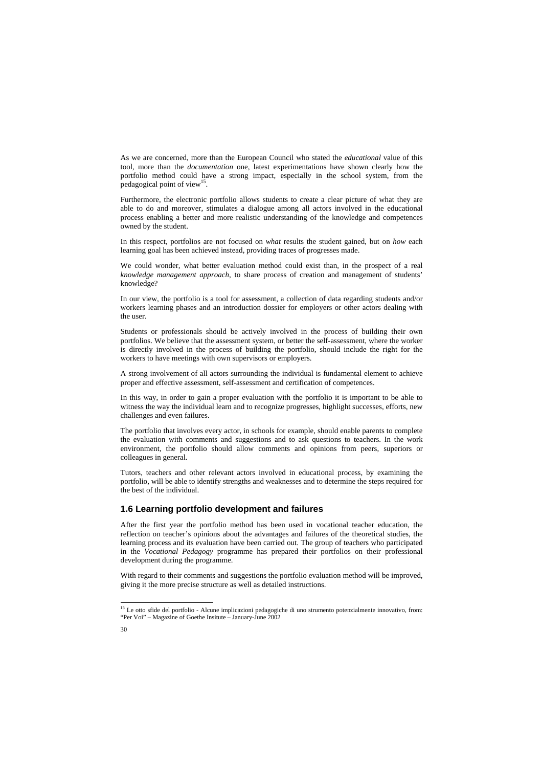As we are concerned, more than the European Council who stated the *educational* value of this tool, more than the *documentation* one, latest experimentations have shown clearly how the portfolio method could have a strong impact, especially in the school system, from the pedagogical point of view[15].

Furthermore, the electronic portfolio allows students to create a clear picture of what they are able to do and moreover, stimulates a dialogue among all actors involved in the educational process enabling a better and more realistic understanding of the knowledge and competences owned by the student.

In this respect, portfolios are not focused on *what* results the student gained, but on *how* each learning goal has been achieved instead, providing traces of progresses made.

We could wonder, what better evaluation method could exist than, in the prospect of a real *knowledge management approach*, to share process of creation and management of students' knowledge?

In our view, the portfolio is a tool for assessment, a collection of data regarding students and/or workers learning phases and an introduction dossier for employers or other actors dealing with the user.

Students or professionals should be actively involved in the process of building their own portfolios. We believe that the assessment system, or better the self-assessment, where the worker is directly involved in the process of building the portfolio, should include the right for the workers to have meetings with own supervisors or employers.

A strong involvement of all actors surrounding the individual is fundamental element to achieve proper and effective assessment, self-assessment and certification of competences.

In this way, in order to gain a proper evaluation with the portfolio it is important to be able to witness the way the individual learn and to recognize progresses, highlight successes, efforts, new challenges and even failures.

The portfolio that involves every actor, in schools for example, should enable parents to complete the evaluation with comments and suggestions and to ask questions to teachers. In the work environment, the portfolio should allow comments and opinions from peers, superiors or colleagues in general.

Tutors, teachers and other relevant actors involved in educational process, by examining the portfolio, will be able to identify strengths and weaknesses and to determine the steps required for the best of the individual.

## 1.6 Learning portfolio development and failures

After the first year the portfolio method has been used in vocational teacher education, the reflection on teacher's opinions about the advantages and failures of the theoretical studies, the learning process and its evaluation have been carried out. The group of teachers who participated in the *Vocational Pedagogy* programme has prepared their portfolios on their professional development during the programme.

With regard to their comments and suggestions the portfolio evaluation method will be improved, giving it the more precise structure as well as detailed instructions.

[15] Le otto sfide del portfolio - Alcune implicazioni pedagogiche di uno strumento potenzialmente innovativo, from: "Per Voi" – Magazine of Goethe Insitute – January-June 2002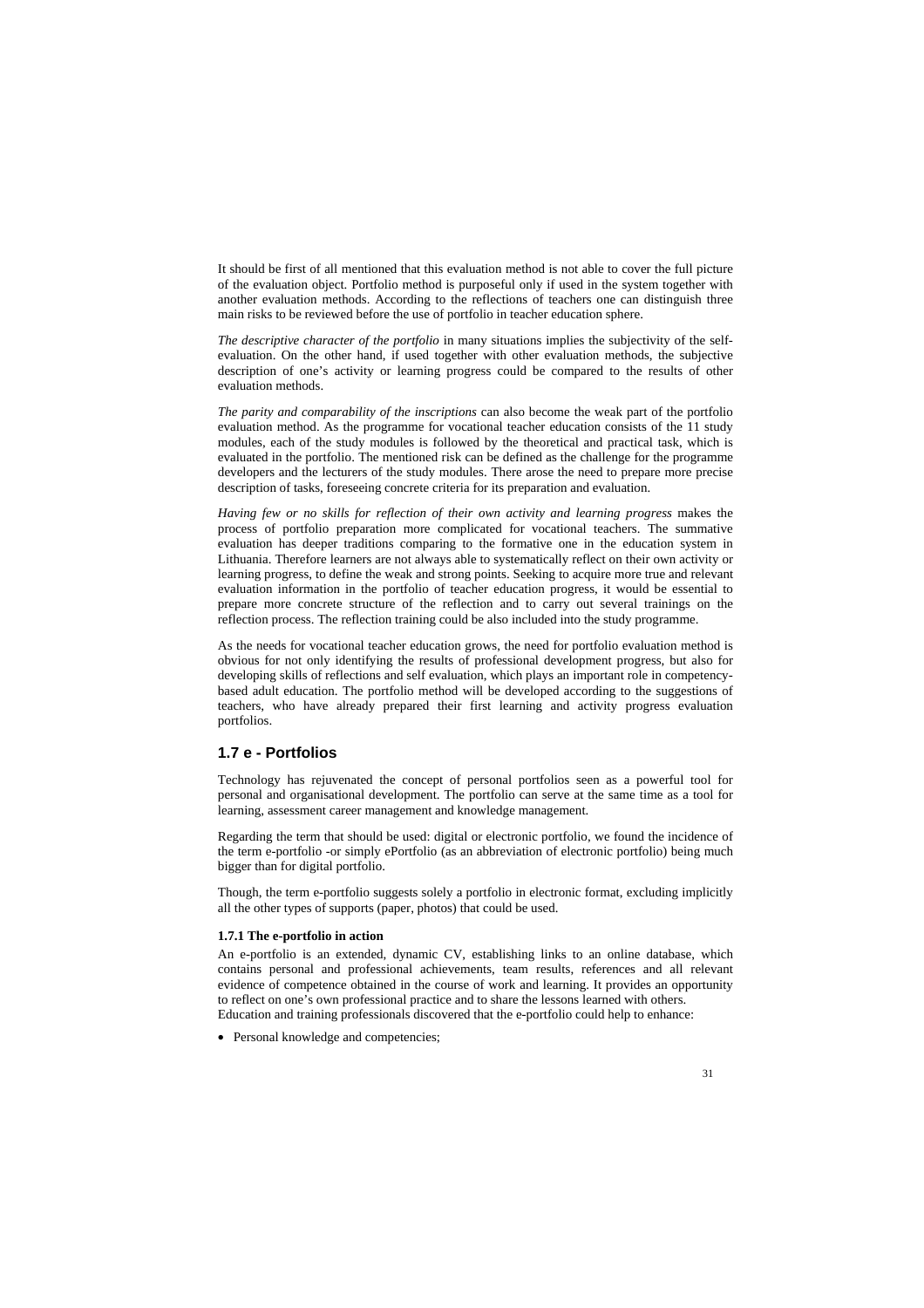It should be first of all mentioned that this evaluation method is not able to cover the full picture of the evaluation object. Portfolio method is purposeful only if used in the system together with another evaluation methods. According to the reflections of teachers one can distinguish three main risks to be reviewed before the use of portfolio in teacher education sphere.

*The descriptive character of the portfolio* in many situations implies the subjectivity of the self-evaluation. On the other hand, if used together with other evaluation methods, the subjective description of one's activity or learning progress could be compared to the results of other evaluation methods.

*The parity and comparability of the inscriptions* can also become the weak part of the portfolio evaluation method. As the programme for vocational teacher education consists of the 11 study modules, each of the study modules is followed by the theoretical and practical task, which is evaluated in the portfolio. The mentioned risk can be defined as the challenge for the programme developers and the lecturers of the study modules. There arose the need to prepare more precise description of tasks, foreseeing concrete criteria for its preparation and evaluation.

*Having few or no skills for reflection of their own activity and learning progress* makes the process of portfolio preparation more complicated for vocational teachers. The summative evaluation has deeper traditions comparing to the formative one in the education system in Lithuania. Therefore learners are not always able to systematically reflect on their own activity or learning progress, to define the weak and strong points. Seeking to acquire more true and relevant evaluation information in the portfolio of teacher education progress, it would be essential to prepare more concrete structure of the reflection and to carry out several trainings on the reflection process. The reflection training could be also included into the study programme.

As the needs for vocational teacher education grows, the need for portfolio evaluation method is obvious for not only identifying the results of professional development progress, but also for developing skills of reflections and self evaluation, which plays an important role in competency-based adult education. The portfolio method will be developed according to the suggestions of teachers, who have already prepared their first learning and activity progress evaluation portfolios.

## 1.7 e - Portfolios

Technology has rejuvenated the concept of personal portfolios seen as a powerful tool for personal and organisational development. The portfolio can serve at the same time as a tool for learning, assessment career management and knowledge management.

Regarding the term that should be used: digital or electronic portfolio, we found the incidence of the term e-portfolio -or simply ePortfolio (as an abbreviation of electronic portfolio) being much bigger than for digital portfolio.

Though, the term e-portfolio suggests solely a portfolio in electronic format, excluding implicitly all the other types of supports (paper, photos) that could be used.

### 1.7.1 The e-portfolio in action

An e-portfolio is an extended, dynamic CV, establishing links to an online database, which contains personal and professional achievements, team results, references and all relevant evidence of competence obtained in the course of work and learning. It provides an opportunity to reflect on one's own professional practice and to share the lessons learned with others.
Education and training professionals discovered that the e-portfolio could help to enhance:

- Personal knowledge and competencies;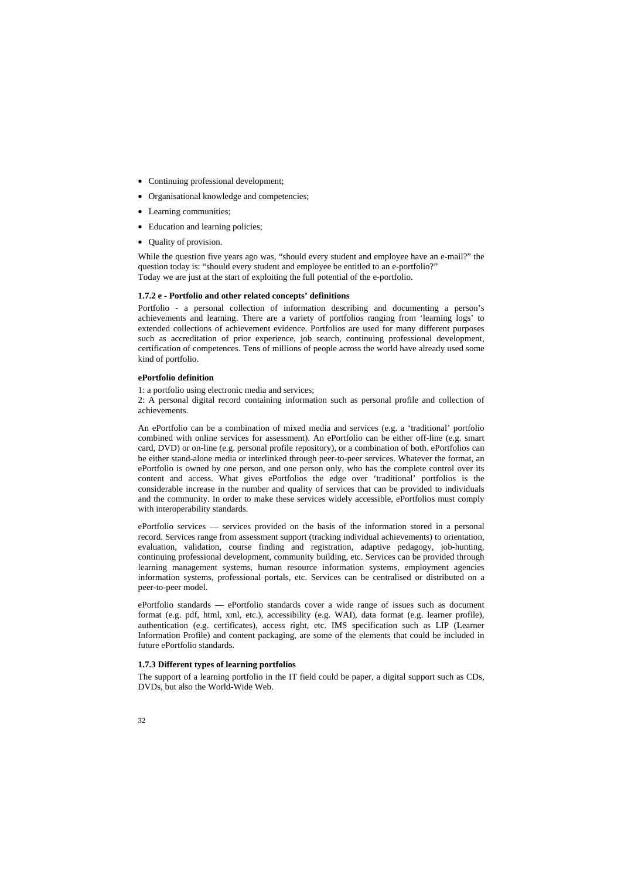- Continuing professional development;
- Organisational knowledge and competencies;
- Learning communities;
- Education and learning policies;
- Quality of provision.

While the question five years ago was, "should every student and employee have an e-mail?" the question today is: "should every student and employee be entitled to an e-portfolio?"
Today we are just at the start of exploiting the full potential of the e-portfolio.

### 1.7.2 e - Portfolio and other related concepts' definitions

Portfolio - a personal collection of information describing and documenting a person's achievements and learning. There are a variety of portfolios ranging from 'learning logs' to extended collections of achievement evidence. Portfolios are used for many different purposes such as accreditation of prior experience, job search, continuing professional development, certification of competences. Tens of millions of people across the world have already used some kind of portfolio.

**ePortfolio definition**

1: a portfolio using electronic media and services;
2: A personal digital record containing information such as personal profile and collection of achievements.

An ePortfolio can be a combination of mixed media and services (e.g. a 'traditional' portfolio combined with online services for assessment). An ePortfolio can be either off-line (e.g. smart card, DVD) or on-line (e.g. personal profile repository), or a combination of both. ePortfolios can be either stand-alone media or interlinked through peer-to-peer services. Whatever the format, an ePortfolio is owned by one person, and one person only, who has the complete control over its content and access. What gives ePortfolios the edge over 'traditional' portfolios is the considerable increase in the number and quality of services that can be provided to individuals and the community. In order to make these services widely accessible, ePortfolios must comply with interoperability standards.

ePortfolio services — services provided on the basis of the information stored in a personal record. Services range from assessment support (tracking individual achievements) to orientation, evaluation, validation, course finding and registration, adaptive pedagogy, job-hunting, continuing professional development, community building, etc. Services can be provided through learning management systems, human resource information systems, employment agencies information systems, professional portals, etc. Services can be centralised or distributed on a peer-to-peer model.

ePortfolio standards — ePortfolio standards cover a wide range of issues such as document format (e.g. pdf, html, xml, etc.), accessibility (e.g. WAI), data format (e.g. learner profile), authentication (e.g. certificates), access right, etc. IMS specification such as LIP (Learner Information Profile) and content packaging, are some of the elements that could be included in future ePortfolio standards.

### 1.7.3 Different types of learning portfolios

The support of a learning portfolio in the IT field could be paper, a digital support such as CDs, DVDs, but also the World-Wide Web.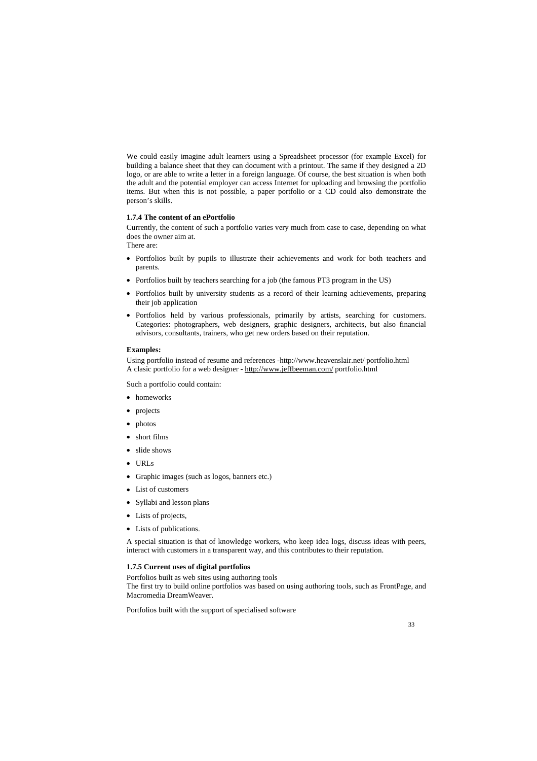We could easily imagine adult learners using a Spreadsheet processor (for example Excel) for building a balance sheet that they can document with a printout. The same if they designed a 2D logo, or are able to write a letter in a foreign language. Of course, the best situation is when both the adult and the potential employer can access Internet for uploading and browsing the portfolio items. But when this is not possible, a paper portfolio or a CD could also demonstrate the person's skills.

### 1.7.4 The content of an ePortfolio

Currently, the content of such a portfolio varies very much from case to case, depending on what does the owner aim at.
There are:

- Portfolios built by pupils to illustrate their achievements and work for both teachers and parents.
- Portfolios built by teachers searching for a job (the famous PT3 program in the US)
- Portfolios built by university students as a record of their learning achievements, preparing their job application
- Portfolios held by various professionals, primarily by artists, searching for customers. Categories: photographers, web designers, graphic designers, architects, but also financial advisors, consultants, trainers, who get new orders based on their reputation.

**Examples:**

Using portfolio instead of resume and references -http://www.heavenslair.net/ portfolio.html
A clasic portfolio for a web designer - http://www.jeffbeeman.com/ portfolio.html

Such a portfolio could contain:

- homeworks
- projects
- photos
- short films
- slide shows
- URLs
- Graphic images (such as logos, banners etc.)
- List of customers
- Syllabi and lesson plans
- Lists of projects,
- Lists of publications.

A special situation is that of knowledge workers, who keep idea logs, discuss ideas with peers, interact with customers in a transparent way, and this contributes to their reputation.

### 1.7.5 Current uses of digital portfolios

Portfolios built as web sites using authoring tools
The first try to build online portfolios was based on using authoring tools, such as FrontPage, and Macromedia DreamWeaver.

Portfolios built with the support of specialised software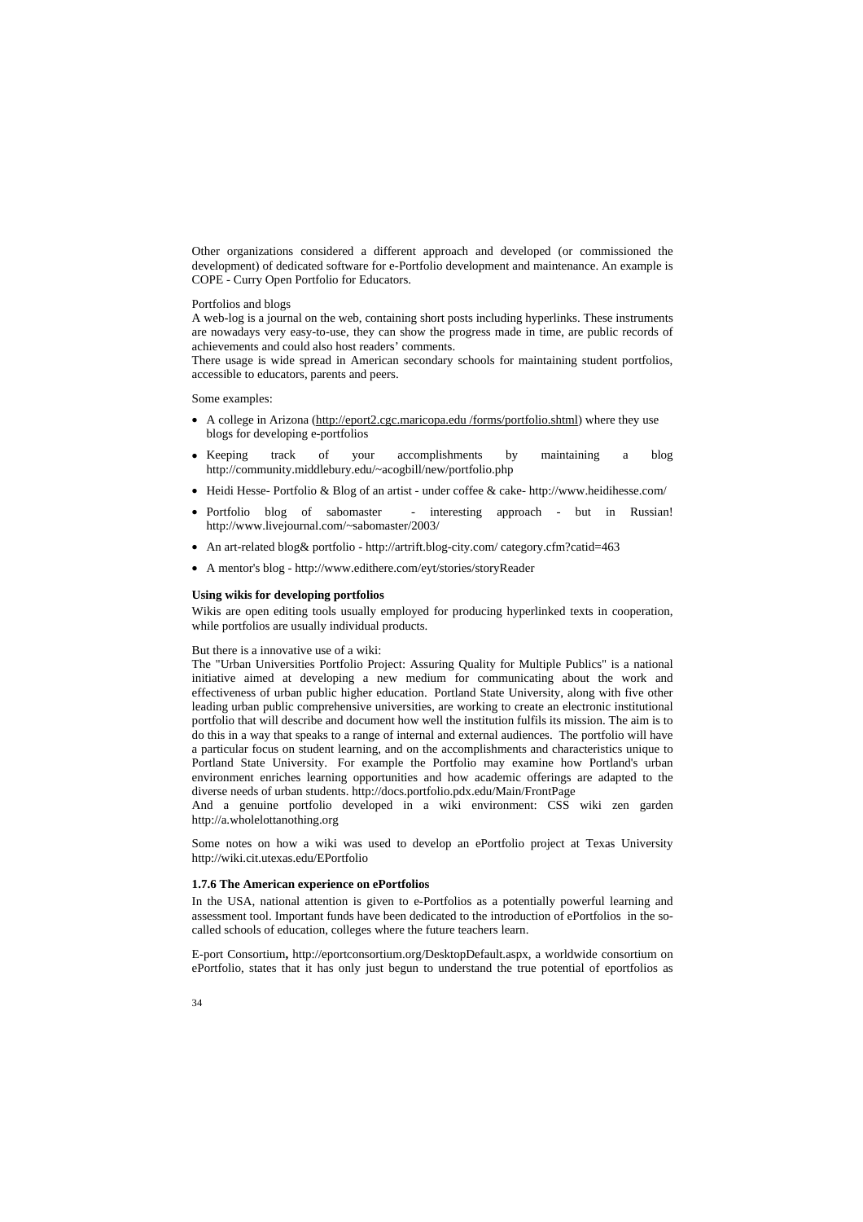Other organizations considered a different approach and developed (or commissioned the development) of dedicated software for e-Portfolio development and maintenance. An example is COPE - Curry Open Portfolio for Educators.

Portfolios and blogs

A web-log is a journal on the web, containing short posts including hyperlinks. These instruments are nowadays very easy-to-use, they can show the progress made in time, are public records of achievements and could also host readers' comments.

There usage is wide spread in American secondary schools for maintaining student portfolios, accessible to educators, parents and peers.

Some examples:

- A college in Arizona (http://eport2.cgc.maricopa.edu /forms/portfolio.shtml) where they use blogs for developing e-portfolios
- Keeping track of your accomplishments by maintaining a blog http://community.middlebury.edu/~acogbill/new/portfolio.php
- Heidi Hesse- Portfolio & Blog of an artist - under coffee & cake- http://www.heidihesse.com/
- Portfolio blog of sabomaster - interesting approach - but in Russian! http://www.livejournal.com/~sabomaster/2003/
- An art-related blog& portfolio - http://artrift.blog-city.com/ category.cfm?catid=463
- A mentor's blog - http://www.edithere.com/eyt/stories/storyReader

**Using wikis for developing portfolios**

Wikis are open editing tools usually employed for producing hyperlinked texts in cooperation, while portfolios are usually individual products.

But there is a innovative use of a wiki:

The "Urban Universities Portfolio Project: Assuring Quality for Multiple Publics" is a national initiative aimed at developing a new medium for communicating about the work and effectiveness of urban public higher education. Portland State University, along with five other leading urban public comprehensive universities, are working to create an electronic institutional portfolio that will describe and document how well the institution fulfils its mission. The aim is to do this in a way that speaks to a range of internal and external audiences. The portfolio will have a particular focus on student learning, and on the accomplishments and characteristics unique to Portland State University. For example the Portfolio may examine how Portland's urban environment enriches learning opportunities and how academic offerings are adapted to the diverse needs of urban students. http://docs.portfolio.pdx.edu/Main/FrontPage

And a genuine portfolio developed in a wiki environment: CSS wiki zen garden http://a.wholelottanothing.org

Some notes on how a wiki was used to develop an ePortfolio project at Texas University http://wiki.cit.utexas.edu/EPortfolio

### 1.7.6 The American experience on ePortfolios

In the USA, national attention is given to e-Portfolios as a potentially powerful learning and assessment tool. Important funds have been dedicated to the introduction of ePortfolios in the so-called schools of education, colleges where the future teachers learn.

E-port Consortium**,** http://eportconsortium.org/DesktopDefault.aspx, a worldwide consortium on ePortfolio, states that it has only just begun to understand the true potential of eportfolios as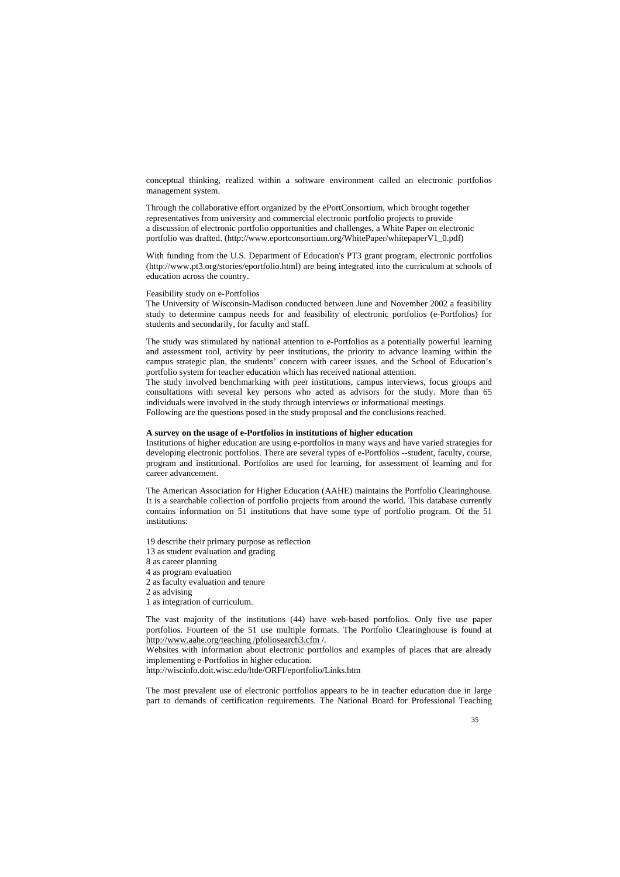conceptual thinking, realized within a software environment called an electronic portfolios management system.

Through the collaborative effort organized by the ePortConsortium, which brought together representatives from university and commercial electronic portfolio projects to provide a discussion of electronic portfolio opportunities and challenges, a White Paper on electronic portfolio was drafted. (http://www.eportconsortium.org/WhitePaper/whitepaperV1_0.pdf)

With funding from the U.S. Department of Education's PT3 grant program, electronic portfolios (http://www.pt3.org/stories/eportfolio.html) are being integrated into the curriculum at schools of education across the country.

Feasibility study on e-Portfolios
The University of Wisconsin-Madison conducted between June and November 2002 a feasibility study to determine campus needs for and feasibility of electronic portfolios (e-Portfolios) for students and secondarily, for faculty and staff.

The study was stimulated by national attention to e-Portfolios as a potentially powerful learning and assessment tool, activity by peer institutions, the priority to advance learning within the campus strategic plan, the students' concern with career issues, and the School of Education's portfolio system for teacher education which has received national attention.
The study involved benchmarking with peer institutions, campus interviews, focus groups and consultations with several key persons who acted as advisors for the study. More than 65 individuals were involved in the study through interviews or informational meetings.
Following are the questions posed in the study proposal and the conclusions reached.

**A survey on the usage of e-Portfolios in institutions of higher education**
Institutions of higher education are using e-portfolios in many ways and have varied strategies for developing electronic portfolios. There are several types of e-Portfolios --student, faculty, course, program and institutional. Portfolios are used for learning, for assessment of learning and for career advancement.

The American Association for Higher Education (AAHE) maintains the Portfolio Clearinghouse. It is a searchable collection of portfolio projects from around the world. This database currently contains information on 51 institutions that have some type of portfolio program. Of the 51 institutions:

19 describe their primary purpose as reflection
13 as student evaluation and grading
8 as career planning
4 as program evaluation
2 as faculty evaluation and tenure
2 as advising
1 as integration of curriculum.

The vast majority of the institutions (44) have web-based portfolios. Only five use paper portfolios. Fourteen of the 51 use multiple formats. The Portfolio Clearinghouse is found at http://www.aahe.org/teaching /pfoliosearch3.cfm /.
Websites with information about electronic portfolios and examples of places that are already implementing e-Portfolios in higher education.
http://wiscinfo.doit.wisc.edu/ltde/ORFI/eportfolio/Links.htm

The most prevalent use of electronic portfolios appears to be in teacher education due in large part to demands of certification requirements. The National Board for Professional Teaching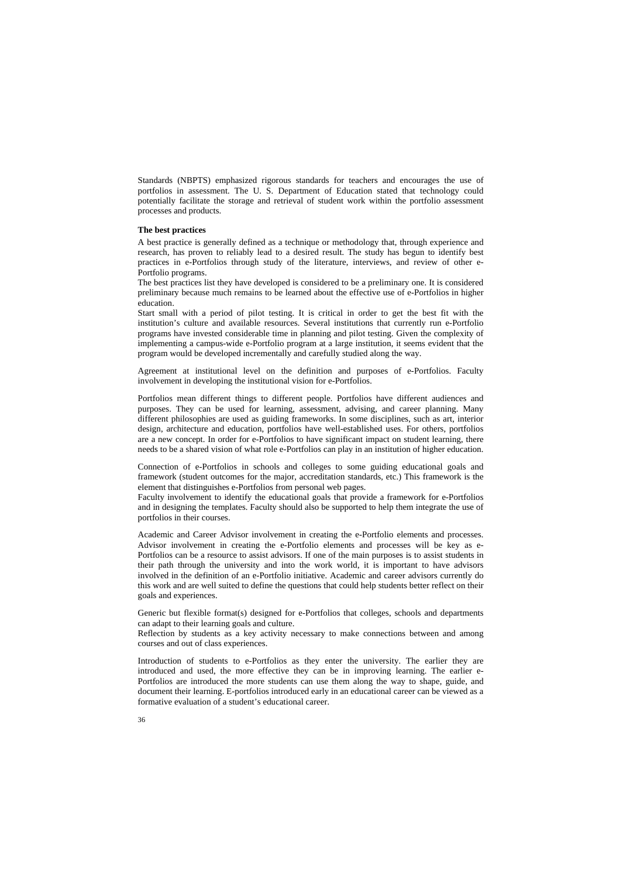Standards (NBPTS) emphasized rigorous standards for teachers and encourages the use of portfolios in assessment. The U. S. Department of Education stated that technology could potentially facilitate the storage and retrieval of student work within the portfolio assessment processes and products.

**The best practices**

A best practice is generally defined as a technique or methodology that, through experience and research, has proven to reliably lead to a desired result. The study has begun to identify best practices in e-Portfolios through study of the literature, interviews, and review of other e-Portfolio programs.

The best practices list they have developed is considered to be a preliminary one. It is considered preliminary because much remains to be learned about the effective use of e-Portfolios in higher education.

Start small with a period of pilot testing. It is critical in order to get the best fit with the institution's culture and available resources. Several institutions that currently run e-Portfolio programs have invested considerable time in planning and pilot testing. Given the complexity of implementing a campus-wide e-Portfolio program at a large institution, it seems evident that the program would be developed incrementally and carefully studied along the way.

Agreement at institutional level on the definition and purposes of e-Portfolios. Faculty involvement in developing the institutional vision for e-Portfolios.

Portfolios mean different things to different people. Portfolios have different audiences and purposes. They can be used for learning, assessment, advising, and career planning. Many different philosophies are used as guiding frameworks. In some disciplines, such as art, interior design, architecture and education, portfolios have well-established uses. For others, portfolios are a new concept. In order for e-Portfolios to have significant impact on student learning, there needs to be a shared vision of what role e-Portfolios can play in an institution of higher education.

Connection of e-Portfolios in schools and colleges to some guiding educational goals and framework (student outcomes for the major, accreditation standards, etc.) This framework is the element that distinguishes e-Portfolios from personal web pages.

Faculty involvement to identify the educational goals that provide a framework for e-Portfolios and in designing the templates. Faculty should also be supported to help them integrate the use of portfolios in their courses.

Academic and Career Advisor involvement in creating the e-Portfolio elements and processes. Advisor involvement in creating the e-Portfolio elements and processes will be key as e-Portfolios can be a resource to assist advisors. If one of the main purposes is to assist students in their path through the university and into the work world, it is important to have advisors involved in the definition of an e-Portfolio initiative. Academic and career advisors currently do this work and are well suited to define the questions that could help students better reflect on their goals and experiences.

Generic but flexible format(s) designed for e-Portfolios that colleges, schools and departments can adapt to their learning goals and culture.

Reflection by students as a key activity necessary to make connections between and among courses and out of class experiences.

Introduction of students to e-Portfolios as they enter the university. The earlier they are introduced and used, the more effective they can be in improving learning. The earlier e-Portfolios are introduced the more students can use them along the way to shape, guide, and document their learning. E-portfolios introduced early in an educational career can be viewed as a formative evaluation of a student's educational career.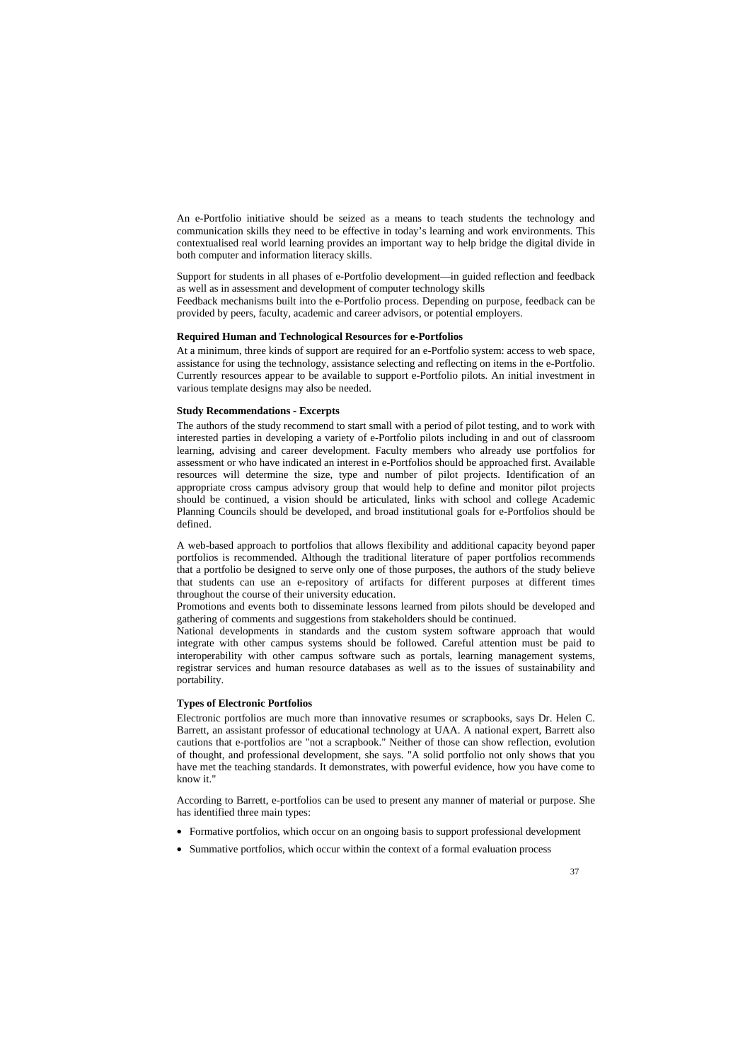An e-Portfolio initiative should be seized as a means to teach students the technology and communication skills they need to be effective in today's learning and work environments. This contextualised real world learning provides an important way to help bridge the digital divide in both computer and information literacy skills.

Support for students in all phases of e-Portfolio development—in guided reflection and feedback as well as in assessment and development of computer technology skills
Feedback mechanisms built into the e-Portfolio process. Depending on purpose, feedback can be provided by peers, faculty, academic and career advisors, or potential employers.

**Required Human and Technological Resources for e-Portfolios**

At a minimum, three kinds of support are required for an e-Portfolio system: access to web space, assistance for using the technology, assistance selecting and reflecting on items in the e-Portfolio. Currently resources appear to be available to support e-Portfolio pilots. An initial investment in various template designs may also be needed.

**Study Recommendations - Excerpts**

The authors of the study recommend to start small with a period of pilot testing, and to work with interested parties in developing a variety of e-Portfolio pilots including in and out of classroom learning, advising and career development. Faculty members who already use portfolios for assessment or who have indicated an interest in e-Portfolios should be approached first. Available resources will determine the size, type and number of pilot projects. Identification of an appropriate cross campus advisory group that would help to define and monitor pilot projects should be continued, a vision should be articulated, links with school and college Academic Planning Councils should be developed, and broad institutional goals for e-Portfolios should be defined.

A web-based approach to portfolios that allows flexibility and additional capacity beyond paper portfolios is recommended. Although the traditional literature of paper portfolios recommends that a portfolio be designed to serve only one of those purposes, the authors of the study believe that students can use an e-repository of artifacts for different purposes at different times throughout the course of their university education.
Promotions and events both to disseminate lessons learned from pilots should be developed and gathering of comments and suggestions from stakeholders should be continued.
National developments in standards and the custom system software approach that would integrate with other campus systems should be followed. Careful attention must be paid to interoperability with other campus software such as portals, learning management systems, registrar services and human resource databases as well as to the issues of sustainability and portability.

**Types of Electronic Portfolios**

Electronic portfolios are much more than innovative resumes or scrapbooks, says Dr. Helen C. Barrett, an assistant professor of educational technology at UAA. A national expert, Barrett also cautions that e-portfolios are "not a scrapbook." Neither of those can show reflection, evolution of thought, and professional development, she says. "A solid portfolio not only shows that you have met the teaching standards. It demonstrates, with powerful evidence, how you have come to know it."

According to Barrett, e-portfolios can be used to present any manner of material or purpose. She has identified three main types:

- Formative portfolios, which occur on an ongoing basis to support professional development
- Summative portfolios, which occur within the context of a formal evaluation process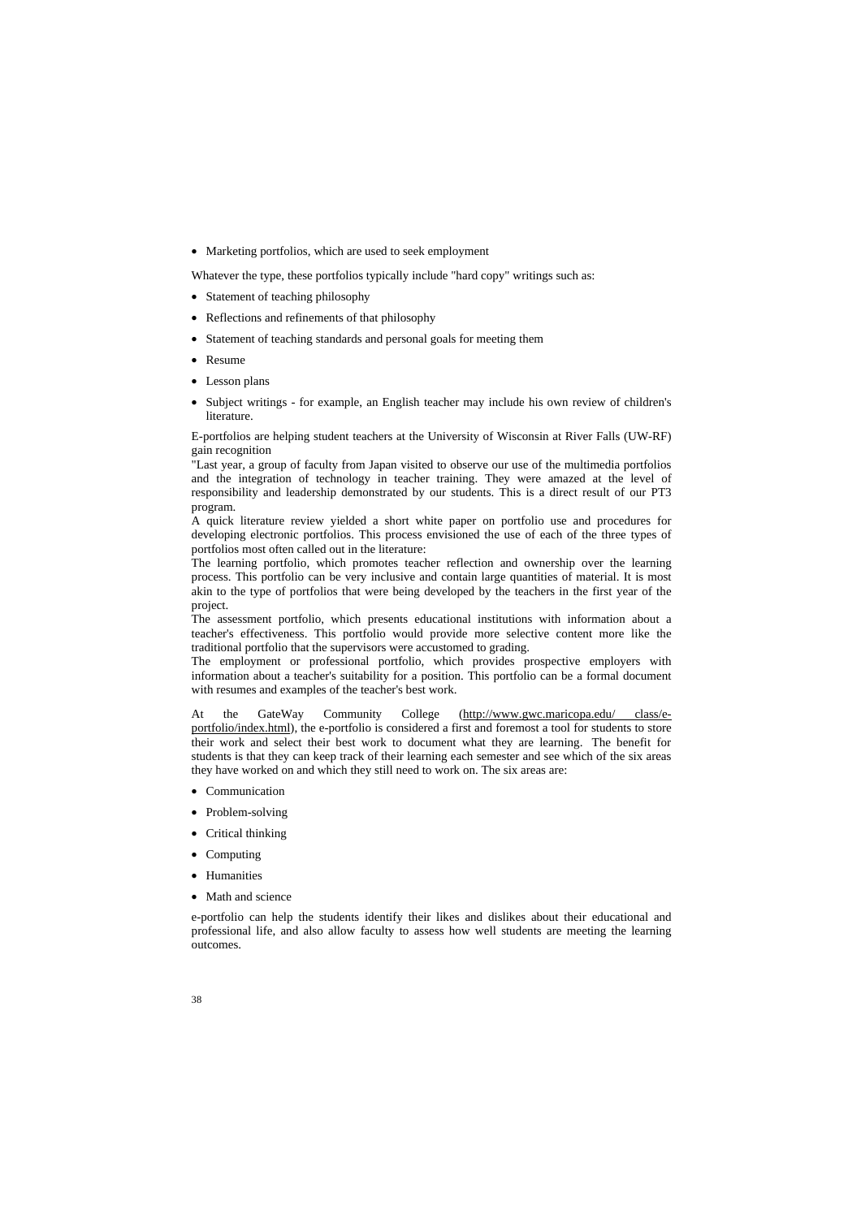- Marketing portfolios, which are used to seek employment

Whatever the type, these portfolios typically include "hard copy" writings such as:

- Statement of teaching philosophy
- Reflections and refinements of that philosophy
- Statement of teaching standards and personal goals for meeting them
- Resume
- Lesson plans
- Subject writings - for example, an English teacher may include his own review of children's literature.

E-portfolios are helping student teachers at the University of Wisconsin at River Falls (UW-RF) gain recognition

"Last year, a group of faculty from Japan visited to observe our use of the multimedia portfolios and the integration of technology in teacher training. They were amazed at the level of responsibility and leadership demonstrated by our students. This is a direct result of our PT3 program.

A quick literature review yielded a short white paper on portfolio use and procedures for developing electronic portfolios. This process envisioned the use of each of the three types of portfolios most often called out in the literature:

The learning portfolio, which promotes teacher reflection and ownership over the learning process. This portfolio can be very inclusive and contain large quantities of material. It is most akin to the type of portfolios that were being developed by the teachers in the first year of the project.

The assessment portfolio, which presents educational institutions with information about a teacher's effectiveness. This portfolio would provide more selective content more like the traditional portfolio that the supervisors were accustomed to grading.

The employment or professional portfolio, which provides prospective employers with information about a teacher's suitability for a position. This portfolio can be a formal document with resumes and examples of the teacher's best work.

At the GateWay Community College (http://www.gwc.maricopa.edu/ class/e-portfolio/index.html), the e-portfolio is considered a first and foremost a tool for students to store their work and select their best work to document what they are learning. The benefit for students is that they can keep track of their learning each semester and see which of the six areas they have worked on and which they still need to work on. The six areas are:

- Communication
- Problem-solving
- Critical thinking
- Computing
- Humanities
- Math and science

e-portfolio can help the students identify their likes and dislikes about their educational and professional life, and also allow faculty to assess how well students are meeting the learning outcomes.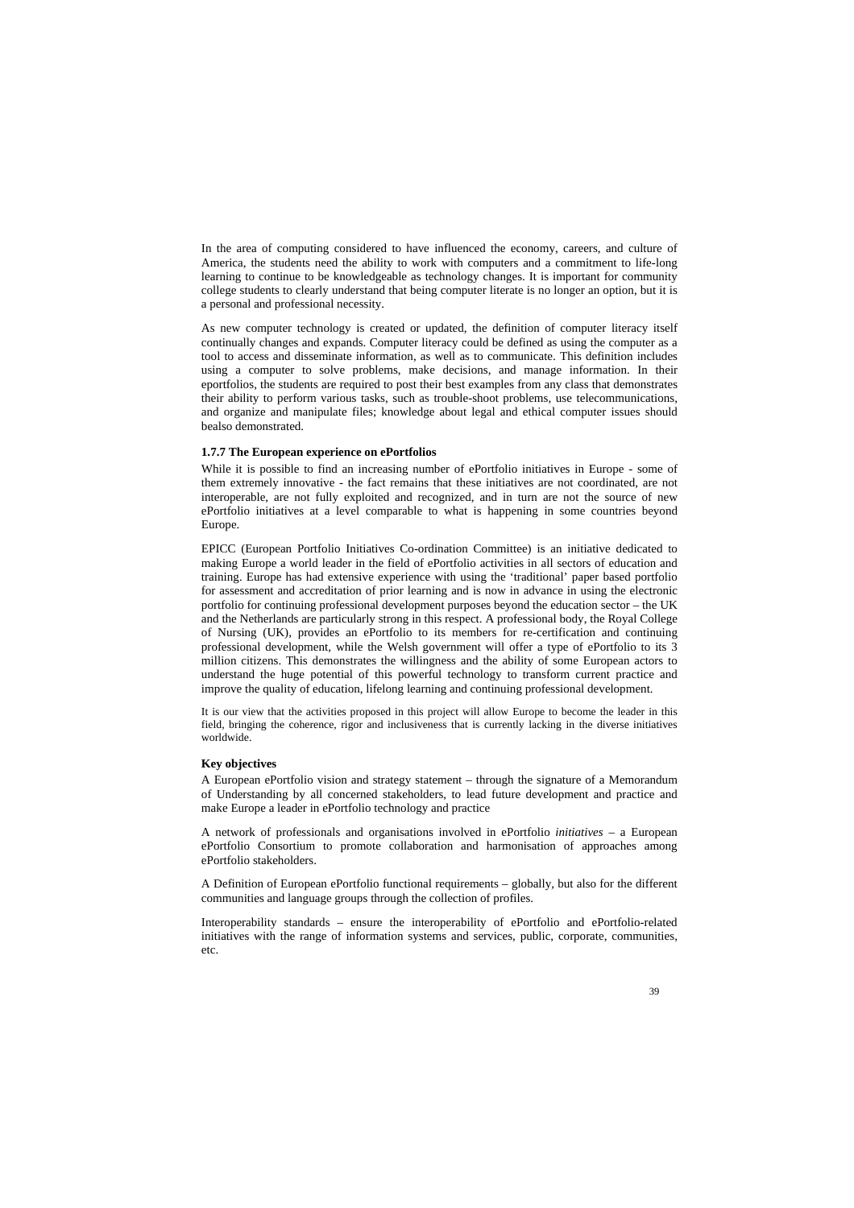In the area of computing considered to have influenced the economy, careers, and culture of America, the students need the ability to work with computers and a commitment to life-long learning to continue to be knowledgeable as technology changes. It is important for community college students to clearly understand that being computer literate is no longer an option, but it is a personal and professional necessity.

As new computer technology is created or updated, the definition of computer literacy itself continually changes and expands. Computer literacy could be defined as using the computer as a tool to access and disseminate information, as well as to communicate. This definition includes using a computer to solve problems, make decisions, and manage information. In their eportfolios, the students are required to post their best examples from any class that demonstrates their ability to perform various tasks, such as trouble-shoot problems, use telecommunications, and organize and manipulate files; knowledge about legal and ethical computer issues should bealso demonstrated.

### 1.7.7 The European experience on ePortfolios

While it is possible to find an increasing number of ePortfolio initiatives in Europe - some of them extremely innovative - the fact remains that these initiatives are not coordinated, are not interoperable, are not fully exploited and recognized, and in turn are not the source of new ePortfolio initiatives at a level comparable to what is happening in some countries beyond Europe.

EPICC (European Portfolio Initiatives Co-ordination Committee) is an initiative dedicated to making Europe a world leader in the field of ePortfolio activities in all sectors of education and training. Europe has had extensive experience with using the 'traditional' paper based portfolio for assessment and accreditation of prior learning and is now in advance in using the electronic portfolio for continuing professional development purposes beyond the education sector – the UK and the Netherlands are particularly strong in this respect. A professional body, the Royal College of Nursing (UK), provides an ePortfolio to its members for re-certification and continuing professional development, while the Welsh government will offer a type of ePortfolio to its 3 million citizens. This demonstrates the willingness and the ability of some European actors to understand the huge potential of this powerful technology to transform current practice and improve the quality of education, lifelong learning and continuing professional development.

It is our view that the activities proposed in this project will allow Europe to become the leader in this field, bringing the coherence, rigor and inclusiveness that is currently lacking in the diverse initiatives worldwide.

**Key objectives**

A European ePortfolio vision and strategy statement – through the signature of a Memorandum of Understanding by all concerned stakeholders, to lead future development and practice and make Europe a leader in ePortfolio technology and practice

A network of professionals and organisations involved in ePortfolio *initiatives* – a European ePortfolio Consortium to promote collaboration and harmonisation of approaches among ePortfolio stakeholders.

A Definition of European ePortfolio functional requirements – globally, but also for the different communities and language groups through the collection of profiles.

Interoperability standards – ensure the interoperability of ePortfolio and ePortfolio-related initiatives with the range of information systems and services, public, corporate, communities, etc.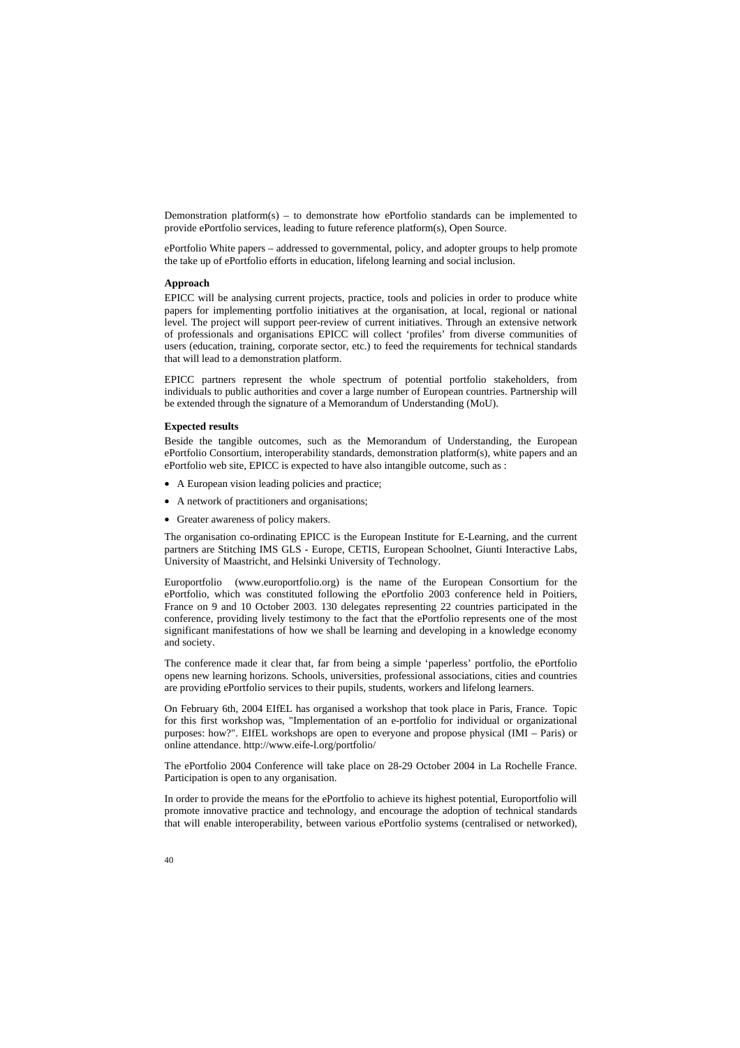Demonstration platform(s) – to demonstrate how ePortfolio standards can be implemented to provide ePortfolio services, leading to future reference platform(s), Open Source.

ePortfolio White papers – addressed to governmental, policy, and adopter groups to help promote the take up of ePortfolio efforts in education, lifelong learning and social inclusion.

**Approach**

EPICC will be analysing current projects, practice, tools and policies in order to produce white papers for implementing portfolio initiatives at the organisation, at local, regional or national level. The project will support peer-review of current initiatives. Through an extensive network of professionals and organisations EPICC will collect 'profiles' from diverse communities of users (education, training, corporate sector, etc.) to feed the requirements for technical standards that will lead to a demonstration platform.

EPICC partners represent the whole spectrum of potential portfolio stakeholders, from individuals to public authorities and cover a large number of European countries. Partnership will be extended through the signature of a Memorandum of Understanding (MoU).

**Expected results**

Beside the tangible outcomes, such as the Memorandum of Understanding, the European ePortfolio Consortium, interoperability standards, demonstration platform(s), white papers and an ePortfolio web site, EPICC is expected to have also intangible outcome, such as :

- A European vision leading policies and practice;
- A network of practitioners and organisations;
- Greater awareness of policy makers.

The organisation co-ordinating EPICC is the European Institute for E-Learning, and the current partners are Stitching IMS GLS - Europe, CETIS, European Schoolnet, Giunti Interactive Labs, University of Maastricht, and Helsinki University of Technology.

Europortfolio (www.europortfolio.org) is the name of the European Consortium for the ePortfolio, which was constituted following the ePortfolio 2003 conference held in Poitiers, France on 9 and 10 October 2003. 130 delegates representing 22 countries participated in the conference, providing lively testimony to the fact that the ePortfolio represents one of the most significant manifestations of how we shall be learning and developing in a knowledge economy and society.

The conference made it clear that, far from being a simple 'paperless' portfolio, the ePortfolio opens new learning horizons. Schools, universities, professional associations, cities and countries are providing ePortfolio services to their pupils, students, workers and lifelong learners.

On February 6th, 2004 EIfEL has organised a workshop that took place in Paris, France. Topic for this first workshop was, "Implementation of an e-portfolio for individual or organizational purposes: how?". EIfEL workshops are open to everyone and propose physical (IMI – Paris) or online attendance. http://www.eife-l.org/portfolio/

The ePortfolio 2004 Conference will take place on 28-29 October 2004 in La Rochelle France. Participation is open to any organisation.

In order to provide the means for the ePortfolio to achieve its highest potential, Europortfolio will promote innovative practice and technology, and encourage the adoption of technical standards that will enable interoperability, between various ePortfolio systems (centralised or networked),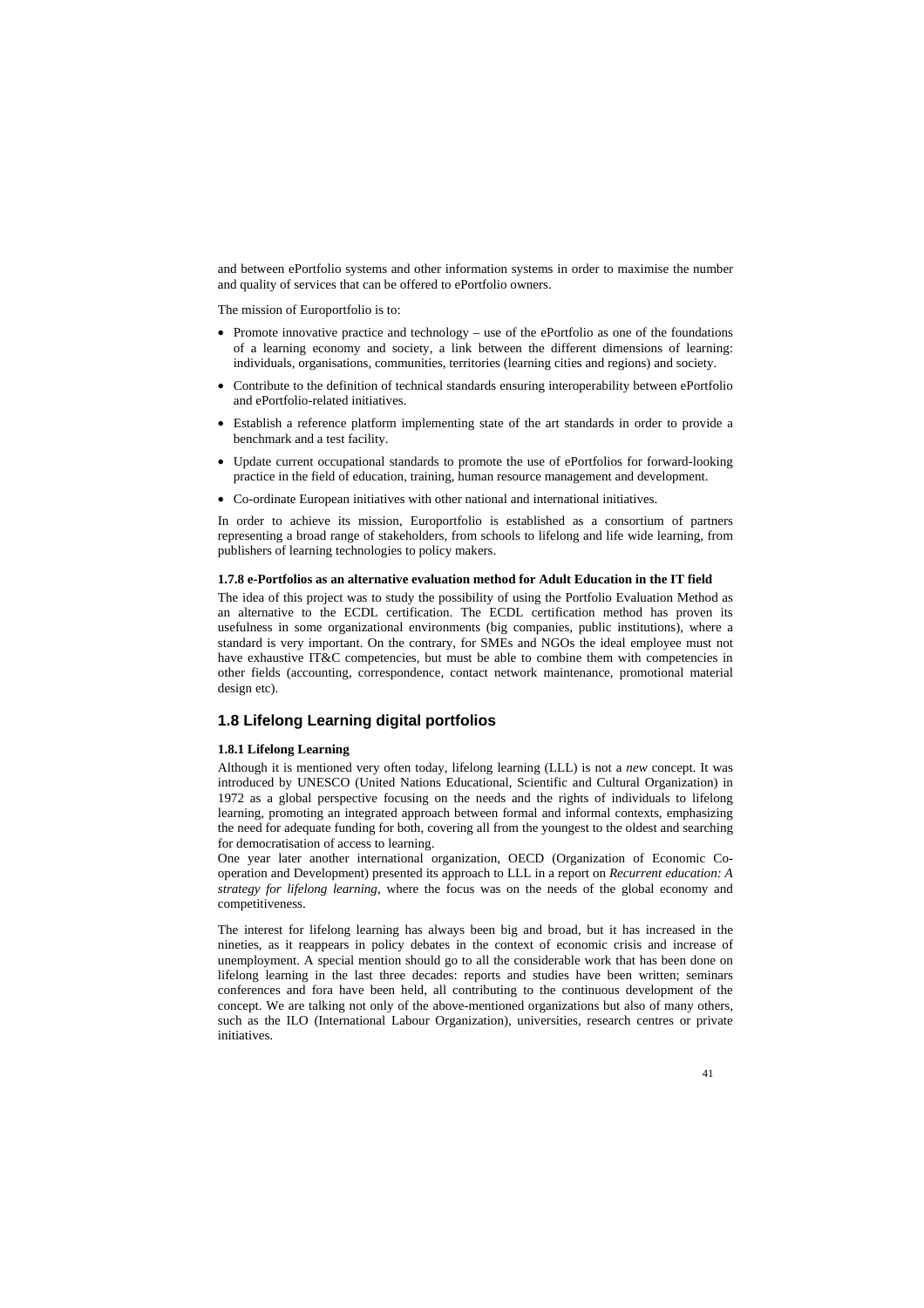and between ePortfolio systems and other information systems in order to maximise the number and quality of services that can be offered to ePortfolio owners.

The mission of Europortfolio is to:

- Promote innovative practice and technology – use of the ePortfolio as one of the foundations of a learning economy and society, a link between the different dimensions of learning: individuals, organisations, communities, territories (learning cities and regions) and society.
- Contribute to the definition of technical standards ensuring interoperability between ePortfolio and ePortfolio-related initiatives.
- Establish a reference platform implementing state of the art standards in order to provide a benchmark and a test facility.
- Update current occupational standards to promote the use of ePortfolios for forward-looking practice in the field of education, training, human resource management and development.
- Co-ordinate European initiatives with other national and international initiatives.

In order to achieve its mission, Europortfolio is established as a consortium of partners representing a broad range of stakeholders, from schools to lifelong and life wide learning, from publishers of learning technologies to policy makers.

#### 1.7.8 e-Portfolios as an alternative evaluation method for Adult Education in the IT field

The idea of this project was to study the possibility of using the Portfolio Evaluation Method as an alternative to the ECDL certification. The ECDL certification method has proven its usefulness in some organizational environments (big companies, public institutions), where a standard is very important. On the contrary, for SMEs and NGOs the ideal employee must not have exhaustive IT&C competencies, but must be able to combine them with competencies in other fields (accounting, correspondence, contact network maintenance, promotional material design etc).

## 1.8 Lifelong Learning digital portfolios

#### 1.8.1 Lifelong Learning

Although it is mentioned very often today, lifelong learning (LLL) is not a *new* concept. It was introduced by UNESCO (United Nations Educational, Scientific and Cultural Organization) in 1972 as a global perspective focusing on the needs and the rights of individuals to lifelong learning, promoting an integrated approach between formal and informal contexts, emphasizing the need for adequate funding for both, covering all from the youngest to the oldest and searching for democratisation of access to learning.
One year later another international organization, OECD (Organization of Economic Co-operation and Development) presented its approach to LLL in a report on *Recurrent education: A strategy for lifelong learning*, where the focus was on the needs of the global economy and competitiveness.

The interest for lifelong learning has always been big and broad, but it has increased in the nineties, as it reappears in policy debates in the context of economic crisis and increase of unemployment. A special mention should go to all the considerable work that has been done on lifelong learning in the last three decades: reports and studies have been written; seminars conferences and fora have been held, all contributing to the continuous development of the concept. We are talking not only of the above-mentioned organizations but also of many others, such as the ILO (International Labour Organization), universities, research centres or private initiatives.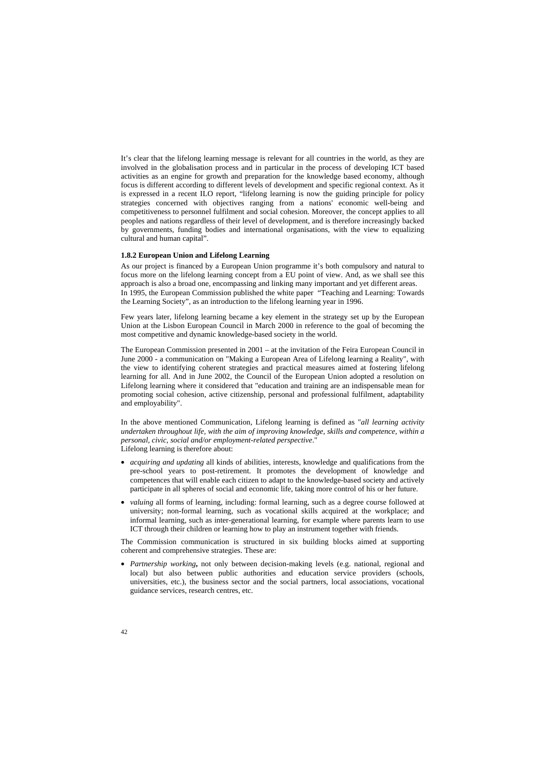It's clear that the lifelong learning message is relevant for all countries in the world, as they are involved in the globalisation process and in particular in the process of developing ICT based activities as an engine for growth and preparation for the knowledge based economy, although focus is different according to different levels of development and specific regional context. As it is expressed in a recent ILO report, "lifelong learning is now the guiding principle for policy strategies concerned with objectives ranging from a nations' economic well-being and competitiveness to personnel fulfilment and social cohesion. Moreover, the concept applies to all peoples and nations regardless of their level of development, and is therefore increasingly backed by governments, funding bodies and international organisations, with the view to equalizing cultural and human capital".

### 1.8.2 European Union and Lifelong Learning

As our project is financed by a European Union programme it's both compulsory and natural to focus more on the lifelong learning concept from a EU point of view. And, as we shall see this approach is also a broad one, encompassing and linking many important and yet different areas.
In 1995, the European Commission published the white paper "Teaching and Learning: Towards the Learning Society", as an introduction to the lifelong learning year in 1996.

Few years later, lifelong learning became a key element in the strategy set up by the European Union at the Lisbon European Council in March 2000 in reference to the goal of becoming the most competitive and dynamic knowledge-based society in the world.

The European Commission presented in 2001 – at the invitation of the Feira European Council in June 2000 - a communication on "Making a European Area of Lifelong learning a Reality", with the view to identifying coherent strategies and practical measures aimed at fostering lifelong learning for all. And in June 2002, the Council of the European Union adopted a resolution on Lifelong learning where it considered that "education and training are an indispensable mean for promoting social cohesion, active citizenship, personal and professional fulfilment, adaptability and employability".

In the above mentioned Communication, Lifelong learning is defined as "*all learning activity undertaken throughout life, with the aim of improving knowledge, skills and competence, within a personal, civic, social and/or employment-related perspective*."
Lifelong learning is therefore about:

- *acquiring and updating* all kinds of abilities, interests, knowledge and qualifications from the pre-school years to post-retirement. It promotes the development of knowledge and competences that will enable each citizen to adapt to the knowledge-based society and actively participate in all spheres of social and economic life, taking more control of his or her future.
- *valuing* all forms of learning, including: formal learning, such as a degree course followed at university; non-formal learning, such as vocational skills acquired at the workplace; and informal learning, such as inter-generational learning, for example where parents learn to use ICT through their children or learning how to play an instrument together with friends.

The Commission communication is structured in six building blocks aimed at supporting coherent and comprehensive strategies. These are:

- *Partnership working***,** not only between decision-making levels (e.g. national, regional and local) but also between public authorities and education service providers (schools, universities, etc.), the business sector and the social partners, local associations, vocational guidance services, research centres, etc.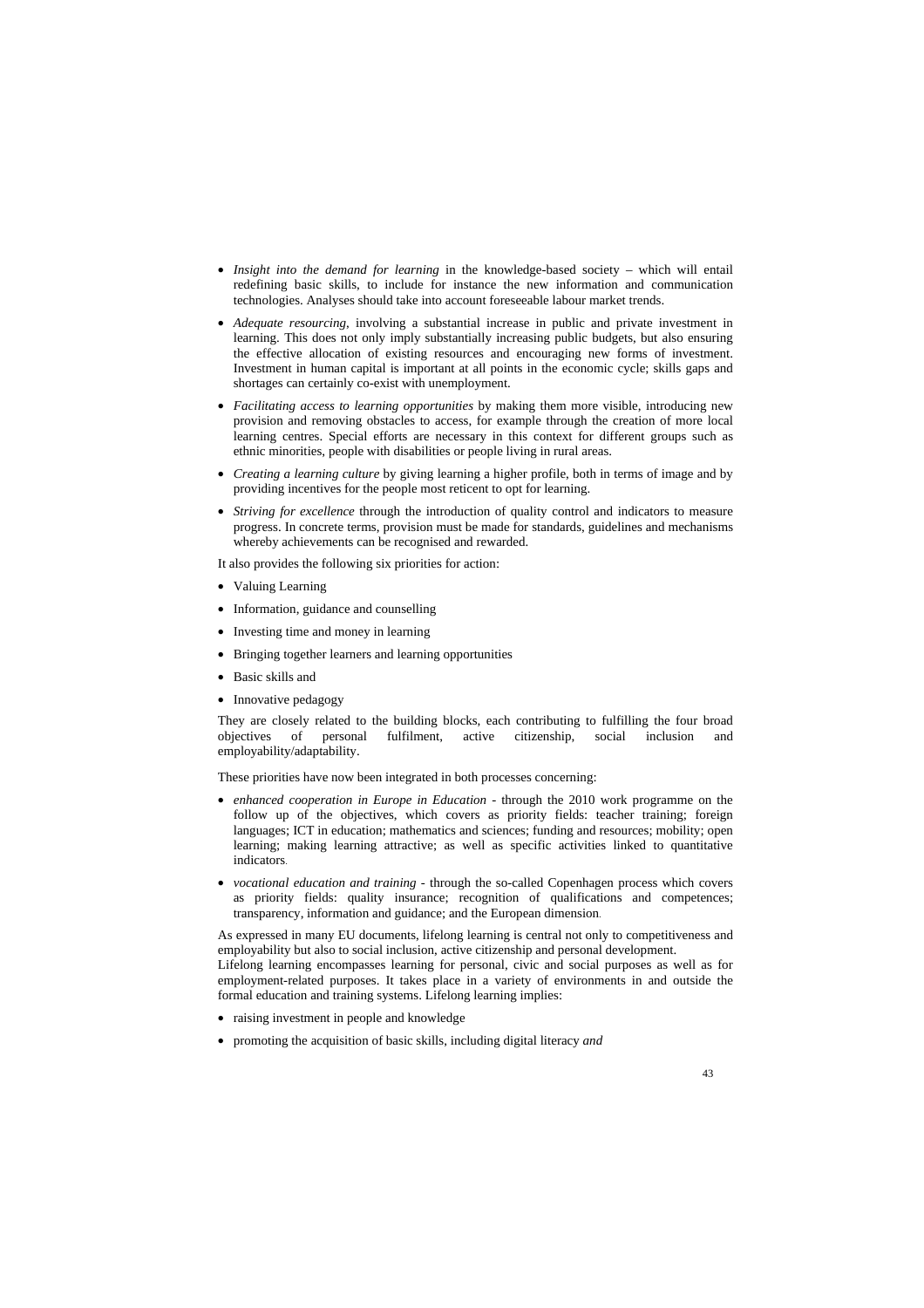- *Insight into the demand for learning* in the knowledge-based society – which will entail redefining basic skills, to include for instance the new information and communication technologies. Analyses should take into account foreseeable labour market trends.
- *Adequate resourcing,* involving a substantial increase in public and private investment in learning. This does not only imply substantially increasing public budgets, but also ensuring the effective allocation of existing resources and encouraging new forms of investment. Investment in human capital is important at all points in the economic cycle; skills gaps and shortages can certainly co-exist with unemployment.
- *Facilitating access to learning opportunities* by making them more visible, introducing new provision and removing obstacles to access, for example through the creation of more local learning centres. Special efforts are necessary in this context for different groups such as ethnic minorities, people with disabilities or people living in rural areas.
- *Creating a learning culture* by giving learning a higher profile, both in terms of image and by providing incentives for the people most reticent to opt for learning.
- *Striving for excellence* through the introduction of quality control and indicators to measure progress. In concrete terms, provision must be made for standards, guidelines and mechanisms whereby achievements can be recognised and rewarded.

It also provides the following six priorities for action:

- Valuing Learning
- Information, guidance and counselling
- Investing time and money in learning
- Bringing together learners and learning opportunities
- Basic skills and
- Innovative pedagogy

They are closely related to the building blocks, each contributing to fulfilling the four broad objectives of personal fulfilment, active citizenship, social inclusion and employability/adaptability.

These priorities have now been integrated in both processes concerning:

- *enhanced cooperation in Europe in Education* - through the 2010 work programme on the follow up of the objectives, which covers as priority fields: teacher training; foreign languages; ICT in education; mathematics and sciences; funding and resources; mobility; open learning; making learning attractive; as well as specific activities linked to quantitative indicators.
- *vocational education and training* - through the so-called Copenhagen process which covers as priority fields: quality insurance; recognition of qualifications and competences; transparency, information and guidance; and the European dimension.

As expressed in many EU documents, lifelong learning is central not only to competitiveness and employability but also to social inclusion, active citizenship and personal development.
Lifelong learning encompasses learning for personal, civic and social purposes as well as for employment-related purposes. It takes place in a variety of environments in and outside the formal education and training systems. Lifelong learning implies:

- raising investment in people and knowledge
- promoting the acquisition of basic skills, including digital literacy *and*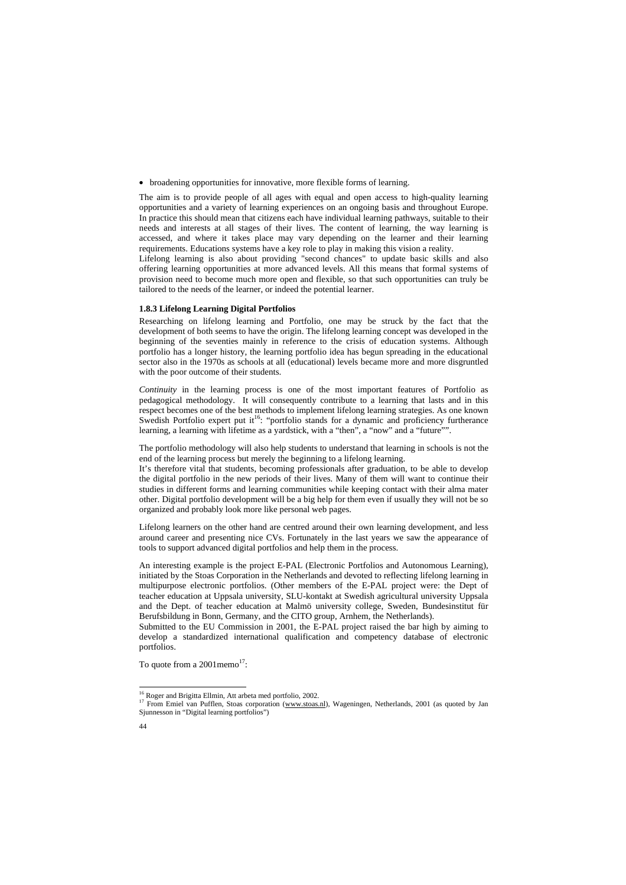- broadening opportunities for innovative, more flexible forms of learning.

The aim is to provide people of all ages with equal and open access to high-quality learning opportunities and a variety of learning experiences on an ongoing basis and throughout Europe. In practice this should mean that citizens each have individual learning pathways, suitable to their needs and interests at all stages of their lives. The content of learning, the way learning is accessed, and where it takes place may vary depending on the learner and their learning requirements. Educations systems have a key role to play in making this vision a reality.
Lifelong learning is also about providing "second chances" to update basic skills and also offering learning opportunities at more advanced levels. All this means that formal systems of provision need to become much more open and flexible, so that such opportunities can truly be tailored to the needs of the learner, or indeed the potential learner.

### 1.8.3 Lifelong Learning Digital Portfolios

Researching on lifelong learning and Portfolio, one may be struck by the fact that the development of both seems to have the origin. It will consequently contribute to a learning that lasts and in this respect becomes one of the best methods to implement lifelong learning strategies. As one known Swedish Portfolio expert put it[16]: "portfolio stands for a dynamic and proficiency furtherance learning, a learning with lifetime as a yardstick, with a "then", a "now" and a "future"".

The portfolio methodology will also help students to understand that learning in schools is not the end of the learning process but merely the beginning to a lifelong learning.
It's therefore vital that students, becoming professionals after graduation, to be able to develop the digital portfolio in the new periods of their lives. Many of them will want to continue their studies in different forms and learning communities while keeping contact with their alma mater other. Digital portfolio development will be a big help for them even if usually they will not be so organized and probably look more like personal web pages.

Lifelong learners on the other hand are centred around their own learning development, and less around career and presenting nice CVs. Fortunately in the last years we saw the appearance of tools to support advanced digital portfolios and help them in the process.

An interesting example is the project E-PAL (Electronic Portfolios and Autonomous Learning), initiated by the Stoas Corporation in the Netherlands and devoted to reflecting lifelong learning in multipurpose electronic portfolios. (Other members of the E-PAL project were: the Dept of teacher education at Uppsala university, SLU-kontakt at Swedish agricultural university Uppsala and the Dept. of teacher education at Malmö university college, Sweden, Bundesinstitut für Berufsbildung in Bonn, Germany, and the CITO group, Arnhem, the Netherlands).
Submitted to the EU Commission in 2001, the E-PAL project raised the bar high by aiming to develop a standardized international qualification and competency database of electronic portfolios.

To quote from a 2001memo[17]:

---

[16] Roger and Brigitta Ellmin, Att arbeta med portfolio, 2002.
[17] From Emiel van Pufflen, Stoas corporation (www.stoas.nl), Wageningen, Netherlands, 2001 (as quoted by Jan Sjunnesson in "Digital learning portfolios")

- broadening opportunities for innovative, more flexible forms of learning.

The aim is to provide people of all ages with equal and open access to high-quality learning opportunities and a variety of learning experiences on an ongoing basis and throughout Europe. In practice this should mean that citizens each have individual learning pathways, suitable to their needs and interests at all stages of their lives. The content of learning, the way learning is accessed, and where it takes place may vary depending on the learner and their learning requirements. Educations systems have a key role to play in making this vision a reality.
Lifelong learning is also about providing "second chances" to update basic skills and also offering learning opportunities at more advanced levels. All this means that formal systems of provision need to become much more open and flexible, so that such opportunities can truly be tailored to the needs of the learner, or indeed the potential learner.

### 1.8.3 Lifelong Learning Digital Portfolios

Researching on lifelong learning and Portfolio, one may be struck by the fact that the development of both seems to have the origin. It will consequently contribute to a learning that lasts and in this respect becomes one of the best methods to implement lifelong learning strategies. The lifelong learning concept was developed in the beginning of the seventies mainly in reference to the crisis of education systems. Although portfolio has a longer history, the learning portfolio idea has begun spreading in the educational sector also in the 1970s as schools at all (educational) levels became more and more disgruntled with the poor outcome of their students.

*Continuity* in the learning process is one of the most important features of Portfolio as pedagogical methodology. It will consequently contribute to a learning that lasts and in this respect becomes one of the best methods to implement lifelong learning strategies. As one known Swedish Portfolio expert put it[16]: "portfolio stands for a dynamic and proficiency furtherance learning, a learning with lifetime as a yardstick, with a "then", a "now" and a "future"".

The portfolio methodology will also help students to understand that learning in schools is not the end of the learning process but merely the beginning to a lifelong learning.
It's therefore vital that students, becoming professionals after graduation, to be able to develop the digital portfolio in the new periods of their lives. Many of them will want to continue their studies in different forms and learning communities while keeping contact with their alma mater other. Digital portfolio development will be a big help for them even if usually they will not be so organized and probably look more like personal web pages.

Lifelong learners on the other hand are centred around their own learning development, and less around career and presenting nice CVs. Fortunately in the last years we saw the appearance of tools to support advanced digital portfolios and help them in the process.

An interesting example is the project E-PAL (Electronic Portfolios and Autonomous Learning), initiated by the Stoas Corporation in the Netherlands and devoted to reflecting lifelong learning in multipurpose electronic portfolios. (Other members of the E-PAL project were: the Dept of teacher education at Uppsala university, SLU-kontakt at Swedish agricultural university Uppsala and the Dept. of teacher education at Malmö university college, Sweden, Bundesinstitut für Berufsbildung in Bonn, Germany, and the CITO group, Arnhem, the Netherlands).
Submitted to the EU Commission in 2001, the E-PAL project raised the bar high by aiming to develop a standardized international qualification and competency database of electronic portfolios.

To quote from a 2001memo[17]:

---

[16] Roger and Brigitta Ellmin, Att arbeta med portfolio, 2002.
[17] From Emiel van Pufflen, Stoas corporation (www.stoas.nl), Wageningen, Netherlands, 2001 (as quoted by Jan Sjunnesson in "Digital learning portfolios")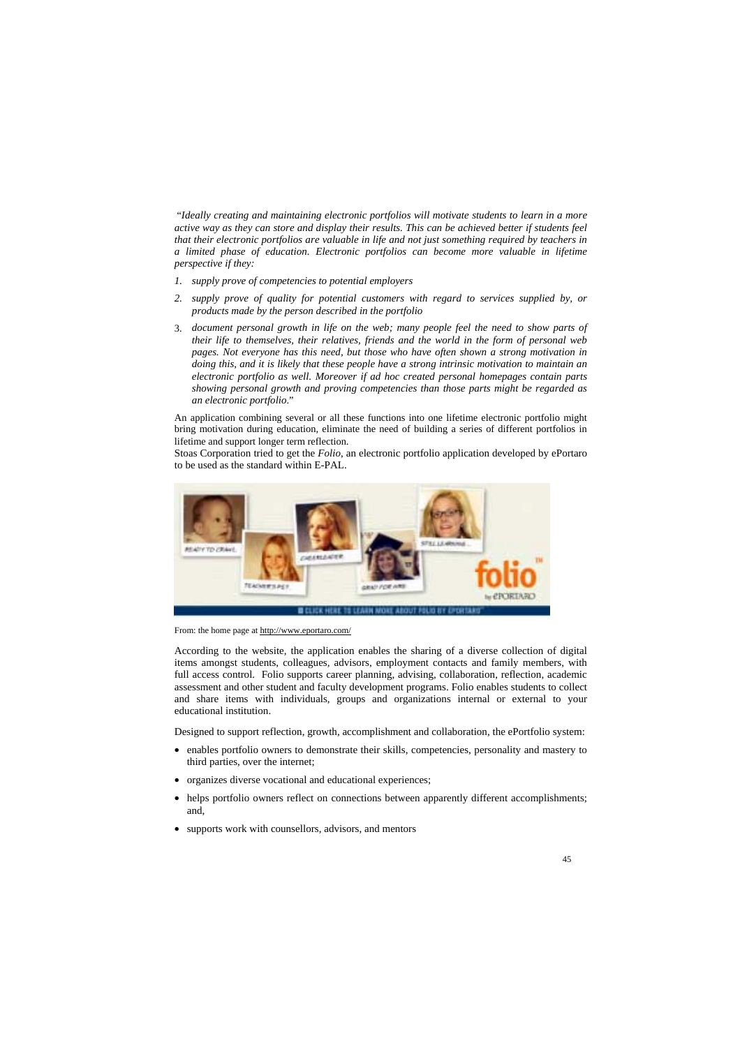*"Ideally creating and maintaining electronic portfolios will motivate students to learn in a more active way as they can store and display their results. This can be achieved better if students feel that their electronic portfolios are valuable in life and not just something required by teachers in a limited phase of education. Electronic portfolios can become more valuable in lifetime perspective if they:*

1. *supply prove of competencies to potential employers*
2. *supply prove of quality for potential customers with regard to services supplied by, or products made by the person described in the portfolio*
3. *document personal growth in life on the web; many people feel the need to show parts of their life to themselves, their relatives, friends and the world in the form of personal web pages. Not everyone has this need, but those who have often shown a strong motivation in doing this, and it is likely that these people have a strong intrinsic motivation to maintain an electronic portfolio as well. Moreover if ad hoc created personal homepages contain parts showing personal growth and proving competencies than those parts might be regarded as an electronic portfolio."*

An application combining several or all these functions into one lifetime electronic portfolio might bring motivation during education, eliminate the need of building a series of different portfolios in lifetime and support longer term reflection.

Stoas Corporation tried to get the *Folio*, an electronic portfolio application developed by ePortaro to be used as the standard within E-PAL.

From: the home page at http://www.eportaro.com/

According to the website, the application enables the sharing of a diverse collection of digital items amongst students, colleagues, advisors, employment contacts and family members, with full access control. Folio supports career planning, advising, collaboration, reflection, academic assessment and other student and faculty development programs. Folio enables students to collect and share items with individuals, groups and organizations internal or external to your educational institution.

Designed to support reflection, growth, accomplishment and collaboration, the ePortfolio system:

- enables portfolio owners to demonstrate their skills, competencies, personality and mastery to third parties, over the internet;
- organizes diverse vocational and educational experiences;
- helps portfolio owners reflect on connections between apparently different accomplishments; and,
- supports work with counsellors, advisors, and mentors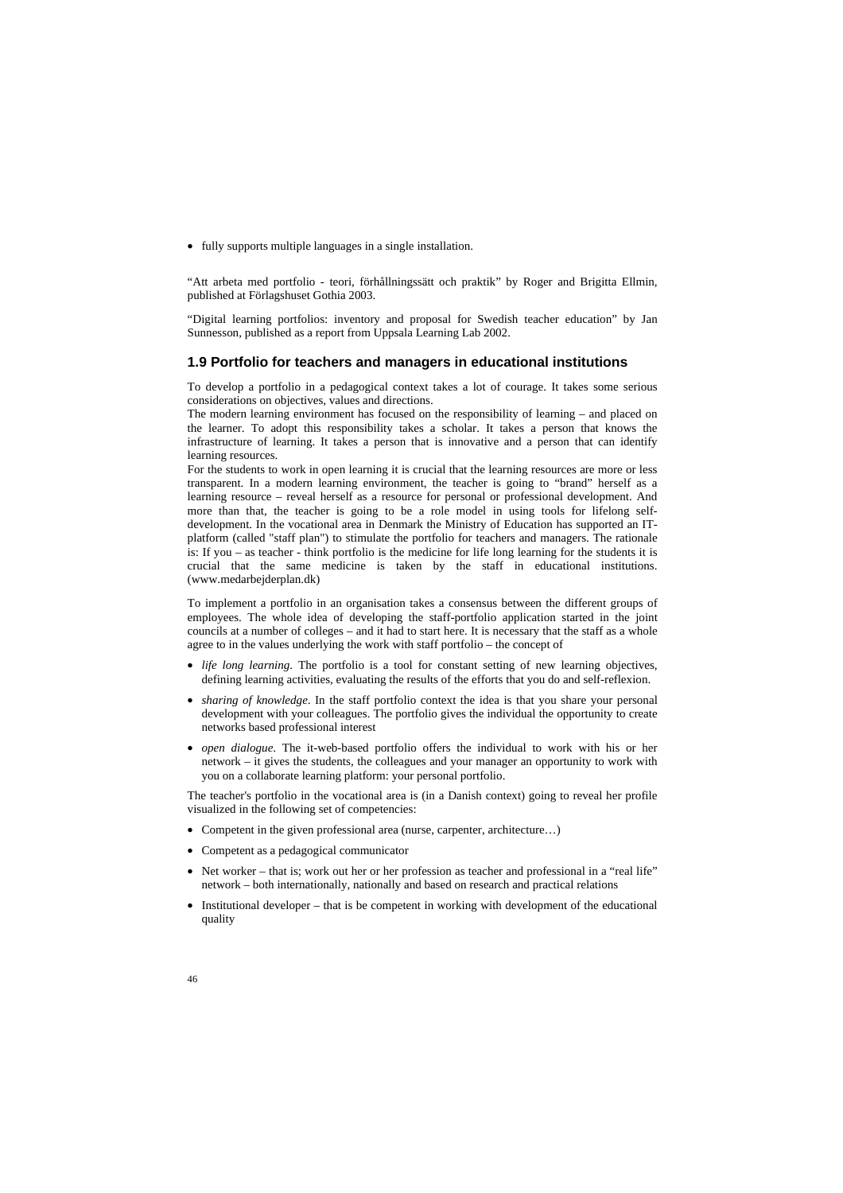- fully supports multiple languages in a single installation.

"Att arbeta med portfolio - teori, förhållningssätt och praktik" by Roger and Brigitta Ellmin, published at Förlagshuset Gothia 2003.

"Digital learning portfolios: inventory and proposal for Swedish teacher education" by Jan Sunnesson, published as a report from Uppsala Learning Lab 2002.

## 1.9 Portfolio for teachers and managers in educational institutions

To develop a portfolio in a pedagogical context takes a lot of courage. It takes some serious considerations on objectives, values and directions.
The modern learning environment has focused on the responsibility of learning – and placed on the learner. To adopt this responsibility takes a scholar. It takes a person that knows the infrastructure of learning. It takes a person that is innovative and a person that can identify learning resources.
For the students to work in open learning it is crucial that the learning resources are more or less transparent. In a modern learning environment, the teacher is going to "brand" herself as a learning resource – reveal herself as a resource for personal or professional development. And more than that, the teacher is going to be a role model in using tools for lifelong self-development. In the vocational area in Denmark the Ministry of Education has supported an IT-platform (called "staff plan") to stimulate the portfolio for teachers and managers. The rationale is: If you – as teacher - think portfolio is the medicine for life long learning for the students it is crucial that the same medicine is taken by the staff in educational institutions. (www.medarbejderplan.dk)

To implement a portfolio in an organisation takes a consensus between the different groups of employees. The whole idea of developing the staff-portfolio application started in the joint councils at a number of colleges – and it had to start here. It is necessary that the staff as a whole agree to in the values underlying the work with staff portfolio – the concept of

- *life long learning*. The portfolio is a tool for constant setting of new learning objectives, defining learning activities, evaluating the results of the efforts that you do and self-reflexion.
- *sharing of knowledge*. In the staff portfolio context the idea is that you share your personal development with your colleagues. The portfolio gives the individual the opportunity to create networks based professional interest
- *open dialogue*. The it-web-based portfolio offers the individual to work with his or her network – it gives the students, the colleagues and your manager an opportunity to work with you on a collaborate learning platform: your personal portfolio.

The teacher's portfolio in the vocational area is (in a Danish context) going to reveal her profile visualized in the following set of competencies:

- Competent in the given professional area (nurse, carpenter, architecture…)
- Competent as a pedagogical communicator
- Net worker – that is; work out her or her profession as teacher and professional in a "real life" network – both internationally, nationally and based on research and practical relations
- Institutional developer – that is be competent in working with development of the educational quality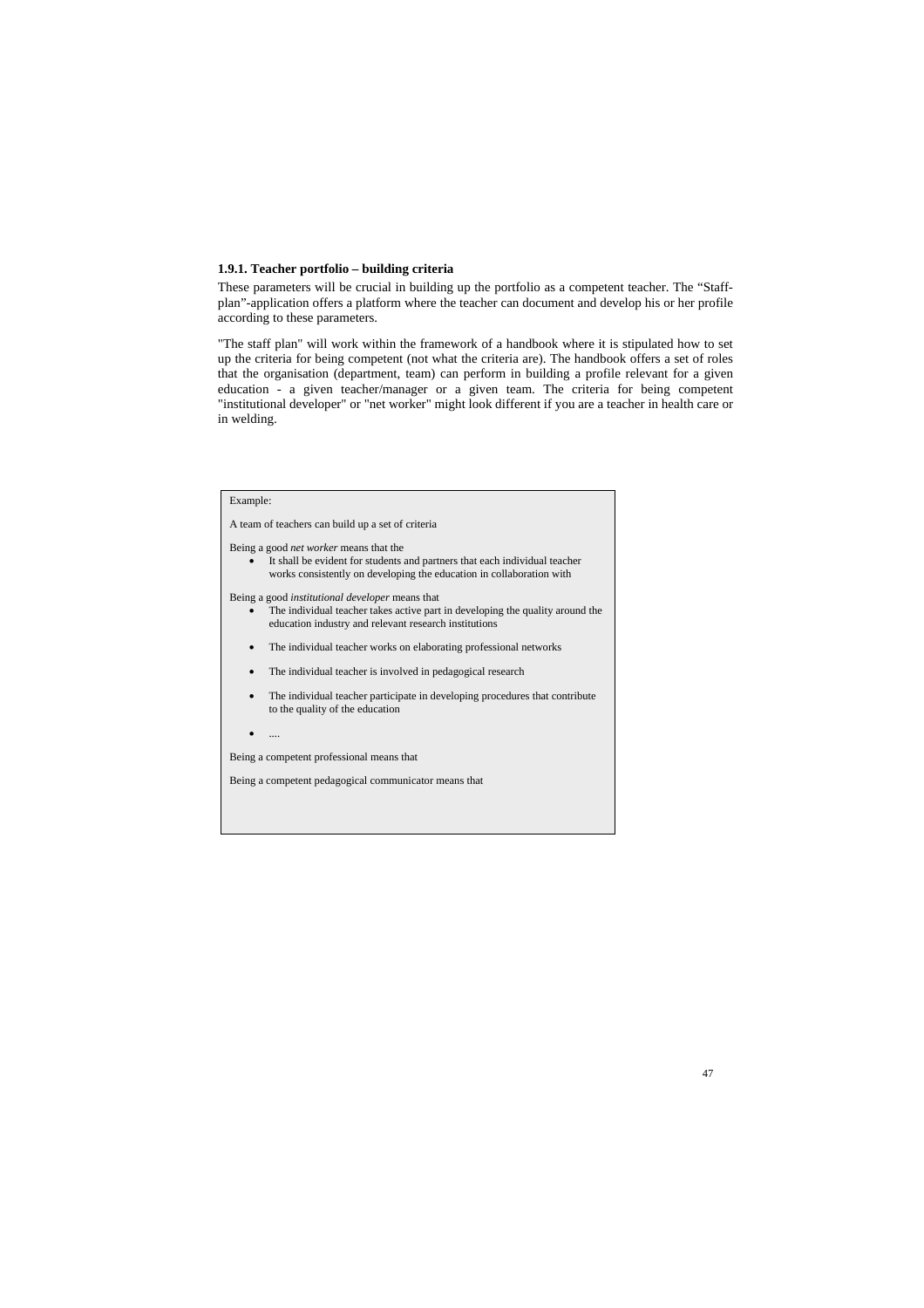### 1.9.1. Teacher portfolio – building criteria

These parameters will be crucial in building up the portfolio as a competent teacher. The "Staff-plan"-application offers a platform where the teacher can document and develop his or her profile according to these parameters.

"The staff plan" will work within the framework of a handbook where it is stipulated how to set up the criteria for being competent (not what the criteria are). The handbook offers a set of roles that the organisation (department, team) can perform in building a profile relevant for a given education - a given teacher/manager or a given team. The criteria for being competent "institutional developer" or "net worker" might look different if you are a teacher in health care or in welding.

Example:

A team of teachers can build up a set of criteria

Being a good *net worker* means that the

- It shall be evident for students and partners that each individual teacher works consistently on developing the education in collaboration with

Being a good *institutional developer* means that

- The individual teacher takes active part in developing the quality around the education industry and relevant research institutions
- The individual teacher works on elaborating professional networks
- The individual teacher is involved in pedagogical research
- The individual teacher participate in developing procedures that contribute to the quality of the education
- ....

Being a competent professional means that

Being a competent pedagogical communicator means that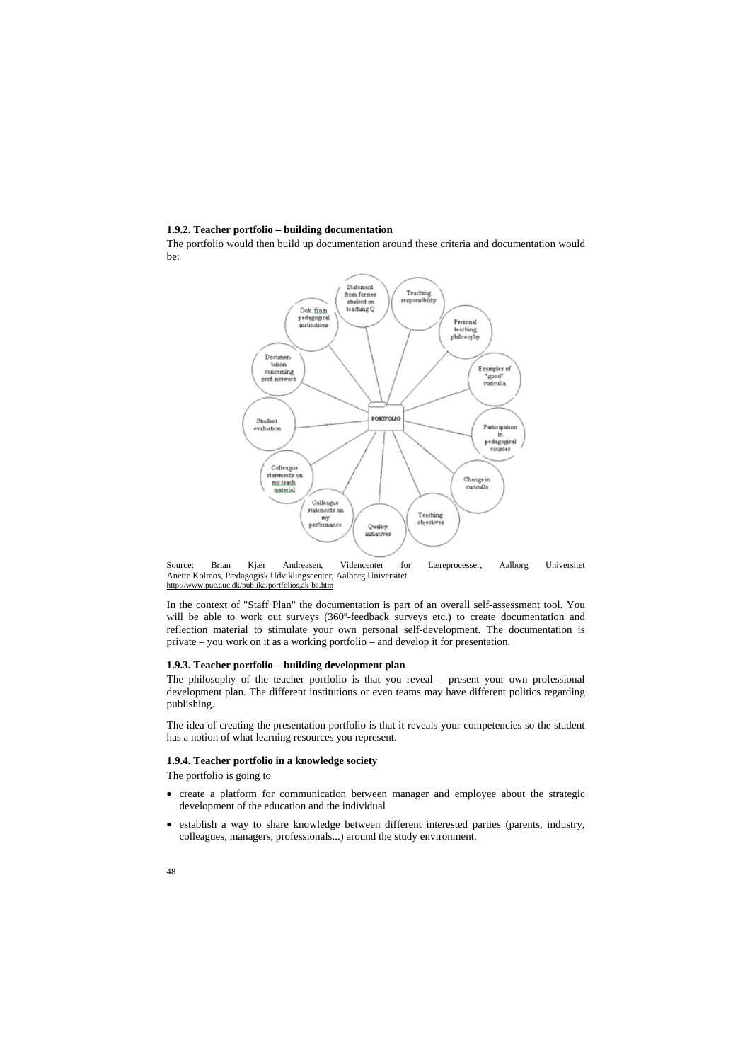### 1.9.2. Teacher portfolio – building documentation

The portfolio would then build up documentation around these criteria and documentation would be:

PORTFOLIO

Statement from former student on teaching Q

Teaching responsibility

Personal teaching philosophy

Examples of "good" curricula

Participation in pedagogical cources

Change in curicula

Teaching objectives

Quality initiatives

Colleague statements on my performance

Colleague statements on my teach material

Student evaluation

Documentation concerning prof. network

Dok. from pedagogical institutions

Source: Brian Kjær Andreasen, Videncenter for Læreprocesser, Aalborg Universitet
Anette Kolmos, Pædagogisk Udviklingscenter, Aalborg Universitet
http://www.puc.auc.dk/publika/portfolios,ak-ba.htm

In the context of "Staff Plan" the documentation is part of an overall self-assessment tool. You will be able to work out surveys (360º-feedback surveys etc.) to create documentation and reflection material to stimulate your own personal self-development. The documentation is private – you work on it as a working portfolio – and develop it for presentation.

### 1.9.3. Teacher portfolio – building development plan

The philosophy of the teacher portfolio is that you reveal – present your own professional development plan. The different institutions or even teams may have different politics regarding publishing.

The idea of creating the presentation portfolio is that it reveals your competencies so the student has a notion of what learning resources you represent.

### 1.9.4. Teacher portfolio in a knowledge society

The portfolio is going to

- create a platform for communication between manager and employee about the strategic development of the education and the individual
- establish a way to share knowledge between different interested parties (parents, industry, colleagues, managers, professionals...) around the study environment.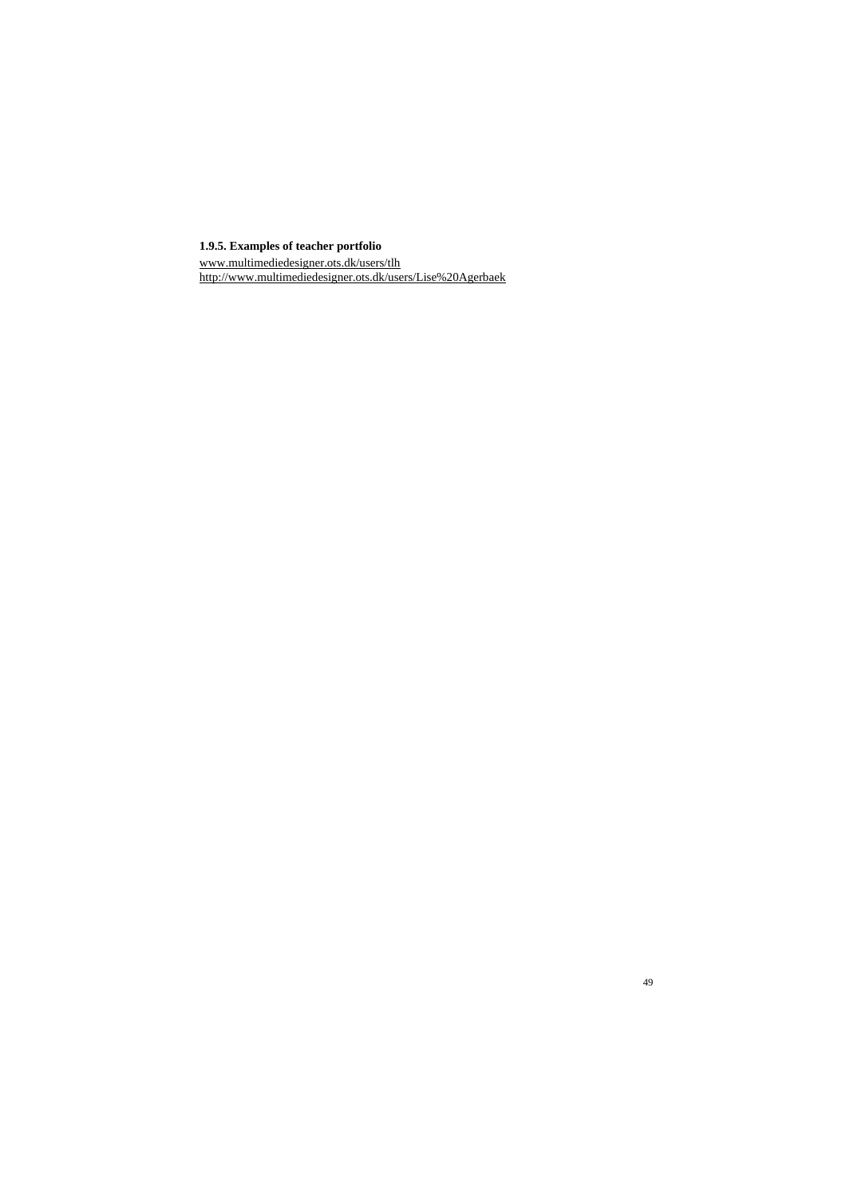### 1.9.5. Examples of teacher portfolio

www.multimediedesigner.ots.dk/users/tlh

http://www.multimediedesigner.ots.dk/users/Lise%20Agerbaek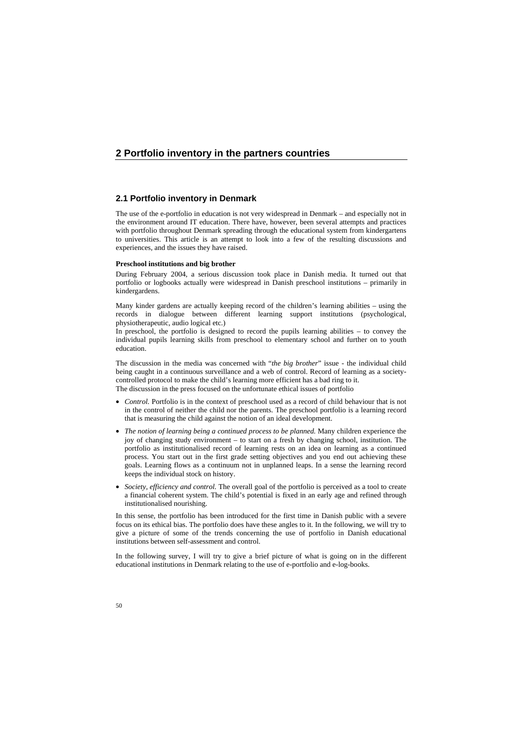# 2 Portfolio inventory in the partners countries

## 2.1 Portfolio inventory in Denmark

The use of the e-portfolio in education is not very widespread in Denmark – and especially not in the environment around IT education. There have, however, been several attempts and practices with portfolio throughout Denmark spreading through the educational system from kindergartens to universities. This article is an attempt to look into a few of the resulting discussions and experiences, and the issues they have raised.

**Preschool institutions and big brother**

During February 2004, a serious discussion took place in Danish media. It turned out that portfolio or logbooks actually were widespread in Danish preschool institutions – primarily in kindergardens.

Many kinder gardens are actually keeping record of the children's learning abilities – using the records in dialogue between different learning support institutions (psychological, physiotherapeutic, audio logical etc.)

In preschool, the portfolio is designed to record the pupils learning abilities – to convey the individual pupils learning skills from preschool to elementary school and further on to youth education.

The discussion in the media was concerned with "*the big brother*" issue - the individual child being caught in a continuous surveillance and a web of control. Record of learning as a society-controlled protocol to make the child's learning more efficient has a bad ring to it.

The discussion in the press focused on the unfortunate ethical issues of portfolio

- *Control.* Portfolio is in the context of preschool used as a record of child behaviour that is not in the control of neither the child nor the parents. The preschool portfolio is a learning record that is measuring the child against the notion of an ideal development.
- *The notion of learning being a continued process to be planned.* Many children experience the joy of changing study environment – to start on a fresh by changing school, institution. The portfolio as institutionalised record of learning rests on an idea on learning as a continued process. You start out in the first grade setting objectives and you end out achieving these goals. Learning flows as a continuum not in unplanned leaps. In a sense the learning record keeps the individual stock on history.
- *Society, efficiency and control.* The overall goal of the portfolio is perceived as a tool to create a financial coherent system. The child's potential is fixed in an early age and refined through institutionalised nourishing.

In this sense, the portfolio has been introduced for the first time in Danish public with a severe focus on its ethical bias. The portfolio does have these angles to it. In the following, we will try to give a picture of some of the trends concerning the use of portfolio in Danish educational institutions between self-assessment and control.

In the following survey, I will try to give a brief picture of what is going on in the different educational institutions in Denmark relating to the use of e-portfolio and e-log-books.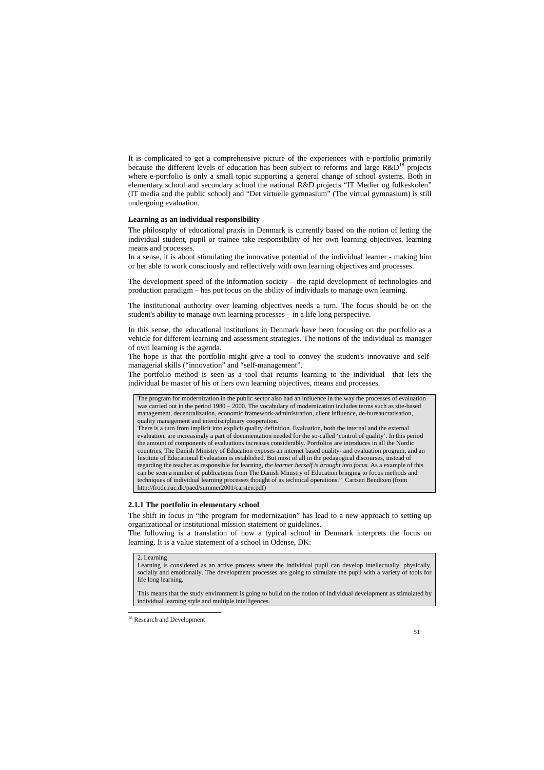It is complicated to get a comprehensive picture of the experiences with e-portfolio primarily because the different levels of education has been subject to reforms and large R&D[18] projects where e-portfolio is only a small topic supporting a general change of school systems. Both in elementary school and secondary school the national R&D projects "IT Medier og folkeskolen" (IT media and the public school) and "Det virtuelle gymnasium" (The virtual gymnasium) is still undergoing evaluation.

**Learning as an individual responsibility**

The philosophy of educational praxis in Denmark is currently based on the notion of letting the individual student, pupil or trainee take responsibility of her own learning objectives, learning means and processes.
In a sense, it is about stimulating the innovative potential of the individual learner - making him or her able to work consciously and reflectively with own learning objectives and processes.

The development speed of the information society – the rapid development of technologies and production paradigm – has put focus on the ability of individuals to manage own learning.

The institutional authority over learning objectives needs a turn. The focus should be on the student's ability to manage own learning processes – in a life long perspective.

In this sense, the educational institutions in Denmark have been focusing on the portfolio as a vehicle for different learning and assessment strategies. The notions of the individual as manager of own learning is the agenda.
The hope is that the portfolio might give a tool to convey the student's innovative and self-managerial skills ("innovation" and "self-management".
The portfolio method is seen as a tool that returns learning to the individual –that lets the individual be master of his or hers own learning objectives, means and processes.

> The program for modernization in the public sector also had an influence in the way the processes of evaluation was carried out in the period 1980 – 2000. The vocabulary of modernization includes terms such as site-based management, decentralization, economic framework-administration, client influence, de-bureaucratisation, quality management and interdisciplinary cooperation.
> There is a turn from implicit into explicit quality definition. Evaluation, both the internal and the external evaluation, are increasingly a part of documentation needed for the so-called 'control of quality'. In this period the amount of components of evaluations increases considerably. Portfolios are introduces in all the Nordic countries, The Danish Ministry of Education exposes an internet based quality- and evaluation program, and an Institute of Educational Evaluation is established. But most of all in the pedagogical discourses, instead of regarding the teacher as responsible for learning, *the learner herself is brought into focus.* As a example of this can be seen a number of publications from The Danish Ministry of Education bringing to focus methods and techniques of individual learning processes thought of as technical operations." Cartsen Bendixen (from http://frode.ruc.dk/paed/summer2001/carsten.pdf)

### 2.1.1 The portfolio in elementary school

The shift in focus in "the program for modernization" has lead to a new approach to setting up organizational or institutional mission statement or guidelines.
The following is a translation of how a typical school in Denmark interprets the focus on learning. It is a value statement of a school in Odense, DK:

> 2. Learning
> Learning is considered as an active process where the individual pupil can develop intellectually, physically, socially and emotionally. The development processes are going to stimulate the pupil with a variety of tools for life long learning.
>
> This means that the study environment is going to build on the notion of individual development as stimulated by individual learning style and multiple intelligences.

[18] Research and Development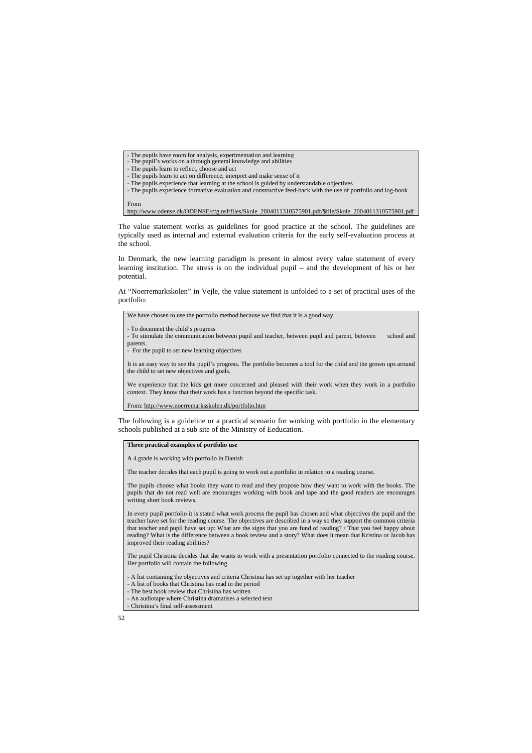- The pupils have room for analysis, experimentation and learning
- The pupil's works on a through general knowledge and abilities
- The pupils learn to reflect, choose and act
- The pupils learn to act on difference, interpret and make sense of it
- The pupils experience that learning at the school is guided by understandable objectives
- The pupils experience formative evaluation and constructive feed-back with the use of portfolio and log-book

From
http://www.odense.dk/ODENSE/cfg.nsf/files/Skole_2004011310575901.pdf/$file/Skole_2004011310575901.pdf

The value statement works as guidelines for good practice at the school. The guidelines are typically used as internal and external evaluation criteria for the early self-evaluation process at the school.

In Denmark, the new learning paradigm is present in almost every value statement of every learning institution. The stress is on the individual pupil – and the development of his or her potential.

At "Noerremarkskolen" in Vejle, the value statement is unfolded to a set of practical uses of the portfolio:

We have chosen to use the portfolio method because we find that it is a good way

- To document the child's progress
- To stimulate the communication between pupil and teacher, between pupil and parent, between school and parents.
- For the pupil to set new learning objectives

It is an easy way to see the pupil's progress. The portfolio becomes a tool for the child and the grown ups around the child to set new objectives and goals.

We experience that the kids get more concerned and pleased with their work when they work in a portfolio context. They know that their work has a function beyond the specific task.

From: http://www.noerremarksskolen.dk/portfolio.htm

The following is a guideline or a practical scenario for working with portfolio in the elementary schools published at a sub site of the Ministry of Eeducation.

**Three practical examples of portfolio use**

A 4.grade is working with portfolio in Danish

The teacher decides that each pupil is going to work out a portfolio in relation to a reading course.

The pupils choose what books they want to read and they propose how they want to work with the books. The pupils that do not read well are encourages working with book and tape and the good readers are encourages writing short book reviews.

In every pupil portfolio it is stated what work process the pupil has chosen and what objectives the pupil and the teacher have set for the reading course. The objectives are described in a way so they support the common criteria that teacher and pupil have set up: What are the signs that you are fund of reading? / That you feel happy about reading? What is the difference between a book review and a story? What does it mean that Kristina or Jacob has improved their reading abilities?

The pupil Christina decides that she wants to work with a presentation portfolio connected to the reading course. Her portfolio will contain the following

- A list containing the objectives and criteria Christina has set up together with her teacher
- A list of books that Christina has read in the period
- The best book review that Christina has written
- An audiotape where Christina dramatises a selected text
- Christina's final self-assessment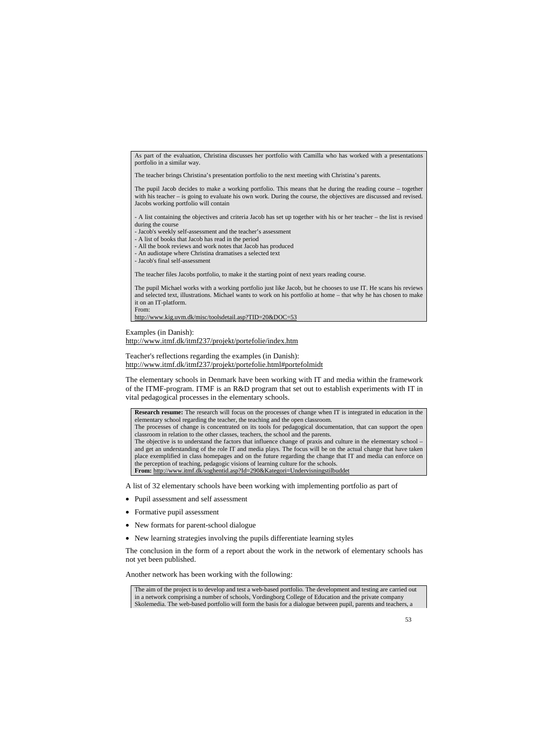> As part of the evaluation, Christina discusses her portfolio with Camilla who has worked with a presentations portfolio in a similar way.
>
> The teacher brings Christina's presentation portfolio to the next meeting with Christina's parents.
>
> The pupil Jacob decides to make a working portfolio. This means that he during the reading course – together with his teacher – is going to evaluate his own work. During the course, the objectives are discussed and revised. Jacobs working portfolio will contain
>
> - A list containing the objectives and criteria Jacob has set up together with his or her teacher – the list is revised during the course
> - Jacob's weekly self-assessment and the teacher's assessment
> - A list of books that Jacob has read in the period
> - All the book reviews and work notes that Jacob has produced
> - An audiotape where Christina dramatises a selected text
> - Jacob's final self-assessment
>
> The teacher files Jacobs portfolio, to make it the starting point of next years reading course.
>
> The pupil Michael works with a working portfolio just like Jacob, but he chooses to use IT. He scans his reviews and selected text, illustrations. Michael wants to work on his portfolio at home – that why he has chosen to make it on an IT-platform.
> From:
> http://www.kig.uvm.dk/misc/toolsdetail.asp?TID=20&DOC=53

Examples (in Danish):
http://www.itmf.dk/itmf237/projekt/portefolie/index.htm

Teacher's reflections regarding the examples (in Danish):
http://www.itmf.dk/itmf237/projekt/portefolie.html#portefolmidt

The elementary schools in Denmark have been working with IT and media within the framework of the ITMF-program. ITMF is an R&D program that set out to establish experiments with IT in vital pedagogical processes in the elementary schools.

> **Research resume:** The research will focus on the processes of change when IT is integrated in education in the elementary school regarding the teacher, the teaching and the open classroom.
> The processes of change is concentrated on its tools for pedagogical documentation, that can support the open classroom in relation to the other classes, teachers, the school and the parents.
> The objective is to understand the factors that influence change of praxis and culture in the elementary school – and get an understanding of the role IT and media plays. The focus will be on the actual change that have taken place exemplified in class homepages and on the future regarding the change that IT and media can enforce on the perception of teaching, pedagogic visions of learning culture for the schools.
> **From:** http://www.itmf.dk/soghentid.asp?Id=290&Kategori=Undervisningstilbuddet

A list of 32 elementary schools have been working with implementing portfolio as part of

- Pupil assessment and self assessment
- Formative pupil assessment
- New formats for parent-school dialogue
- New learning strategies involving the pupils differentiate learning styles

The conclusion in the form of a report about the work in the network of elementary schools has not yet been published.

Another network has been working with the following:

> The aim of the project is to develop and test a web-based portfolio. The development and testing are carried out in a network comprising a number of schools, Vordingborg College of Education and the private company Skolemedia. The web-based portfolio will form the basis for a dialogue between pupil, parents and teachers, a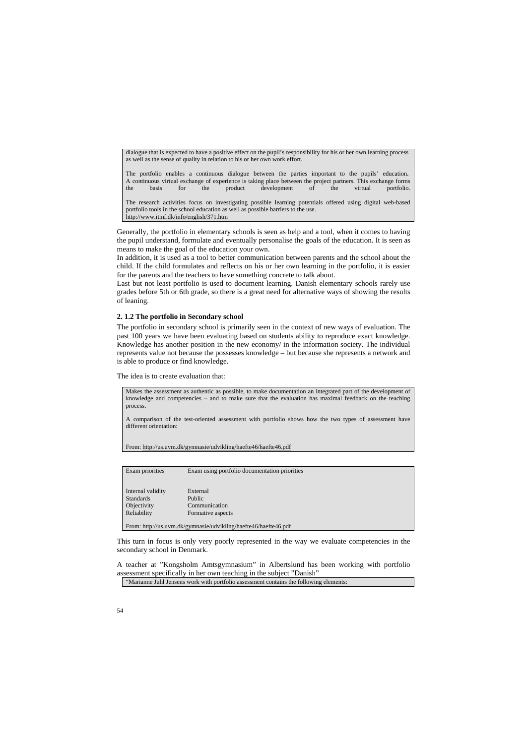dialogue that is expected to have a positive effect on the pupil's responsibility for his or her own learning process as well as the sense of quality in relation to his or her own work effort.

The portfolio enables a continuous dialogue between the parties important to the pupils' education. A continuous virtual exchange of experience is taking place between the project partners. This exchange forms the basis for the product development of the virtual portfolio.

The research activities focus on investigating possible learning potentials offered using digital web-based portfolio tools in the school education as well as possible barriers to the use.
http://www.itmf.dk/info/english/371.htm

Generally, the portfolio in elementary schools is seen as help and a tool, when it comes to having the pupil understand, formulate and eventually personalise the goals of the education. It is seen as means to make the goal of the education your own.
In addition, it is used as a tool to better communication between parents and the school about the child. If the child formulates and reflects on his or her own learning in the portfolio, it is easier for the parents and the teachers to have something concrete to talk about.
Last but not least portfolio is used to document learning. Danish elementary schools rarely use grades before 5th or 6th grade, so there is a great need for alternative ways of showing the results of leaning.

### 2. 1.2 The portfolio in Secondary school

The portfolio in secondary school is primarily seen in the context of new ways of evaluation. The past 100 years we have been evaluating based on students ability to reproduce exact knowledge. Knowledge has another position in the new economy/ in the information society. The individual represents value not because the possesses knowledge – but because she represents a network and is able to produce or find knowledge.

The idea is to create evaluation that:

Makes the assessment as authentic as possible, to make documentation an integrated part of the development of knowledge and competencies – and to make sure that the evaluation has maximal feedback on the teaching process.

A comparison of the test-oriented assessment with portfolio shows how the two types of assessment have different orientation:

From: http://us.uvm.dk/gymnasie/udvikling/haefte46/haefte46.pdf

| Exam priorities | Exam using portfolio documentation priorities |
|---|---|
| Internal validity | External |
| Standards | Public |
| Objectivity | Communication |
| Reliability | Formative aspects |

From: http://us.uvm.dk/gymnasie/udvikling/haefte46/haefte46.pdf

This turn in focus is only very poorly represented in the way we evaluate competencies in the secondary school in Denmark.

A teacher at "Kongsholm Amtsgymnasium" in Albertslund has been working with portfolio assessment specifically in her own teaching in the subject "Danish"

"Marianne Juhl Jensens work with portfolio assessment contains the following elements: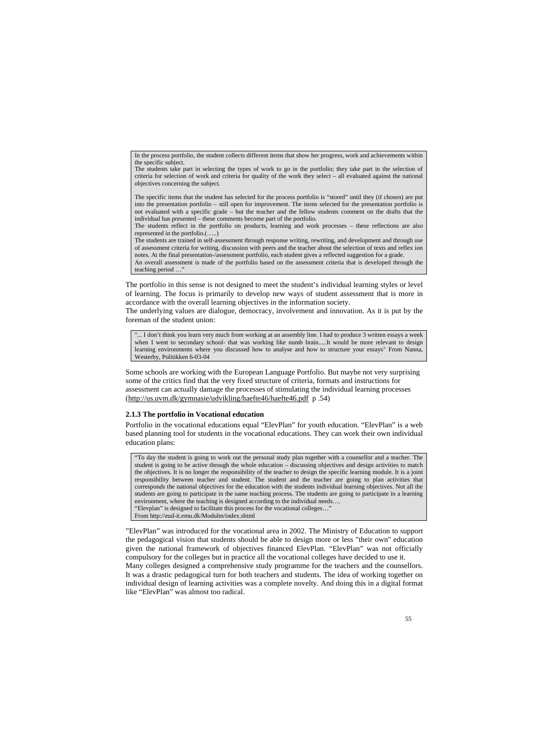> In the process portfolio, the student collects different items that show her progress, work and achievements within the specific subject.
> The students take part in selecting the types of work to go in the portfolio; they take part in the selection of criteria for selection of work and criteria for quality of the work they select – all evaluated against the national objectives concerning the subject.
>
> The specific items that the student has selected for the process portfolio is "stored" until they (if chosen) are put into the presentation portfolio – still open for improvement. The items selected for the presentation portfolio is not evaluated with a specific grade – but the teacher and the fellow students comment on the drafts that the individual has presented – these comments become part of the portfolio.
> The students reflect in the portfolio on products, learning and work processes – these reflections are also represented in the portfolio.(…..)
> The students are trained in self-assessment through response writing, rewriting, and development and through use of assessment criteria for writing, discussion with peers and the teacher about the selection of texts and reflex ion notes. At the final presentation-/assessment portfolio, each student gives a reflected suggestion for a grade.
> An overall assessment is made of the portfolio based on the assessment criteria that is developed through the teaching period …"

The portfolio in this sense is not designed to meet the student's individual learning styles or level of learning. The focus is primarily to develop new ways of student assessment that is more in accordance with the overall learning objectives in the information society.
The underlying values are dialogue, democracy, involvement and innovation. As it is put by the foreman of the student union:

> "... I don't think you learn very much from working at an assembly line. I had to produce 3 written essays a week when I went to secondary school- that was working like numb brain.....It would be more relevant to design learning environments where you discussed how to analyse and how to structure your essays" From Nanna, Westerby, Politikken 6-03-04

Some schools are working with the European Language Portfolio. But maybe not very surprising some of the critics find that the very fixed structure of criteria, formats and instructions for assessment can actually damage the processes of stimulating the individual learning processes (http://us.uvm.dk/gymnasie/udvikling/haefte46/haefte46.pdf p .54)

### 2.1.3 The portfolio in Vocational education

Portfolio in the vocational educations equal "ElevPlan" for youth education. "ElevPlan" is a web based planning tool for students in the vocational educations. They can work their own individual education plans:

> "To day the student is going to work out the personal study plan together with a counsellor and a teacher. The student is going to be active through the whole education – discussing objectives and design activities to match the objectives. It is no longer the responsibility of the teacher to design the specific learning module. It is a joint responsibility between teacher and student. The student and the teacher are going to plan activities that corresponds the national objectives for the education with the students individual learning objectives. Not all the students are going to participate in the same teaching process. The students are going to participate in a learning environment, where the teaching is designed according to the individual needs….
> "Elevplan" is designed to facilitate this process for the vocational colleges…"
> From http://eud-it.emu.dk/Modulm/index.shtml

"ElevPlan" was introduced for the vocational area in 2002. The Ministry of Education to support the pedagogical vision that students should be able to design more or less "their own" education given the national framework of objectives financed ElevPlan. "ElevPlan" was not officially compulsory for the colleges but in practice all the vocational colleges have decided to use it.
Many colleges designed a comprehensive study programme for the teachers and the counsellors. It was a drastic pedagogical turn for both teachers and students. The idea of working together on individual design of learning activities was a complete novelty. And doing this in a digital format like "ElevPlan" was almost too radical.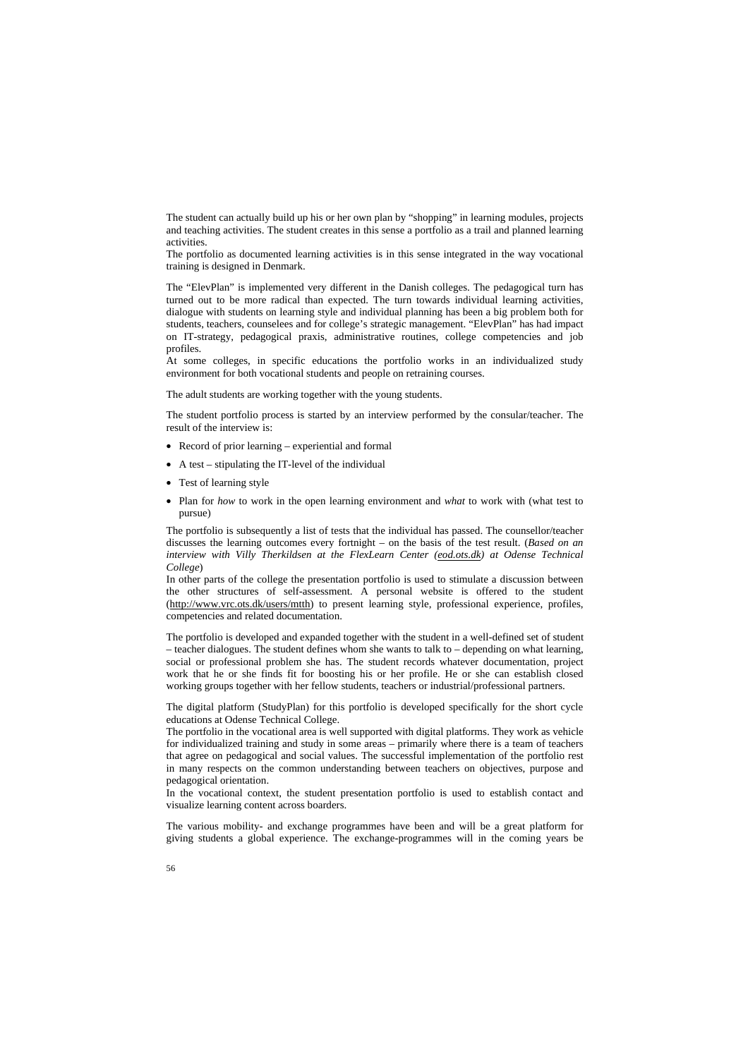The student can actually build up his or her own plan by "shopping" in learning modules, projects and teaching activities. The student creates in this sense a portfolio as a trail and planned learning activities.
The portfolio as documented learning activities is in this sense integrated in the way vocational training is designed in Denmark.

The "ElevPlan" is implemented very different in the Danish colleges. The pedagogical turn has turned out to be more radical than expected. The turn towards individual learning activities, dialogue with students on learning style and individual planning has been a big problem both for students, teachers, counselees and for college's strategic management. "ElevPlan" has had impact on IT-strategy, pedagogical praxis, administrative routines, college competencies and job profiles.
At some colleges, in specific educations the portfolio works in an individualized study environment for both vocational students and people on retraining courses.

The adult students are working together with the young students.

The student portfolio process is started by an interview performed by the consular/teacher. The result of the interview is:

- Record of prior learning – experiential and formal
- A test – stipulating the IT-level of the individual
- Test of learning style
- Plan for *how* to work in the open learning environment and *what* to work with (what test to pursue)

The portfolio is subsequently a list of tests that the individual has passed. The counsellor/teacher discusses the learning outcomes every fortnight – on the basis of the test result. (*Based on an interview with Villy Therkildsen at the FlexLearn Center (eod.ots.dk) at Odense Technical College*)
In other parts of the college the presentation portfolio is used to stimulate a discussion between the other structures of self-assessment. A personal website is offered to the student (http://www.vrc.ots.dk/users/mtth) to present learning style, professional experience, profiles, competencies and related documentation.

The portfolio is developed and expanded together with the student in a well-defined set of student – teacher dialogues. The student defines whom she wants to talk to – depending on what learning, social or professional problem she has. The student records whatever documentation, project work that he or she finds fit for boosting his or her profile. He or she can establish closed working groups together with her fellow students, teachers or industrial/professional partners.

The digital platform (StudyPlan) for this portfolio is developed specifically for the short cycle educations at Odense Technical College.
The portfolio in the vocational area is well supported with digital platforms. They work as vehicle for individualized training and study in some areas – primarily where there is a team of teachers that agree on pedagogical and social values. The successful implementation of the portfolio rest in many respects on the common understanding between teachers on objectives, purpose and pedagogical orientation.
In the vocational context, the student presentation portfolio is used to establish contact and visualize learning content across boarders.

The various mobility- and exchange programmes have been and will be a great platform for giving students a global experience. The exchange-programmes will in the coming years be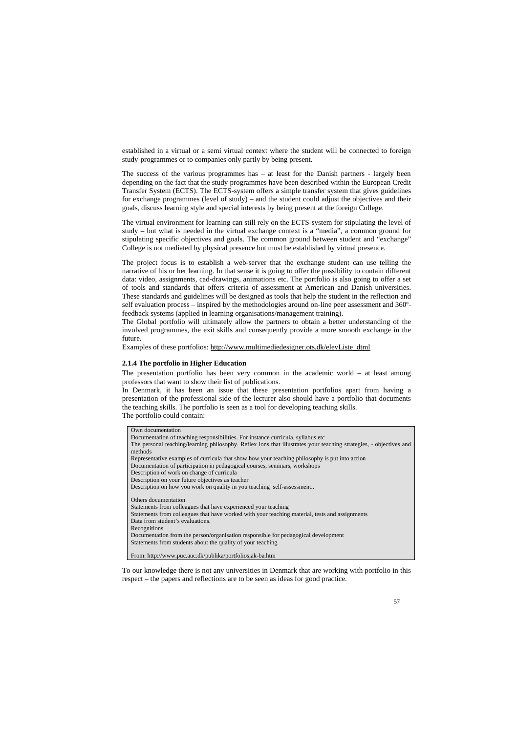established in a virtual or a semi virtual context where the student will be connected to foreign study-programmes or to companies only partly by being present.

The success of the various programmes has – at least for the Danish partners - largely been depending on the fact that the study programmes have been described within the European Credit Transfer System (ECTS). The ECTS-system offers a simple transfer system that gives guidelines for exchange programmes (level of study) – and the student could adjust the objectives and their goals, discuss learning style and special interests by being present at the foreign College.

The virtual environment for learning can still rely on the ECTS-system for stipulating the level of study – but what is needed in the virtual exchange context is a "media", a common ground for stipulating specific objectives and goals. The common ground between student and "exchange" College is not mediated by physical presence but must be established by virtual presence.

The project focus is to establish a web-server that the exchange student can use telling the narrative of his or her learning. In that sense it is going to offer the possibility to contain different data: video, assignments, cad-drawings, animations etc. The portfolio is also going to offer a set of tools and standards that offers criteria of assessment at American and Danish universities. These standards and guidelines will be designed as tools that help the student in the reflection and self evaluation process – inspired by the methodologies around on-line peer assessment and 360º-feedback systems (applied in learning organisations/management training).
The Global portfolio will ultimately allow the partners to obtain a better understanding of the involved programmes, the exit skills and consequently provide a more smooth exchange in the future.
Examples of these portfolios: http://www.multimediedesigner.ots.dk/elevListe_dtml

### 2.1.4 The portfolio in Higher Education

The presentation portfolio has been very common in the academic world – at least among professors that want to show their list of publications.
In Denmark, it has been an issue that these presentation portfolios apart from having a presentation of the professional side of the lecturer also should have a portfolio that documents the teaching skills. The portfolio is seen as a tool for developing teaching skills.
The portfolio could contain:

Own documentation
Documentation of teaching responsibilities. For instance curricula, syllabus etc
The personal teaching/learning philosophy. Reflex ions that illustrates your teaching strategies, - objectives and methods
Representative examples of curricula that show how your teaching philosophy is put into action
Documentation of participation in pedagogical courses, seminars, workshops
Description of work on change of curricula
Description on your future objectives as teacher
Description on how you work on quality in you teaching self-assessment..

Others documentation
Statements from colleagues that have experienced your teaching
Statements from colleagues that have worked with your teaching material, tests and assignments
Data from student's evaluations.
Recognitions
Documentation from the person/organisation responsible for pedagogical development
Statements from students about the quality of your teaching

From: http://www.puc.auc.dk/publika/portfolios,ak-ba.htm

To our knowledge there is not any universities in Denmark that are working with portfolio in this respect – the papers and reflections are to be seen as ideas for good practice.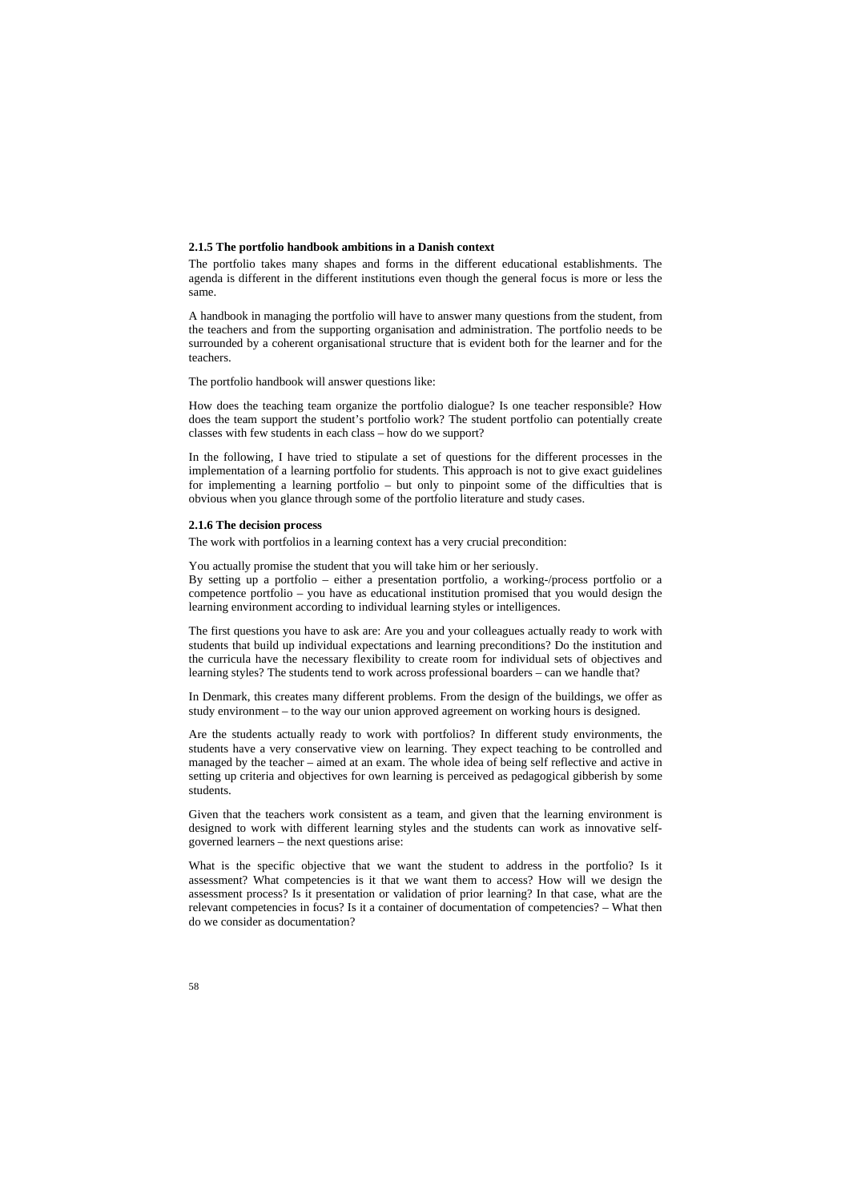### 2.1.5 The portfolio handbook ambitions in a Danish context

The portfolio takes many shapes and forms in the different educational establishments. The agenda is different in the different institutions even though the general focus is more or less the same.

A handbook in managing the portfolio will have to answer many questions from the student, from the teachers and from the supporting organisation and administration. The portfolio needs to be surrounded by a coherent organisational structure that is evident both for the learner and for the teachers.

The portfolio handbook will answer questions like:

How does the teaching team organize the portfolio dialogue? Is one teacher responsible? How does the team support the student's portfolio work? The student portfolio can potentially create classes with few students in each class – how do we support?

In the following, I have tried to stipulate a set of questions for the different processes in the implementation of a learning portfolio for students. This approach is not to give exact guidelines for implementing a learning portfolio – but only to pinpoint some of the difficulties that is obvious when you glance through some of the portfolio literature and study cases.

### 2.1.6 The decision process

The work with portfolios in a learning context has a very crucial precondition:

You actually promise the student that you will take him or her seriously.
By setting up a portfolio – either a presentation portfolio, a working-/process portfolio or a competence portfolio – you have as educational institution promised that you would design the learning environment according to individual learning styles or intelligences.

The first questions you have to ask are: Are you and your colleagues actually ready to work with students that build up individual expectations and learning preconditions? Do the institution and the curricula have the necessary flexibility to create room for individual sets of objectives and learning styles? The students tend to work across professional boarders – can we handle that?

In Denmark, this creates many different problems. From the design of the buildings, we offer as study environment – to the way our union approved agreement on working hours is designed.

Are the students actually ready to work with portfolios? In different study environments, the students have a very conservative view on learning. They expect teaching to be controlled and managed by the teacher – aimed at an exam. The whole idea of being self reflective and active in setting up criteria and objectives for own learning is perceived as pedagogical gibberish by some students.

Given that the teachers work consistent as a team, and given that the learning environment is designed to work with different learning styles and the students can work as innovative self-governed learners – the next questions arise:

What is the specific objective that we want the student to address in the portfolio? Is it assessment? What competencies is it that we want them to access? How will we design the assessment process? Is it presentation or validation of prior learning? In that case, what are the relevant competencies in focus? Is it a container of documentation of competencies? – What then do we consider as documentation?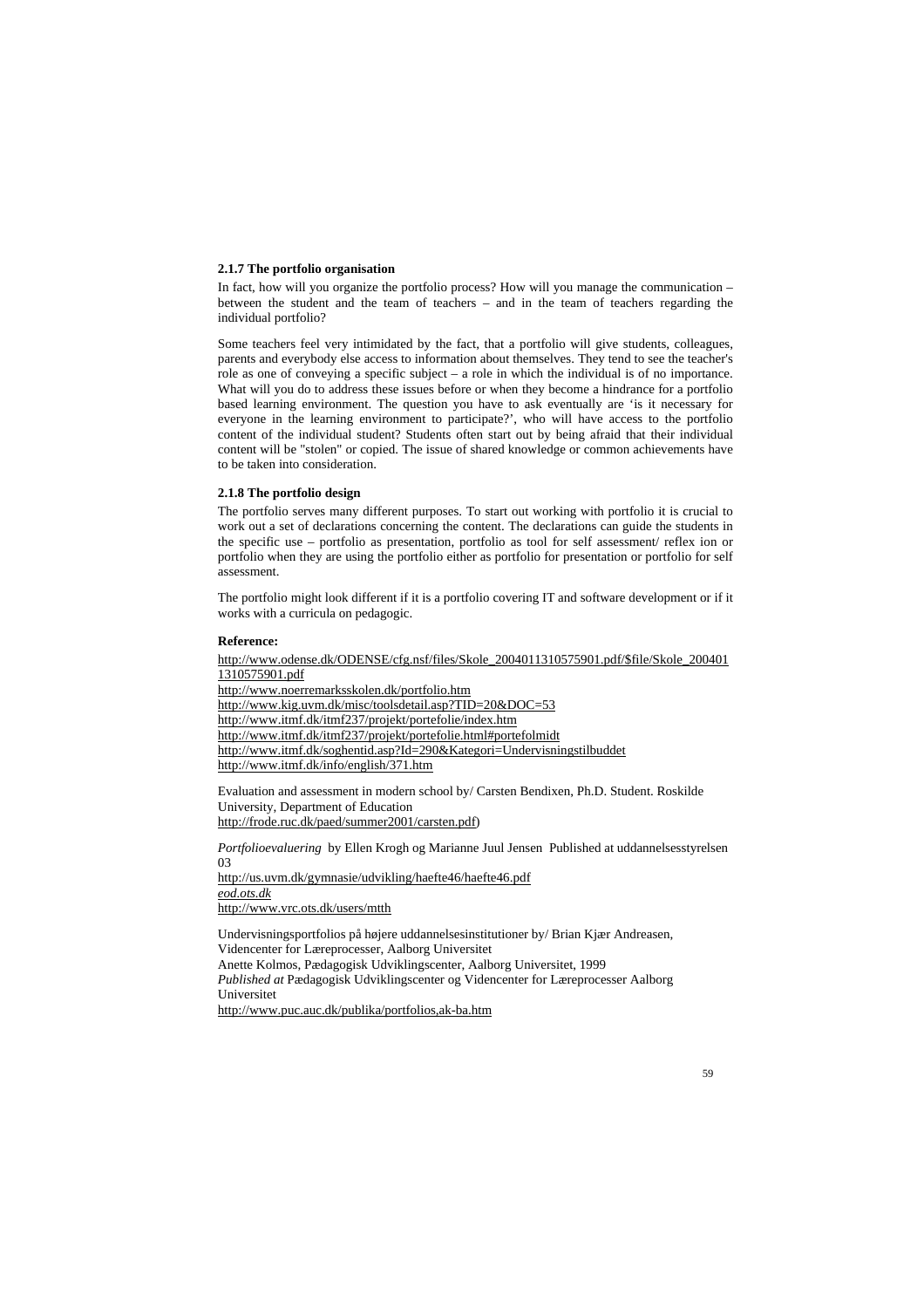### 2.1.7 The portfolio organisation

In fact, how will you organize the portfolio process? How will you manage the communication – between the student and the team of teachers – and in the team of teachers regarding the individual portfolio?

Some teachers feel very intimidated by the fact, that a portfolio will give students, colleagues, parents and everybody else access to information about themselves. They tend to see the teacher's role as one of conveying a specific subject – a role in which the individual is of no importance. What will you do to address these issues before or when they become a hindrance for a portfolio based learning environment. The question you have to ask eventually are 'is it necessary for everyone in the learning environment to participate?', who will have access to the portfolio content of the individual student? Students often start out by being afraid that their individual content will be "stolen" or copied. The issue of shared knowledge or common achievements have to be taken into consideration.

### 2.1.8 The portfolio design

The portfolio serves many different purposes. To start out working with portfolio it is crucial to work out a set of declarations concerning the content. The declarations can guide the students in the specific use – portfolio as presentation, portfolio as tool for self assessment/ reflex ion or portfolio when they are using the portfolio either as portfolio for presentation or portfolio for self assessment.

The portfolio might look different if it is a portfolio covering IT and software development or if it works with a curricula on pedagogic.

**Reference:**

http://www.odense.dk/ODENSE/cfg.nsf/files/Skole_2004011310575901.pdf/$file/Skole_2004011310575901.pdf
http://www.noerremarksskolen.dk/portfolio.htm
http://www.kig.uvm.dk/misc/toolsdetail.asp?TID=20&DOC=53
http://www.itmf.dk/itmf237/projekt/portefolie/index.htm
http://www.itmf.dk/itmf237/projekt/portefolie.html#portefolmidt
http://www.itmf.dk/soghentid.asp?Id=290&Kategori=Undervisningstilbuddet
http://www.itmf.dk/info/english/371.htm

Evaluation and assessment in modern school by/ Carsten Bendixen, Ph.D. Student. Roskilde University, Department of Education
http://frode.ruc.dk/paed/summer2001/carsten.pdf)

*Portfolioevaluering* by Ellen Krogh og Marianne Juul Jensen Published at uddannelsesstyrelsen 03
http://us.uvm.dk/gymnasie/udvikling/haefte46/haefte46.pdf
*eod.ots.dk*
http://www.vrc.ots.dk/users/mtth

Undervisningsportfolios på højere uddannelsesinstitutioner by/ Brian Kjær Andreasen, Videncenter for Læreprocesser, Aalborg Universitet
Anette Kolmos, Pædagogisk Udviklingscenter, Aalborg Universitet, 1999
*Published at* Pædagogisk Udviklingscenter og Videncenter for Læreprocesser Aalborg Universitet
http://www.puc.auc.dk/publika/portfolios,ak-ba.htm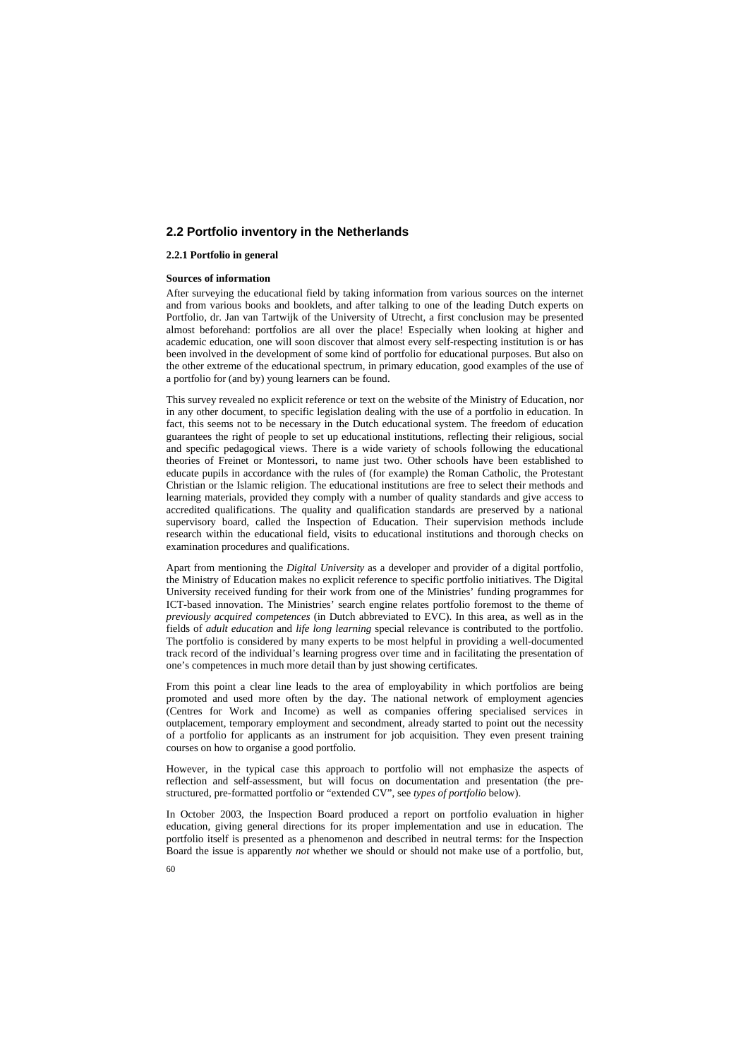## 2.2 Portfolio inventory in the Netherlands

### 2.2.1 Portfolio in general

#### Sources of information

After surveying the educational field by taking information from various sources on the internet and from various books and booklets, and after talking to one of the leading Dutch experts on Portfolio, dr. Jan van Tartwijk of the University of Utrecht, a first conclusion may be presented almost beforehand: portfolios are all over the place! Especially when looking at higher and academic education, one will soon discover that almost every self-respecting institution is or has been involved in the development of some kind of portfolio for educational purposes. But also on the other extreme of the educational spectrum, in primary education, good examples of the use of a portfolio for (and by) young learners can be found.

This survey revealed no explicit reference or text on the website of the Ministry of Education, nor in any other document, to specific legislation dealing with the use of a portfolio in education. In fact, this seems not to be necessary in the Dutch educational system. The freedom of education guarantees the right of people to set up educational institutions, reflecting their religious, social and specific pedagogical views. There is a wide variety of schools following the educational theories of Freinet or Montessori, to name just two. Other schools have been established to educate pupils in accordance with the rules of (for example) the Roman Catholic, the Protestant Christian or the Islamic religion. The educational institutions are free to select their methods and learning materials, provided they comply with a number of quality standards and give access to accredited qualifications. The quality and qualification standards are preserved by a national supervisory board, called the Inspection of Education. Their supervision methods include research within the educational field, visits to educational institutions and thorough checks on examination procedures and qualifications.

Apart from mentioning the *Digital University* as a developer and provider of a digital portfolio, the Ministry of Education makes no explicit reference to specific portfolio initiatives. The Digital University received funding for their work from one of the Ministries' funding programmes for ICT-based innovation. The Ministries' search engine relates portfolio foremost to the theme of *previously acquired competences* (in Dutch abbreviated to EVC). In this area, as well as in the fields of *adult education* and *life long learning* special relevance is contributed to the portfolio. The portfolio is considered by many experts to be most helpful in providing a well-documented track record of the individual's learning progress over time and in facilitating the presentation of one's competences in much more detail than by just showing certificates.

From this point a clear line leads to the area of employability in which portfolios are being promoted and used more often by the day. The national network of employment agencies (Centres for Work and Income) as well as companies offering specialised services in outplacement, temporary employment and secondment, already started to point out the necessity of a portfolio for applicants as an instrument for job acquisition. They even present training courses on how to organise a good portfolio.

However, in the typical case this approach to portfolio will not emphasize the aspects of reflection and self-assessment, but will focus on documentation and presentation (the pre-structured, pre-formatted portfolio or "extended CV", see *types of portfolio* below).

In October 2003, the Inspection Board produced a report on portfolio evaluation in higher education, giving general directions for its proper implementation and use in education. The portfolio itself is presented as a phenomenon and described in neutral terms: for the Inspection Board the issue is apparently *not* whether we should or should not make use of a portfolio, but,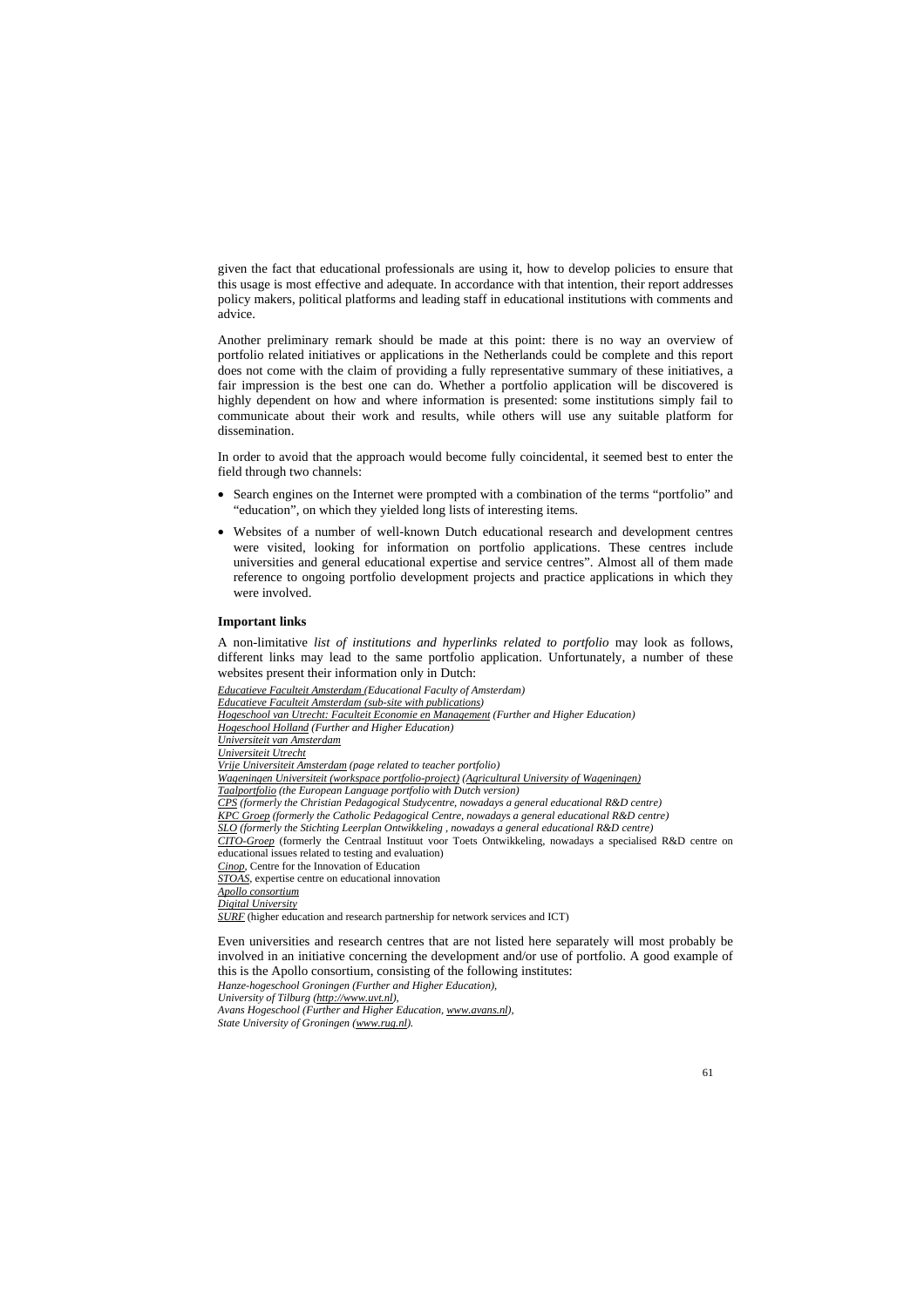given the fact that educational professionals are using it, how to develop policies to ensure that this usage is most effective and adequate. In accordance with that intention, their report addresses policy makers, political platforms and leading staff in educational institutions with comments and advice.

Another preliminary remark should be made at this point: there is no way an overview of portfolio related initiatives or applications in the Netherlands could be complete and this report does not come with the claim of providing a fully representative summary of these initiatives, a fair impression is the best one can do. Whether a portfolio application will be discovered is highly dependent on how and where information is presented: some institutions simply fail to communicate about their work and results, while others will use any suitable platform for dissemination.

In order to avoid that the approach would become fully coincidental, it seemed best to enter the field through two channels:

- Search engines on the Internet were prompted with a combination of the terms "portfolio" and "education", on which they yielded long lists of interesting items.
- Websites of a number of well-known Dutch educational research and development centres were visited, looking for information on portfolio applications. These centres include universities and general educational expertise and service centres". Almost all of them made reference to ongoing portfolio development projects and practice applications in which they were involved.

**Important links**

A non-limitative *list of institutions and hyperlinks related to portfolio* may look as follows, different links may lead to the same portfolio application. Unfortunately, a number of these websites present their information only in Dutch:

*Educatieve Faculteit Amsterdam (Educational Faculty of Amsterdam)*
*Educatieve Faculteit Amsterdam (sub-site with publications)*
*Hogeschool van Utrecht: Faculteit Economie en Management (Further and Higher Education)*
*Hogeschool Holland (Further and Higher Education)*
*Universiteit van Amsterdam*
*Universiteit Utrecht*
*Vrije Universiteit Amsterdam (page related to teacher portfolio)*
*Wageningen Universiteit (workspace portfolio-project) (Agricultural University of Wageningen)*
*Taalportfolio (the European Language portfolio with Dutch version)*
*CPS (formerly the Christian Pedagogical Studycentre, nowadays a general educational R&D centre)*
*KPC Groep (formerly the Catholic Pedagogical Centre, nowadays a general educational R&D centre)*
*SLO (formerly the Stichting Leerplan Ontwikkeling , nowadays a general educational R&D centre)*
*CITO-Groep* (formerly the Centraal Instituut voor Toets Ontwikkeling, nowadays a specialised R&D centre on educational issues related to testing and evaluation)
*Cinop*, Centre for the Innovation of Education
*STOAS*, expertise centre on educational innovation
*Apollo consortium*
*Digital University*
*SURF* (higher education and research partnership for network services and ICT)

Even universities and research centres that are not listed here separately will most probably be involved in an initiative concerning the development and/or use of portfolio. A good example of this is the Apollo consortium, consisting of the following institutes:

*Hanze-hogeschool Groningen (Further and Higher Education),*
*University of Tilburg (http://www.uvt.nl),*
*Avans Hogeschool (Further and Higher Education, www.avans.nl),*
*State University of Groningen (www.rug.nl).*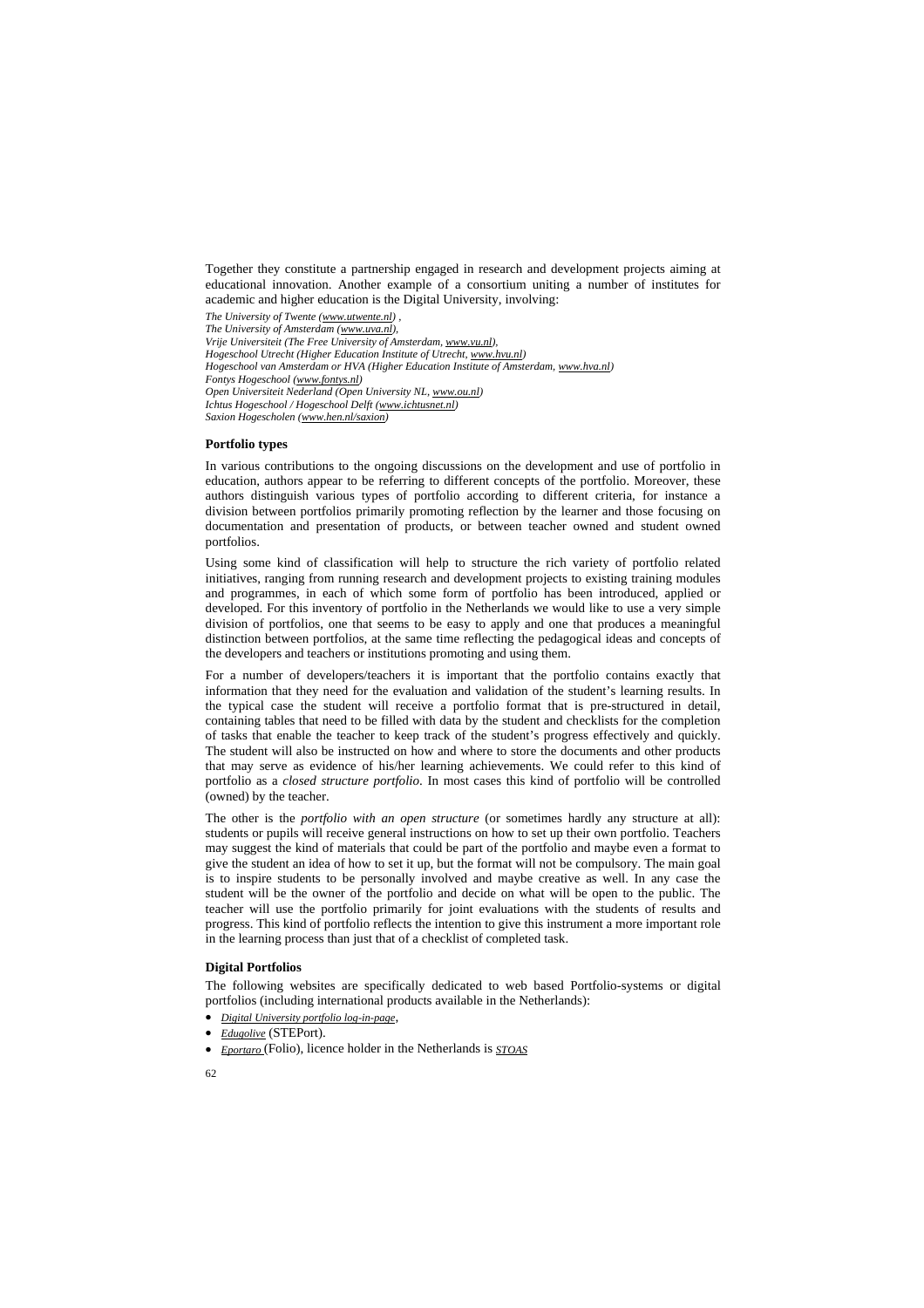Together they constitute a partnership engaged in research and development projects aiming at educational innovation. Another example of a consortium uniting a number of institutes for academic and higher education is the Digital University, involving:

*The University of Twente (www.utwente.nl) ,*  
*The University of Amsterdam (www.uva.nl),*  
*Vrije Universiteit (The Free University of Amsterdam, www.vu.nl),*  
*Hogeschool Utrecht (Higher Education Institute of Utrecht, www.hvu.nl)*  
*Hogeschool van Amsterdam or HVA (Higher Education Institute of Amsterdam, www.hva.nl)*  
*Fontys Hogeschool (www.fontys.nl)*  
*Open Universiteit Nederland (Open University NL, www.ou.nl)*  
*Ichtus Hogeschool / Hogeschool Delft (www.ichtusnet.nl)*  
*Saxion Hogescholen (www.hen.nl/saxion)*

**Portfolio types**

In various contributions to the ongoing discussions on the development and use of portfolio in education, authors appear to be referring to different concepts of the portfolio. Moreover, these authors distinguish various types of portfolio according to different criteria, for instance a division between portfolios primarily promoting reflection by the learner and those focusing on documentation and presentation of products, or between teacher owned and student owned portfolios.

Using some kind of classification will help to structure the rich variety of portfolio related initiatives, ranging from running research and development projects to existing training modules and programmes, in each of which some form of portfolio has been introduced, applied or developed. For this inventory of portfolio in the Netherlands we would like to use a very simple division of portfolios, one that seems to be easy to apply and one that produces a meaningful distinction between portfolios, at the same time reflecting the pedagogical ideas and concepts of the developers and teachers or institutions promoting and using them.

For a number of developers/teachers it is important that the portfolio contains exactly that information that they need for the evaluation and validation of the student's learning results. In the typical case the student will receive a portfolio format that is pre-structured in detail, containing tables that need to be filled with data by the student and checklists for the completion of tasks that enable the teacher to keep track of the student's progress effectively and quickly. The student will also be instructed on how and where to store the documents and other products that may serve as evidence of his/her learning achievements. We could refer to this kind of portfolio as a *closed structure portfolio*. In most cases this kind of portfolio will be controlled (owned) by the teacher.

The other is the *portfolio with an open structure* (or sometimes hardly any structure at all): students or pupils will receive general instructions on how to set up their own portfolio. Teachers may suggest the kind of materials that could be part of the portfolio and maybe even a format to give the student an idea of how to set it up, but the format will not be compulsory. The main goal is to inspire students to be personally involved and maybe creative as well. In any case the student will be the owner of the portfolio and decide on what will be open to the public. The teacher will use the portfolio primarily for joint evaluations with the students of results and progress. This kind of portfolio reflects the intention to give this instrument a more important role in the learning process than just that of a checklist of completed task.

**Digital Portfolios**

The following websites are specifically dedicated to web based Portfolio-systems or digital portfolios (including international products available in the Netherlands):

- *Digital University portfolio log-in-page*,
- *Edugolive* (STEPort).
- *Eportaro* (Folio), licence holder in the Netherlands is *STOAS*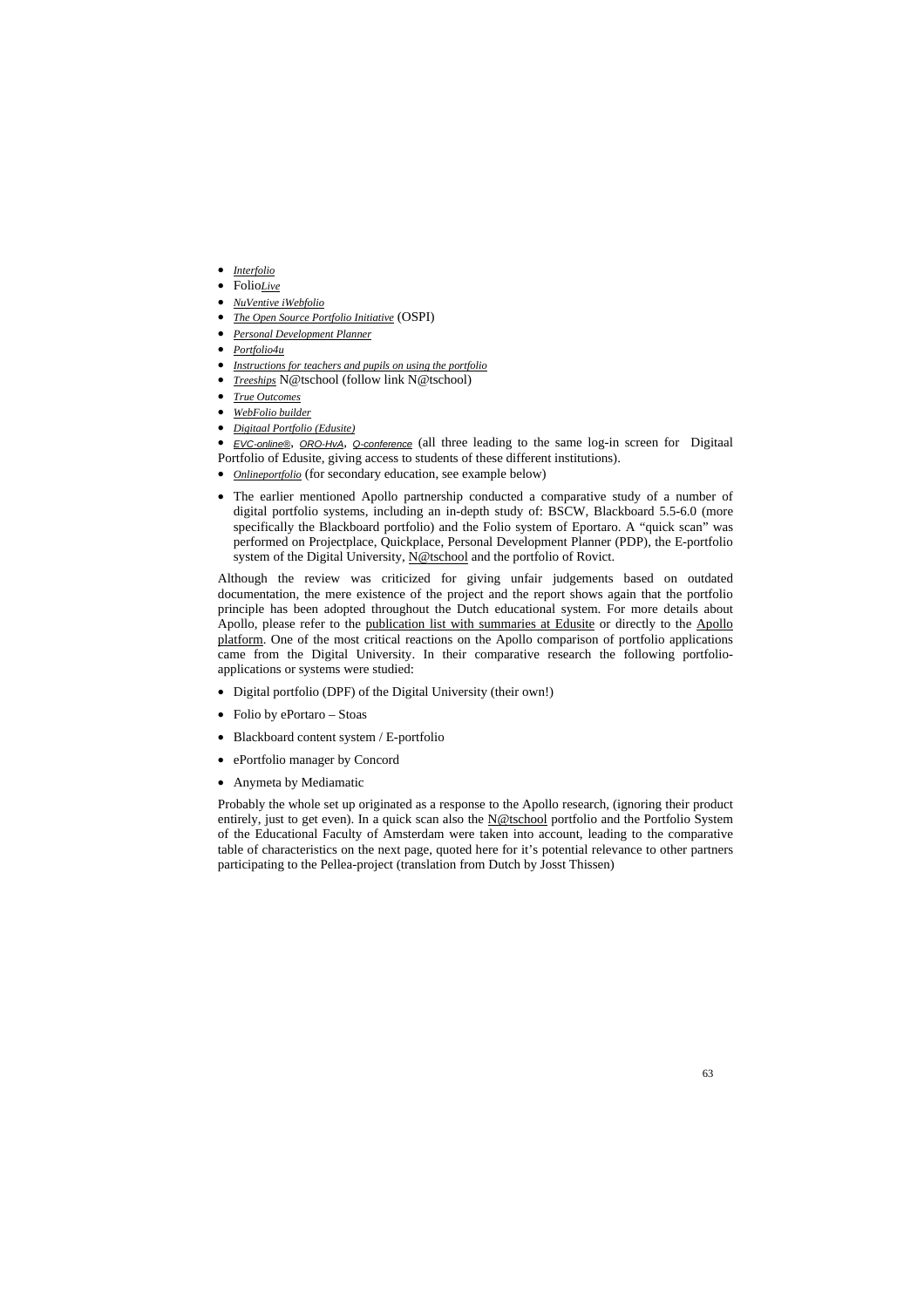- *Interfolio*
- Folio*Live*
- *NuVentive iWebfolio*
- *The Open Source Portfolio Initiative* (OSPI)
- *Personal Development Planner*
- *Portfolio4u*
- *Instructions for teachers and pupils on using the portfolio*
- *Treeships* N@tschool (follow link N@tschool)
- *True Outcomes*
- *WebFolio builder*
- *Digitaal Portfolio (Edusite)*
- *EVC-online®*, *ORO-HvA*, *Q-conference* (all three leading to the same log-in screen for Digitaal Portfolio of Edusite, giving access to students of these different institutions).
- *Onlineportfolio* (for secondary education, see example below)
- The earlier mentioned Apollo partnership conducted a comparative study of a number of digital portfolio systems, including an in-depth study of: BSCW, Blackboard 5.5-6.0 (more specifically the Blackboard portfolio) and the Folio system of Eportaro. A "quick scan" was performed on Projectplace, Quickplace, Personal Development Planner (PDP), the E-portfolio system of the Digital University, N@tschool and the portfolio of Rovict.

Although the review was criticized for giving unfair judgements based on outdated documentation, the mere existence of the project and the report shows again that the portfolio principle has been adopted throughout the Dutch educational system. For more details about Apollo, please refer to the publication list with summaries at Edusite or directly to the Apollo platform. One of the most critical reactions on the Apollo comparison of portfolio applications came from the Digital University. In their comparative research the following portfolio-applications or systems were studied:

- Digital portfolio (DPF) of the Digital University (their own!)
- Folio by ePortaro – Stoas
- Blackboard content system / E-portfolio
- ePortfolio manager by Concord
- Anymeta by Mediamatic

Probably the whole set up originated as a response to the Apollo research, (ignoring their product entirely, just to get even). In a quick scan also the N@tschool portfolio and the Portfolio System of the Educational Faculty of Amsterdam were taken into account, leading to the comparative table of characteristics on the next page, quoted here for it's potential relevance to other partners participating to the Pellea-project (translation from Dutch by Josst Thissen)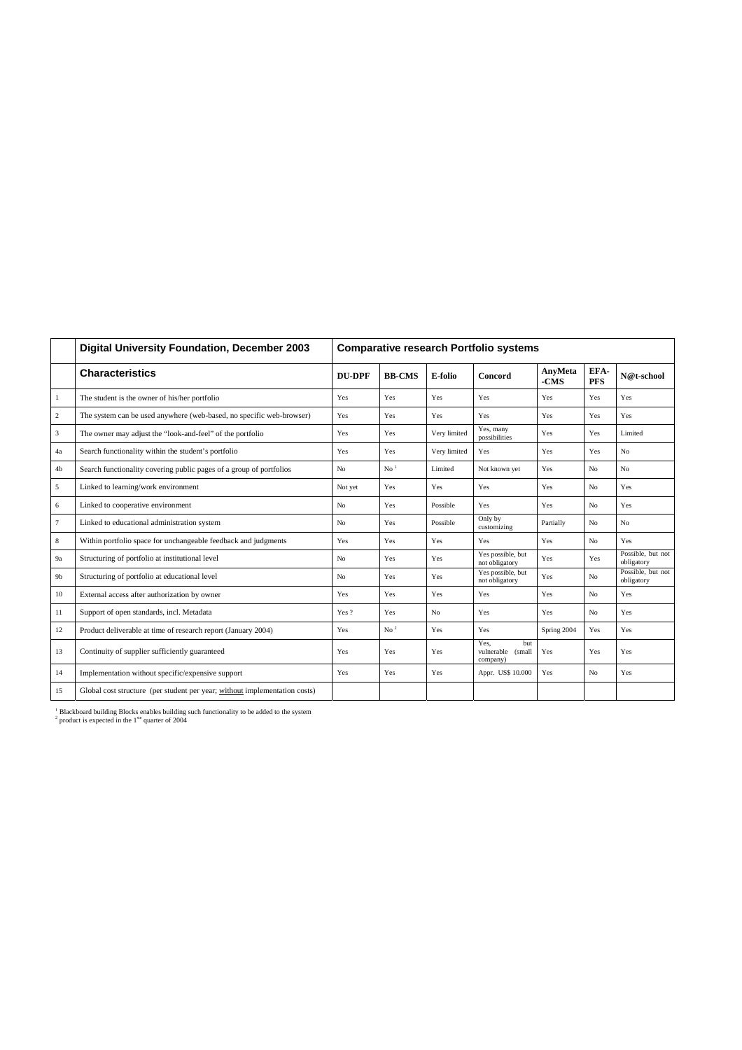| | Digital University Foundation, December 2003 | Comparative research Portfolio systems | | | | | | |
|---|---|---|---|---|---|---|---|---|
| | **Characteristics** | **DU-DPF** | **BB-CMS** | **E-folio** | **Concord** | **AnyMeta -CMS** | **EFA-PFS** | **N@t-school** |
| 1 | The student is the owner of his/her portfolio | Yes | Yes | Yes | Yes | Yes | Yes | Yes |
| 2 | The system can be used anywhere (web-based, no specific web-browser) | Yes | Yes | Yes | Yes | Yes | Yes | Yes |
| 3 | The owner may adjust the "look-and-feel" of the portfolio | Yes | Yes | Very limited | Yes, many possibilities | Yes | Yes | Limited |
| 4a | Search functionality within the student's portfolio | Yes | Yes | Very limited | Yes | Yes | Yes | No |
| 4b | Search functionality covering public pages of a group of portfolios | No | No [1] | Limited | Not known yet | Yes | No | No |
| 5 | Linked to learning/work environment | Not yet | Yes | Yes | Yes | Yes | No | Yes |
| 6 | Linked to cooperative environment | No | Yes | Possible | Yes | Yes | No | Yes |
| 7 | Linked to educational administration system | No | Yes | Possible | Only by customizing | Partially | No | No |
| 8 | Within portfolio space for unchangeable feedback and judgments | Yes | Yes | Yes | Yes | Yes | No | Yes |
| 9a | Structuring of portfolio at institutional level | No | Yes | Yes | Yes possible, but not obligatory | Yes | Yes | Possible, but not obligatory |
| 9b | Structuring of portfolio at educational level | No | Yes | Yes | Yes possible, but not obligatory | Yes | No | Possible, but not obligatory |
| 10 | External access after authorization by owner | Yes | Yes | Yes | Yes | Yes | No | Yes |
| 11 | Support of open standards, incl. Metadata | Yes ? | Yes | No | Yes | Yes | No | Yes |
| 12 | Product deliverable at time of research report (January 2004) | Yes | No [2] | Yes | Yes | Spring 2004 | Yes | Yes |
| 13 | Continuity of supplier sufficiently guaranteed | Yes | Yes | Yes | Yes, but vulnerable (small company) | Yes | Yes | Yes |
| 14 | Implementation without specific/expensive support | Yes | Yes | Yes | Appr. US$ 10.000 | Yes | No | Yes |
| 15 | Global cost structure (per student per year; without implementation costs) | | | | | | | |

[1] Blackboard building Blocks enables building such functionality to be added to the system
[2] product is expected in the 1ste quarter of 2004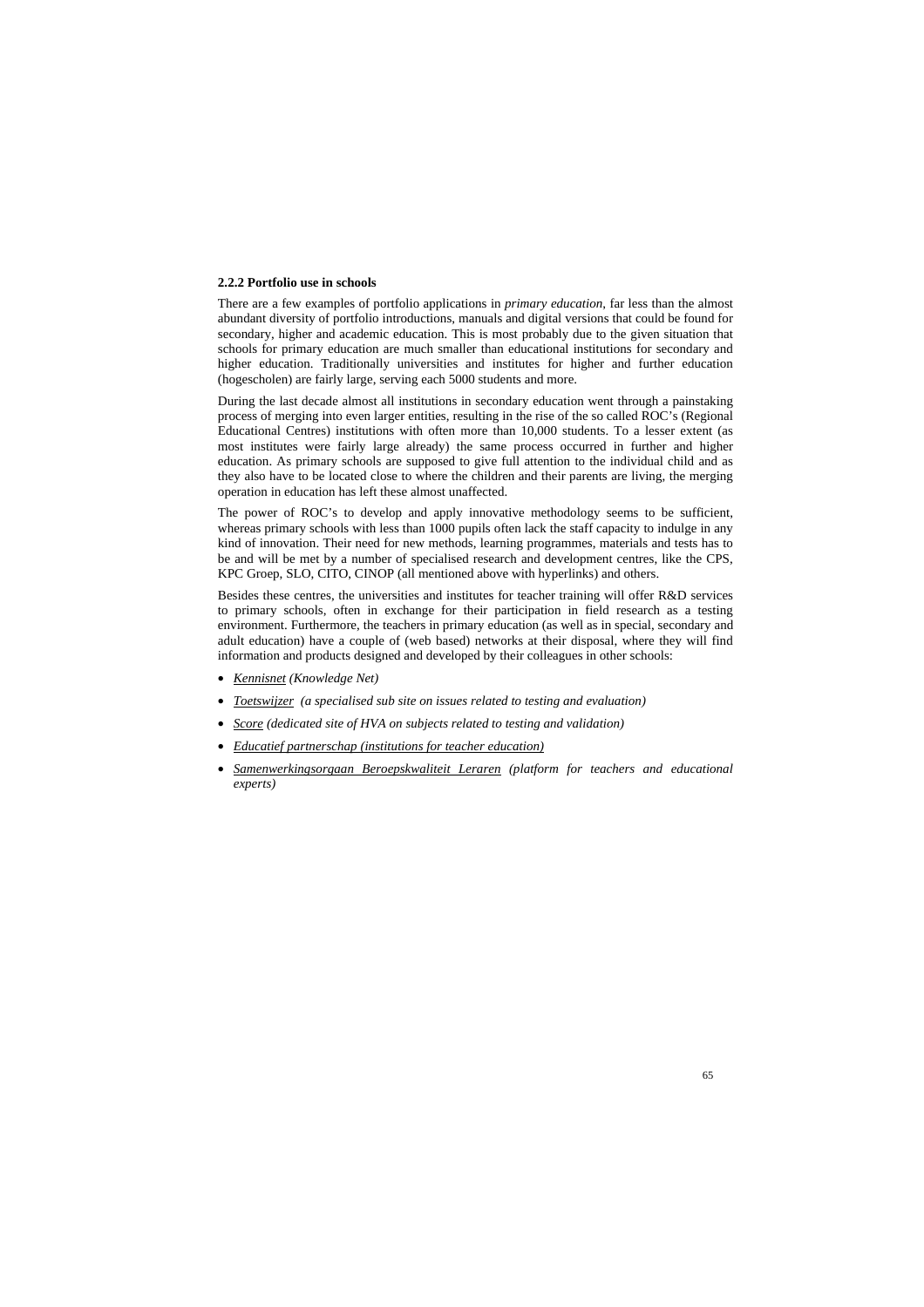### 2.2.2 Portfolio use in schools

There are a few examples of portfolio applications in *primary education*, far less than the almost abundant diversity of portfolio introductions, manuals and digital versions that could be found for secondary, higher and academic education. This is most probably due to the given situation that schools for primary education are much smaller than educational institutions for secondary and higher education. Traditionally universities and institutes for higher and further education (hogescholen) are fairly large, serving each 5000 students and more.

During the last decade almost all institutions in secondary education went through a painstaking process of merging into even larger entities, resulting in the rise of the so called ROC's (Regional Educational Centres) institutions with often more than 10,000 students. To a lesser extent (as most institutes were fairly large already) the same process occurred in further and higher education. As primary schools are supposed to give full attention to the individual child and as they also have to be located close to where the children and their parents are living, the merging operation in education has left these almost unaffected.

The power of ROC's to develop and apply innovative methodology seems to be sufficient, whereas primary schools with less than 1000 pupils often lack the staff capacity to indulge in any kind of innovation. Their need for new methods, learning programmes, materials and tests has to be and will be met by a number of specialised research and development centres, like the CPS, KPC Groep, SLO, CITO, CINOP (all mentioned above with hyperlinks) and others.

Besides these centres, the universities and institutes for teacher training will offer R&D services to primary schools, often in exchange for their participation in field research as a testing environment. Furthermore, the teachers in primary education (as well as in special, secondary and adult education) have a couple of (web based) networks at their disposal, where they will find information and products designed and developed by their colleagues in other schools:

- *Kennisnet (Knowledge Net)*
- *Toetswijzer (a specialised sub site on issues related to testing and evaluation)*
- *Score (dedicated site of HVA on subjects related to testing and validation)*
- *Educatief partnerschap (institutions for teacher education)*
- *Samenwerkingsorgaan Beroepskwaliteit Leraren (platform for teachers and educational experts)*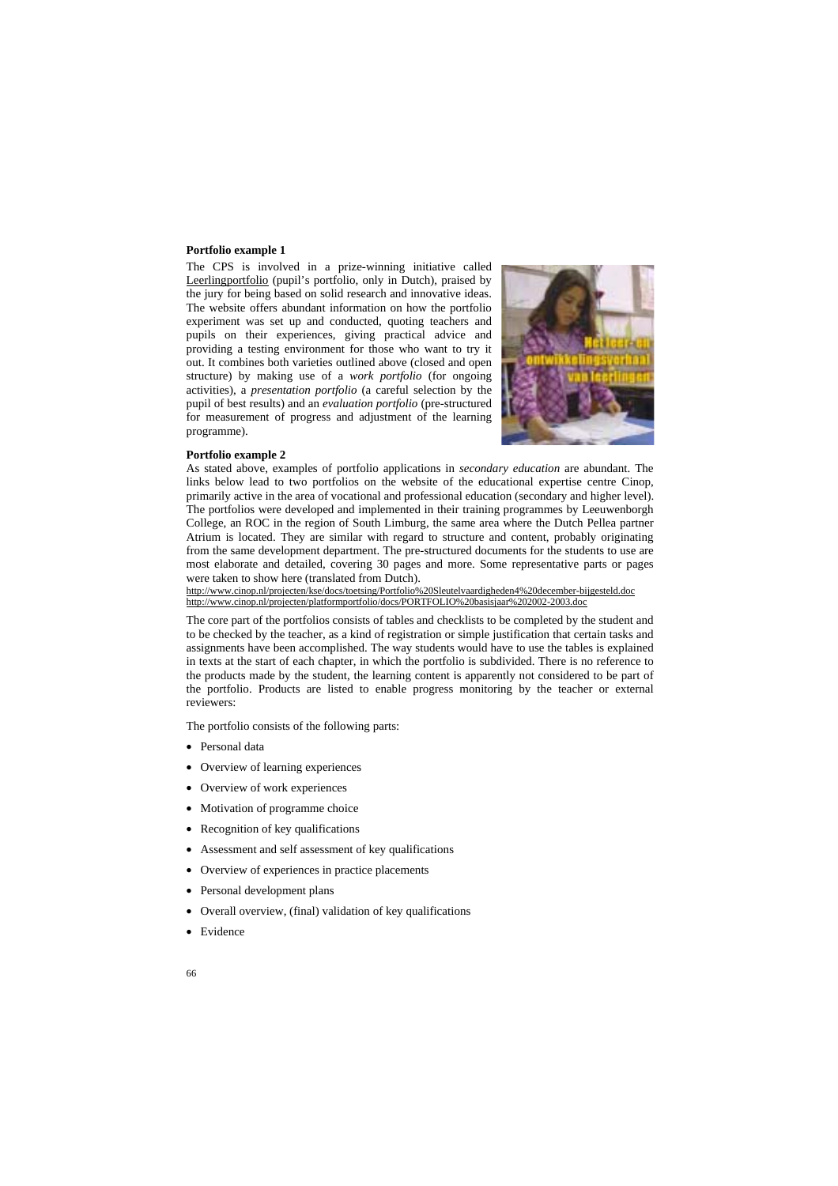**Portfolio example 1**

The CPS is involved in a prize-winning initiative called Leerlingportfolio (pupil's portfolio, only in Dutch), praised by the jury for being based on solid research and innovative ideas. The website offers abundant information on how the portfolio experiment was set up and conducted, quoting teachers and pupils on their experiences, giving practical advice and providing a testing environment for those who want to try it out. It combines both varieties outlined above (closed and open structure) by making use of a *work portfolio* (for ongoing activities), a *presentation portfolio* (a careful selection by the pupil of best results) and an *evaluation portfolio* (pre-structured for measurement of progress and adjustment of the learning programme).

**Portfolio example 2**

As stated above, examples of portfolio applications in *secondary education* are abundant. The links below lead to two portfolios on the website of the educational expertise centre Cinop, primarily active in the area of vocational and professional education (secondary and higher level). The portfolios were developed and implemented in their training programmes by Leeuwenborgh College, an ROC in the region of South Limburg, the same area where the Dutch Pellea partner Atrium is located. They are similar with regard to structure and content, probably originating from the same development department. The pre-structured documents for the students to use are most elaborate and detailed, covering 30 pages and more. Some representative parts or pages were taken to show here (translated from Dutch).

http://www.cinop.nl/projecten/kse/docs/toetsing/Portfolio%20Sleutelvaardigheden4%20december-bijgesteld.doc
http://www.cinop.nl/projecten/platformportfolio/docs/PORTFOLIO%20basisjaar%202002-2003.doc

The core part of the portfolios consists of tables and checklists to be completed by the student and to be checked by the teacher, as a kind of registration or simple justification that certain tasks and assignments have been accomplished. The way students would have to use the tables is explained in texts at the start of each chapter, in which the portfolio is subdivided. There is no reference to the products made by the student, the learning content is apparently not considered to be part of the portfolio. Products are listed to enable progress monitoring by the teacher or external reviewers:

The portfolio consists of the following parts:

- Personal data
- Overview of learning experiences
- Overview of work experiences
- Motivation of programme choice
- Recognition of key qualifications
- Assessment and self assessment of key qualifications
- Overview of experiences in practice placements
- Personal development plans
- Overall overview, (final) validation of key qualifications
- Evidence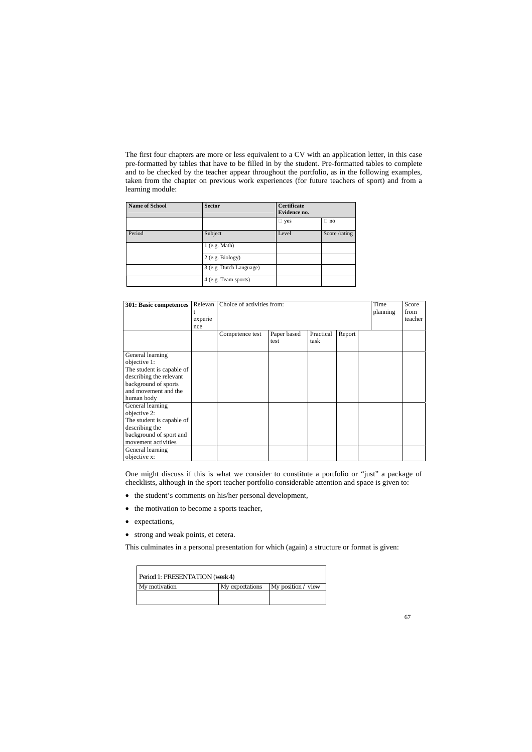The first four chapters are more or less equivalent to a CV with an application letter, in this case pre-formatted by tables that have to be filled in by the student. Pre-formatted tables to complete and to be checked by the teacher appear throughout the portfolio, as in the following examples, taken from the chapter on previous work experiences (for future teachers of sport) and from a learning module:

| **Name of School** | **Sector** | **Certificate Evidence no.** | |
|---|---|---|---|
| | | □ yes | □ no |
| Period | Subject | Level | Score /rating |
| | 1 (e.g. Math) | | |
| | 2 (e.g. Biology) | | |
| | 3 (e.g. Dutch Language) | | |
| | 4 (e.g. Team sports) | | |

| **301: Basic competences** | Relevant experience | Choice of activities from: | | | | Time planning | Score from teacher |
|---|---|---|---|---|---|---|---|
| | | Competence test | Paper based test | Practical task | Report | | |
| General learning objective 1: The student is capable of describing the relevant background of sports and movement and the human body | | | | | | | |
| General learning objective 2: The student is capable of describing the background of sport and movement activities | | | | | | | |
| General learning objective x: | | | | | | | |

One might discuss if this is what we consider to constitute a portfolio or "just" a package of checklists, although in the sport teacher portfolio considerable attention and space is given to:

- the student's comments on his/her personal development,
- the motivation to become a sports teacher,
- expectations,
- strong and weak points, et cetera.

This culminates in a personal presentation for which (again) a structure or format is given:

| Period 1: PRESENTATION (week 4) | | |
|---|---|---|
| My motivation | My expectations | My position / view |
| | | |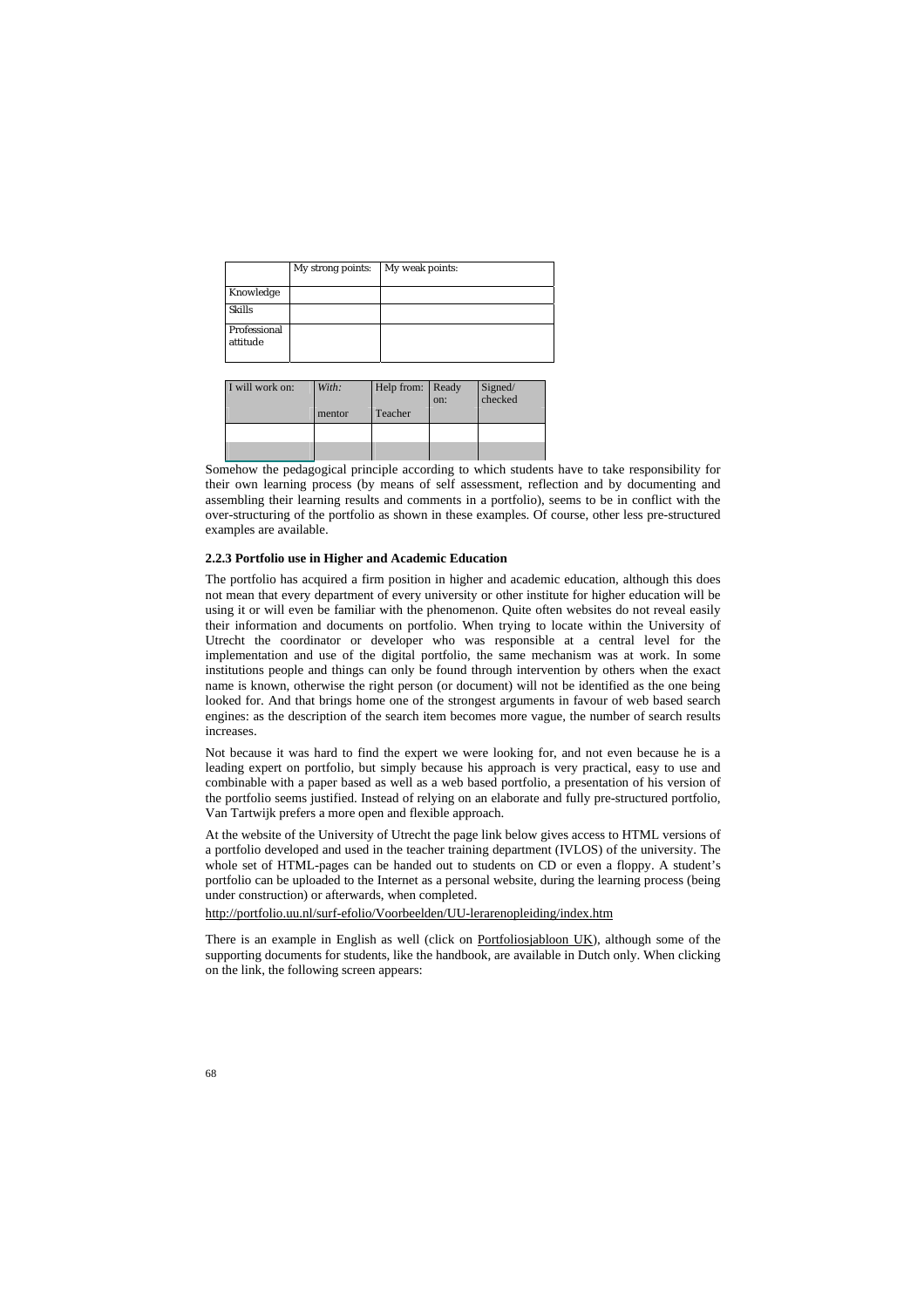| | My strong points: | My weak points: |
|---|---|---|
| Knowledge | | |
| Skills | | |
| Professional attitude | | |

| I will work on: | *With:* mentor | Help from: Teacher | Ready on: | Signed/ checked |
|---|---|---|---|---|
| | | | | |
| | | | | |

Somehow the pedagogical principle according to which students have to take responsibility for their own learning process (by means of self assessment, reflection and by documenting and assembling their learning results and comments in a portfolio), seems to be in conflict with the over-structuring of the portfolio as shown in these examples. Of course, other less pre-structured examples are available.

### 2.2.3 Portfolio use in Higher and Academic Education

The portfolio has acquired a firm position in higher and academic education, although this does not mean that every department of every university or other institute for higher education will be using it or will even be familiar with the phenomenon. Quite often websites do not reveal easily their information and documents on portfolio. When trying to locate within the University of Utrecht the coordinator or developer who was responsible at a central level for the implementation and use of the digital portfolio, the same mechanism was at work. In some institutions people and things can only be found through intervention by others when the exact name is known, otherwise the right person (or document) will not be identified as the one being looked for. And that brings home one of the strongest arguments in favour of web based search engines: as the description of the search item becomes more vague, the number of search results increases.

Not because it was hard to find the expert we were looking for, and not even because he is a leading expert on portfolio, but simply because his approach is very practical, easy to use and combinable with a paper based as well as a web based portfolio, a presentation of his version of the portfolio seems justified. Instead of relying on an elaborate and fully pre-structured portfolio, Van Tartwijk prefers a more open and flexible approach.

At the website of the University of Utrecht the page link below gives access to HTML versions of a portfolio developed and used in the teacher training department (IVLOS) of the university. The whole set of HTML-pages can be handed out to students on CD or even a floppy. A student's portfolio can be uploaded to the Internet as a personal website, during the learning process (being under construction) or afterwards, when completed.

http://portfolio.uu.nl/surf-efolio/Voorbeelden/UU-lerarenopleiding/index.htm

There is an example in English as well (click on Portfoliosjabloon UK), although some of the supporting documents for students, like the handbook, are available in Dutch only. When clicking on the link, the following screen appears: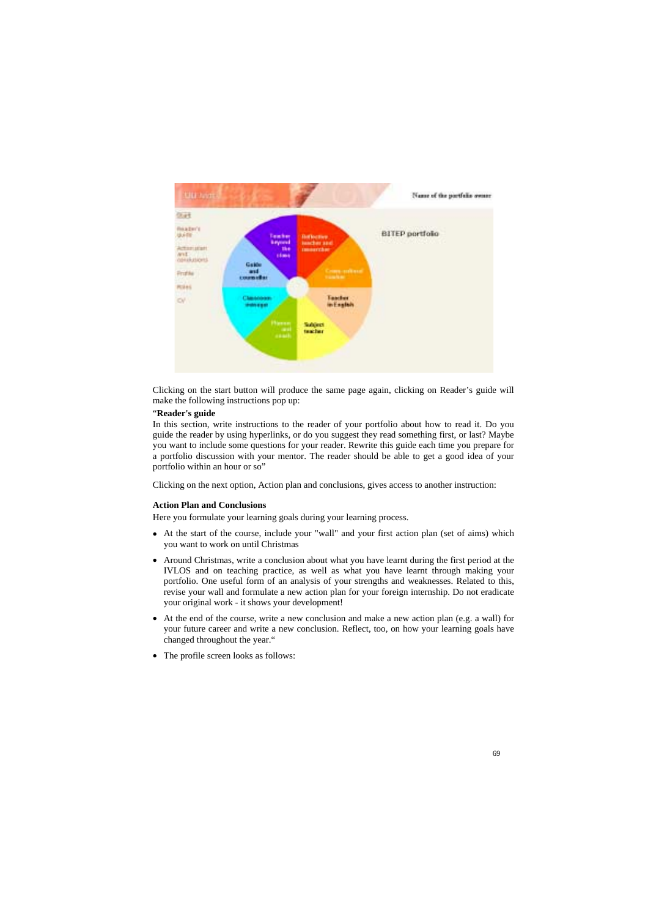Clicking on the start button will produce the same page again, clicking on Reader's guide will make the following instructions pop up:

"**Reader's guide**

In this section, write instructions to the reader of your portfolio about how to read it. Do you guide the reader by using hyperlinks, or do you suggest they read something first, or last? Maybe you want to include some questions for your reader. Rewrite this guide each time you prepare for a portfolio discussion with your mentor. The reader should be able to get a good idea of your portfolio within an hour or so"

Clicking on the next option, Action plan and conclusions, gives access to another instruction:

**Action Plan and Conclusions**

Here you formulate your learning goals during your learning process.

- At the start of the course, include your "wall" and your first action plan (set of aims) which you want to work on until Christmas
- Around Christmas, write a conclusion about what you have learnt during the first period at the IVLOS and on teaching practice, as well as what you have learnt through making your portfolio. One useful form of an analysis of your strengths and weaknesses. Related to this, revise your wall and formulate a new action plan for your foreign internship. Do not eradicate your original work - it shows your development!
- At the end of the course, write a new conclusion and make a new action plan (e.g. a wall) for your future career and write a new conclusion. Reflect, too, on how your learning goals have changed throughout the year."
- The profile screen looks as follows: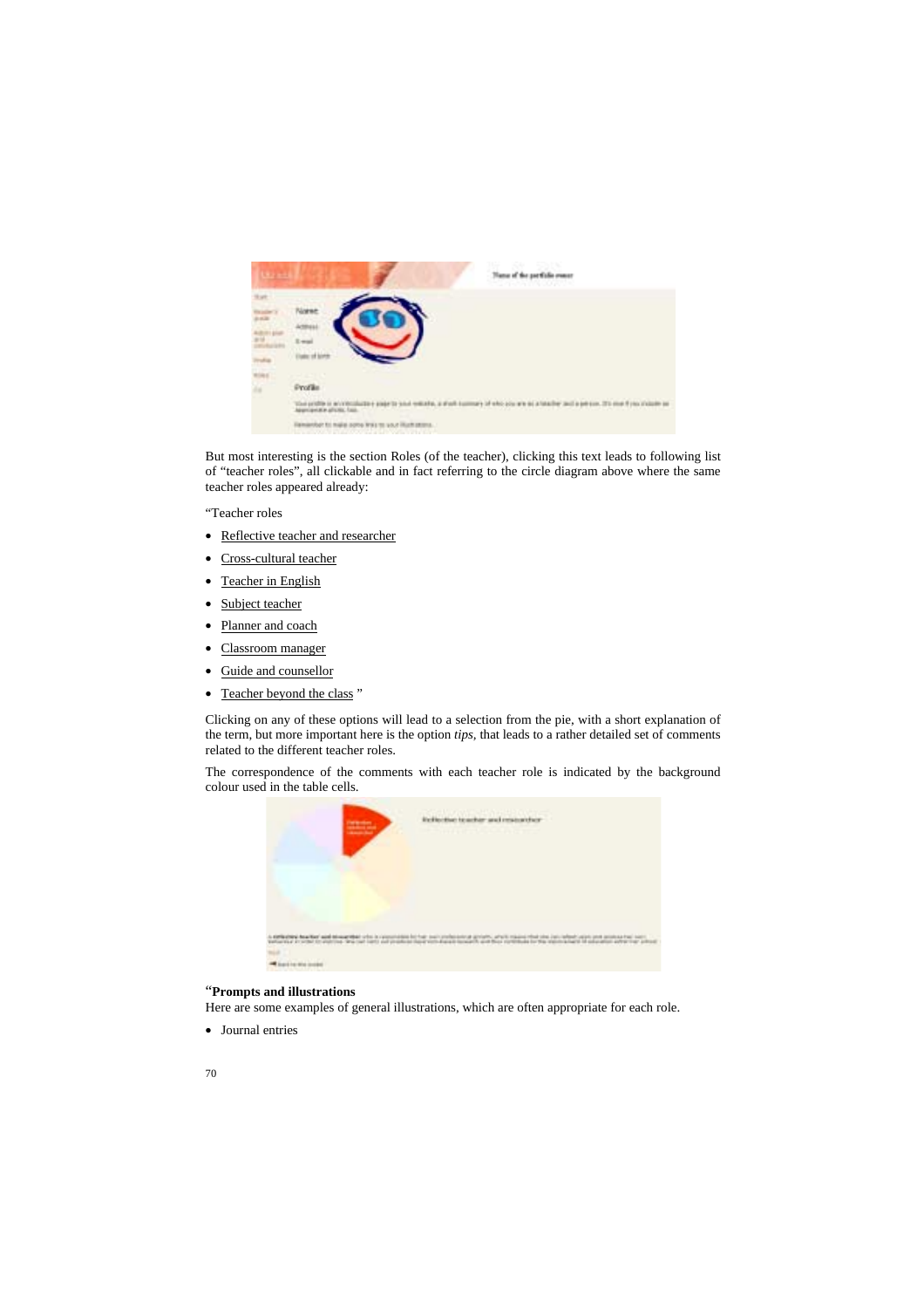But most interesting is the section Roles (of the teacher), clicking this text leads to following list of "teacher roles", all clickable and in fact referring to the circle diagram above where the same teacher roles appeared already:

"Teacher roles

- Reflective teacher and researcher
- Cross-cultural teacher
- Teacher in English
- Subject teacher
- Planner and coach
- Classroom manager
- Guide and counsellor
- Teacher beyond the class "

Clicking on any of these options will lead to a selection from the pie, with a short explanation of the term, but more important here is the option *tips*, that leads to a rather detailed set of comments related to the different teacher roles.

The correspondence of the comments with each teacher role is indicated by the background colour used in the table cells.

"**Prompts and illustrations**
Here are some examples of general illustrations, which are often appropriate for each role.

- Journal entries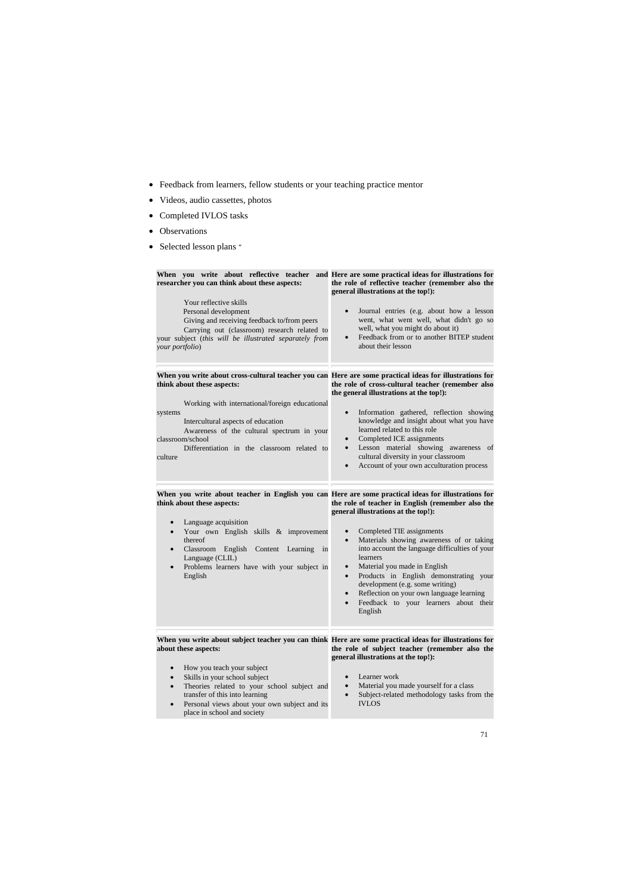- Feedback from learners, fellow students or your teaching practice mentor
- Videos, audio cassettes, photos
- Completed IVLOS tasks
- Observations
- Selected lesson plans "

| | |
|---|---|
| **When you write about reflective teacher and researcher you can think about these aspects:**<br><br>Your reflective skills<br>Personal development<br>Giving and receiving feedback to/from peers<br>Carrying out (classroom) research related to your subject (*this will be illustrated separately from your portfolio*) | **Here are some practical ideas for illustrations for the role of reflective teacher (remember also the general illustrations at the top!):**<br><br>• Journal entries (e.g. about how a lesson went, what went well, what didn't go so well, what you might do about it)<br>• Feedback from or to another BITEP student about their lesson |
| **When you write about cross-cultural teacher you can think about these aspects:**<br><br>Working with international/foreign educational systems<br>Intercultural aspects of education<br>Awareness of the cultural spectrum in your classroom/school<br>Differentiation in the classroom related to culture | **Here are some practical ideas for illustrations for the role of cross-cultural teacher (remember also the general illustrations at the top!):**<br><br>• Information gathered, reflection showing knowledge and insight about what you have learned related to this role<br>• Completed ICE assignments<br>• Lesson material showing awareness of cultural diversity in your classroom<br>• Account of your own acculturation process |
| **When you write about teacher in English you can think about these aspects:**<br><br>• Language acquisition<br>• Your own English skills & improvement thereof<br>• Classroom English Content Learning in Language (CLIL)<br>• Problems learners have with your subject in English | **Here are some practical ideas for illustrations for the role of teacher in English (remember also the general illustrations at the top!):**<br><br>• Completed TIE assignments<br>• Materials showing awareness of or taking into account the language difficulties of your learners<br>• Material you made in English<br>• Products in English demonstrating your development (e.g. some writing)<br>• Reflection on your own language learning<br>• Feedback to your learners about their English |
| **When you write about subject teacher you can think about these aspects:**<br><br>• How you teach your subject<br>• Skills in your school subject<br>• Theories related to your school subject and transfer of this into learning<br>• Personal views about your own subject and its place in school and society | **Here are some practical ideas for illustrations for the role of subject teacher (remember also the general illustrations at the top!):**<br><br>• Learner work<br>• Material you made yourself for a class<br>• Subject-related methodology tasks from the IVLOS |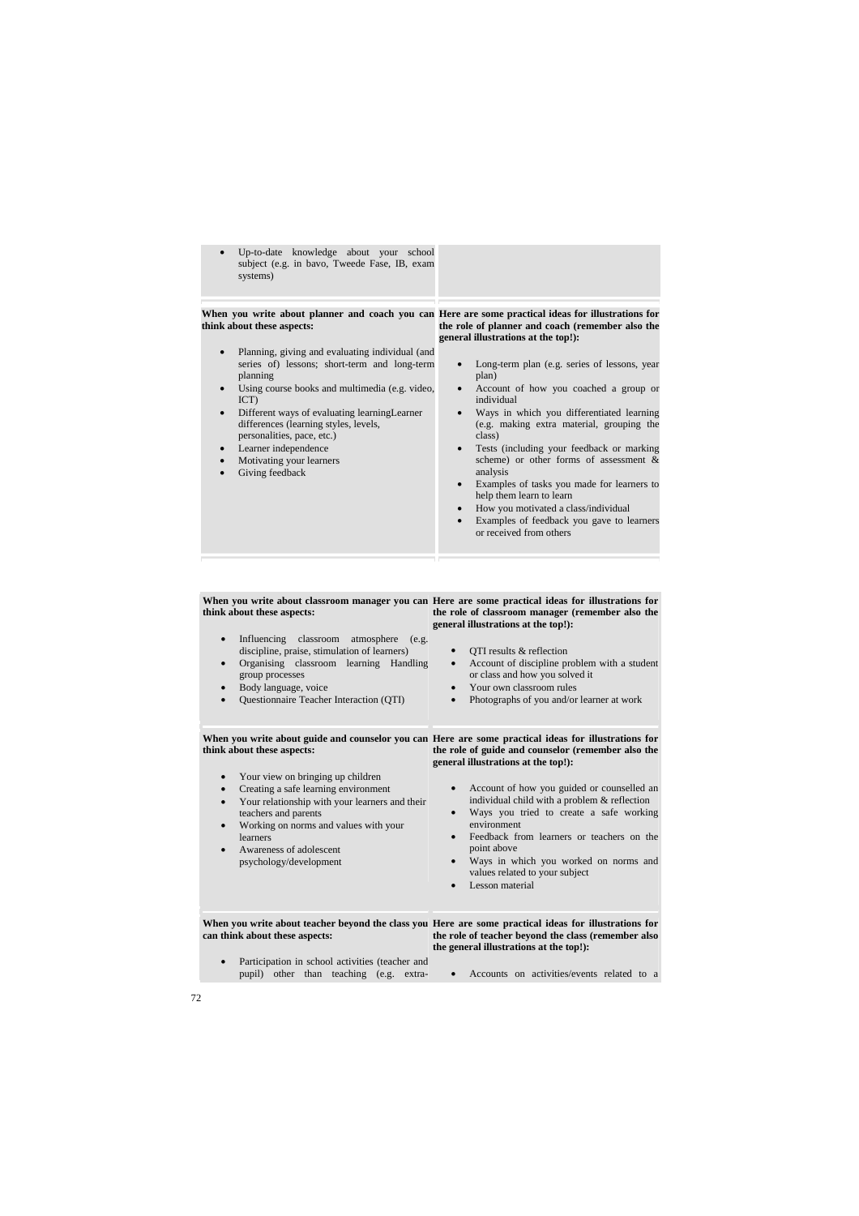| | |
|---|---|
| • Up-to-date knowledge about your school subject (e.g. in bavo, Tweede Fase, IB, exam systems) | |
| **When you write about planner and coach you can think about these aspects:**<br><br>• Planning, giving and evaluating individual (and series of) lessons; short-term and long-term planning<br>• Using course books and multimedia (e.g. video, ICT)<br>• Different ways of evaluating learningLearner differences (learning styles, levels, personalities, pace, etc.)<br>• Learner independence<br>• Motivating your learners<br>• Giving feedback | **Here are some practical ideas for illustrations for the role of planner and coach (remember also the general illustrations at the top!):**<br><br>• Long-term plan (e.g. series of lessons, year plan)<br>• Account of how you coached a group or individual<br>• Ways in which you differentiated learning (e.g. making extra material, grouping the class)<br>• Tests (including your feedback or marking scheme) or other forms of assessment & analysis<br>• Examples of tasks you made for learners to help them learn to learn<br>• How you motivated a class/individual<br>• Examples of feedback you gave to learners or received from others |

| | |
|---|---|
| **When you write about classroom manager you can think about these aspects:**<br><br>• Influencing classroom atmosphere (e.g. discipline, praise, stimulation of learners)<br>• Organising classroom learning Handling group processes<br>• Body language, voice<br>• Questionnaire Teacher Interaction (QTI) | **Here are some practical ideas for illustrations for the role of classroom manager (remember also the general illustrations at the top!):**<br><br>• QTI results & reflection<br>• Account of discipline problem with a student or class and how you solved it<br>• Your own classroom rules<br>• Photographs of you and/or learner at work |
| **When you write about guide and counselor you can think about these aspects:**<br><br>• Your view on bringing up children<br>• Creating a safe learning environment<br>• Your relationship with your learners and their teachers and parents<br>• Working on norms and values with your learners<br>• Awareness of adolescent psychology/development | **Here are some practical ideas for illustrations for the role of guide and counselor (remember also the general illustrations at the top!):**<br><br>• Account of how you guided or counselled an individual child with a problem & reflection<br>• Ways you tried to create a safe working environment<br>• Feedback from learners or teachers on the point above<br>• Ways in which you worked on norms and values related to your subject<br>• Lesson material |
| **When you write about teacher beyond the class you can think about these aspects:**<br><br>• Participation in school activities (teacher and pupil) other than teaching (e.g. extra- | **Here are some practical ideas for illustrations for the role of teacher beyond the class (remember also the general illustrations at the top!):**<br><br>• Accounts on activities/events related to a |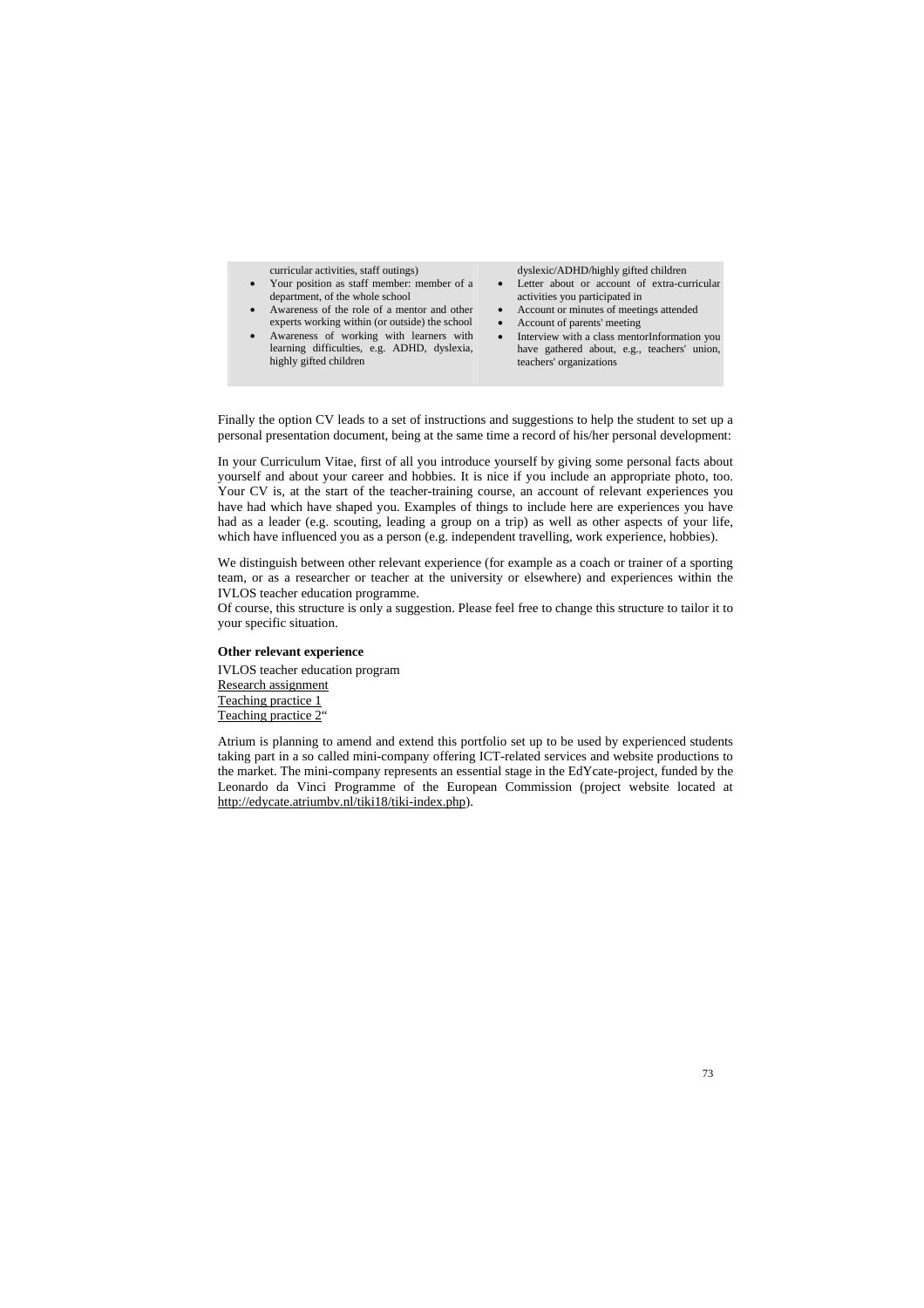| | |
|---|---|
| curricular activities, staff outings)<br>• Your position as staff member: member of a department, of the whole school<br>• Awareness of the role of a mentor and other experts working within (or outside) the school<br>• Awareness of working with learners with learning difficulties, e.g. ADHD, dyslexia, highly gifted children | dyslexic/ADHD/highly gifted children<br>• Letter about or account of extra-curricular activities you participated in<br>• Account or minutes of meetings attended<br>• Account of parents' meeting<br>• Interview with a class mentorInformation you have gathered about, e.g., teachers' union, teachers' organizations |

Finally the option CV leads to a set of instructions and suggestions to help the student to set up a personal presentation document, being at the same time a record of his/her personal development:

In your Curriculum Vitae, first of all you introduce yourself by giving some personal facts about yourself and about your career and hobbies. It is nice if you include an appropriate photo, too. Your CV is, at the start of the teacher-training course, an account of relevant experiences you have had which have shaped you. Examples of things to include here are experiences you have had as a leader (e.g. scouting, leading a group on a trip) as well as other aspects of your life, which have influenced you as a person (e.g. independent travelling, work experience, hobbies).

We distinguish between other relevant experience (for example as a coach or trainer of a sporting team, or as a researcher or teacher at the university or elsewhere) and experiences within the IVLOS teacher education programme.
Of course, this structure is only a suggestion. Please feel free to change this structure to tailor it to your specific situation.

**Other relevant experience**

IVLOS teacher education program
Research assignment
Teaching practice 1
Teaching practice 2"

Atrium is planning to amend and extend this portfolio set up to be used by experienced students taking part in a so called mini-company offering ICT-related services and website productions to the market. The mini-company represents an essential stage in the EdYcate-project, funded by the Leonardo da Vinci Programme of the European Commission (project website located at http://edycate.atriumbv.nl/tiki18/tiki-index.php).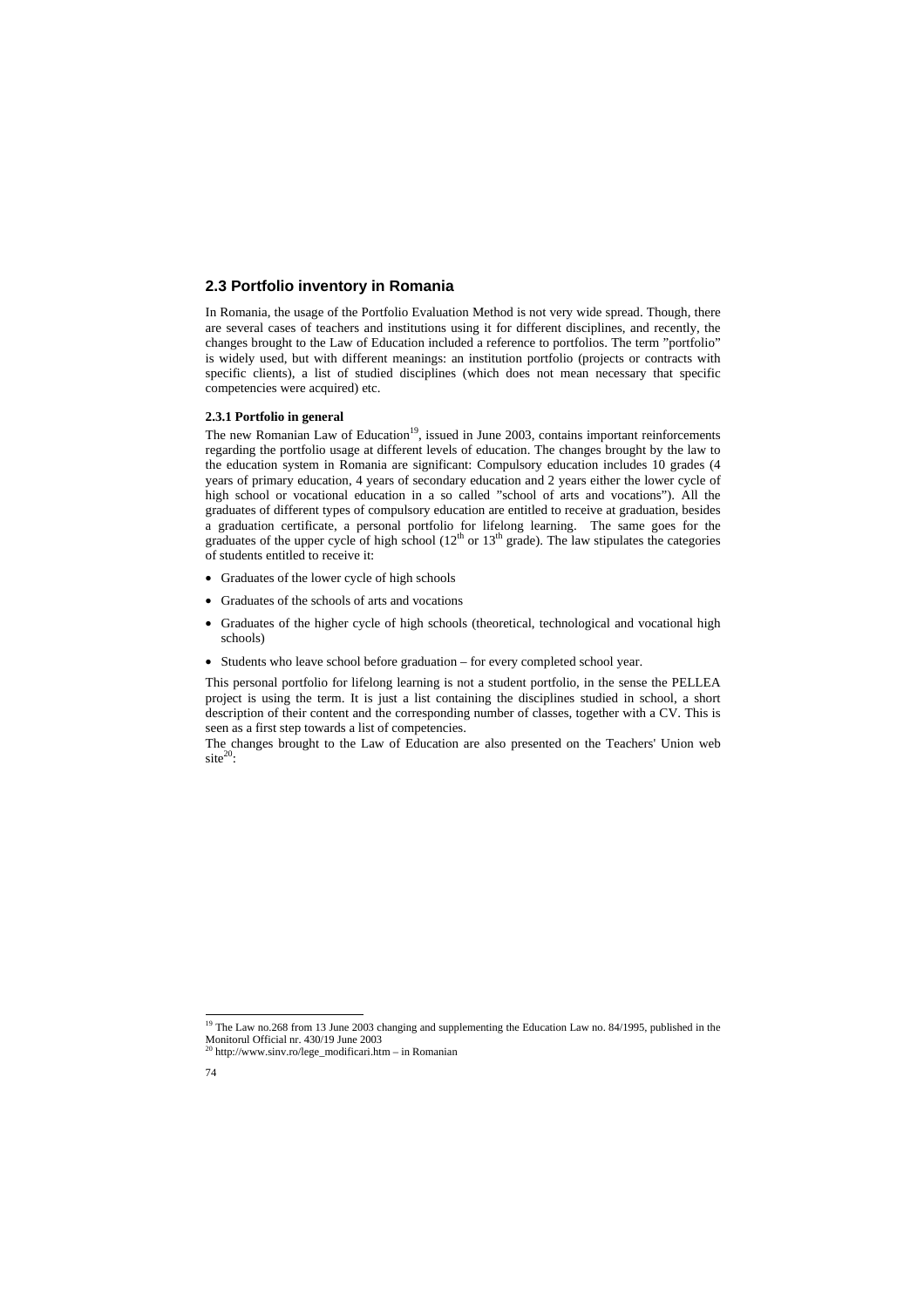## 2.3 Portfolio inventory in Romania

In Romania, the usage of the Portfolio Evaluation Method is not very wide spread. Though, there are several cases of teachers and institutions using it for different disciplines, and recently, the changes brought to the Law of Education included a reference to portfolios. The term ”portfolio” is widely used, but with different meanings: an institution portfolio (projects or contracts with specific clients), a list of studied disciplines (which does not mean necessary that specific competencies were acquired) etc.

### 2.3.1 Portfolio in general

The new Romanian Law of Education[19], issued in June 2003, contains important reinforcements regarding the portfolio usage at different levels of education. The changes brought by the law to the education system in Romania are significant: Compulsory education includes 10 grades (4 years of primary education, 4 years of secondary education and 2 years either the lower cycle of high school or vocational education in a so called ”school of arts and vocations”). All the graduates of different types of compulsory education are entitled to receive at graduation, besides a graduation certificate, a personal portfolio for lifelong learning. The same goes for the graduates of the upper cycle of high school (12th or 13th grade). The law stipulates the categories of students entitled to receive it:

- Graduates of the lower cycle of high schools
- Graduates of the schools of arts and vocations
- Graduates of the higher cycle of high schools (theoretical, technological and vocational high schools)
- Students who leave school before graduation – for every completed school year.

This personal portfolio for lifelong learning is not a student portfolio, in the sense the PELLEA project is using the term. It is just a list containing the disciplines studied in school, a short description of their content and the corresponding number of classes, together with a CV. This is seen as a first step towards a list of competencies.

The changes brought to the Law of Education are also presented on the Teachers' Union web site[20]:

[19] The Law no.268 from 13 June 2003 changing and supplementing the Education Law no. 84/1995, published in the Monitorul Official nr. 430/19 June 2003

[20] http://www.sinv.ro/lege_modificari.htm – in Romanian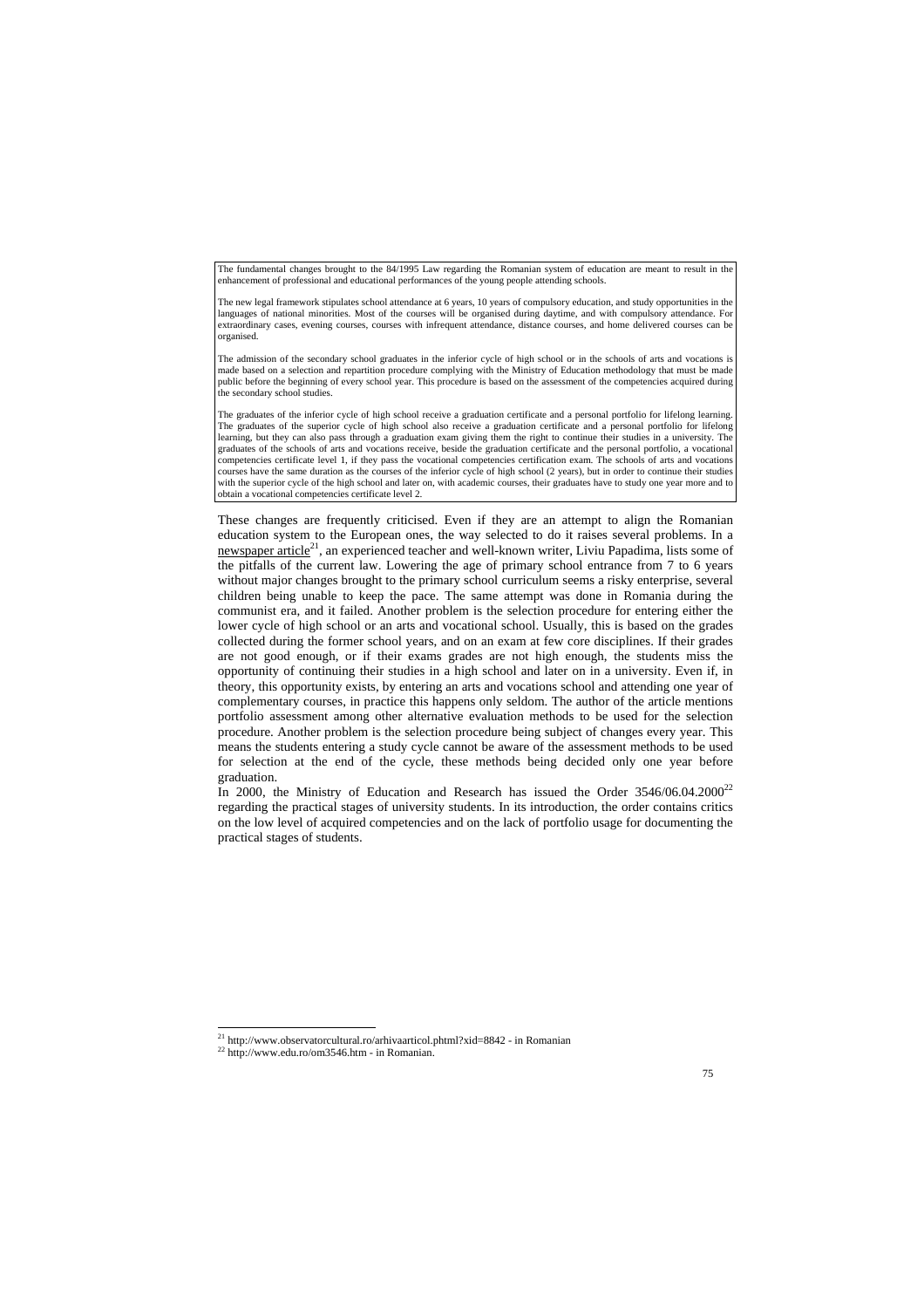> The fundamental changes brought to the 84/1995 Law regarding the Romanian system of education are meant to result in the enhancement of professional and educational performances of the young people attending schools.
>
> The new legal framework stipulates school attendance at 6 years, 10 years of compulsory education, and study opportunities in the languages of national minorities. Most of the courses will be organised during daytime, and with compulsory attendance. For extraordinary cases, evening courses, courses with infrequent attendance, distance courses, and home delivered courses can be organised.
>
> The admission of the secondary school graduates in the inferior cycle of high school or in the schools of arts and vocations is made based on a selection and repartition procedure complying with the Ministry of Education methodology that must be made public before the beginning of every school year. This procedure is based on the assessment of the competencies acquired during the secondary school studies.
>
> The graduates of the inferior cycle of high school receive a graduation certificate and a personal portfolio for lifelong learning. The graduates of the superior cycle of high school also receive a graduation certificate and a personal portfolio for lifelong learning, but they can also pass through a graduation exam giving them the right to continue their studies in a university. The graduates of the schools of arts and vocations receive, beside the graduation certificate and the personal portfolio, a vocational competencies certificate level 1, if they pass the vocational competencies certification exam. The schools of arts and vocations courses have the same duration as the courses of the inferior cycle of high school (2 years), but in order to continue their studies with the superior cycle of the high school and later on, with academic courses, their graduates have to study one year more and to obtain a vocational competencies certificate level 2.

These changes are frequently criticised. Even if they are an attempt to align the Romanian education system to the European ones, the way selected to do it raises several problems. In a newspaper article[21], an experienced teacher and well-known writer, Liviu Papadima, lists some of the pitfalls of the current law. Lowering the age of primary school entrance from 7 to 6 years without major changes brought to the primary school curriculum seems a risky enterprise, several children being unable to keep the pace. The same attempt was done in Romania during the communist era, and it failed. Another problem is the selection procedure for entering either the lower cycle of high school or an arts and vocational school. Usually, this is based on the grades collected during the former school years, and on an exam at few core disciplines. If their grades are not good enough, or if their exams grades are not high enough, the students miss the opportunity of continuing their studies in a high school and later on in a university. Even if, in theory, this opportunity exists, by entering an arts and vocations school and attending one year of complementary courses, in practice this happens only seldom. The author of the article mentions portfolio assessment among other alternative evaluation methods to be used for the selection procedure. Another problem is the selection procedure being subject of changes every year. This means the students entering a study cycle cannot be aware of the assessment methods to be used for selection at the end of the cycle, these methods being decided only one year before graduation.

In 2000, the Ministry of Education and Research has issued the Order 3546/06.04.2000[22] regarding the practical stages of university students. In its introduction, the order contains critics on the low level of acquired competencies and on the lack of portfolio usage for documenting the practical stages of students.

---

[21] http://www.observatorcultural.ro/arhivaarticol.phtml?xid=8842 - in Romanian

[22] http://www.edu.ro/om3546.htm - in Romanian.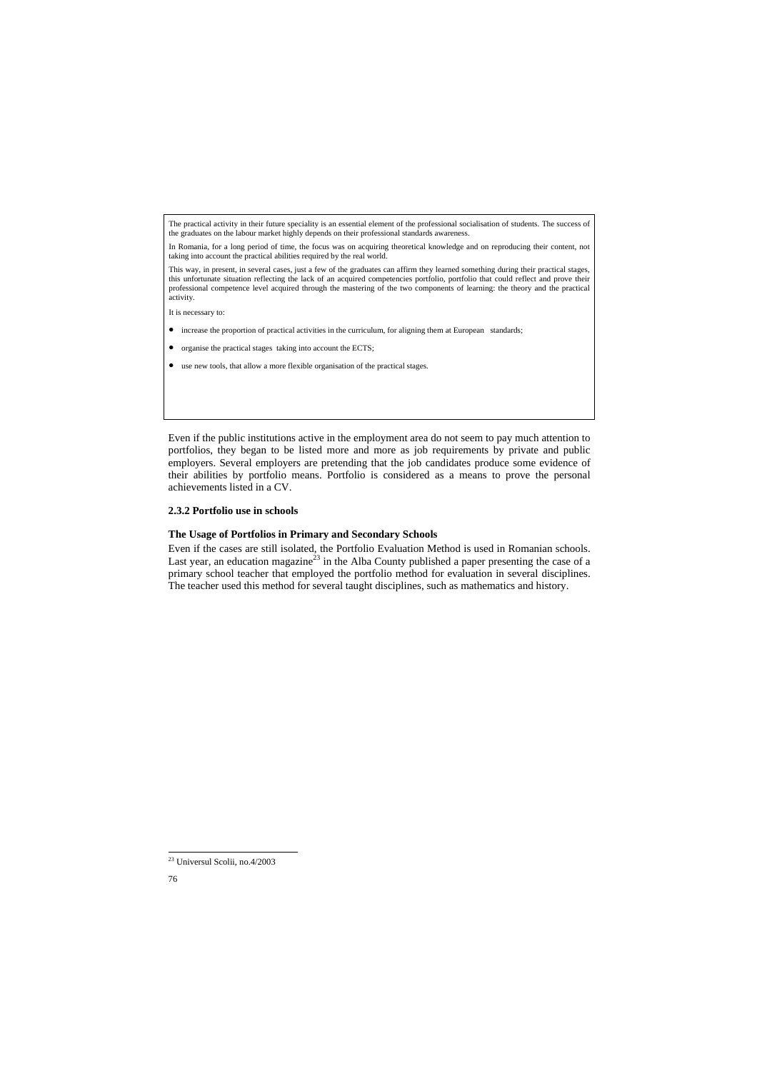The practical activity in their future speciality is an essential element of the professional socialisation of students. The success of the graduates on the labour market highly depends on their professional standards awareness.

In Romania, for a long period of time, the focus was on acquiring theoretical knowledge and on reproducing their content, not taking into account the practical abilities required by the real world.

This way, in present, in several cases, just a few of the graduates can affirm they learned something during their practical stages, this unfortunate situation reflecting the lack of an acquired competencies portfolio, portfolio that could reflect and prove their professional competence level acquired through the mastering of the two components of learning: the theory and the practical activity.

It is necessary to:

- increase the proportion of practical activities in the curriculum, for aligning them at European standards;
- organise the practical stages taking into account the ECTS;
- use new tools, that allow a more flexible organisation of the practical stages.

Even if the public institutions active in the employment area do not seem to pay much attention to portfolios, they began to be listed more and more as job requirements by private and public employers. Several employers are pretending that the job candidates produce some evidence of their abilities by portfolio means. Portfolio is considered as a means to prove the personal achievements listed in a CV.

### 2.3.2 Portfolio use in schools

#### The Usage of Portfolios in Primary and Secondary Schools

Even if the cases are still isolated, the Portfolio Evaluation Method is used in Romanian schools. Last year, an education magazine[23] in the Alba County published a paper presenting the case of a primary school teacher that employed the portfolio method for evaluation in several disciplines. The teacher used this method for several taught disciplines, such as mathematics and history.

[23] Universul Scolii, no.4/2003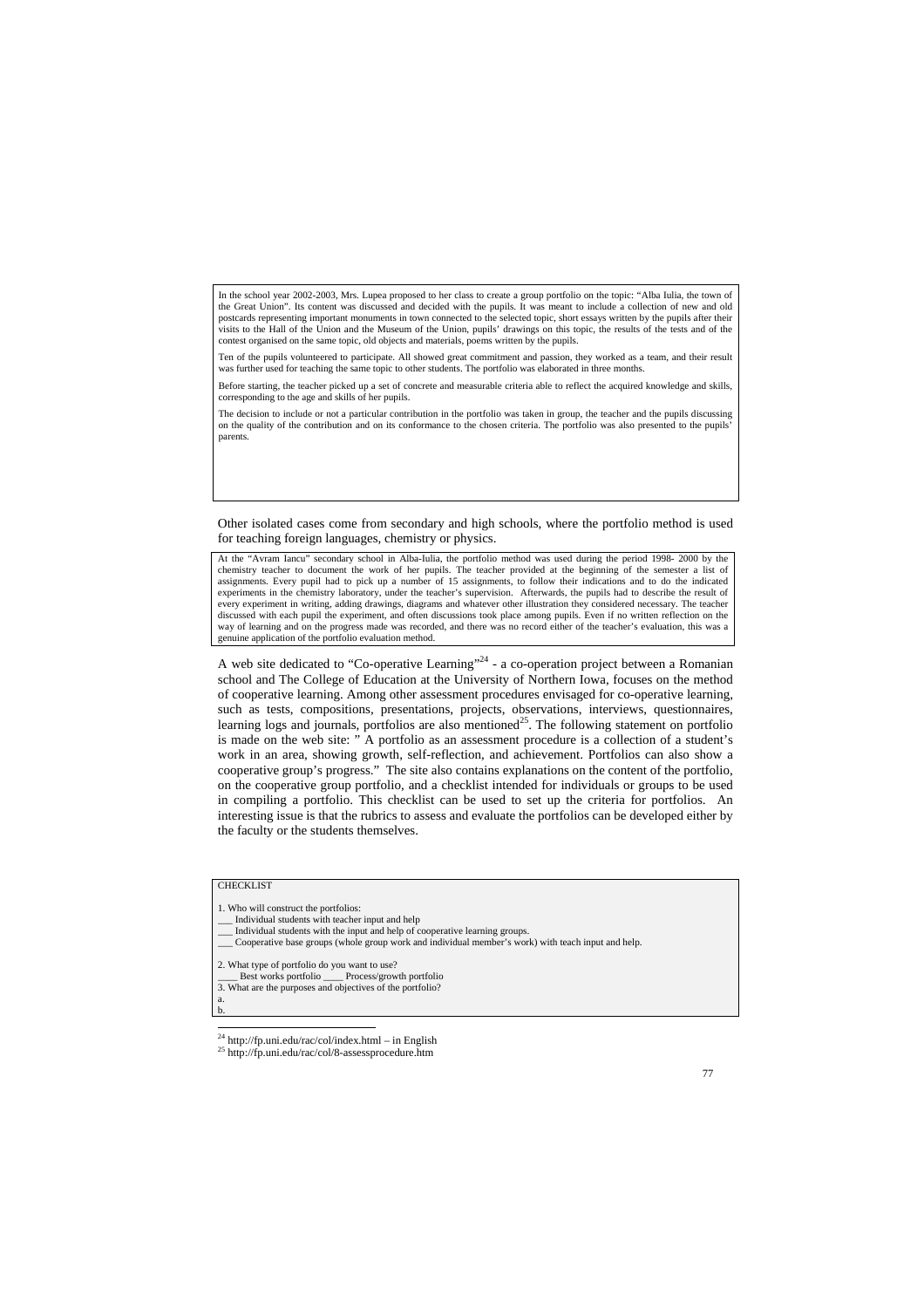In the school year 2002-2003, Mrs. Lupea proposed to her class to create a group portfolio on the topic: "Alba Iulia, the town of the Great Union". Its content was discussed and decided with the pupils. It was meant to include a collection of new and old postcards representing important monuments in town connected to the selected topic, short essays written by the pupils after their visits to the Hall of the Union and the Museum of the Union, pupils' drawings on this topic, the results of the tests and of the contest organised on the same topic, old objects and materials, poems written by the pupils.

Ten of the pupils volunteered to participate. All showed great commitment and passion, they worked as a team, and their result was further used for teaching the same topic to other students. The portfolio was elaborated in three months.

Before starting, the teacher picked up a set of concrete and measurable criteria able to reflect the acquired knowledge and skills, corresponding to the age and skills of her pupils.

The decision to include or not a particular contribution in the portfolio was taken in group, the teacher and the pupils discussing on the quality of the contribution and on its conformance to the chosen criteria. The portfolio was also presented to the pupils' parents.

Other isolated cases come from secondary and high schools, where the portfolio method is used for teaching foreign languages, chemistry or physics.

At the "Avram Iancu" secondary school in Alba-Iulia, the portfolio method was used during the period 1998- 2000 by the chemistry teacher to document the work of her pupils. The teacher provided at the beginning of the semester a list of assignments. Every pupil had to pick up a number of 15 assignments, to follow their indications and to do the indicated experiments in the chemistry laboratory, under the teacher's supervision. Afterwards, the pupils had to describe the result of every experiment in writing, adding drawings, diagrams and whatever other illustration they considered necessary. The teacher discussed with each pupil the experiment, and often discussions took place among pupils. Even if no written reflection on the way of learning and on the progress made was recorded, and there was no record either of the teacher's evaluation, this was a genuine application of the portfolio evaluation method.

A web site dedicated to "Co-operative Learning"[24] - a co-operation project between a Romanian school and The College of Education at the University of Northern Iowa, focuses on the method of cooperative learning. Among other assessment procedures envisaged for co-operative learning, such as tests, compositions, presentations, projects, observations, interviews, questionnaires, learning logs and journals, portfolios are also mentioned[25]. The following statement on portfolio is made on the web site: " A portfolio as an assessment procedure is a collection of a student's work in an area, showing growth, self-reflection, and achievement. Portfolios can also show a cooperative group's progress." The site also contains explanations on the content of the portfolio, on the cooperative group portfolio, and a checklist intended for individuals or groups to be used in compiling a portfolio. This checklist can be used to set up the criteria for portfolios. An interesting issue is that the rubrics to assess and evaluate the portfolios can be developed either by the faculty or the students themselves.

CHECKLIST

1. Who will construct the portfolios:
___ Individual students with teacher input and help
___ Individual students with the input and help of cooperative learning groups.
___ Cooperative base groups (whole group work and individual member's work) with teach input and help.

2. What type of portfolio do you want to use?
____ Best works portfolio ____ Process/growth portfolio
3. What are the purposes and objectives of the portfolio?
a.
b.

[24] http://fp.uni.edu/rac/col/index.html – in English
[25] http://fp.uni.edu/rac/col/8-assessprocedure.htm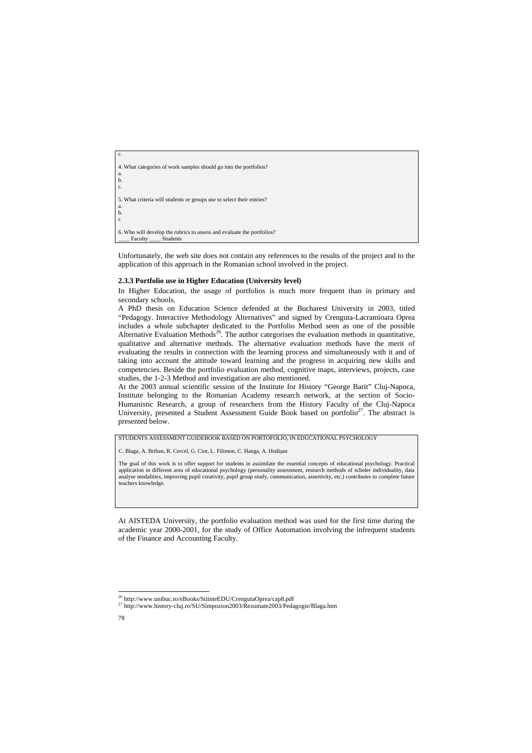c.

4. What categories of work samples should go into the portfolios?
a.
b.
c.

5. What criteria will students or groups use to select their entries?
a.
b.
c

6. Who will develop the rubrics to assess and evaluate the portfolios?
____ Faculty ____ Students

Unfortunately, the web site does not contain any references to the results of the project and to the application of this approach in the Romanian school involved in the project.

### 2.3.3 Portfolio use in Higher Education (University level)

In Higher Education, the usage of portfolios is much more frequent than in primary and secondary schools.

A PhD thesis on Education Science defended at the Bucharest University in 2003, titled "Pedagogy. Interactive Methodology Alternatives" and signed by Crenguta-Lacramioara Oprea includes a whole subchapter dedicated to the Portfolio Method seen as one of the possible Alternative Evaluation Methods[26]. The author categorises the evaluation methods in quantitative, qualitative and alternative methods. The alternative evaluation methods have the merit of evaluating the results in connection with the learning process and simultaneously with it and of taking into account the attitude toward learning and the progress in acquiring new skills and competencies. Beside the portfolio evaluation method, cognitive maps, interviews, projects, case studies, the 1-2-3 Method and investigation are also mentioned.

At the 2003 annual scientific session of the Institute for History "George Barit" Cluj-Napoca, Institute belonging to the Romanian Academy research network, at the section of Socio-Humanistic Research, a group of researchers from the History Faculty of the Cluj-Napoca University, presented a Student Assessment Guide Book based on portfolio[27]. The abstract is presented below.

STUDENTS ASSESSMENT GUIDEBOOK BASED ON PORTOFOLIO, IN EDUCATIONAL PSYCHOLOGY

C. Blaga, A. Brihan, R. Cercel, G. Ciot, L. Filimon, C. Hanga, A. Hodişan

The goal of this work is to offer support for students in assimilate the essential concepts of educational psychology. Practical application in different area of educational psychology (personality assessment, research methods of scholer individuality, data analyse modalities, improving pupil creativity, pupil group study, communication, assertivity, etc.) contributes to complete future teachers knowledge.

At AISTEDA University, the portfolio evaluation method was used for the first time during the academic year 2000-2001, for the study of Office Automation involving the infrequent students of the Finance and Accounting Faculty.

[26] http://www.unibuc.ro/eBooks/StiinteEDU/CrengutaOprea/cap8.pdf
[27] http://www.history-cluj.ro/SU/Simpozion2003/Rezumate2003/Pedagogie/Blaga.htm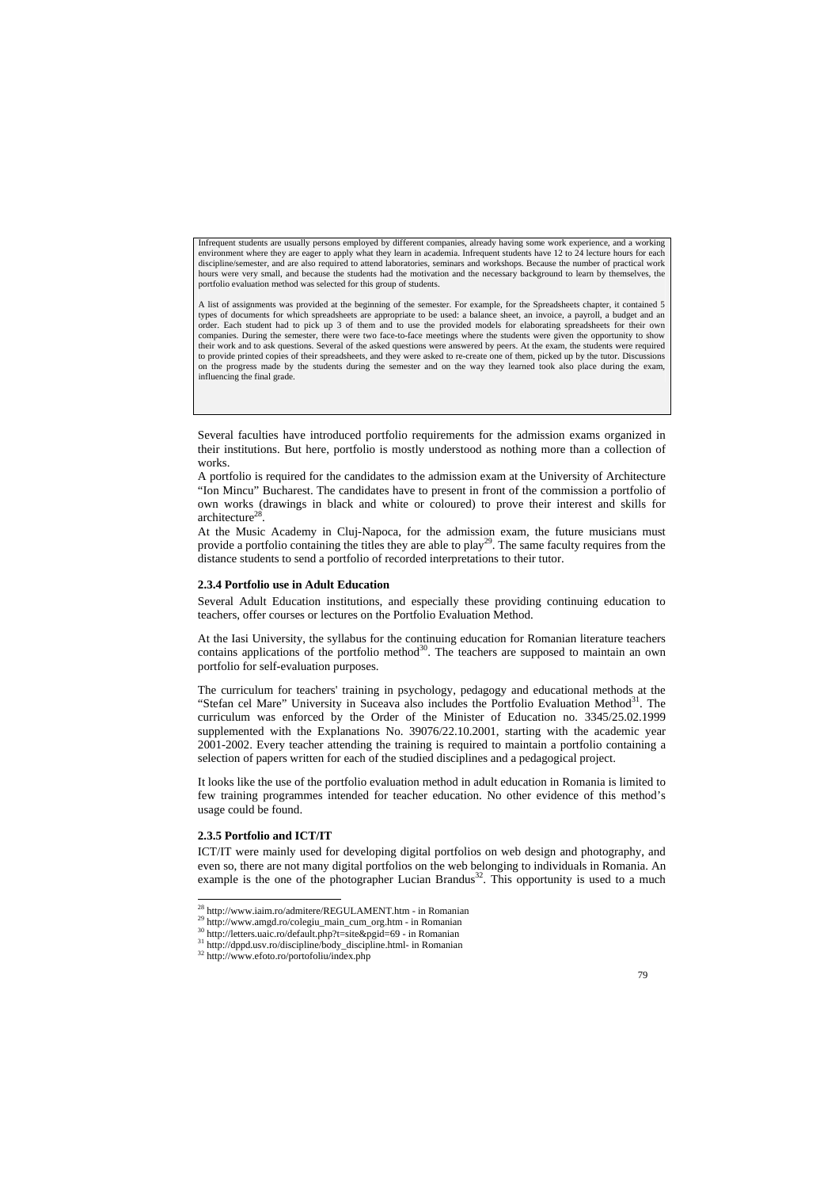Infrequent students are usually persons employed by different companies, already having some work experience, and a working environment where they are eager to apply what they learn in academia. Infrequent students have 12 to 24 lecture hours for each discipline/semester, and are also required to attend laboratories, seminars and workshops. Because the number of practical work hours were very small, and because the students had the motivation and the necessary background to learn by themselves, the portfolio evaluation method was selected for this group of students.

A list of assignments was provided at the beginning of the semester. For example, for the Spreadsheets chapter, it contained 5 types of documents for which spreadsheets are appropriate to be used: a balance sheet, an invoice, a payroll, a budget and an order. Each student had to pick up 3 of them and to use the provided models for elaborating spreadsheets for their own companies. During the semester, there were two face-to-face meetings where the students were given the opportunity to show their work and to ask questions. Several of the asked questions were answered by peers. At the exam, the students were required to provide printed copies of their spreadsheets, and they were asked to re-create one of them, picked up by the tutor. Discussions on the progress made by the students during the semester and on the way they learned took also place during the exam, influencing the final grade.

Several faculties have introduced portfolio requirements for the admission exams organized in their institutions. But here, portfolio is mostly understood as nothing more than a collection of works.

A portfolio is required for the candidates to the admission exam at the University of Architecture "Ion Mincu" Bucharest. The candidates have to present in front of the commission a portfolio of own works (drawings in black and white or coloured) to prove their interest and skills for architecture[28].

At the Music Academy in Cluj-Napoca, for the admission exam, the future musicians must provide a portfolio containing the titles they are able to play[29]. The same faculty requires from the distance students to send a portfolio of recorded interpretations to their tutor.

### 2.3.4 Portfolio use in Adult Education

Several Adult Education institutions, and especially these providing continuing education to teachers, offer courses or lectures on the Portfolio Evaluation Method.

At the Iasi University, the syllabus for the continuing education for Romanian literature teachers contains applications of the portfolio method[30]. The teachers are supposed to maintain an own portfolio for self-evaluation purposes.

The curriculum for teachers' training in psychology, pedagogy and educational methods at the "Stefan cel Mare" University in Suceava also includes the Portfolio Evaluation Method[31]. The curriculum was enforced by the Order of the Minister of Education no. 3345/25.02.1999 supplemented with the Explanations No. 39076/22.10.2001, starting with the academic year 2001-2002. Every teacher attending the training is required to maintain a portfolio containing a selection of papers written for each of the studied disciplines and a pedagogical project.

It looks like the use of the portfolio evaluation method in adult education in Romania is limited to few training programmes intended for teacher education. No other evidence of this method's usage could be found.

### 2.3.5 Portfolio and ICT/IT

ICT/IT were mainly used for developing digital portfolios on web design and photography, and even so, there are not many digital portfolios on the web belonging to individuals in Romania. An example is the one of the photographer Lucian Brandus[32]. This opportunity is used to a much

[28] http://www.iaim.ro/admitere/REGULAMENT.htm - in Romanian
[29] http://www.amgd.ro/colegiu_main_cum_org.htm - in Romanian
[30] http://letters.uaic.ro/default.php?t=site&pgid=69 - in Romanian
[31] http://dppd.usv.ro/discipline/body_discipline.html- in Romanian
[32] http://www.efoto.ro/portofoliu/index.php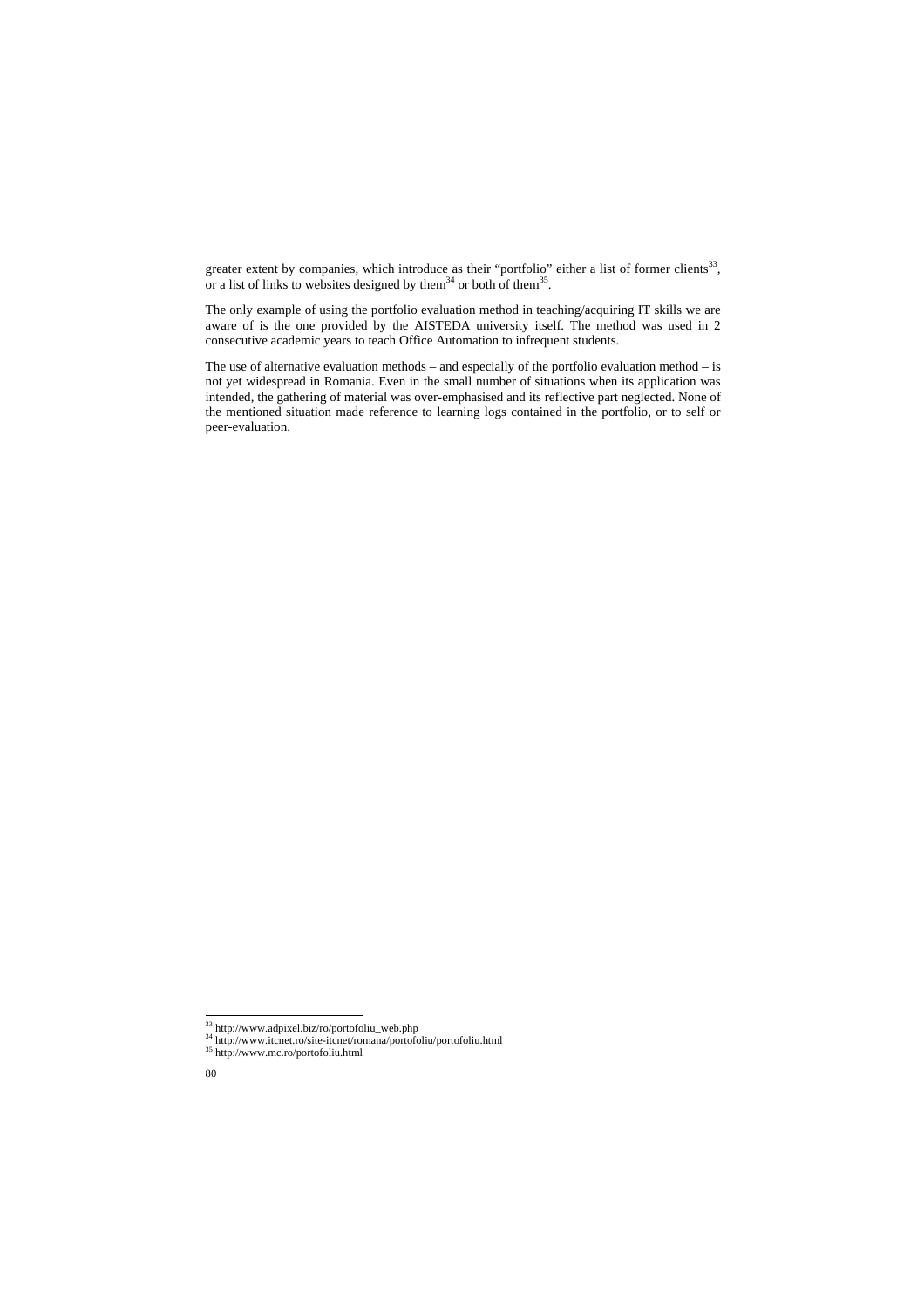greater extent by companies, which introduce as their "portfolio" either a list of former clients[33], or a list of links to websites designed by them[34] or both of them[35].

The only example of using the portfolio evaluation method in teaching/acquiring IT skills we are aware of is the one provided by the AISTEDA university itself. The method was used in 2 consecutive academic years to teach Office Automation to infrequent students.

The use of alternative evaluation methods – and especially of the portfolio evaluation method – is not yet widespread in Romania. Even in the small number of situations when its application was intended, the gathering of material was over-emphasised and its reflective part neglected. None of the mentioned situation made reference to learning logs contained in the portfolio, or to self or peer-evaluation.

---

[33] http://www.adpixel.biz/ro/portofoliu_web.php

[34] http://www.itcnet.ro/site-itcnet/romana/portofoliu/portofoliu.html

[35] http://www.mc.ro/portofoliu.html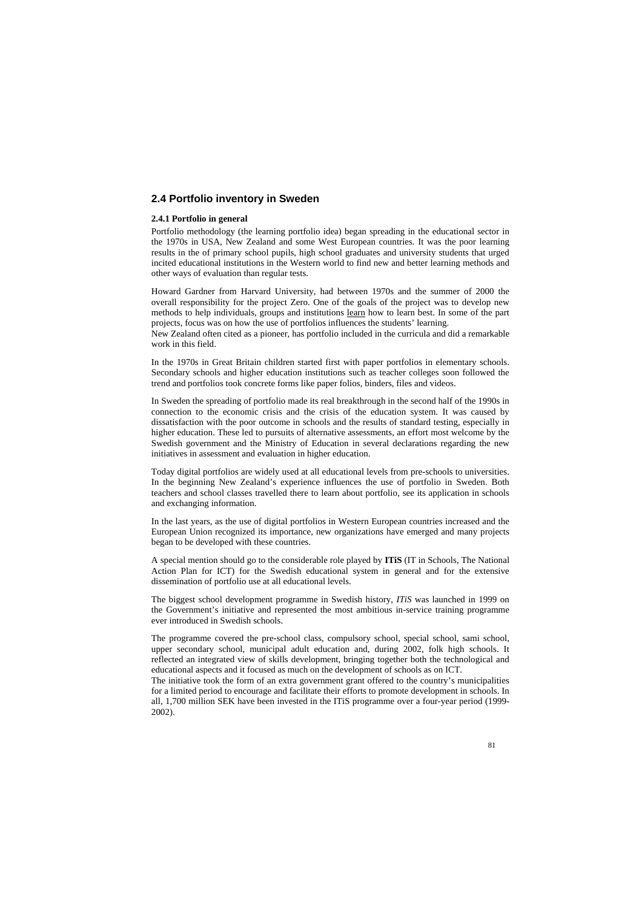## 2.4 Portfolio inventory in Sweden

### 2.4.1 Portfolio in general

Portfolio methodology (the learning portfolio idea) began spreading in the educational sector in the 1970s in USA, New Zealand and some West European countries. It was the poor learning results in the of primary school pupils, high school graduates and university students that urged incited educational institutions in the Western world to find new and better learning methods and other ways of evaluation than regular tests.

Howard Gardner from Harvard University, had between 1970s and the summer of 2000 the overall responsibility for the project Zero. One of the goals of the project was to develop new methods to help individuals, groups and institutions learn how to learn best. In some of the part projects, focus was on how the use of portfolios influences the students' learning.
New Zealand often cited as a pioneer, has portfolio included in the curricula and did a remarkable work in this field.

In the 1970s in Great Britain children started first with paper portfolios in elementary schools. Secondary schools and higher education institutions such as teacher colleges soon followed the trend and portfolios took concrete forms like paper folios, binders, files and videos.

In Sweden the spreading of portfolio made its real breakthrough in the second half of the 1990s in connection to the economic crisis and the crisis of the education system. It was caused by dissatisfaction with the poor outcome in schools and the results of standard testing, especially in higher education. These led to pursuits of alternative assessments, an effort most welcome by the Swedish government and the Ministry of Education in several declarations regarding the new initiatives in assessment and evaluation in higher education.

Today digital portfolios are widely used at all educational levels from pre-schools to universities. In the beginning New Zealand's experience influences the use of portfolio in Sweden. Both teachers and school classes travelled there to learn about portfolio, see its application in schools and exchanging information.

In the last years, as the use of digital portfolios in Western European countries increased and the European Union recognized its importance, new organizations have emerged and many projects began to be developed with these countries.

A special mention should go to the considerable role played by **ITiS** (IT in Schools, The National Action Plan for ICT) for the Swedish educational system in general and for the extensive dissemination of portfolio use at all educational levels.

The biggest school development programme in Swedish history, *ITiS* was launched in 1999 on the Government's initiative and represented the most ambitious in-service training programme ever introduced in Swedish schools.

The programme covered the pre-school class, compulsory school, special school, sami school, upper secondary school, municipal adult education and, during 2002, folk high schools. It reflected an integrated view of skills development, bringing together both the technological and educational aspects and it focused as much on the development of schools as on ICT.
The initiative took the form of an extra government grant offered to the country's municipalities for a limited period to encourage and facilitate their efforts to promote development in schools. In all, 1,700 million SEK have been invested in the ITiS programme over a four-year period (1999-2002).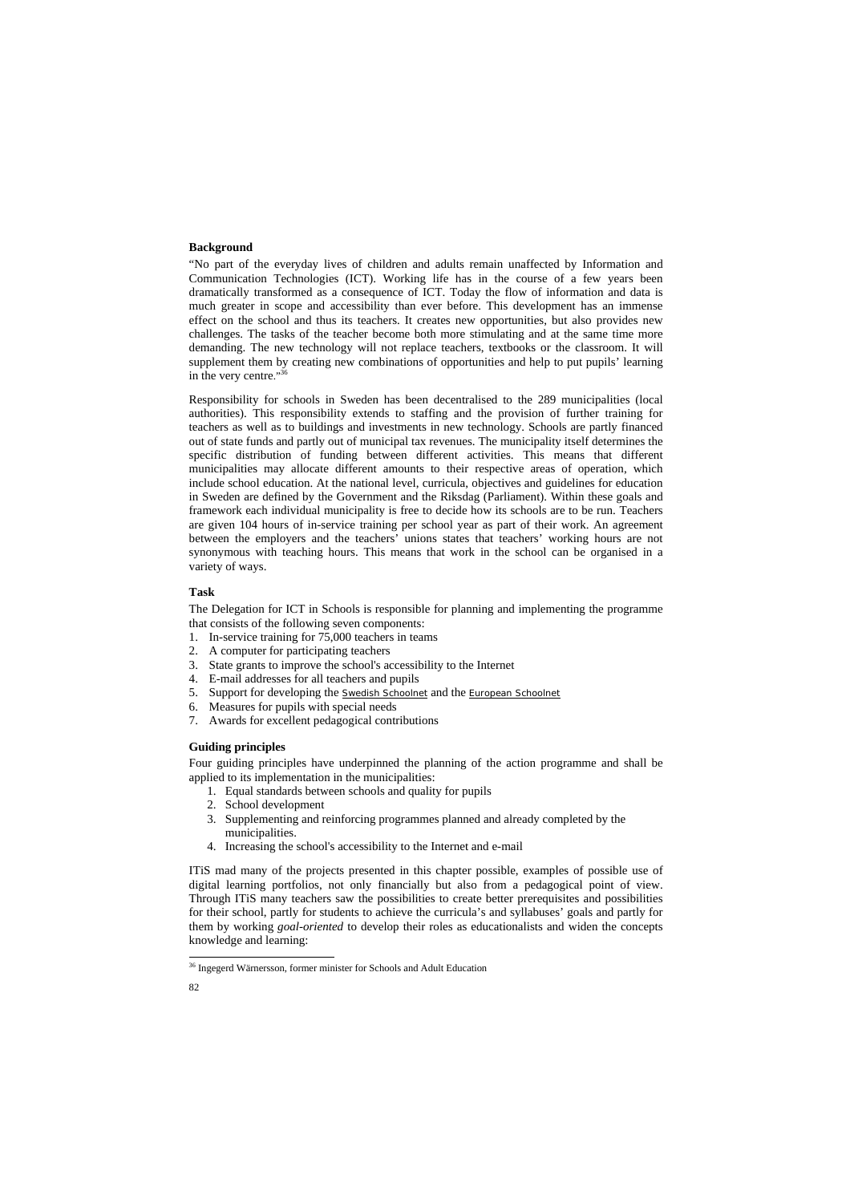**Background**

"No part of the everyday lives of children and adults remain unaffected by Information and Communication Technologies (ICT). Working life has in the course of a few years been dramatically transformed as a consequence of ICT. Today the flow of information and data is much greater in scope and accessibility than ever before. This development has an immense effect on the school and thus its teachers. It creates new opportunities, but also provides new challenges. The tasks of the teacher become both more stimulating and at the same time more demanding. The new technology will not replace teachers, textbooks or the classroom. It will supplement them by creating new combinations of opportunities and help to put pupils' learning in the very centre."[36]

Responsibility for schools in Sweden has been decentralised to the 289 municipalities (local authorities). This responsibility extends to staffing and the provision of further training for teachers as well as to buildings and investments in new technology. Schools are partly financed out of state funds and partly out of municipal tax revenues. The municipality itself determines the specific distribution of funding between different activities. This means that different municipalities may allocate different amounts to their respective areas of operation, which include school education. At the national level, curricula, objectives and guidelines for education in Sweden are defined by the Government and the Riksdag (Parliament). Within these goals and framework each individual municipality is free to decide how its schools are to be run. Teachers are given 104 hours of in-service training per school year as part of their work. An agreement between the employers and the teachers' unions states that teachers' working hours are not synonymous with teaching hours. This means that work in the school can be organised in a variety of ways.

**Task**

The Delegation for ICT in Schools is responsible for planning and implementing the programme that consists of the following seven components:

1. In-service training for 75,000 teachers in teams
2. A computer for participating teachers
3. State grants to improve the school's accessibility to the Internet
4. E-mail addresses for all teachers and pupils
5. Support for developing the Swedish Schoolnet and the European Schoolnet
6. Measures for pupils with special needs
7. Awards for excellent pedagogical contributions

**Guiding principles**

Four guiding principles have underpinned the planning of the action programme and shall be applied to its implementation in the municipalities:

1. Equal standards between schools and quality for pupils
2. School development
3. Supplementing and reinforcing programmes planned and already completed by the municipalities.
4. Increasing the school's accessibility to the Internet and e-mail

ITiS mad many of the projects presented in this chapter possible, examples of possible use of digital learning portfolios, not only financially but also from a pedagogical point of view. Through ITiS many teachers saw the possibilities to create better prerequisites and possibilities for their school, partly for students to achieve the curricula's and syllabuses' goals and partly for them by working *goal-oriented* to develop their roles as educationalists and widen the concepts knowledge and learning:

[36] Ingegerd Wärnersson, former minister for Schools and Adult Education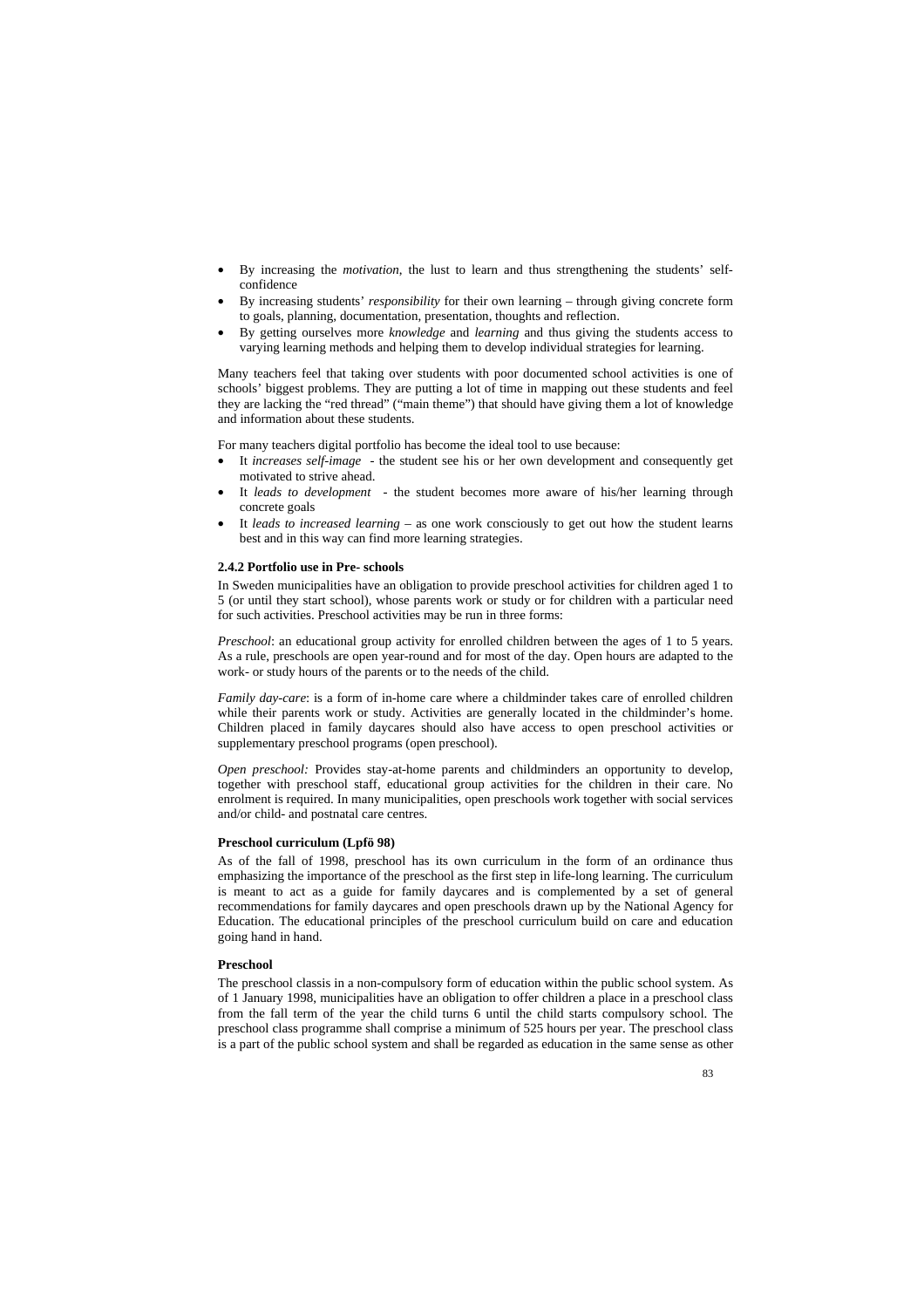- By increasing the *motivation*, the lust to learn and thus strengthening the students' self-confidence
- By increasing students' *responsibility* for their own learning – through giving concrete form to goals, planning, documentation, presentation, thoughts and reflection.
- By getting ourselves more *knowledge* and *learning* and thus giving the students access to varying learning methods and helping them to develop individual strategies for learning.

Many teachers feel that taking over students with poor documented school activities is one of schools' biggest problems. They are putting a lot of time in mapping out these students and feel they are lacking the "red thread" ("main theme") that should have giving them a lot of knowledge and information about these students.

For many teachers digital portfolio has become the ideal tool to use because:

- It *increases self-image* - the student see his or her own development and consequently get motivated to strive ahead.
- It *leads to development* - the student becomes more aware of his/her learning through concrete goals
- It *leads to increased learning* – as one work consciously to get out how the student learns best and in this way can find more learning strategies.

### 2.4.2 Portfolio use in Pre- schools

In Sweden municipalities have an obligation to provide preschool activities for children aged 1 to 5 (or until they start school), whose parents work or study or for children with a particular need for such activities. Preschool activities may be run in three forms:

*Preschool*: an educational group activity for enrolled children between the ages of 1 to 5 years. As a rule, preschools are open year-round and for most of the day. Open hours are adapted to the work- or study hours of the parents or to the needs of the child.

*Family day-care*: is a form of in-home care where a childminder takes care of enrolled children while their parents work or study. Activities are generally located in the childminder's home. Children placed in family daycares should also have access to open preschool activities or supplementary preschool programs (open preschool).

*Open preschool:* Provides stay-at-home parents and childminders an opportunity to develop, together with preschool staff, educational group activities for the children in their care. No enrolment is required. In many municipalities, open preschools work together with social services and/or child- and postnatal care centres.

**Preschool curriculum (Lpfö 98)**

As of the fall of 1998, preschool has its own curriculum in the form of an ordinance thus emphasizing the importance of the preschool as the first step in life-long learning. The curriculum is meant to act as a guide for family daycares and is complemented by a set of general recommendations for family daycares and open preschools drawn up by the National Agency for Education. The educational principles of the preschool curriculum build on care and education going hand in hand.

**Preschool**

The preschool classis in a non-compulsory form of education within the public school system. As of 1 January 1998, municipalities have an obligation to offer children a place in a preschool class from the fall term of the year the child turns 6 until the child starts compulsory school. The preschool class programme shall comprise a minimum of 525 hours per year. The preschool class is a part of the public school system and shall be regarded as education in the same sense as other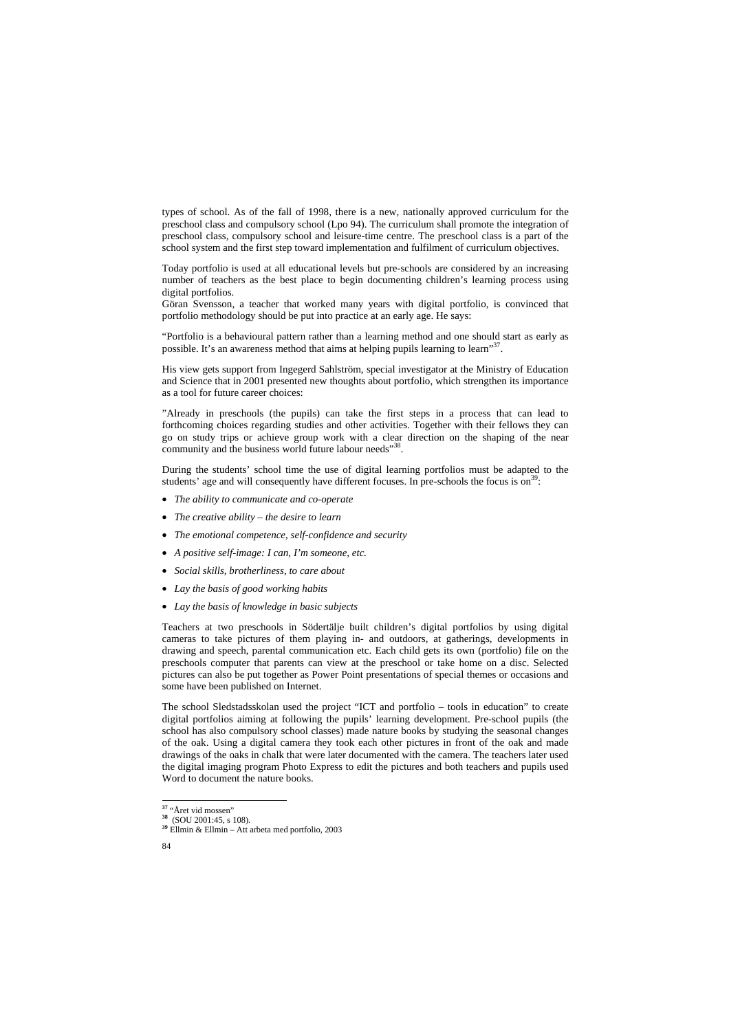types of school. As of the fall of 1998, there is a new, nationally approved curriculum for the preschool class and compulsory school (Lpo 94). The curriculum shall promote the integration of preschool class, compulsory school and leisure-time centre. The preschool class is a part of the school system and the first step toward implementation and fulfilment of curriculum objectives.

Today portfolio is used at all educational levels but pre-schools are considered by an increasing number of teachers as the best place to begin documenting children's learning process using digital portfolios.
Göran Svensson, a teacher that worked many years with digital portfolio, is convinced that portfolio methodology should be put into practice at an early age. He says:

"Portfolio is a behavioural pattern rather than a learning method and one should start as early as possible. It's an awareness method that aims at helping pupils learning to learn"[37].

His view gets support from Ingegerd Sahlström, special investigator at the Ministry of Education and Science that in 2001 presented new thoughts about portfolio, which strengthen its importance as a tool for future career choices:

"Already in preschools (the pupils) can take the first steps in a process that can lead to forthcoming choices regarding studies and other activities. Together with their fellows they can go on study trips or achieve group work with a clear direction on the shaping of the near community and the business world future labour needs"[38].

During the students' school time the use of digital learning portfolios must be adapted to the students' age and will consequently have different focuses. In pre-schools the focus is on[39]:

- *The ability to communicate and co-operate*
- *The creative ability – the desire to learn*
- *The emotional competence, self-confidence and security*
- *A positive self-image: I can, I'm someone, etc.*
- *Social skills, brotherliness, to care about*
- *Lay the basis of good working habits*
- *Lay the basis of knowledge in basic subjects*

Teachers at two preschools in Södertälje built children's digital portfolios by using digital cameras to take pictures of them playing in- and outdoors, at gatherings, developments in drawing and speech, parental communication etc. Each child gets its own (portfolio) file on the preschools computer that parents can view at the preschool or take home on a disc. Selected pictures can also be put together as Power Point presentations of special themes or occasions and some have been published on Internet.

The school Sledstadsskolan used the project "ICT and portfolio – tools in education" to create digital portfolios aiming at following the pupils' learning development. Pre-school pupils (the school has also compulsory school classes) made nature books by studying the seasonal changes of the oak. Using a digital camera they took each other pictures in front of the oak and made drawings of the oaks in chalk that were later documented with the camera. The teachers later used the digital imaging program Photo Express to edit the pictures and both teachers and pupils used Word to document the nature books.

[37] "Året vid mossen"
[38] (SOU 2001:45, s 108).
[39] Ellmin & Ellmin – Att arbeta med portfolio, 2003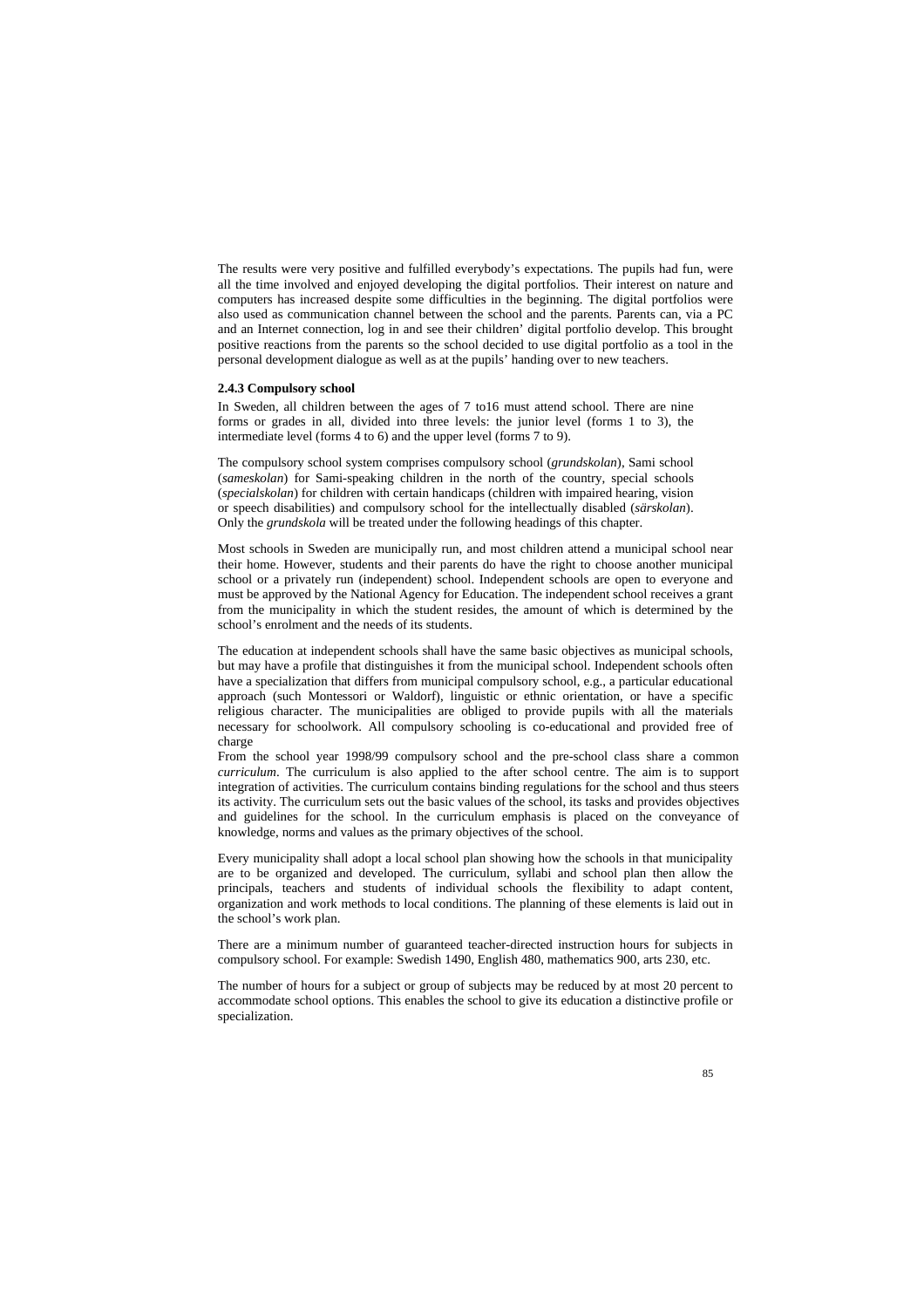The results were very positive and fulfilled everybody's expectations. The pupils had fun, were all the time involved and enjoyed developing the digital portfolios. Their interest on nature and computers has increased despite some difficulties in the beginning. The digital portfolios were also used as communication channel between the school and the parents. Parents can, via a PC and an Internet connection, log in and see their children' digital portfolio develop. This brought positive reactions from the parents so the school decided to use digital portfolio as a tool in the personal development dialogue as well as at the pupils' handing over to new teachers.

#### 2.4.3 Compulsory school

In Sweden, all children between the ages of 7 to16 must attend school. There are nine forms or grades in all, divided into three levels: the junior level (forms 1 to 3), the intermediate level (forms 4 to 6) and the upper level (forms 7 to 9).

The compulsory school system comprises compulsory school (*grundskolan*), Sami school (*sameskolan*) for Sami-speaking children in the north of the country, special schools (*specialskolan*) for children with certain handicaps (children with impaired hearing, vision or speech disabilities) and compulsory school for the intellectually disabled (*särskolan*). Only the *grundskola* will be treated under the following headings of this chapter.

Most schools in Sweden are municipally run, and most children attend a municipal school near their home. However, students and their parents do have the right to choose another municipal school or a privately run (independent) school. Independent schools are open to everyone and must be approved by the National Agency for Education. The independent school receives a grant from the municipality in which the student resides, the amount of which is determined by the school's enrolment and the needs of its students.

The education at independent schools shall have the same basic objectives as municipal schools, but may have a profile that distinguishes it from the municipal school. Independent schools often have a specialization that differs from municipal compulsory school, e.g., a particular educational approach (such Montessori or Waldorf), linguistic or ethnic orientation, or have a specific religious character. The municipalities are obliged to provide pupils with all the materials necessary for schoolwork. All compulsory schooling is co-educational and provided free of charge

From the school year 1998/99 compulsory school and the pre-school class share a common *curriculum*. The curriculum is also applied to the after school centre. The aim is to support integration of activities. The curriculum contains binding regulations for the school and thus steers its activity. The curriculum sets out the basic values of the school, its tasks and provides objectives and guidelines for the school. In the curriculum emphasis is placed on the conveyance of knowledge, norms and values as the primary objectives of the school.

Every municipality shall adopt a local school plan showing how the schools in that municipality are to be organized and developed. The curriculum, syllabi and school plan then allow the principals, teachers and students of individual schools the flexibility to adapt content, organization and work methods to local conditions. The planning of these elements is laid out in the school's work plan.

There are a minimum number of guaranteed teacher-directed instruction hours for subjects in compulsory school. For example: Swedish 1490, English 480, mathematics 900, arts 230, etc.

The number of hours for a subject or group of subjects may be reduced by at most 20 percent to accommodate school options. This enables the school to give its education a distinctive profile or specialization.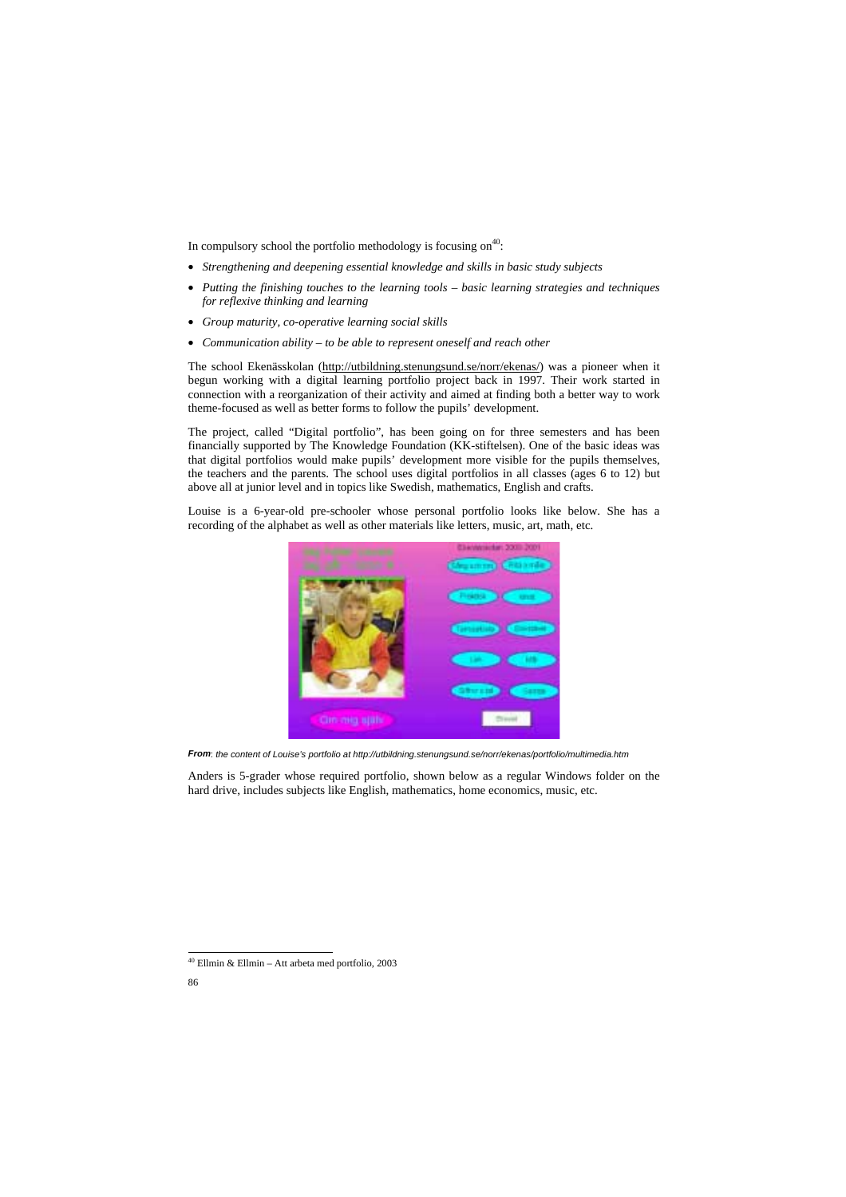In compulsory school the portfolio methodology is focusing on[40]:

- *Strengthening and deepening essential knowledge and skills in basic study subjects*
- *Putting the finishing touches to the learning tools – basic learning strategies and techniques for reflexive thinking and learning*
- *Group maturity, co-operative learning social skills*
- *Communication ability – to be able to represent oneself and reach other*

The school Ekenässkolan (http://utbildning.stenungsund.se/norr/ekenas/) was a pioneer when it begun working with a digital learning portfolio project back in 1997. Their work started in connection with a reorganization of their activity and aimed at finding both a better way to work theme-focused as well as better forms to follow the pupils' development.

The project, called "Digital portfolio", has been going on for three semesters and has been financially supported by The Knowledge Foundation (KK-stiftelsen). One of the basic ideas was that digital portfolios would make pupils' development more visible for the pupils themselves, the teachers and the parents. The school uses digital portfolios in all classes (ages 6 to 12) but above all at junior level and in topics like Swedish, mathematics, English and crafts.

Louise is a 6-year-old pre-schooler whose personal portfolio looks like below. She has a recording of the alphabet as well as other materials like letters, music, art, math, etc.

***From**: the content of Louise's portfolio at http://utbildning.stenungsund.se/norr/ekenas/portfolio/multimedia.htm*

Anders is 5-grader whose required portfolio, shown below as a regular Windows folder on the hard drive, includes subjects like English, mathematics, home economics, music, etc.

[40] Ellmin & Ellmin – Att arbeta med portfolio, 2003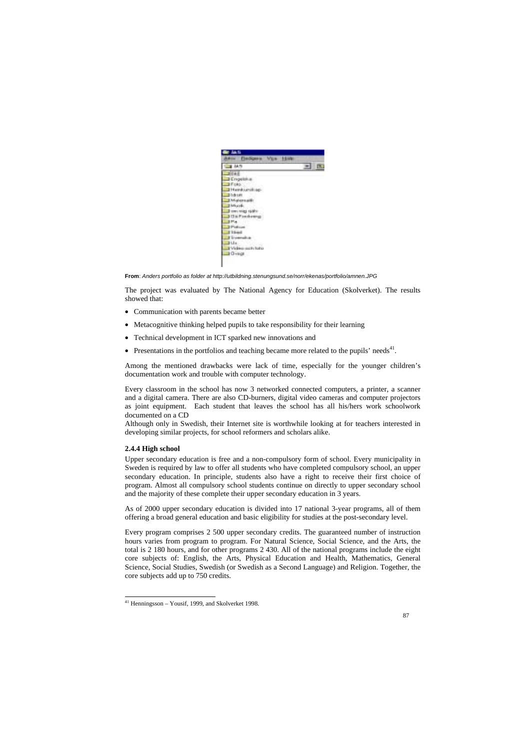**From**: *Anders portfolio as folder at http://utbildning.stenungsund.se/norr/ekenas/portfolio/amnen.JPG*

The project was evaluated by The National Agency for Education (Skolverket). The results showed that:

- Communication with parents became better
- Metacognitive thinking helped pupils to take responsibility for their learning
- Technical development in ICT sparked new innovations and
- Presentations in the portfolios and teaching became more related to the pupils' needs[41].

Among the mentioned drawbacks were lack of time, especially for the younger children's documentation work and trouble with computer technology.

Every classroom in the school has now 3 networked connected computers, a printer, a scanner and a digital camera. There are also CD-burners, digital video cameras and computer projectors as joint equipment. Each student that leaves the school has all his/hers work schoolwork documented on a CD
Although only in Swedish, their Internet site is worthwhile looking at for teachers interested in developing similar projects, for school reformers and scholars alike.

### 2.4.4 High school

Upper secondary education is free and a non-compulsory form of school. Every municipality in Sweden is required by law to offer all students who have completed compulsory school, an upper secondary education. In principle, students also have a right to receive their first choice of program. Almost all compulsory school students continue on directly to upper secondary school and the majority of these complete their upper secondary education in 3 years.

As of 2000 upper secondary education is divided into 17 national 3-year programs, all of them offering a broad general education and basic eligibility for studies at the post-secondary level.

Every program comprises 2 500 upper secondary credits. The guaranteed number of instruction hours varies from program to program. For Natural Science, Social Science, and the Arts, the total is 2 180 hours, and for other programs 2 430. All of the national programs include the eight core subjects of: English, the Arts, Physical Education and Health, Mathematics, General Science, Social Studies, Swedish (or Swedish as a Second Language) and Religion. Together, the core subjects add up to 750 credits.

---

[41] Henningsson – Yousif, 1999, and Skolverket 1998.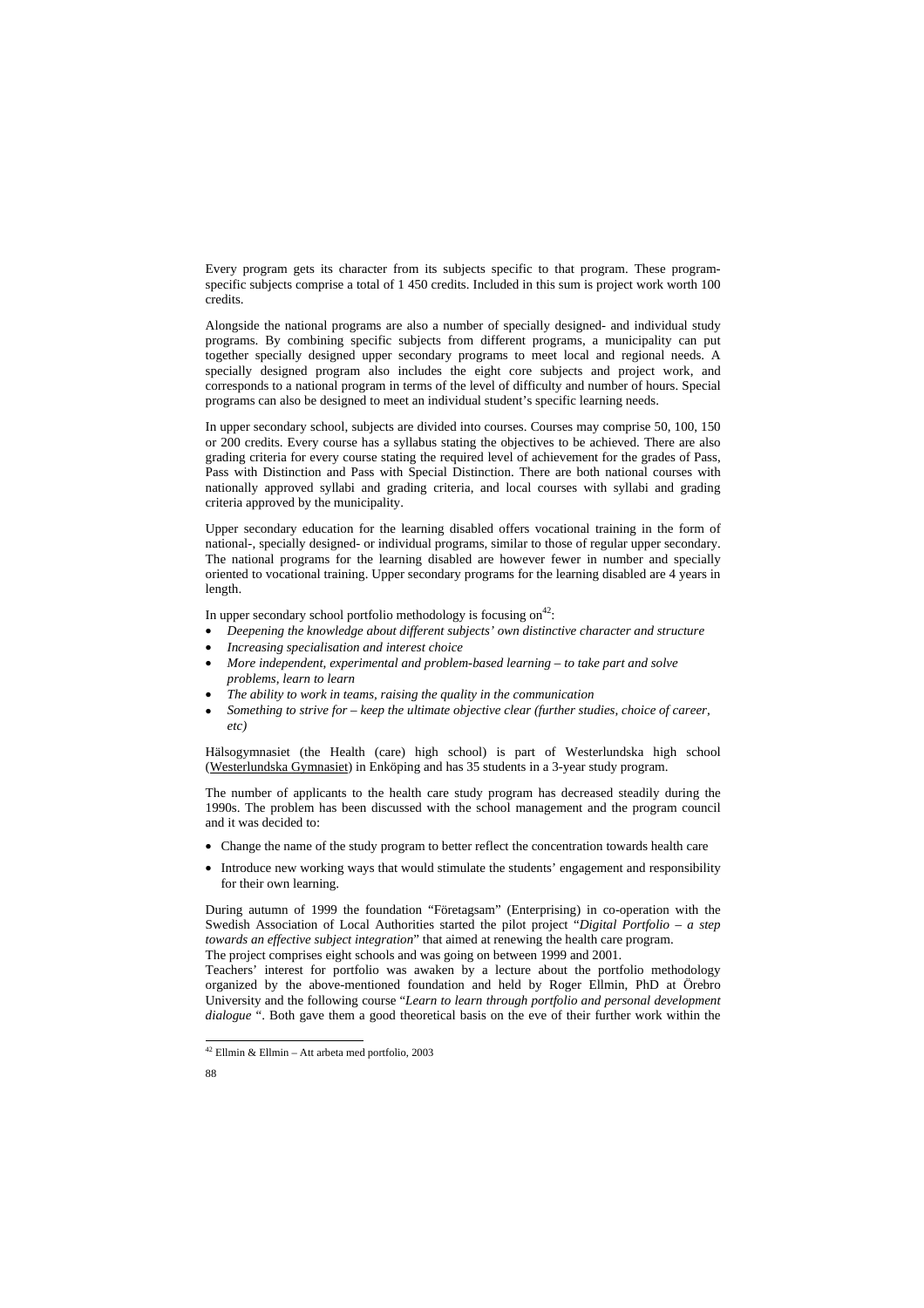Every program gets its character from its subjects specific to that program. These program-specific subjects comprise a total of 1 450 credits. Included in this sum is project work worth 100 credits.

Alongside the national programs are also a number of specially designed- and individual study programs. By combining specific subjects from different programs, a municipality can put together specially designed upper secondary programs to meet local and regional needs. A specially designed program also includes the eight core subjects and project work, and corresponds to a national program in terms of the level of difficulty and number of hours. Special programs can also be designed to meet an individual student's specific learning needs.

In upper secondary school, subjects are divided into courses. Courses may comprise 50, 100, 150 or 200 credits. Every course has a syllabus stating the objectives to be achieved. There are also grading criteria for every course stating the required level of achievement for the grades of Pass, Pass with Distinction and Pass with Special Distinction. There are both national courses with nationally approved syllabi and grading criteria, and local courses with syllabi and grading criteria approved by the municipality.

Upper secondary education for the learning disabled offers vocational training in the form of national-, specially designed- or individual programs, similar to those of regular upper secondary. The national programs for the learning disabled are however fewer in number and specially oriented to vocational training. Upper secondary programs for the learning disabled are 4 years in length.

In upper secondary school portfolio methodology is focusing on[42]:

- *Deepening the knowledge about different subjects' own distinctive character and structure*
- *Increasing specialisation and interest choice*
- *More independent, experimental and problem-based learning – to take part and solve problems, learn to learn*
- *The ability to work in teams, raising the quality in the communication*
- *Something to strive for – keep the ultimate objective clear (further studies, choice of career, etc)*

Hälsogymnasiet (the Health (care) high school) is part of Westerlundska high school (Westerlundska Gymnasiet) in Enköping and has 35 students in a 3-year study program.

The number of applicants to the health care study program has decreased steadily during the 1990s. The problem has been discussed with the school management and the program council and it was decided to:

- Change the name of the study program to better reflect the concentration towards health care
- Introduce new working ways that would stimulate the students' engagement and responsibility for their own learning.

During autumn of 1999 the foundation "Företagsam" (Enterprising) in co-operation with the Swedish Association of Local Authorities started the pilot project "*Digital Portfolio – a step towards an effective subject integration*" that aimed at renewing the health care program.
The project comprises eight schools and was going on between 1999 and 2001.
Teachers' interest for portfolio was awaken by a lecture about the portfolio methodology organized by the above-mentioned foundation and held by Roger Ellmin, PhD at Örebro University and the following course "*Learn to learn through portfolio and personal development dialogue* ". Both gave them a good theoretical basis on the eve of their further work within the

[42] Ellmin & Ellmin – Att arbeta med portfolio, 2003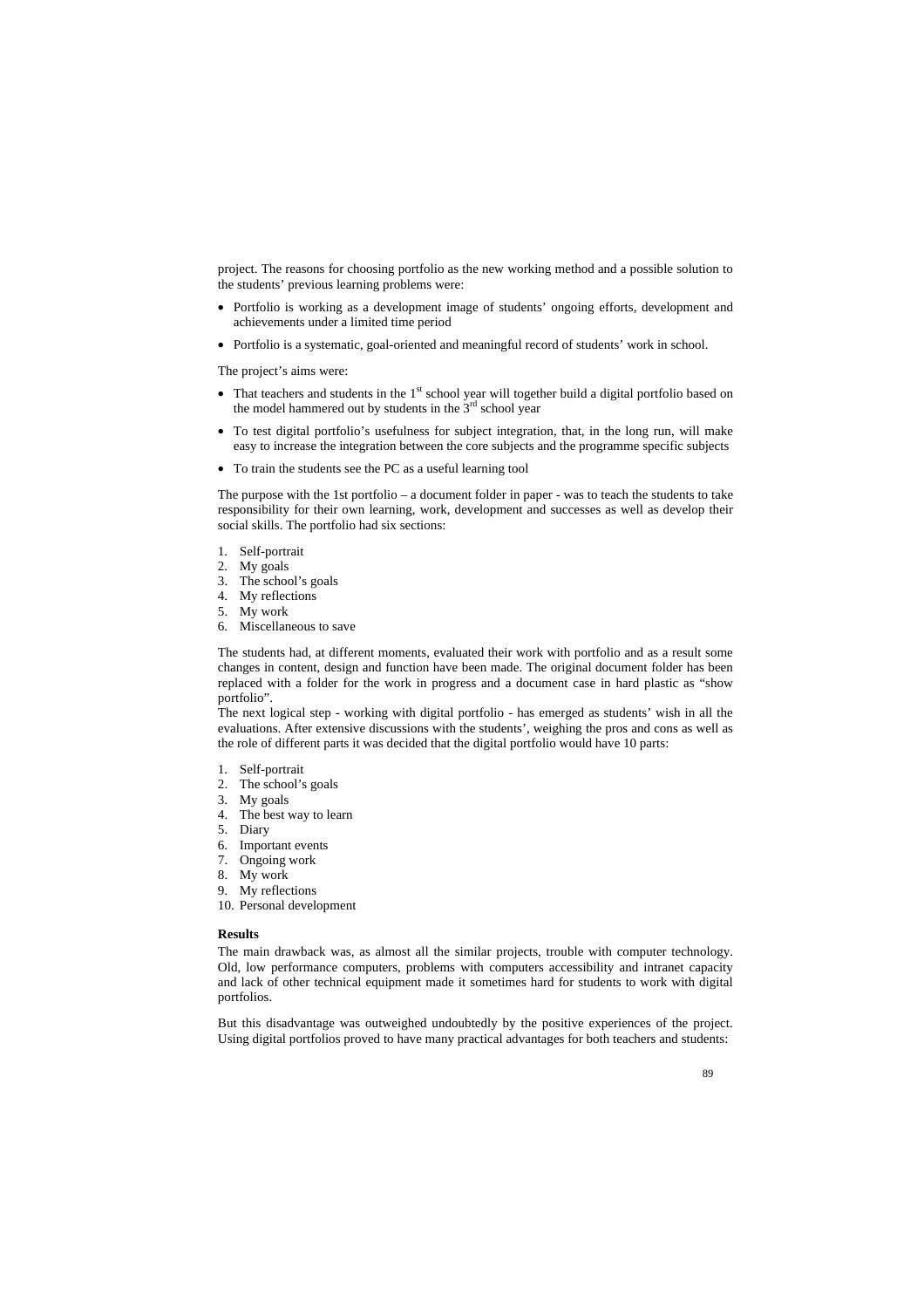project. The reasons for choosing portfolio as the new working method and a possible solution to the students' previous learning problems were:

- Portfolio is working as a development image of students' ongoing efforts, development and achievements under a limited time period
- Portfolio is a systematic, goal-oriented and meaningful record of students' work in school.

The project's aims were:

- That teachers and students in the 1st school year will together build a digital portfolio based on the model hammered out by students in the 3rd school year
- To test digital portfolio's usefulness for subject integration, that, in the long run, will make easy to increase the integration between the core subjects and the programme specific subjects
- To train the students see the PC as a useful learning tool

The purpose with the 1st portfolio – a document folder in paper - was to teach the students to take responsibility for their own learning, work, development and successes as well as develop their social skills. The portfolio had six sections:

1. Self-portrait
2. My goals
3. The school's goals
4. My reflections
5. My work
6. Miscellaneous to save

The students had, at different moments, evaluated their work with portfolio and as a result some changes in content, design and function have been made. The original document folder has been replaced with a folder for the work in progress and a document case in hard plastic as "show portfolio".

The next logical step - working with digital portfolio - has emerged as students' wish in all the evaluations. After extensive discussions with the students', weighing the pros and cons as well as the role of different parts it was decided that the digital portfolio would have 10 parts:

1. Self-portrait
2. The school's goals
3. My goals
4. The best way to learn
5. Diary
6. Important events
7. Ongoing work
8. My work
9. My reflections
10. Personal development

**Results**

The main drawback was, as almost all the similar projects, trouble with computer technology. Old, low performance computers, problems with computers accessibility and intranet capacity and lack of other technical equipment made it sometimes hard for students to work with digital portfolios.

But this disadvantage was outweighed undoubtedly by the positive experiences of the project. Using digital portfolios proved to have many practical advantages for both teachers and students: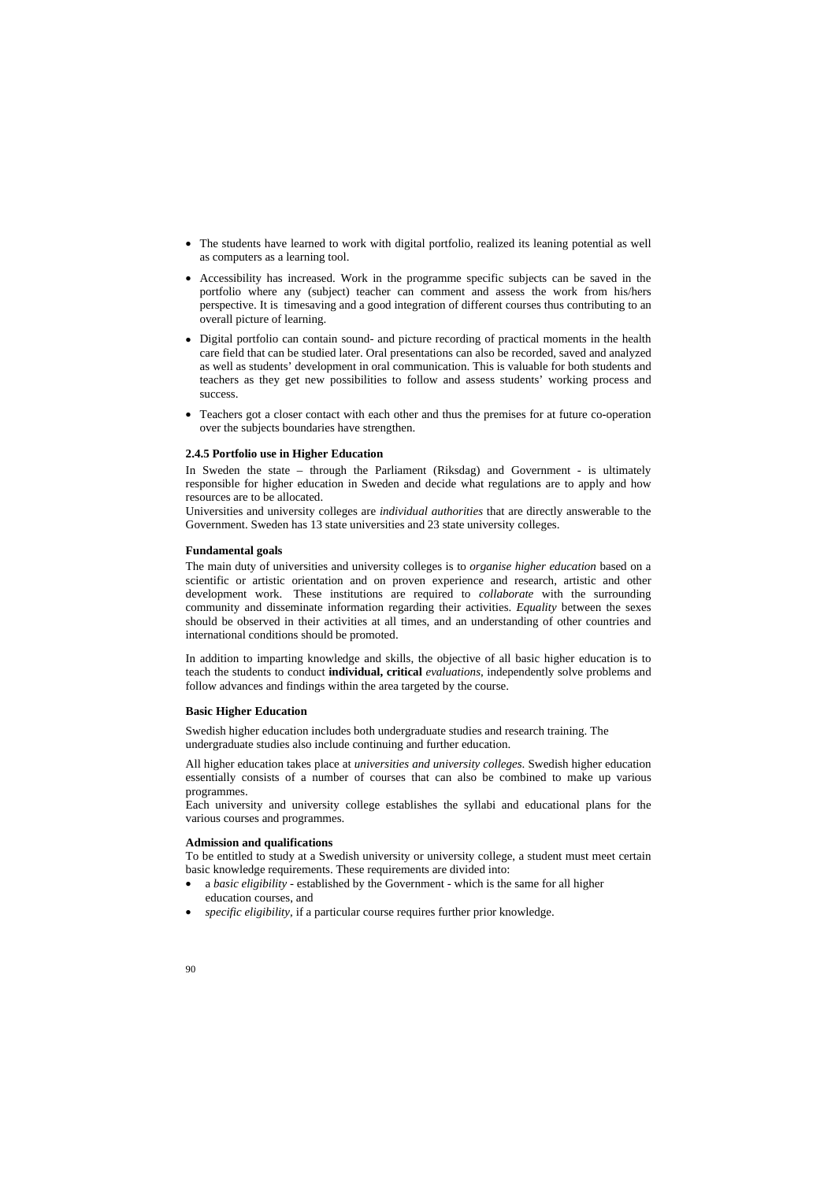- The students have learned to work with digital portfolio, realized its leaning potential as well as computers as a learning tool.
- Accessibility has increased. Work in the programme specific subjects can be saved in the portfolio where any (subject) teacher can comment and assess the work from his/hers perspective. It is timesaving and a good integration of different courses thus contributing to an overall picture of learning.
- Digital portfolio can contain sound- and picture recording of practical moments in the health care field that can be studied later. Oral presentations can also be recorded, saved and analyzed as well as students' development in oral communication. This is valuable for both students and teachers as they get new possibilities to follow and assess students' working process and success.
- Teachers got a closer contact with each other and thus the premises for at future co-operation over the subjects boundaries have strengthen.

#### 2.4.5 Portfolio use in Higher Education

In Sweden the state – through the Parliament (Riksdag) and Government - is ultimately responsible for higher education in Sweden and decide what regulations are to apply and how resources are to be allocated.

Universities and university colleges are *individual authorities* that are directly answerable to the Government. Sweden has 13 state universities and 23 state university colleges.

**Fundamental goals**

The main duty of universities and university colleges is to *organise higher education* based on a scientific or artistic orientation and on proven experience and research, artistic and other development work. These institutions are required to *collaborate* with the surrounding community and disseminate information regarding their activities. *Equality* between the sexes should be observed in their activities at all times, and an understanding of other countries and international conditions should be promoted.

In addition to imparting knowledge and skills, the objective of all basic higher education is to teach the students to conduct **individual, critical** *evaluations*, independently solve problems and follow advances and findings within the area targeted by the course.

**Basic Higher Education**

Swedish higher education includes both undergraduate studies and research training. The undergraduate studies also include continuing and further education.

All higher education takes place at *universities and university colleges*. Swedish higher education essentially consists of a number of courses that can also be combined to make up various programmes.

Each university and university college establishes the syllabi and educational plans for the various courses and programmes.

**Admission and qualifications**

To be entitled to study at a Swedish university or university college, a student must meet certain basic knowledge requirements. These requirements are divided into:

- a *basic eligibility* - established by the Government - which is the same for all higher education courses, and
- *specific eligibility*, if a particular course requires further prior knowledge.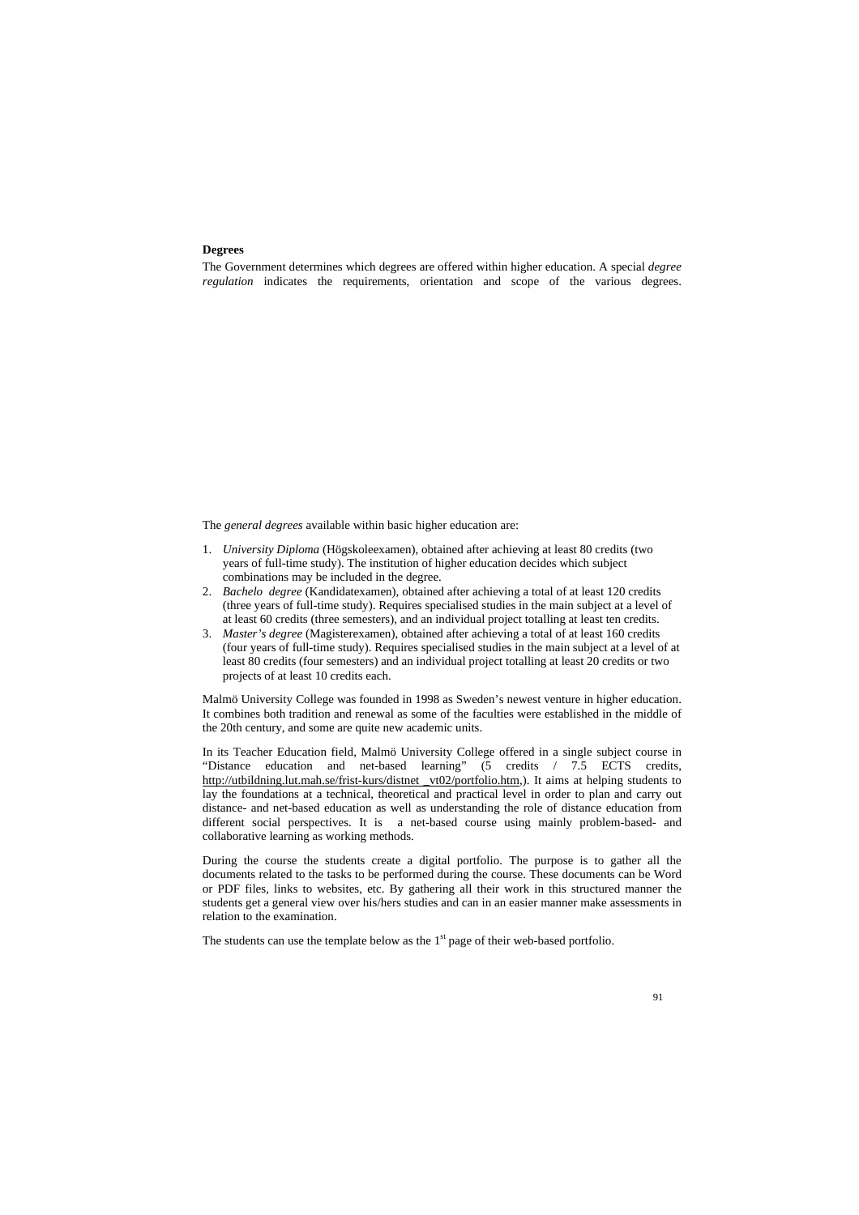**Degrees**

The Government determines which degrees are offered within higher education. A special *degree regulation* indicates the requirements, orientation and scope of the various degrees.

The *general degrees* available within basic higher education are:

1. *University Diploma* (Högskoleexamen), obtained after achieving at least 80 credits (two years of full-time study). The institution of higher education decides which subject combinations may be included in the degree.
2. *Bachelo degree* (Kandidatexamen), obtained after achieving a total of at least 120 credits (three years of full-time study). Requires specialised studies in the main subject at a level of at least 60 credits (three semesters), and an individual project totalling at least ten credits.
3. *Master's degree* (Magisterexamen), obtained after achieving a total of at least 160 credits (four years of full-time study). Requires specialised studies in the main subject at a level of at least 80 credits (four semesters) and an individual project totalling at least 20 credits or two projects of at least 10 credits each.

Malmö University College was founded in 1998 as Sweden's newest venture in higher education. It combines both tradition and renewal as some of the faculties were established in the middle of the 20th century, and some are quite new academic units.

In its Teacher Education field, Malmö University College offered in a single subject course in "Distance education and net-based learning" (5 credits / 7.5 ECTS credits, http://utbildning.lut.mah.se/frist-kurs/distnet _vt02/portfolio.htm,). It aims at helping students to lay the foundations at a technical, theoretical and practical level in order to plan and carry out distance- and net-based education as well as understanding the role of distance education from different social perspectives. It is a net-based course using mainly problem-based- and collaborative learning as working methods.

During the course the students create a digital portfolio. The purpose is to gather all the documents related to the tasks to be performed during the course. These documents can be Word or PDF files, links to websites, etc. By gathering all their work in this structured manner the students get a general view over his/hers studies and can in an easier manner make assessments in relation to the examination.

The students can use the template below as the 1st page of their web-based portfolio.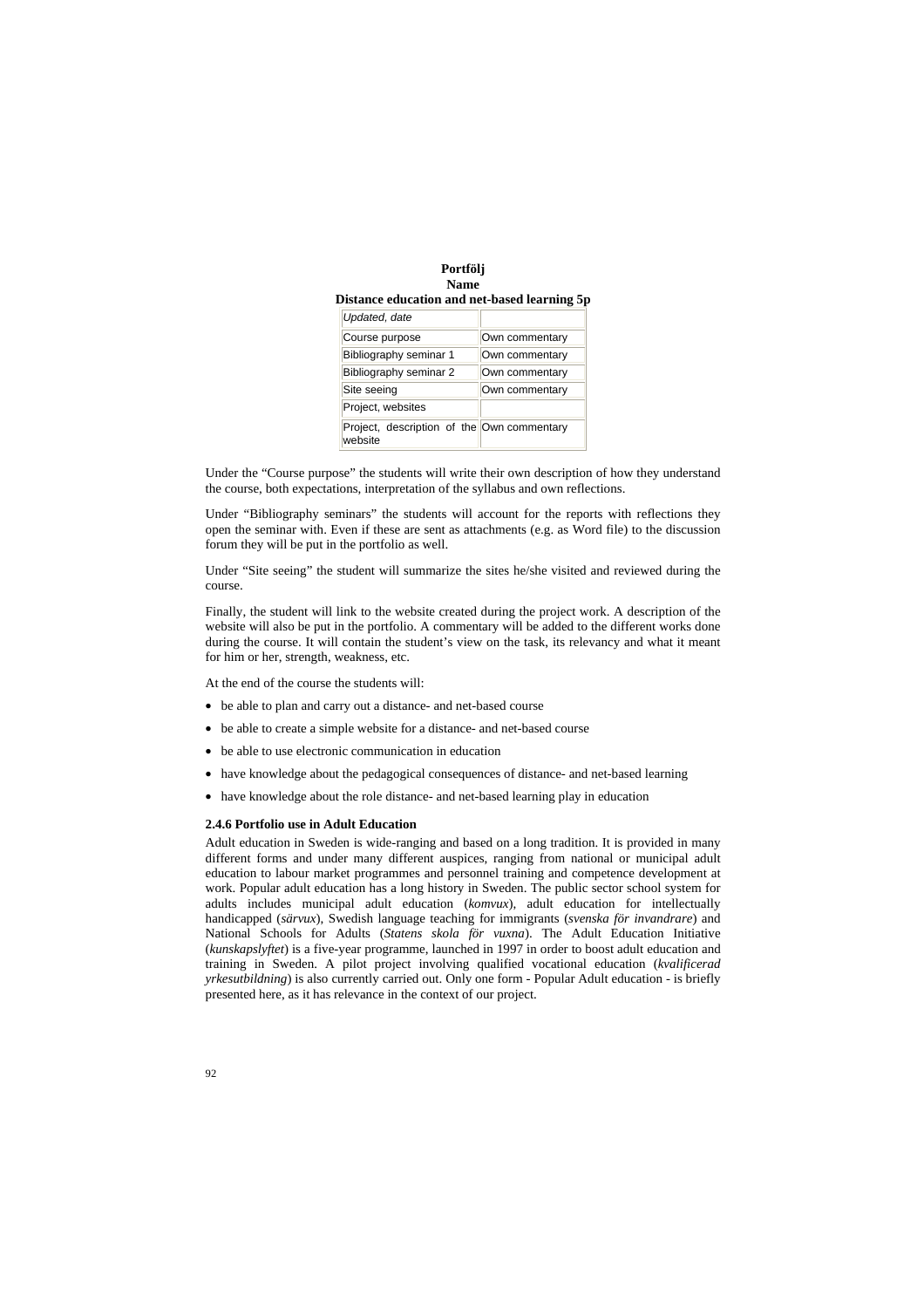**Portfölj**
**Name**
**Distance education and net-based learning 5p**

| | |
|---|---|
| *Updated, date* | |
| Course purpose | Own commentary |
| Bibliography seminar 1 | Own commentary |
| Bibliography seminar 2 | Own commentary |
| Site seeing | Own commentary |
| Project, websites | |
| Project, description of the website | Own commentary |

Under the "Course purpose" the students will write their own description of how they understand the course, both expectations, interpretation of the syllabus and own reflections.

Under "Bibliography seminars" the students will account for the reports with reflections they open the seminar with. Even if these are sent as attachments (e.g. as Word file) to the discussion forum they will be put in the portfolio as well.

Under "Site seeing" the student will summarize the sites he/she visited and reviewed during the course.

Finally, the student will link to the website created during the project work. A description of the website will also be put in the portfolio. A commentary will be added to the different works done during the course. It will contain the student's view on the task, its relevancy and what it meant for him or her, strength, weakness, etc.

At the end of the course the students will:

- be able to plan and carry out a distance- and net-based course
- be able to create a simple website for a distance- and net-based course
- be able to use electronic communication in education
- have knowledge about the pedagogical consequences of distance- and net-based learning
- have knowledge about the role distance- and net-based learning play in education

### 2.4.6 Portfolio use in Adult Education

Adult education in Sweden is wide-ranging and based on a long tradition. It is provided in many different forms and under many different auspices, ranging from national or municipal adult education to labour market programmes and personnel training and competence development at work. Popular adult education has a long history in Sweden. The public sector school system for adults includes municipal adult education (*komvux*), adult education for intellectually handicapped (*särvux*), Swedish language teaching for immigrants (*svenska för invandrare*) and National Schools for Adults (*Statens skola för vuxna*). The Adult Education Initiative (*kunskapslyftet*) is a five-year programme, launched in 1997 in order to boost adult education and training in Sweden. A pilot project involving qualified vocational education (*kvalificerad yrkesutbildning*) is also currently carried out. Only one form - Popular Adult education - is briefly presented here, as it has relevance in the context of our project.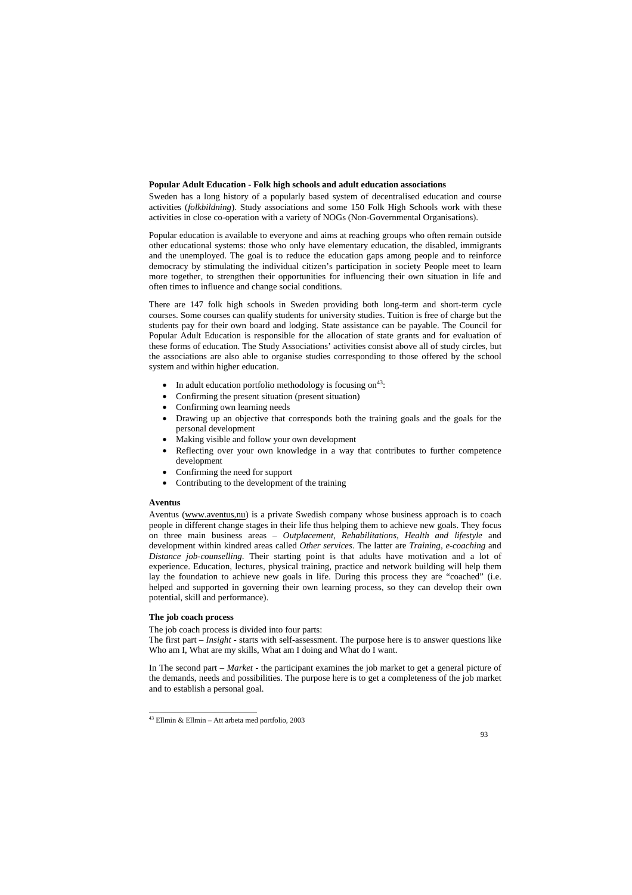**Popular Adult Education - Folk high schools and adult education associations**

Sweden has a long history of a popularly based system of decentralised education and course activities (*folkbildning*). Study associations and some 150 Folk High Schools work with these activities in close co-operation with a variety of NOGs (Non-Governmental Organisations).

Popular education is available to everyone and aims at reaching groups who often remain outside other educational systems: those who only have elementary education, the disabled, immigrants and the unemployed. The goal is to reduce the education gaps among people and to reinforce democracy by stimulating the individual citizen's participation in society People meet to learn more together, to strengthen their opportunities for influencing their own situation in life and often times to influence and change social conditions.

There are 147 folk high schools in Sweden providing both long-term and short-term cycle courses. Some courses can qualify students for university studies. Tuition is free of charge but the students pay for their own board and lodging. State assistance can be payable. The Council for Popular Adult Education is responsible for the allocation of state grants and for evaluation of these forms of education. The Study Associations' activities consist above all of study circles, but the associations are also able to organise studies corresponding to those offered by the school system and within higher education.

- In adult education portfolio methodology is focusing on[43]:
- Confirming the present situation (present situation)
- Confirming own learning needs
- Drawing up an objective that corresponds both the training goals and the goals for the personal development
- Making visible and follow your own development
- Reflecting over your own knowledge in a way that contributes to further competence development
- Confirming the need for support
- Contributing to the development of the training

**Aventus**

Aventus (www.aventus,nu) is a private Swedish company whose business approach is to coach people in different change stages in their life thus helping them to achieve new goals. They focus on three main business areas – *Outplacement*, *Rehabilitations*, *Health and lifestyle* and development within kindred areas called *Other services*. The latter are *Training*, *e-coaching* and *Distance job-counselling*. Their starting point is that adults have motivation and a lot of experience. Education, lectures, physical training, practice and network building will help them lay the foundation to achieve new goals in life. During this process they are "coached" (i.e. helped and supported in governing their own learning process, so they can develop their own potential, skill and performance).

**The job coach process**

The job coach process is divided into four parts:

The first part – *Insight* - starts with self-assessment. The purpose here is to answer questions like Who am I, What are my skills, What am I doing and What do I want.

In The second part – *Market* - the participant examines the job market to get a general picture of the demands, needs and possibilities. The purpose here is to get a completeness of the job market and to establish a personal goal.

[43] Ellmin & Ellmin – Att arbeta med portfolio, 2003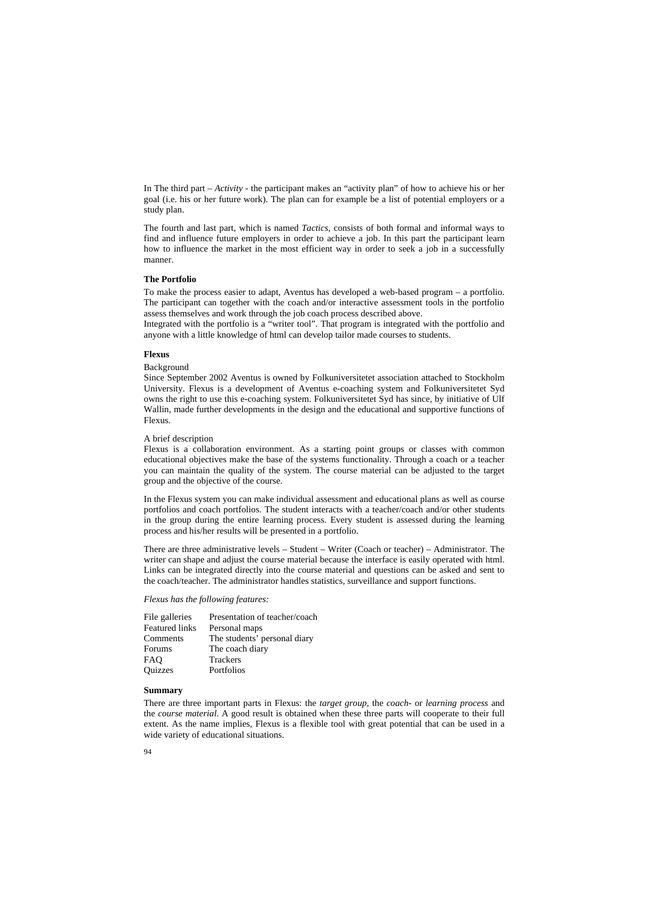In The third part – *Activity* - the participant makes an "activity plan" of how to achieve his or her goal (i.e. his or her future work). The plan can for example be a list of potential employers or a study plan.

The fourth and last part, which is named *Tactics,* consists of both formal and informal ways to find and influence future employers in order to achieve a job. In this part the participant learn how to influence the market in the most efficient way in order to seek a job in a successfully manner.

**The Portfolio**

To make the process easier to adapt, Aventus has developed a web-based program – a portfolio. The participant can together with the coach and/or interactive assessment tools in the portfolio assess themselves and work through the job coach process described above.
Integrated with the portfolio is a "writer tool". That program is integrated with the portfolio and anyone with a little knowledge of html can develop tailor made courses to students.

**Flexus**

Background
Since September 2002 Aventus is owned by Folkuniversitetet association attached to Stockholm University. Flexus is a development of Aventus e-coaching system and Folkuniversitetet Syd owns the right to use this e-coaching system. Folkuniversitetet Syd has since, by initiative of Ulf Wallin, made further developments in the design and the educational and supportive functions of Flexus.

A brief description
Flexus is a collaboration environment. As a starting point groups or classes with common educational objectives make the base of the systems functionality. Through a coach or a teacher you can maintain the quality of the system. The course material can be adjusted to the target group and the objective of the course.

In the Flexus system you can make individual assessment and educational plans as well as course portfolios and coach portfolios. The student interacts with a teacher/coach and/or other students in the group during the entire learning process. Every student is assessed during the learning process and his/her results will be presented in a portfolio.

There are three administrative levels – Student – Writer (Coach or teacher) – Administrator. The writer can shape and adjust the course material because the interface is easily operated with html. Links can be integrated directly into the course material and questions can be asked and sent to the coach/teacher. The administrator handles statistics, surveillance and support functions.

*Flexus has the following features:*

| | |
|---|---|
| File galleries | Presentation of teacher/coach |
| Featured links | Personal maps |
| Comments | The students' personal diary |
| Forums | The coach diary |
| FAQ | Trackers |
| Quizzes | Portfolios |

**Summary**

There are three important parts in Flexus: the *target group*, the *coach-* or *learning process* and the *course material*. A good result is obtained when these three parts will cooperate to their full extent. As the name implies, Flexus is a flexible tool with great potential that can be used in a wide variety of educational situations.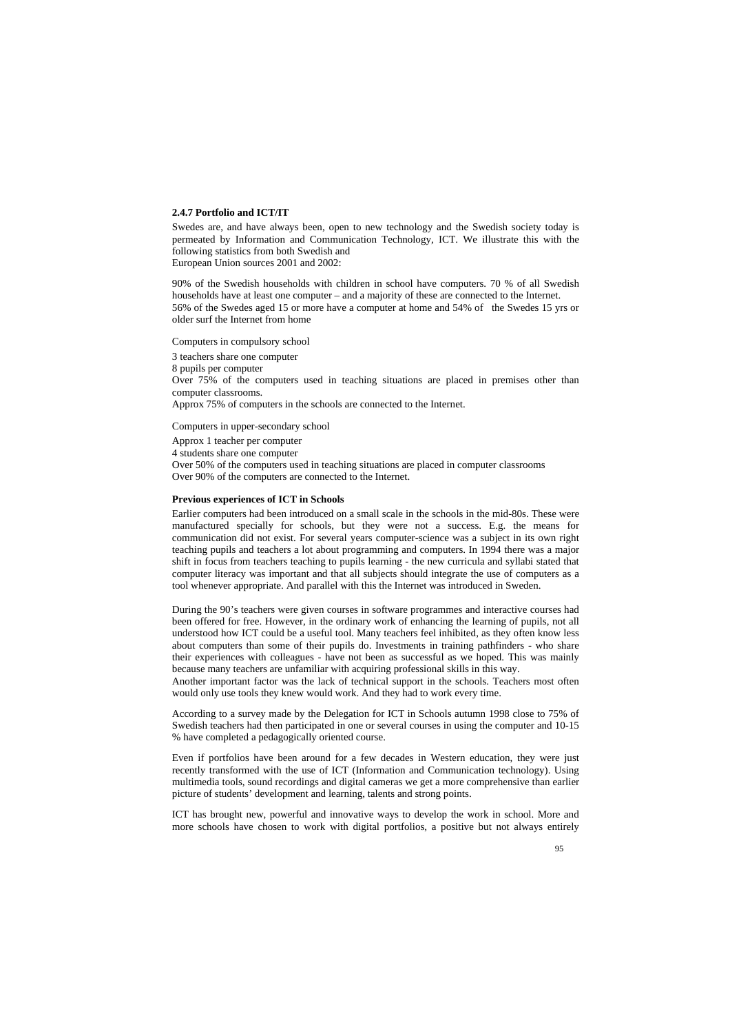### 2.4.7 Portfolio and ICT/IT

Swedes are, and have always been, open to new technology and the Swedish society today is permeated by Information and Communication Technology, ICT. We illustrate this with the following statistics from both Swedish and
European Union sources 2001 and 2002:

90% of the Swedish households with children in school have computers. 70 % of all Swedish households have at least one computer – and a majority of these are connected to the Internet.
56% of the Swedes aged 15 or more have a computer at home and 54% of the Swedes 15 yrs or older surf the Internet from home

Computers in compulsory school

3 teachers share one computer
8 pupils per computer
Over 75% of the computers used in teaching situations are placed in premises other than computer classrooms.
Approx 75% of computers in the schools are connected to the Internet.

Computers in upper-secondary school

Approx 1 teacher per computer
4 students share one computer
Over 50% of the computers used in teaching situations are placed in computer classrooms
Over 90% of the computers are connected to the Internet.

**Previous experiences of ICT in Schools**

Earlier computers had been introduced on a small scale in the schools in the mid-80s. These were manufactured specially for schools, but they were not a success. E.g. the means for communication did not exist. For several years computer-science was a subject in its own right teaching pupils and teachers a lot about programming and computers. In 1994 there was a major shift in focus from teachers teaching to pupils learning - the new curricula and syllabi stated that computer literacy was important and that all subjects should integrate the use of computers as a tool whenever appropriate. And parallel with this the Internet was introduced in Sweden.

During the 90's teachers were given courses in software programmes and interactive courses had been offered for free. However, in the ordinary work of enhancing the learning of pupils, not all understood how ICT could be a useful tool. Many teachers feel inhibited, as they often know less about computers than some of their pupils do. Investments in training pathfinders - who share their experiences with colleagues - have not been as successful as we hoped. This was mainly because many teachers are unfamiliar with acquiring professional skills in this way.
Another important factor was the lack of technical support in the schools. Teachers most often would only use tools they knew would work. And they had to work every time.

According to a survey made by the Delegation for ICT in Schools autumn 1998 close to 75% of Swedish teachers had then participated in one or several courses in using the computer and 10-15 % have completed a pedagogically oriented course.

Even if portfolios have been around for a few decades in Western education, they were just recently transformed with the use of ICT (Information and Communication technology). Using multimedia tools, sound recordings and digital cameras we get a more comprehensive than earlier picture of students' development and learning, talents and strong points.

ICT has brought new, powerful and innovative ways to develop the work in school. More and more schools have chosen to work with digital portfolios, a positive but not always entirely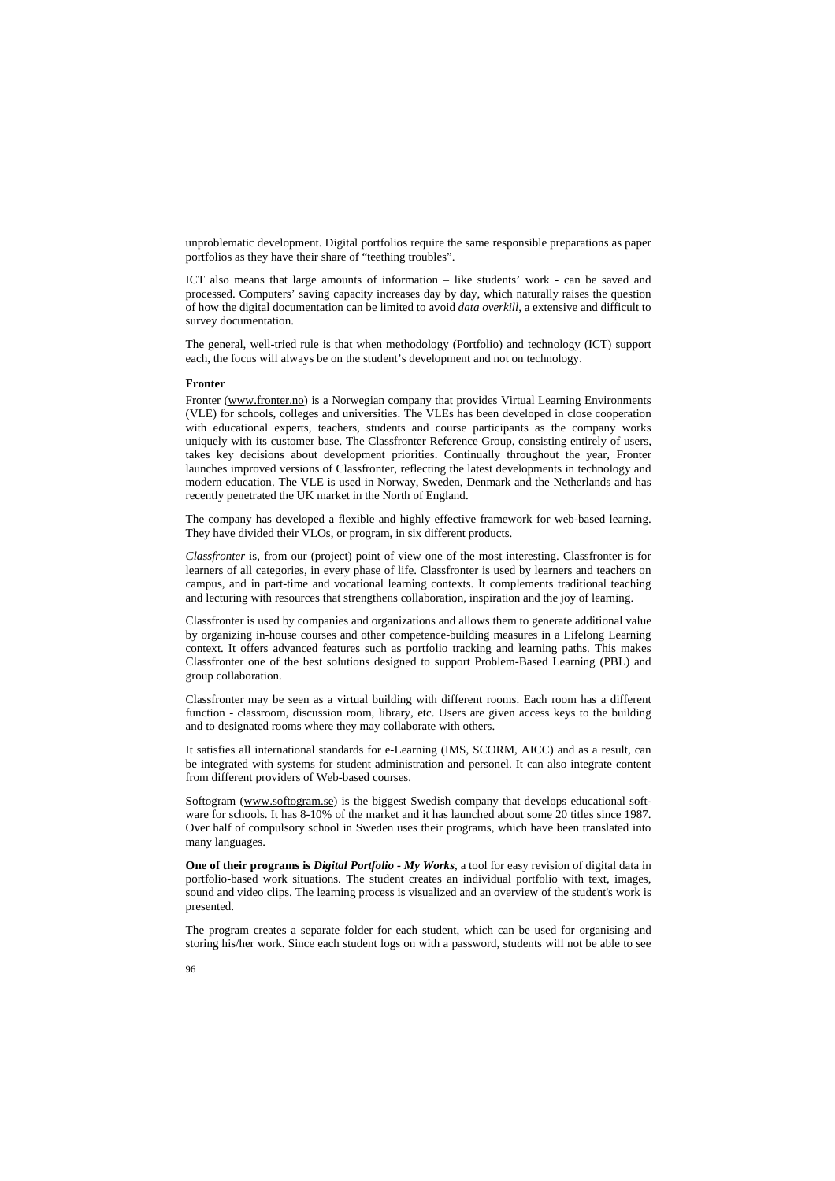unproblematic development. Digital portfolios require the same responsible preparations as paper portfolios as they have their share of "teething troubles".

ICT also means that large amounts of information – like students' work - can be saved and processed. Computers' saving capacity increases day by day, which naturally raises the question of how the digital documentation can be limited to avoid *data overkill*, a extensive and difficult to survey documentation.

The general, well-tried rule is that when methodology (Portfolio) and technology (ICT) support each, the focus will always be on the student's development and not on technology.

**Fronter**

Fronter (www.fronter.no) is a Norwegian company that provides Virtual Learning Environments (VLE) for schools, colleges and universities. The VLEs has been developed in close cooperation with educational experts, teachers, students and course participants as the company works uniquely with its customer base. The Classfronter Reference Group, consisting entirely of users, takes key decisions about development priorities. Continually throughout the year, Fronter launches improved versions of Classfronter, reflecting the latest developments in technology and modern education. The VLE is used in Norway, Sweden, Denmark and the Netherlands and has recently penetrated the UK market in the North of England.

The company has developed a flexible and highly effective framework for web-based learning. They have divided their VLOs, or program, in six different products.

*Classfronter* is, from our (project) point of view one of the most interesting. Classfronter is for learners of all categories, in every phase of life. Classfronter is used by learners and teachers on campus, and in part-time and vocational learning contexts. It complements traditional teaching and lecturing with resources that strengthens collaboration, inspiration and the joy of learning.

Classfronter is used by companies and organizations and allows them to generate additional value by organizing in-house courses and other competence-building measures in a Lifelong Learning context. It offers advanced features such as portfolio tracking and learning paths. This makes Classfronter one of the best solutions designed to support Problem-Based Learning (PBL) and group collaboration.

Classfronter may be seen as a virtual building with different rooms. Each room has a different function - classroom, discussion room, library, etc. Users are given access keys to the building and to designated rooms where they may collaborate with others.

It satisfies all international standards for e-Learning (IMS, SCORM, AICC) and as a result, can be integrated with systems for student administration and personel. It can also integrate content from different providers of Web-based courses.

Softogram (www.softogram.se) is the biggest Swedish company that develops educational software for schools. It has 8-10% of the market and it has launched about some 20 titles since 1987. Over half of compulsory school in Sweden uses their programs, which have been translated into many languages.

**One of their programs is *Digital Portfolio - My Works***, a tool for easy revision of digital data in portfolio-based work situations. The student creates an individual portfolio with text, images, sound and video clips. The learning process is visualized and an overview of the student's work is presented.

The program creates a separate folder for each student, which can be used for organising and storing his/her work. Since each student logs on with a password, students will not be able to see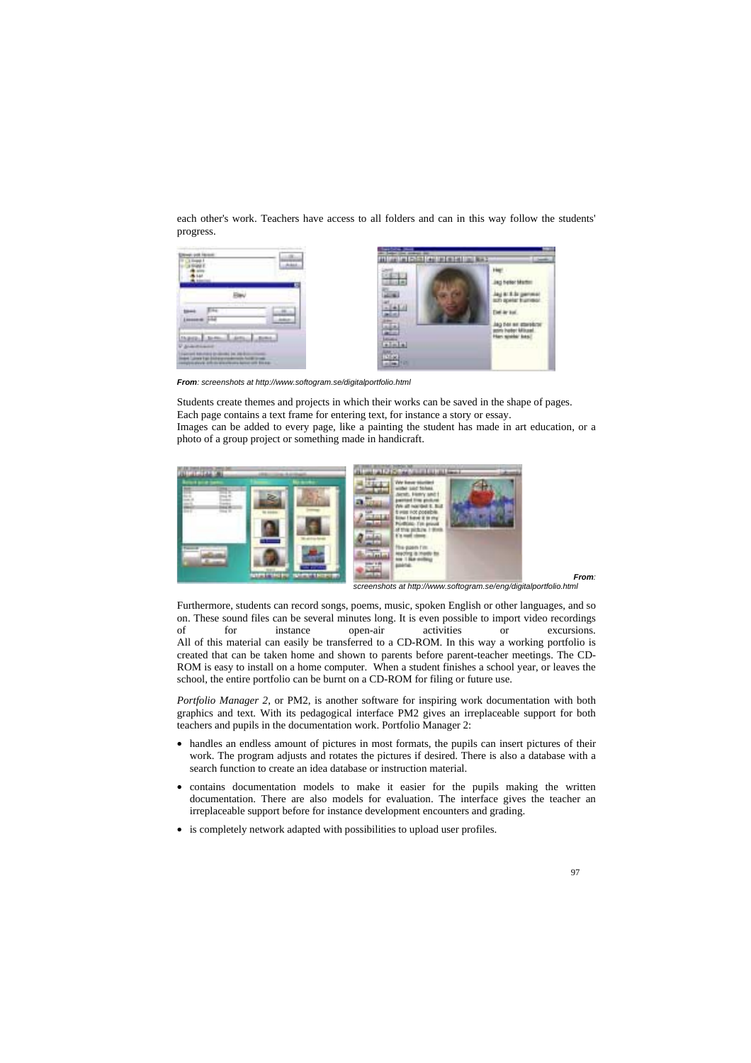each other's work. Teachers have access to all folders and can in this way follow the students' progress.

***From**: screenshots at http://www.softogram.se/digitalportfolio.html*

Students create themes and projects in which their works can be saved in the shape of pages.
Each page contains a text frame for entering text, for instance a story or essay.
Images can be added to every page, like a painting the student has made in art education, or a photo of a group project or something made in handicraft.

***From**: screenshots at http://www.softogram.se/eng/digitalportfolio.html*

Furthermore, students can record songs, poems, music, spoken English or other languages, and so on. These sound files can be several minutes long. It is even possible to import video recordings of for instance open-air activities or excursions.
All of this material can easily be transferred to a CD-ROM. In this way a working portfolio is created that can be taken home and shown to parents before parent-teacher meetings. The CD-ROM is easy to install on a home computer. When a student finishes a school year, or leaves the school, the entire portfolio can be burnt on a CD-ROM for filing or future use.

*Portfolio Manager 2*, or PM2, is another software for inspiring work documentation with both graphics and text. With its pedagogical interface PM2 gives an irreplaceable support for both teachers and pupils in the documentation work. Portfolio Manager 2:

- handles an endless amount of pictures in most formats, the pupils can insert pictures of their work. The program adjusts and rotates the pictures if desired. There is also a database with a search function to create an idea database or instruction material.
- contains documentation models to make it easier for the pupils making the written documentation. There are also models for evaluation. The interface gives the teacher an irreplaceable support before for instance development encounters and grading.
- is completely network adapted with possibilities to upload user profiles.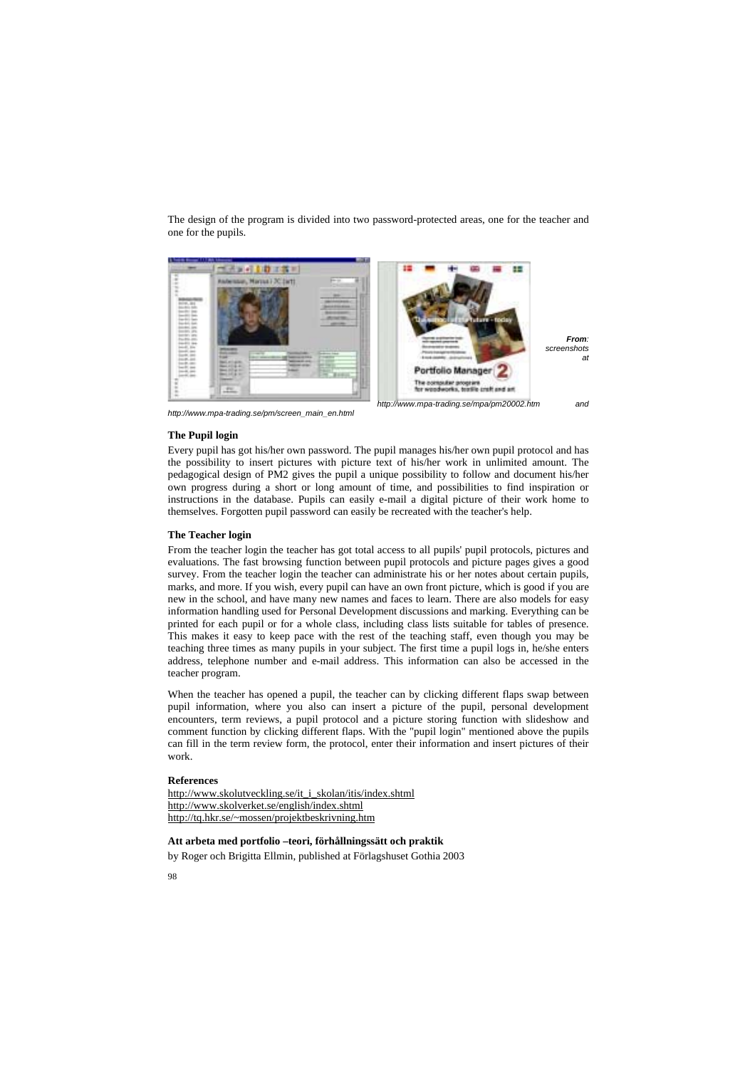The design of the program is divided into two password-protected areas, one for the teacher and one for the pupils.

*From: screenshots at http://www.mpa-trading.se/pm/screen_main_en.html and http://www.mpa-trading.se/mpa/pm20002.htm*

**The Pupil login**

Every pupil has got his/her own password. The pupil manages his/her own pupil protocol and has the possibility to insert pictures with picture text of his/her work in unlimited amount. The pedagogical design of PM2 gives the pupil a unique possibility to follow and document his/her own progress during a short or long amount of time, and possibilities to find inspiration or instructions in the database. Pupils can easily e-mail a digital picture of their work home to themselves. Forgotten pupil password can easily be recreated with the teacher's help.

**The Teacher login**

From the teacher login the teacher has got total access to all pupils' pupil protocols, pictures and evaluations. The fast browsing function between pupil protocols and picture pages gives a good survey. From the teacher login the teacher can administrate his or her notes about certain pupils, marks, and more. If you wish, every pupil can have an own front picture, which is good if you are new in the school, and have many new names and faces to learn. There are also models for easy information handling used for Personal Development discussions and marking. Everything can be printed for each pupil or for a whole class, including class lists suitable for tables of presence. This makes it easy to keep pace with the rest of the teaching staff, even though you may be teaching three times as many pupils in your subject. The first time a pupil logs in, he/she enters address, telephone number and e-mail address. This information can also be accessed in the teacher program.

When the teacher has opened a pupil, the teacher can by clicking different flaps swap between pupil information, where you also can insert a picture of the pupil, personal development encounters, term reviews, a pupil protocol and a picture storing function with slideshow and comment function by clicking different flaps. With the "pupil login" mentioned above the pupils can fill in the term review form, the protocol, enter their information and insert pictures of their work.

**References**

http://www.skolutveckling.se/it_i_skolan/itis/index.shtml
http://www.skolverket.se/english/index.shtml
http://tq.hkr.se/~mossen/projektbeskrivning.htm

**Att arbeta med portfolio –teori, förhållningssätt och praktik**

by Roger och Brigitta Ellmin, published at Förlagshuset Gothia 2003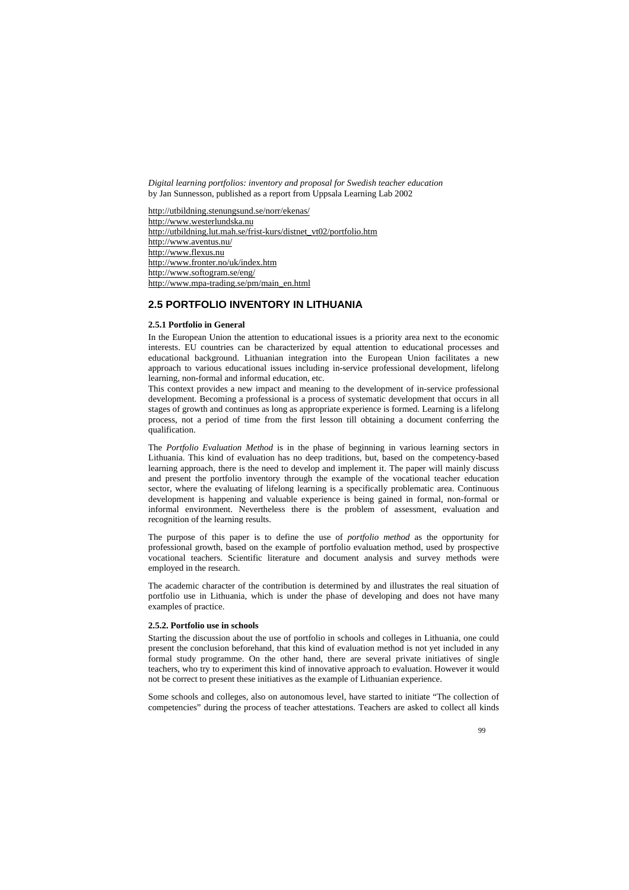*Digital learning portfolios: inventory and proposal for Swedish teacher education*
by Jan Sunnesson, published as a report from Uppsala Learning Lab 2002

http://utbildning.stenungsund.se/norr/ekenas/
http://www.westerlundska.nu
http://utbildning.lut.mah.se/frist-kurs/distnet_vt02/portfolio.htm
http://www.aventus.nu/
http://www.flexus.nu
http://www.fronter.no/uk/index.htm
http://www.softogram.se/eng/
http://www.mpa-trading.se/pm/main_en.html

## 2.5 PORTFOLIO INVENTORY IN LITHUANIA

### 2.5.1 Portfolio in General

In the European Union the attention to educational issues is a priority area next to the economic interests. EU countries can be characterized by equal attention to educational processes and educational background. Lithuanian integration into the European Union facilitates a new approach to various educational issues including in-service professional development, lifelong learning, non-formal and informal education, etc.

This context provides a new impact and meaning to the development of in-service professional development. Becoming a professional is a process of systematic development that occurs in all stages of growth and continues as long as appropriate experience is formed. Learning is a lifelong process, not a period of time from the first lesson till obtaining a document conferring the qualification.

The *Portfolio Evaluation Method* is in the phase of beginning in various learning sectors in Lithuania. This kind of evaluation has no deep traditions, but, based on the competency-based learning approach, there is the need to develop and implement it. The paper will mainly discuss and present the portfolio inventory through the example of the vocational teacher education sector, where the evaluating of lifelong learning is a specifically problematic area. Continuous development is happening and valuable experience is being gained in formal, non-formal or informal environment. Nevertheless there is the problem of assessment, evaluation and recognition of the learning results.

The purpose of this paper is to define the use of *portfolio method* as the opportunity for professional growth, based on the example of portfolio evaluation method, used by prospective vocational teachers. Scientific literature and document analysis and survey methods were employed in the research.

The academic character of the contribution is determined by and illustrates the real situation of portfolio use in Lithuania, which is under the phase of developing and does not have many examples of practice.

### 2.5.2. Portfolio use in schools

Starting the discussion about the use of portfolio in schools and colleges in Lithuania, one could present the conclusion beforehand, that this kind of evaluation method is not yet included in any formal study programme. On the other hand, there are several private initiatives of single teachers, who try to experiment this kind of innovative approach to evaluation. However it would not be correct to present these initiatives as the example of Lithuanian experience.

Some schools and colleges, also on autonomous level, have started to initiate "The collection of competencies" during the process of teacher attestations. Teachers are asked to collect all kinds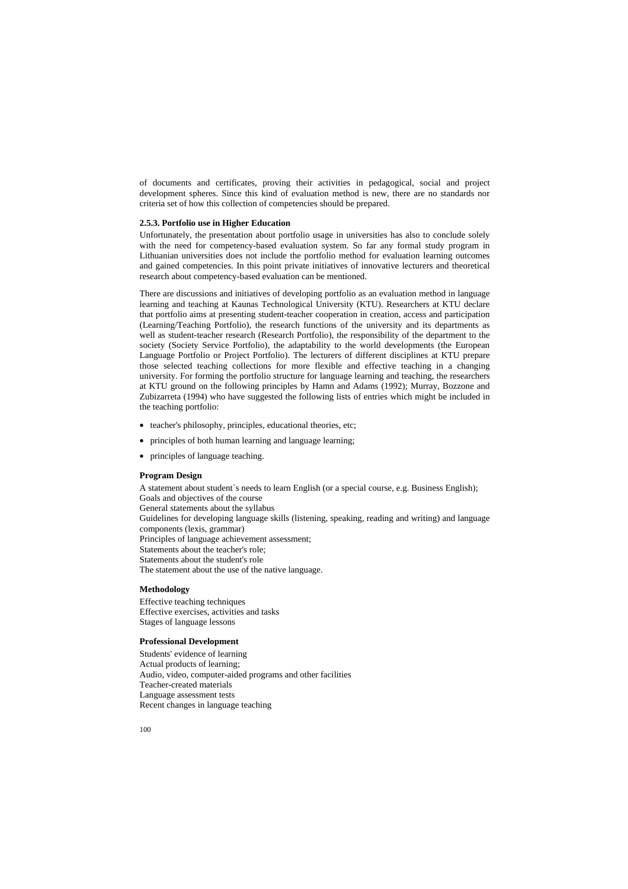of documents and certificates, proving their activities in pedagogical, social and project development spheres. Since this kind of evaluation method is new, there are no standards nor criteria set of how this collection of competencies should be prepared.

#### 2.5.3. Portfolio use in Higher Education

Unfortunately, the presentation about portfolio usage in universities has also to conclude solely with the need for competency-based evaluation system. So far any formal study program in Lithuanian universities does not include the portfolio method for evaluation learning outcomes and gained competencies. In this point private initiatives of innovative lecturers and theoretical research about competency-based evaluation can be mentioned.

There are discussions and initiatives of developing portfolio as an evaluation method in language learning and teaching at Kaunas Technological University (KTU). Researchers at KTU declare that portfolio aims at presenting student-teacher cooperation in creation, access and participation (Learning/Teaching Portfolio), the research functions of the university and its departments as well as student-teacher research (Research Portfolio), the responsibility of the department to the society (Society Service Portfolio), the adaptability to the world developments (the European Language Portfolio or Project Portfolio). The lecturers of different disciplines at KTU prepare those selected teaching collections for more flexible and effective teaching in a changing university. For forming the portfolio structure for language learning and teaching, the researchers at KTU ground on the following principles by Hamn and Adams (1992); Murray, Bozzone and Zubizarreta (1994) who have suggested the following lists of entries which might be included in the teaching portfolio:

- teacher's philosophy, principles, educational theories, etc;
- principles of both human learning and language learning;
- principles of language teaching.

**Program Design**

A statement about student`s needs to learn English (or a special course, e.g. Business English);
Goals and objectives of the course
General statements about the syllabus
Guidelines for developing language skills (listening, speaking, reading and writing) and language components (lexis, grammar)
Principles of language achievement assessment;
Statements about the teacher's role;
Statements about the student's role
The statement about the use of the native language.

**Methodology**

Effective teaching techniques
Effective exercises, activities and tasks
Stages of language lessons

**Professional Development**

Students' evidence of learning
Actual products of learning;
Audio, video, computer-aided programs and other facilities
Teacher-created materials
Language assessment tests
Recent changes in language teaching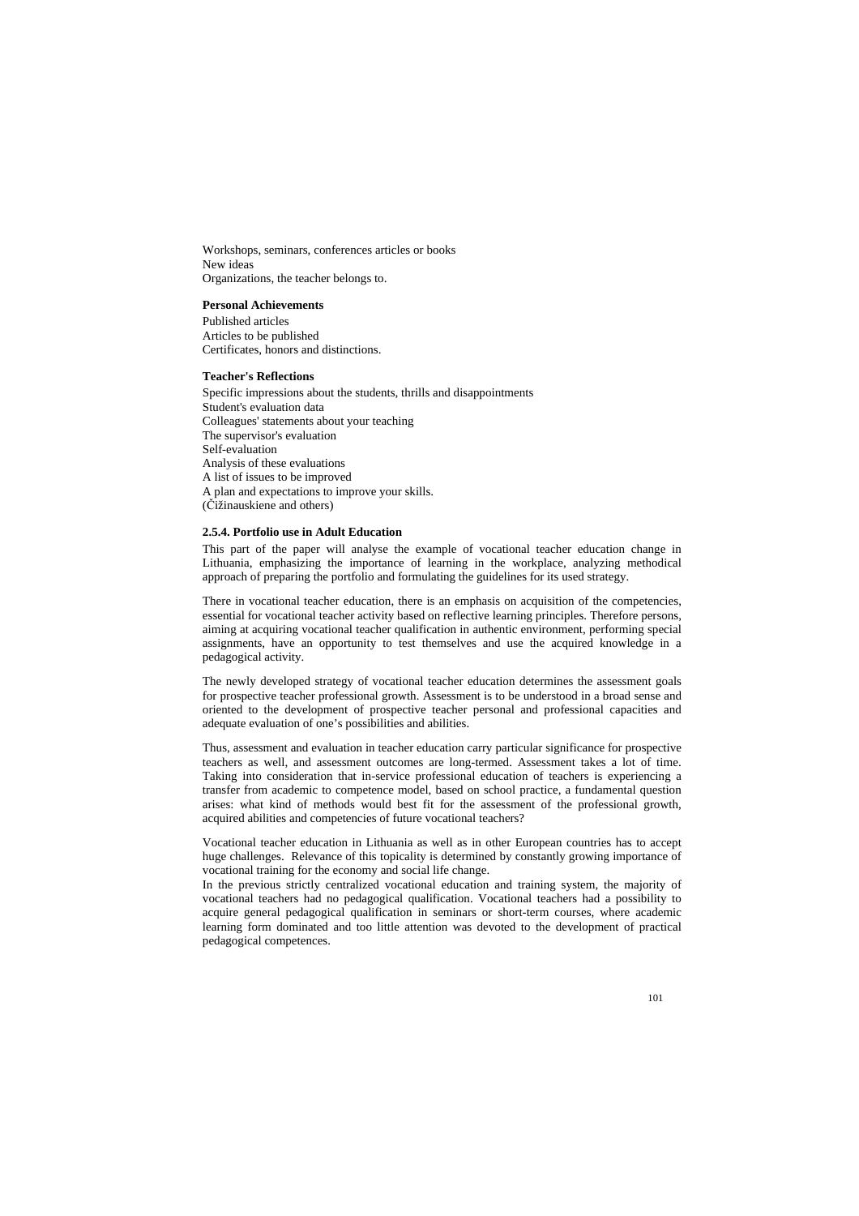Workshops, seminars, conferences articles or books
New ideas
Organizations, the teacher belongs to.

**Personal Achievements**

Published articles
Articles to be published
Certificates, honors and distinctions.

**Teacher's Reflections**

Specific impressions about the students, thrills and disappointments
Student's evaluation data
Colleagues' statements about your teaching
The supervisor's evaluation
Self-evaluation
Analysis of these evaluations
A list of issues to be improved
A plan and expectations to improve your skills.
(Čižinauskiene and others)

#### 2.5.4. Portfolio use in Adult Education

This part of the paper will analyse the example of vocational teacher education change in Lithuania, emphasizing the importance of learning in the workplace, analyzing methodical approach of preparing the portfolio and formulating the guidelines for its used strategy.

There in vocational teacher education, there is an emphasis on acquisition of the competencies, essential for vocational teacher activity based on reflective learning principles. Therefore persons, aiming at acquiring vocational teacher qualification in authentic environment, performing special assignments, have an opportunity to test themselves and use the acquired knowledge in a pedagogical activity.

The newly developed strategy of vocational teacher education determines the assessment goals for prospective teacher professional growth. Assessment is to be understood in a broad sense and oriented to the development of prospective teacher personal and professional capacities and adequate evaluation of one's possibilities and abilities.

Thus, assessment and evaluation in teacher education carry particular significance for prospective teachers as well, and assessment outcomes are long-termed. Assessment takes a lot of time. Taking into consideration that in-service professional education of teachers is experiencing a transfer from academic to competence model, based on school practice, a fundamental question arises: what kind of methods would best fit for the assessment of the professional growth, acquired abilities and competencies of future vocational teachers?

Vocational teacher education in Lithuania as well as in other European countries has to accept huge challenges. Relevance of this topicality is determined by constantly growing importance of vocational training for the economy and social life change.
In the previous strictly centralized vocational education and training system, the majority of vocational teachers had no pedagogical qualification. Vocational teachers had a possibility to acquire general pedagogical qualification in seminars or short-term courses, where academic learning form dominated and too little attention was devoted to the development of practical pedagogical competences.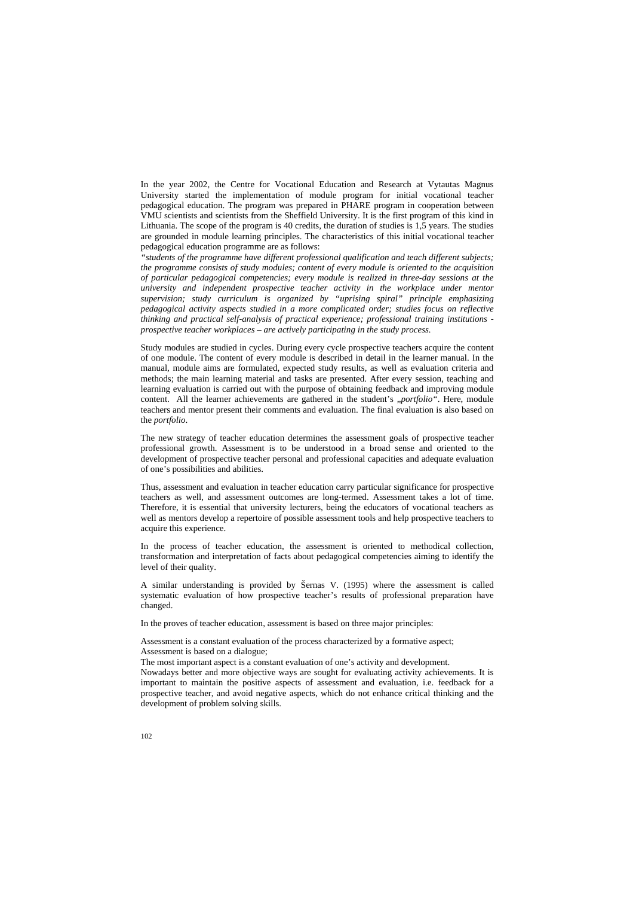In the year 2002, the Centre for Vocational Education and Research at Vytautas Magnus University started the implementation of module program for initial vocational teacher pedagogical education. The program was prepared in PHARE program in cooperation between VMU scientists and scientists from the Sheffield University. It is the first program of this kind in Lithuania. The scope of the program is 40 credits, the duration of studies is 1,5 years. The studies are grounded in module learning principles. The characteristics of this initial vocational teacher pedagogical education programme are as follows:

*"students of the programme have different professional qualification and teach different subjects; the programme consists of study modules; content of every module is oriented to the acquisition of particular pedagogical competencies; every module is realized in three-day sessions at the university and independent prospective teacher activity in the workplace under mentor supervision; study curriculum is organized by "uprising spiral" principle emphasizing pedagogical activity aspects studied in a more complicated order; studies focus on reflective thinking and practical self-analysis of practical experience; professional training institutions - prospective teacher workplaces – are actively participating in the study process.*

Study modules are studied in cycles. During every cycle prospective teachers acquire the content of one module. The content of every module is described in detail in the learner manual. In the manual, module aims are formulated, expected study results, as well as evaluation criteria and methods; the main learning material and tasks are presented. After every session, teaching and learning evaluation is carried out with the purpose of obtaining feedback and improving module content. All the learner achievements are gathered in the student's „*portfolio*". Here, module teachers and mentor present their comments and evaluation. The final evaluation is also based on the *portfolio*.

The new strategy of teacher education determines the assessment goals of prospective teacher professional growth. Assessment is to be understood in a broad sense and oriented to the development of prospective teacher personal and professional capacities and adequate evaluation of one's possibilities and abilities.

Thus, assessment and evaluation in teacher education carry particular significance for prospective teachers as well, and assessment outcomes are long-termed. Assessment takes a lot of time. Therefore, it is essential that university lecturers, being the educators of vocational teachers as well as mentors develop a repertoire of possible assessment tools and help prospective teachers to acquire this experience.

In the process of teacher education, the assessment is oriented to methodical collection, transformation and interpretation of facts about pedagogical competencies aiming to identify the level of their quality.

A similar understanding is provided by Šernas V. (1995) where the assessment is called systematic evaluation of how prospective teacher's results of professional preparation have changed.

In the proves of teacher education, assessment is based on three major principles:

Assessment is a constant evaluation of the process characterized by a formative aspect;
Assessment is based on a dialogue;
The most important aspect is a constant evaluation of one's activity and development.
Nowadays better and more objective ways are sought for evaluating activity achievements. It is important to maintain the positive aspects of assessment and evaluation, i.e. feedback for a prospective teacher, and avoid negative aspects, which do not enhance critical thinking and the development of problem solving skills.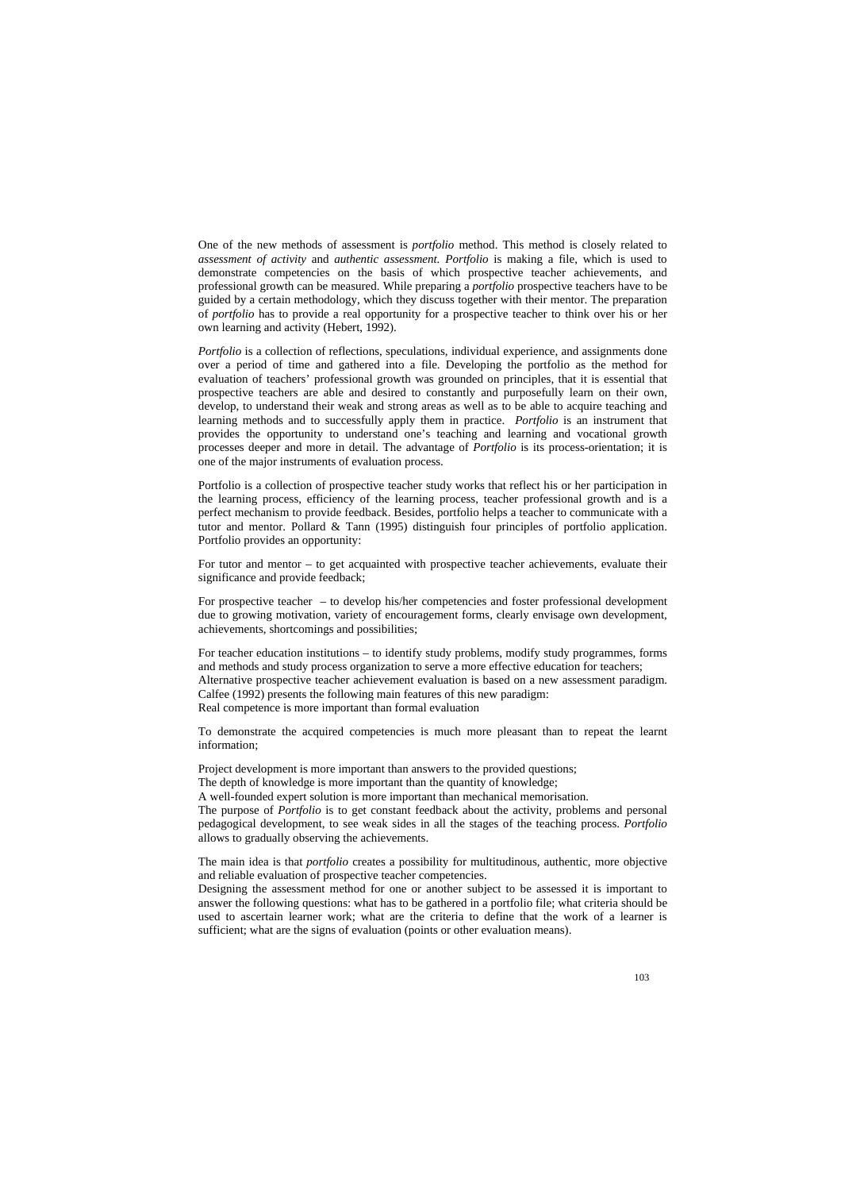One of the new methods of assessment is *portfolio* method. This method is closely related to *assessment of activity* and *authentic assessment. Portfolio* is making a file, which is used to demonstrate competencies on the basis of which prospective teacher achievements, and professional growth can be measured. While preparing a *portfolio* prospective teachers have to be guided by a certain methodology, which they discuss together with their mentor. The preparation of *portfolio* has to provide a real opportunity for a prospective teacher to think over his or her own learning and activity (Hebert, 1992).

*Portfolio* is a collection of reflections, speculations, individual experience, and assignments done over a period of time and gathered into a file. Developing the portfolio as the method for evaluation of teachers' professional growth was grounded on principles, that it is essential that prospective teachers are able and desired to constantly and purposefully learn on their own, develop, to understand their weak and strong areas as well as to be able to acquire teaching and learning methods and to successfully apply them in practice. *Portfolio* is an instrument that provides the opportunity to understand one's teaching and learning and vocational growth processes deeper and more in detail. The advantage of *Portfolio* is its process-orientation; it is one of the major instruments of evaluation process.

Portfolio is a collection of prospective teacher study works that reflect his or her participation in the learning process, efficiency of the learning process, teacher professional growth and is a perfect mechanism to provide feedback. Besides, portfolio helps a teacher to communicate with a tutor and mentor. Pollard & Tann (1995) distinguish four principles of portfolio application. Portfolio provides an opportunity:

For tutor and mentor – to get acquainted with prospective teacher achievements, evaluate their significance and provide feedback;

For prospective teacher – to develop his/her competencies and foster professional development due to growing motivation, variety of encouragement forms, clearly envisage own development, achievements, shortcomings and possibilities;

For teacher education institutions – to identify study problems, modify study programmes, forms and methods and study process organization to serve a more effective education for teachers;
Alternative prospective teacher achievement evaluation is based on a new assessment paradigm. Calfee (1992) presents the following main features of this new paradigm:
Real competence is more important than formal evaluation

To demonstrate the acquired competencies is much more pleasant than to repeat the learnt information;

Project development is more important than answers to the provided questions;
The depth of knowledge is more important than the quantity of knowledge;
A well-founded expert solution is more important than mechanical memorisation.
The purpose of *Portfolio* is to get constant feedback about the activity, problems and personal pedagogical development, to see weak sides in all the stages of the teaching process. *Portfolio* allows to gradually observing the achievements.

The main idea is that *portfolio* creates a possibility for multitudinous, authentic, more objective and reliable evaluation of prospective teacher competencies.
Designing the assessment method for one or another subject to be assessed it is important to answer the following questions: what has to be gathered in a portfolio file; what criteria should be used to ascertain learner work; what are the criteria to define that the work of a learner is sufficient; what are the signs of evaluation (points or other evaluation means).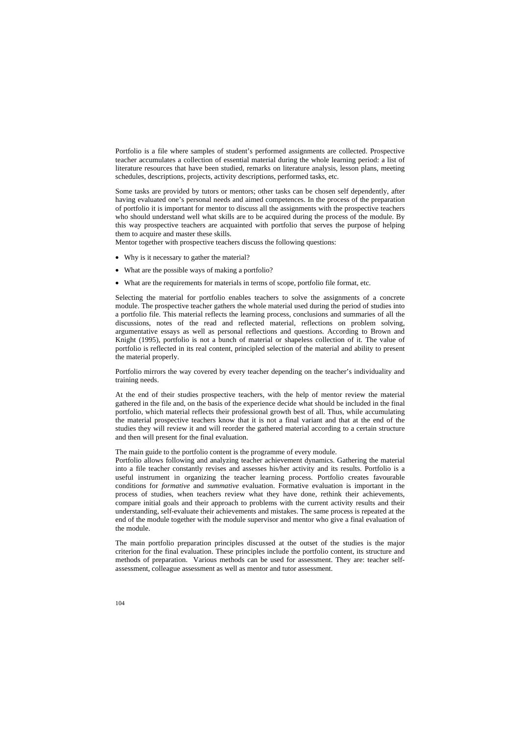Portfolio is a file where samples of student's performed assignments are collected. Prospective teacher accumulates a collection of essential material during the whole learning period: a list of literature resources that have been studied, remarks on literature analysis, lesson plans, meeting schedules, descriptions, projects, activity descriptions, performed tasks, etc.

Some tasks are provided by tutors or mentors; other tasks can be chosen self dependently, after having evaluated one's personal needs and aimed competences. In the process of the preparation of portfolio it is important for mentor to discuss all the assignments with the prospective teachers who should understand well what skills are to be acquired during the process of the module. By this way prospective teachers are acquainted with portfolio that serves the purpose of helping them to acquire and master these skills.
Mentor together with prospective teachers discuss the following questions:

- Why is it necessary to gather the material?
- What are the possible ways of making a portfolio?
- What are the requirements for materials in terms of scope, portfolio file format, etc.

Selecting the material for portfolio enables teachers to solve the assignments of a concrete module. The prospective teacher gathers the whole material used during the period of studies into a portfolio file. This material reflects the learning process, conclusions and summaries of all the discussions, notes of the read and reflected material, reflections on problem solving, argumentative essays as well as personal reflections and questions. According to Brown and Knight (1995), portfolio is not a bunch of material or shapeless collection of it. The value of portfolio is reflected in its real content, principled selection of the material and ability to present the material properly.

Portfolio mirrors the way covered by every teacher depending on the teacher's individuality and training needs.

At the end of their studies prospective teachers, with the help of mentor review the material gathered in the file and, on the basis of the experience decide what should be included in the final portfolio, which material reflects their professional growth best of all. Thus, while accumulating the material prospective teachers know that it is not a final variant and that at the end of the studies they will review it and will reorder the gathered material according to a certain structure and then will present for the final evaluation.

The main guide to the portfolio content is the programme of every module.
Portfolio allows following and analyzing teacher achievement dynamics. Gathering the material into a file teacher constantly revises and assesses his/her activity and its results. Portfolio is a useful instrument in organizing the teacher learning process. Portfolio creates favourable conditions for *formative* and *summative* evaluation. Formative evaluation is important in the process of studies, when teachers review what they have done, rethink their achievements, compare initial goals and their approach to problems with the current activity results and their understanding, self-evaluate their achievements and mistakes. The same process is repeated at the end of the module together with the module supervisor and mentor who give a final evaluation of the module.

The main portfolio preparation principles discussed at the outset of the studies is the major criterion for the final evaluation. These principles include the portfolio content, its structure and methods of preparation. Various methods can be used for assessment. They are: teacher self-assessment, colleague assessment as well as mentor and tutor assessment.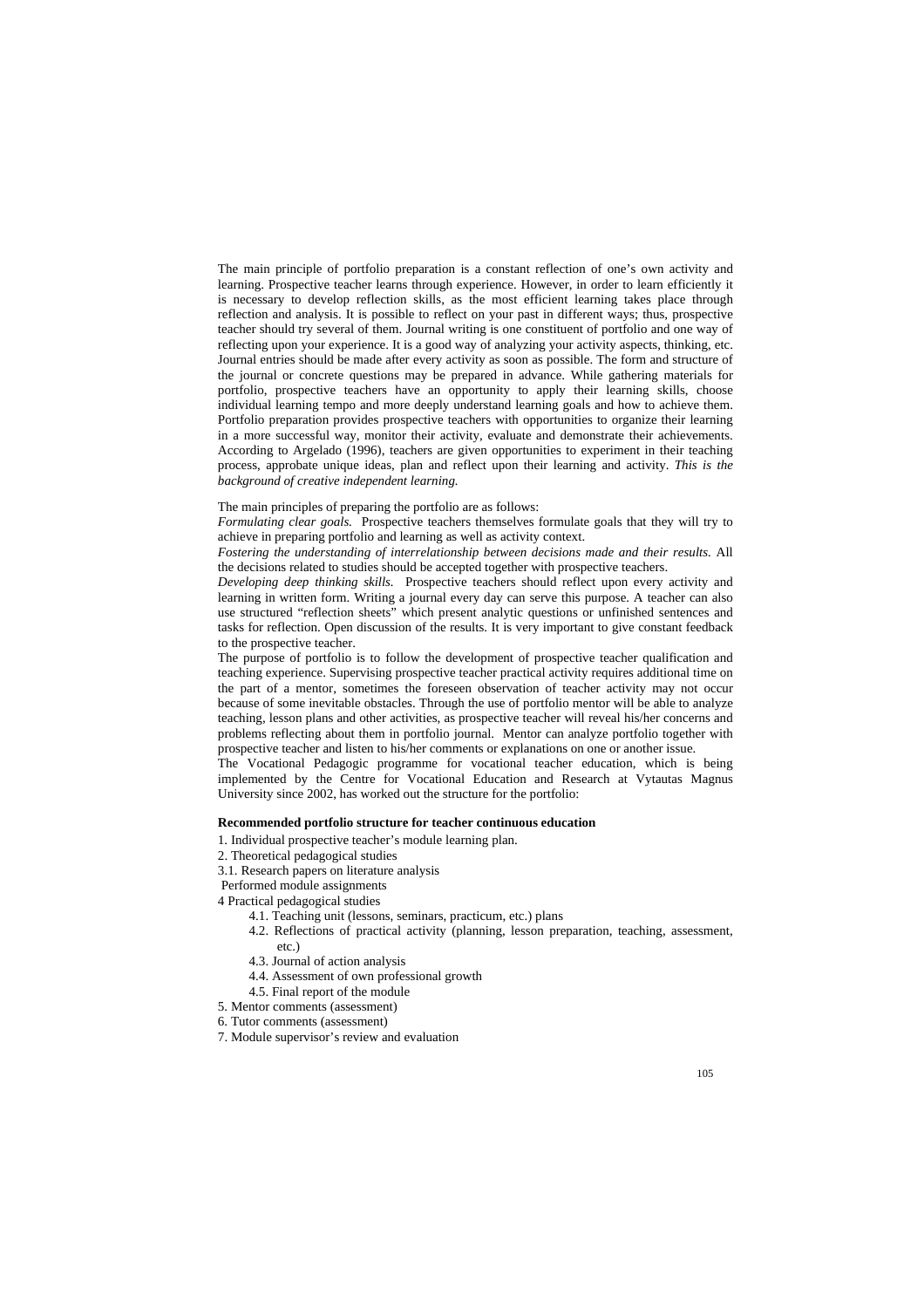The main principle of portfolio preparation is a constant reflection of one's own activity and learning. Prospective teacher learns through experience. However, in order to learn efficiently it is necessary to develop reflection skills, as the most efficient learning takes place through reflection and analysis. It is possible to reflect on your past in different ways; thus, prospective teacher should try several of them. Journal writing is one constituent of portfolio and one way of reflecting upon your experience. It is a good way of analyzing your activity aspects, thinking, etc. Journal entries should be made after every activity as soon as possible. The form and structure of the journal or concrete questions may be prepared in advance. While gathering materials for portfolio, prospective teachers have an opportunity to apply their learning skills, choose individual learning tempo and more deeply understand learning goals and how to achieve them. Portfolio preparation provides prospective teachers with opportunities to organize their learning in a more successful way, monitor their activity, evaluate and demonstrate their achievements. According to Argelado (1996), teachers are given opportunities to experiment in their teaching process, approbate unique ideas, plan and reflect upon their learning and activity. *This is the background of creative independent learning.*

The main principles of preparing the portfolio are as follows:

*Formulating clear goals.* Prospective teachers themselves formulate goals that they will try to achieve in preparing portfolio and learning as well as activity context.

*Fostering the understanding of interrelationship between decisions made and their results.* All the decisions related to studies should be accepted together with prospective teachers.

*Developing deep thinking skills.* Prospective teachers should reflect upon every activity and learning in written form. Writing a journal every day can serve this purpose. A teacher can also use structured "reflection sheets" which present analytic questions or unfinished sentences and tasks for reflection. Open discussion of the results. It is very important to give constant feedback to the prospective teacher.

The purpose of portfolio is to follow the development of prospective teacher qualification and teaching experience. Supervising prospective teacher practical activity requires additional time on the part of a mentor, sometimes the foreseen observation of teacher activity may not occur because of some inevitable obstacles. Through the use of portfolio mentor will be able to analyze teaching, lesson plans and other activities, as prospective teacher will reveal his/her concerns and problems reflecting about them in portfolio journal. Mentor can analyze portfolio together with prospective teacher and listen to his/her comments or explanations on one or another issue.

The Vocational Pedagogic programme for vocational teacher education, which is being implemented by the Centre for Vocational Education and Research at Vytautas Magnus University since 2002, has worked out the structure for the portfolio:

**Recommended portfolio structure for teacher continuous education**

1. Individual prospective teacher's module learning plan.
2. Theoretical pedagogical studies
3.1. Research papers on literature analysis
 Performed module assignments
4 Practical pedagogical studies
    - 4.1. Teaching unit (lessons, seminars, practicum, etc.) plans
    - 4.2. Reflections of practical activity (planning, lesson preparation, teaching, assessment, etc.)
    - 4.3. Journal of action analysis
    - 4.4. Assessment of own professional growth
    - 4.5. Final report of the module
5. Mentor comments (assessment)
6. Tutor comments (assessment)
7. Module supervisor's review and evaluation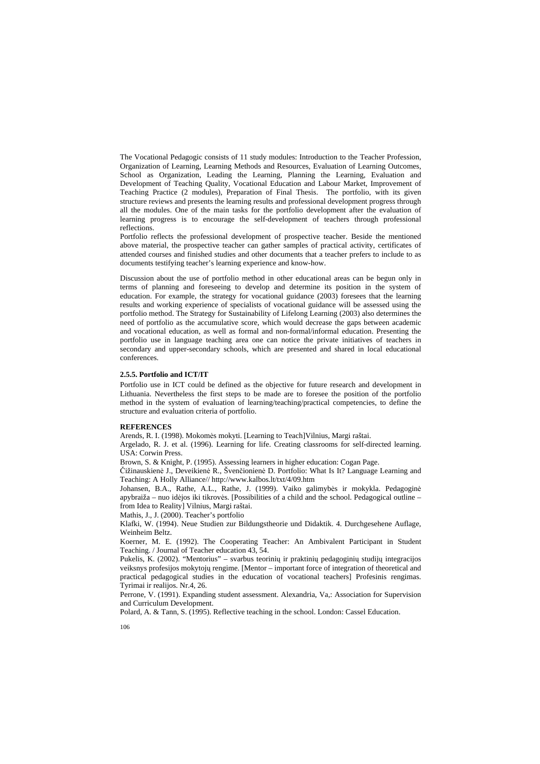The Vocational Pedagogic consists of 11 study modules: Introduction to the Teacher Profession, Organization of Learning, Learning Methods and Resources, Evaluation of Learning Outcomes, School as Organization, Leading the Learning, Planning the Learning, Evaluation and Development of Teaching Quality, Vocational Education and Labour Market, Improvement of Teaching Practice (2 modules), Preparation of Final Thesis. The portfolio, with its given structure reviews and presents the learning results and professional development progress through all the modules. One of the main tasks for the portfolio development after the evaluation of learning progress is to encourage the self-development of teachers through professional reflections.

Portfolio reflects the professional development of prospective teacher. Beside the mentioned above material, the prospective teacher can gather samples of practical activity, certificates of attended courses and finished studies and other documents that a teacher prefers to include to as documents testifying teacher's learning experience and know-how.

Discussion about the use of portfolio method in other educational areas can be begun only in terms of planning and foreseeing to develop and determine its position in the system of education. For example, the strategy for vocational guidance (2003) foresees that the learning results and working experience of specialists of vocational guidance will be assessed using the portfolio method. The Strategy for Sustainability of Lifelong Learning (2003) also determines the need of portfolio as the accumulative score, which would decrease the gaps between academic and vocational education, as well as formal and non-formal/informal education. Presenting the portfolio use in language teaching area one can notice the private initiatives of teachers in secondary and upper-secondary schools, which are presented and shared in local educational conferences.

### 2.5.5. Portfolio and ICT/IT

Portfolio use in ICT could be defined as the objective for future research and development in Lithuania. Nevertheless the first steps to be made are to foresee the position of the portfolio method in the system of evaluation of learning/teaching/practical competencies, to define the structure and evaluation criteria of portfolio.

### REFERENCES

Arends, R. I. (1998). Mokomės mokyti. [Learning to Teach]Vilnius, Margi raštai.

Argelado, R. J. et al. (1996). Learning for life. Creating classrooms for self-directed learning. USA: Corwin Press.

Brown, S. & Knight, P. (1995). Assessing learners in higher education: Cogan Page.

Čižinauskienė J., Deveikienė R., Švenčionienė D. Portfolio: What Is It? Language Learning and Teaching: A Holly Alliance// http://www.kalbos.lt/txt/4/09.htm

Johansen, B.A., Rathe, A.L., Rathe, J. (1999). Vaiko galimybės ir mokykla. Pedagoginė apybraiža – nuo idėjos iki tikrovės. [Possibilities of a child and the school. Pedagogical outline – from Idea to Reality] Vilnius, Margi raštai.

Mathis, J., J. (2000). Teacher's portfolio

Klafki, W. (1994). Neue Studien zur Bildungstheorie und Didaktik. 4. Durchgesehene Auflage, Weinheim Beltz.

Koerner, M. E. (1992). The Cooperating Teacher: An Ambivalent Participant in Student Teaching. / Journal of Teacher education 43, 54.

Pukelis, K. (2002). "Mentorius" – svarbus teorinių ir praktinių pedagoginių studijų integracijos veiksnys profesijos mokytojų rengime. [Mentor – important force of integration of theoretical and practical pedagogical studies in the education of vocational teachers] Profesinis rengimas. Tyrimai ir realijos. Nr.4, 26.

Perrone, V. (1991). Expanding student assessment. Alexandria, Va,: Association for Supervision and Curriculum Development.

Polard, A. & Tann, S. (1995). Reflective teaching in the school. London: Cassel Education.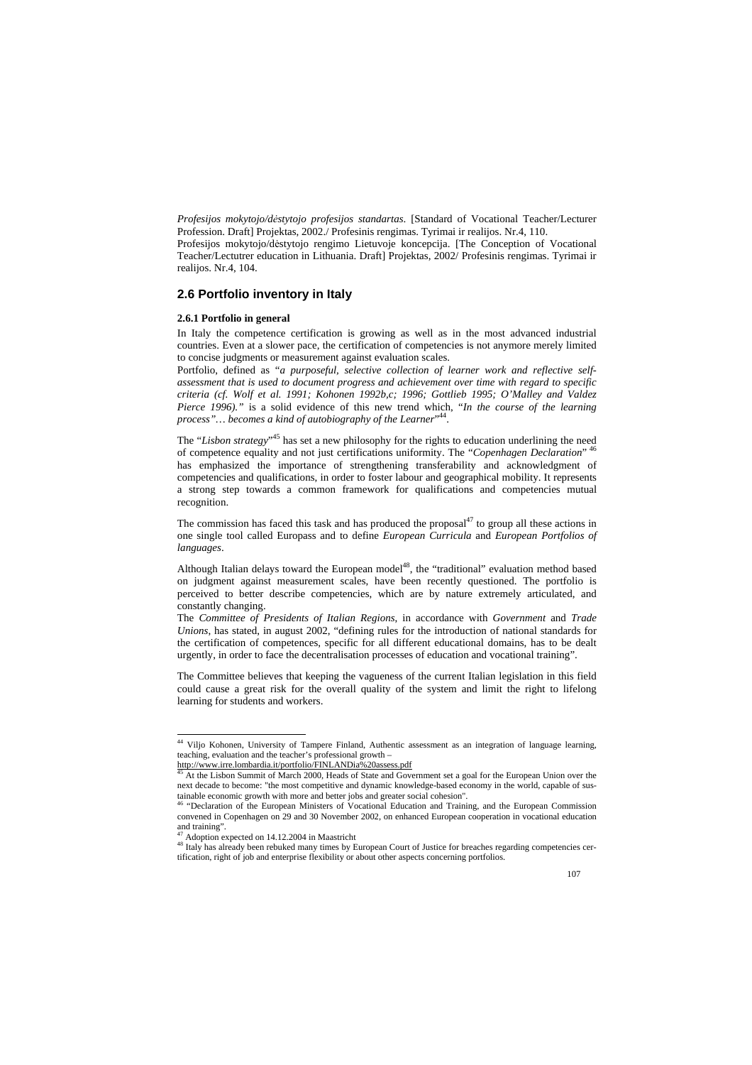*Profesijos mokytojo/dėstytojo profesijos standartas*. [Standard of Vocational Teacher/Lecturer Profession. Draft] Projektas, 2002./ Profesinis rengimas. Tyrimai ir realijos. Nr.4, 110.

Profesijos mokytojo/dėstytojo rengimo Lietuvoje koncepcija. [The Conception of Vocational Teacher/Lectutrer education in Lithuania. Draft] Projektas, 2002/ Profesinis rengimas. Tyrimai ir realijos. Nr.4, 104.

## 2.6 Portfolio inventory in Italy

### 2.6.1 Portfolio in general

In Italy the competence certification is growing as well as in the most advanced industrial countries. Even at a slower pace, the certification of competencies is not anymore merely limited to concise judgments or measurement against evaluation scales.

Portfolio, defined as "*a purposeful, selective collection of learner work and reflective self-assessment that is used to document progress and achievement over time with regard to specific criteria (cf. Wolf et al. 1991; Kohonen 1992b,c; 1996; Gottlieb 1995; O'Malley and Valdez Pierce 1996).*" is a solid evidence of this new trend which, "*In the course of the learning process"… becomes a kind of autobiography of the Learner*"[44].

The "*Lisbon strategy*"[45] has set a new philosophy for the rights to education underlining the need of competence equality and not just certifications uniformity. The "*Copenhagen Declaration*" [46] has emphasized the importance of strengthening transferability and acknowledgment of competencies and qualifications, in order to foster labour and geographical mobility. It represents a strong step towards a common framework for qualifications and competencies mutual recognition.

The commission has faced this task and has produced the proposal[47] to group all these actions in one single tool called Europass and to define *European Curricula* and *European Portfolios of languages*.

Although Italian delays toward the European model[48], the "traditional" evaluation method based on judgment against measurement scales, have been recently questioned. The portfolio is perceived to better describe competencies, which are by nature extremely articulated, and constantly changing.

The *Committee of Presidents of Italian Regions*, in accordance with *Government* and *Trade Unions*, has stated, in august 2002, "defining rules for the introduction of national standards for the certification of competences, specific for all different educational domains, has to be dealt urgently, in order to face the decentralisation processes of education and vocational training".

The Committee believes that keeping the vagueness of the current Italian legislation in this field could cause a great risk for the overall quality of the system and limit the right to lifelong learning for students and workers.

---

[44] Viljo Kohonen, University of Tampere Finland, Authentic assessment as an integration of language learning, teaching, evaluation and the teacher's professional growth – http://www.irre.lombardia.it/portfolio/FINLANDia%20assess.pdf

[45] At the Lisbon Summit of March 2000, Heads of State and Government set a goal for the European Union over the next decade to become: "the most competitive and dynamic knowledge-based economy in the world, capable of sustainable economic growth with more and better jobs and greater social cohesion".

[46] "Declaration of the European Ministers of Vocational Education and Training, and the European Commission convened in Copenhagen on 29 and 30 November 2002, on enhanced European cooperation in vocational education and training".

[47] Adoption expected on 14.12.2004 in Maastricht

[48] Italy has already been rebuked many times by European Court of Justice for breaches regarding competencies certification, right of job and enterprise flexibility or about other aspects concerning portfolios.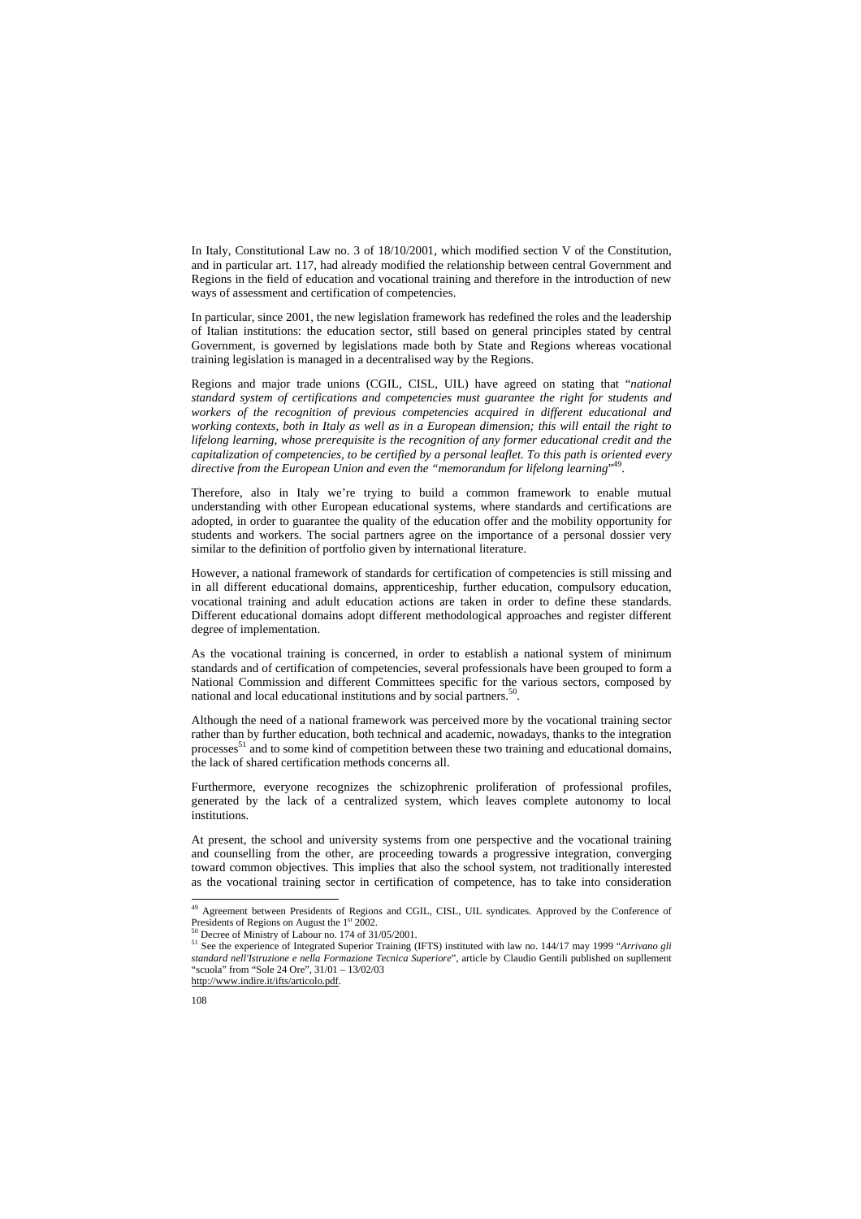In Italy, Constitutional Law no. 3 of 18/10/2001, which modified section V of the Constitution, and in particular art. 117, had already modified the relationship between central Government and Regions in the field of education and vocational training and therefore in the introduction of new ways of assessment and certification of competencies.

In particular, since 2001, the new legislation framework has redefined the roles and the leadership of Italian institutions: the education sector, still based on general principles stated by central Government, is governed by legislations made both by State and Regions whereas vocational training legislation is managed in a decentralised way by the Regions.

Regions and major trade unions (CGIL, CISL, UIL) have agreed on stating that "*national standard system of certifications and competencies must guarantee the right for students and workers of the recognition of previous competencies acquired in different educational and working contexts, both in Italy as well as in a European dimension; this will entail the right to lifelong learning, whose prerequisite is the recognition of any former educational credit and the capitalization of competencies, to be certified by a personal leaflet. To this path is oriented every directive from the European Union and even the "memorandum for lifelong learning*"[49].

Therefore, also in Italy we're trying to build a common framework to enable mutual understanding with other European educational systems, where standards and certifications are adopted, in order to guarantee the quality of the education offer and the mobility opportunity for students and workers. The social partners agree on the importance of a personal dossier very similar to the definition of portfolio given by international literature.

However, a national framework of standards for certification of competencies is still missing and in all different educational domains, apprenticeship, further education, compulsory education, vocational training and adult education actions are taken in order to define these standards. Different educational domains adopt different methodological approaches and register different degree of implementation.

As the vocational training is concerned, in order to establish a national system of minimum standards and of certification of competencies, several professionals have been grouped to form a National Commission and different Committees specific for the various sectors, composed by national and local educational institutions and by social partners.[50].

Although the need of a national framework was perceived more by the vocational training sector rather than by further education, both technical and academic, nowadays, thanks to the integration processes[51] and to some kind of competition between these two training and educational domains, the lack of shared certification methods concerns all.

Furthermore, everyone recognizes the schizophrenic proliferation of professional profiles, generated by the lack of a centralized system, which leaves complete autonomy to local institutions.

At present, the school and university systems from one perspective and the vocational training and counselling from the other, are proceeding towards a progressive integration, converging toward common objectives. This implies that also the school system, not traditionally interested as the vocational training sector in certification of competence, has to take into consideration

---

[49] Agreement between Presidents of Regions and CGIL, CISL, UIL syndicates. Approved by the Conference of Presidents of Regions on August the 1st 2002.

[50] Decree of Ministry of Labour no. 174 of 31/05/2001.

[51] See the experience of Integrated Superior Training (IFTS) instituted with law no. 144/17 may 1999 "*Arrivano gli standard nell'Istruzione e nella Formazione Tecnica Superiore*", article by Claudio Gentili published on supllement "scuola" from "Sole 24 Ore", 31/01 – 13/02/03 http://www.indire.it/ifts/articolo.pdf.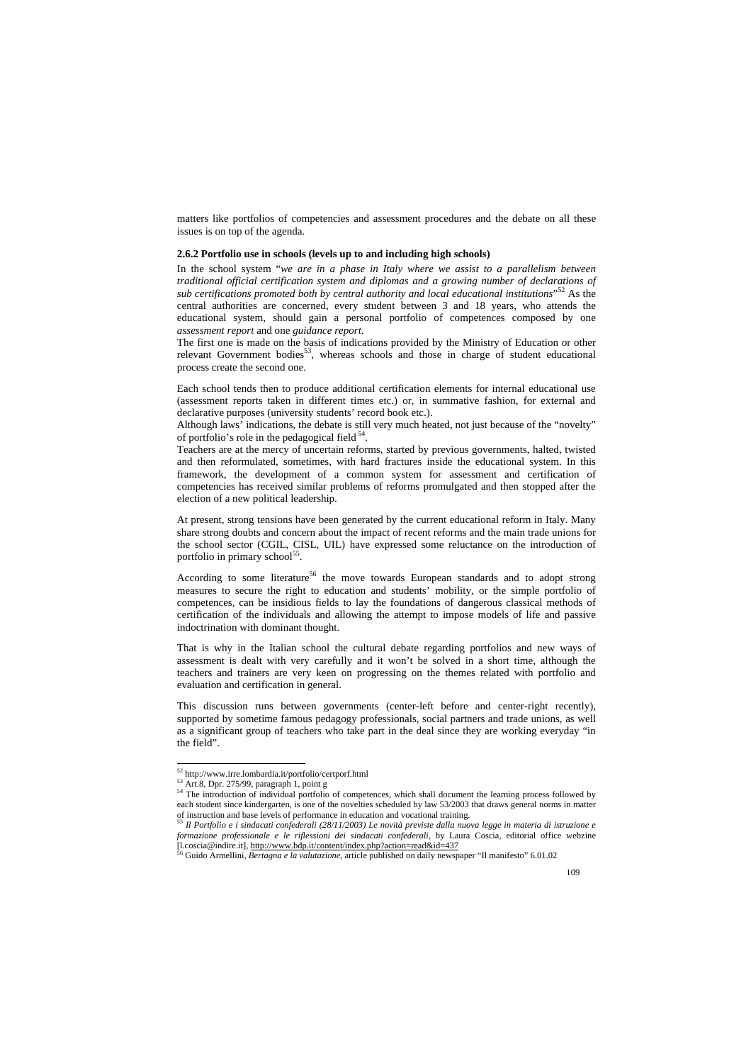matters like portfolios of competencies and assessment procedures and the debate on all these issues is on top of the agenda.

### 2.6.2 Portfolio use in schools (levels up to and including high schools)

In the school system "*we are in a phase in Italy where we assist to a parallelism between traditional official certification system and diplomas and a growing number of declarations of sub certifications promoted both by central authority and local educational institutions*"[52] As the central authorities are concerned, every student between 3 and 18 years, who attends the educational system, should gain a personal portfolio of competences composed by one *assessment report* and one *guidance report*.

The first one is made on the basis of indications provided by the Ministry of Education or other relevant Government bodies[53], whereas schools and those in charge of student educational process create the second one.

Each school tends then to produce additional certification elements for internal educational use (assessment reports taken in different times etc.) or, in summative fashion, for external and declarative purposes (university students' record book etc.).

Although laws' indications, the debate is still very much heated, not just because of the "novelty" of portfolio's role in the pedagogical field[54].

Teachers are at the mercy of uncertain reforms, started by previous governments, halted, twisted and then reformulated, sometimes, with hard fractures inside the educational system. In this framework, the development of a common system for assessment and certification of competencies has received similar problems of reforms promulgated and then stopped after the election of a new political leadership.

At present, strong tensions have been generated by the current educational reform in Italy. Many share strong doubts and concern about the impact of recent reforms and the main trade unions for the school sector (CGIL, CISL, UIL) have expressed some reluctance on the introduction of portfolio in primary school[55].

According to some literature[56] the move towards European standards and to adopt strong measures to secure the right to education and students' mobility, or the simple portfolio of competences, can be insidious fields to lay the foundations of dangerous classical methods of certification of the individuals and allowing the attempt to impose models of life and passive indoctrination with dominant thought.

That is why in the Italian school the cultural debate regarding portfolios and new ways of assessment is dealt with very carefully and it won't be solved in a short time, although the teachers and trainers are very keen on progressing on the themes related with portfolio and evaluation and certification in general.

This discussion runs between governments (center-left before and center-right recently), supported by sometime famous pedagogy professionals, social partners and trade unions, as well as a significant group of teachers who take part in the deal since they are working everyday "in the field".

---

[52] http://www.irre.lombardia.it/portfolio/certporf.html

[53] Art.8, Dpr. 275/99, paragraph 1, point g

[54] The introduction of individual portfolio of competences, which shall document the learning process followed by each student since kindergarten, is one of the novelties scheduled by law 53/2003 that draws general norms in matter of instruction and base levels of performance in education and vocational training.

[55] *Il Portfolio e i sindacati confederali (28/11/2003) Le novità previste dalla nuova legge in materia di istruzione e formazione professionale e le riflessioni dei sindacati confederali*, by Laura Coscia, editorial office webzine [l.coscia@indire.it], http://www.bdp.it/content/index.php?action=read&id=437

[56] Guido Armellini, *Bertagna e la valutazione*, article published on daily newspaper "Il manifesto" 6.01.02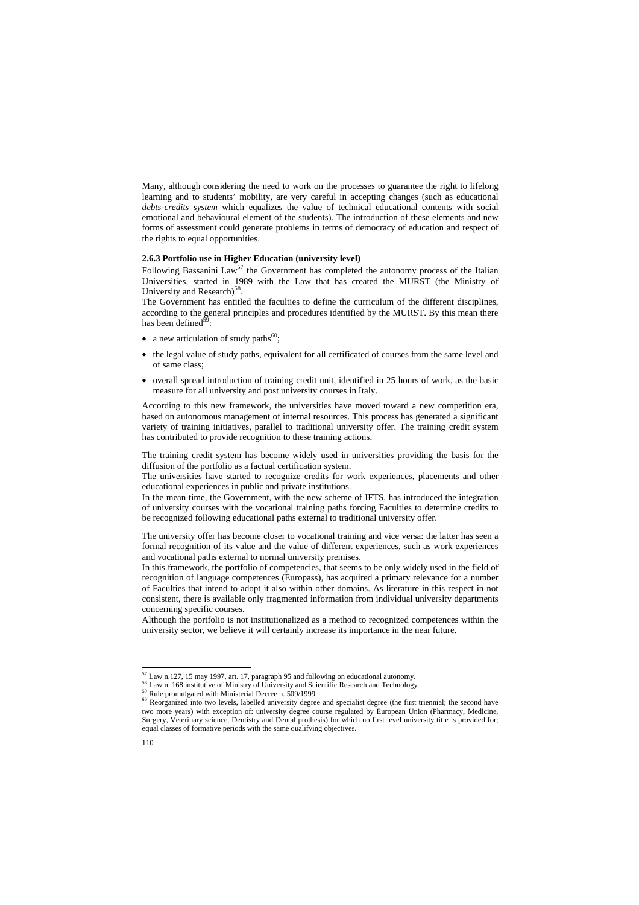Many, although considering the need to work on the processes to guarantee the right to lifelong learning and to students' mobility, are very careful in accepting changes (such as educational *debts-credits system* which equalizes the value of technical educational contents with social emotional and behavioural element of the students). The introduction of these elements and new forms of assessment could generate problems in terms of democracy of education and respect of the rights to equal opportunities.

### 2.6.3 Portfolio use in Higher Education (university level)

Following Bassanini Law[57] the Government has completed the autonomy process of the Italian Universities, started in 1989 with the Law that has created the MURST (the Ministry of University and Research)[58].

The Government has entitled the faculties to define the curriculum of the different disciplines, according to the general principles and procedures identified by the MURST. By this mean there has been defined[59]:

- a new articulation of study paths[60];
- the legal value of study paths, equivalent for all certificated of courses from the same level and of same class;
- overall spread introduction of training credit unit, identified in 25 hours of work, as the basic measure for all university and post university courses in Italy.

According to this new framework, the universities have moved toward a new competition era, based on autonomous management of internal resources. This process has generated a significant variety of training initiatives, parallel to traditional university offer. The training credit system has contributed to provide recognition to these training actions.

The training credit system has become widely used in universities providing the basis for the diffusion of the portfolio as a factual certification system.

The universities have started to recognize credits for work experiences, placements and other educational experiences in public and private institutions.

In the mean time, the Government, with the new scheme of IFTS, has introduced the integration of university courses with the vocational training paths forcing Faculties to determine credits to be recognized following educational paths external to traditional university offer.

The university offer has become closer to vocational training and vice versa: the latter has seen a formal recognition of its value and the value of different experiences, such as work experiences and vocational paths external to normal university premises.

In this framework, the portfolio of competencies, that seems to be only widely used in the field of recognition of language competences (Europass), has acquired a primary relevance for a number of Faculties that intend to adopt it also within other domains. As literature in this respect in not consistent, there is available only fragmented information from individual university departments concerning specific courses.

Although the portfolio is not institutionalized as a method to recognized competences within the university sector, we believe it will certainly increase its importance in the near future.

---

[57] Law n.127, 15 may 1997, art. 17, paragraph 95 and following on educational autonomy.

[58] Law n. 168 institutive of Ministry of University and Scientific Research and Technology

[59] Rule promulgated with Ministerial Decree n. 509/1999

[60] Reorganized into two levels, labelled university degree and specialist degree (the first triennial; the second have two more years) with exception of: university degree course regulated by European Union (Pharmacy, Medicine, Surgery, Veterinary science, Dentistry and Dental prothesis) for which no first level university title is provided for; equal classes of formative periods with the same qualifying objectives.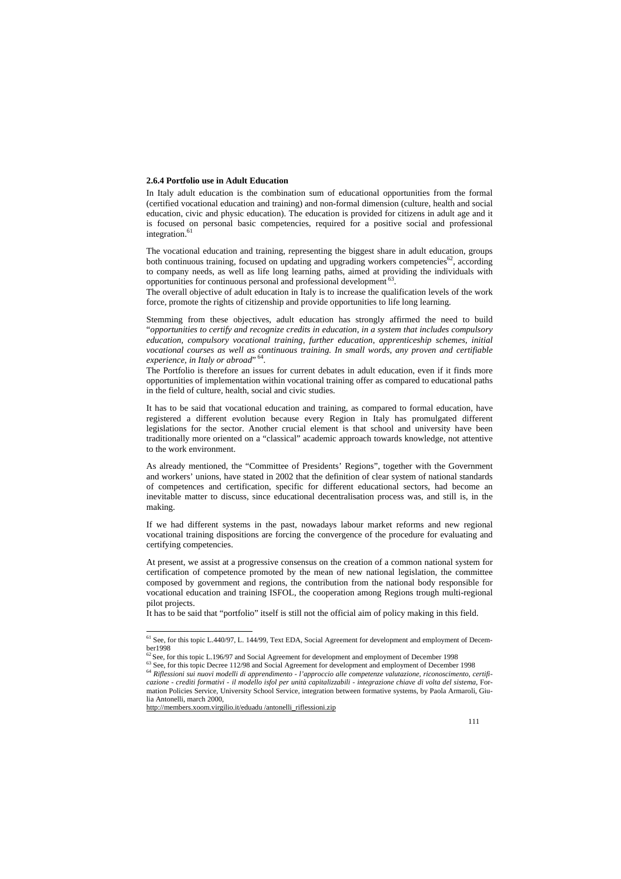### 2.6.4 Portfolio use in Adult Education

In Italy adult education is the combination sum of educational opportunities from the formal (certified vocational education and training) and non-formal dimension (culture, health and social education, civic and physic education). The education is provided for citizens in adult age and it is focused on personal basic competencies, required for a positive social and professional integration.[61]

The vocational education and training, representing the biggest share in adult education, groups both continuous training, focused on updating and upgrading workers competencies[62], according to company needs, as well as life long learning paths, aimed at providing the individuals with opportunities for continuous personal and professional development [63].

The overall objective of adult education in Italy is to increase the qualification levels of the work force, promote the rights of citizenship and provide opportunities to life long learning.

Stemming from these objectives, adult education has strongly affirmed the need to build "*opportunities to certify and recognize credits in education, in a system that includes compulsory education, compulsory vocational training, further education, apprenticeship schemes, initial vocational courses as well as continuous training. In small words, any proven and certifiable experience, in Italy or abroad*" [64].

The Portfolio is therefore an issues for current debates in adult education, even if it finds more opportunities of implementation within vocational training offer as compared to educational paths in the field of culture, health, social and civic studies.

It has to be said that vocational education and training, as compared to formal education, have registered a different evolution because every Region in Italy has promulgated different legislations for the sector. Another crucial element is that school and university have been traditionally more oriented on a "classical" academic approach towards knowledge, not attentive to the work environment.

As already mentioned, the "Committee of Presidents' Regions", together with the Government and workers' unions, have stated in 2002 that the definition of clear system of national standards of competences and certification, specific for different educational sectors, had become an inevitable matter to discuss, since educational decentralisation process was, and still is, in the making.

If we had different systems in the past, nowadays labour market reforms and new regional vocational training dispositions are forcing the convergence of the procedure for evaluating and certifying competencies.

At present, we assist at a progressive consensus on the creation of a common national system for certification of competence promoted by the mean of new national legislation, the committee composed by government and regions, the contribution from the national body responsible for vocational education and training ISFOL, the cooperation among Regions trough multi-regional pilot projects.

It has to be said that "portfolio" itself is still not the official aim of policy making in this field.

---

[61] See, for this topic L.440/97, L. 144/99, Text EDA, Social Agreement for development and employment of December1998

[62] See, for this topic L.196/97 and Social Agreement for development and employment of December 1998

[63] See, for this topic Decree 112/98 and Social Agreement for development and employment of December 1998

[64] *Riflessioni sui nuovi modelli di apprendimento - l'approccio alle competenze valutazione, riconoscimento, certificazione - crediti formativi - il modello isfol per unità capitalizzabili - integrazione chiave di volta del sistema*, Formation Policies Service, University School Service, integration between formative systems, by Paola Armaroli, Giulia Antonelli, march 2000, http://members.xoom.virgilio.it/eduadu /antonelli_riflessioni.zip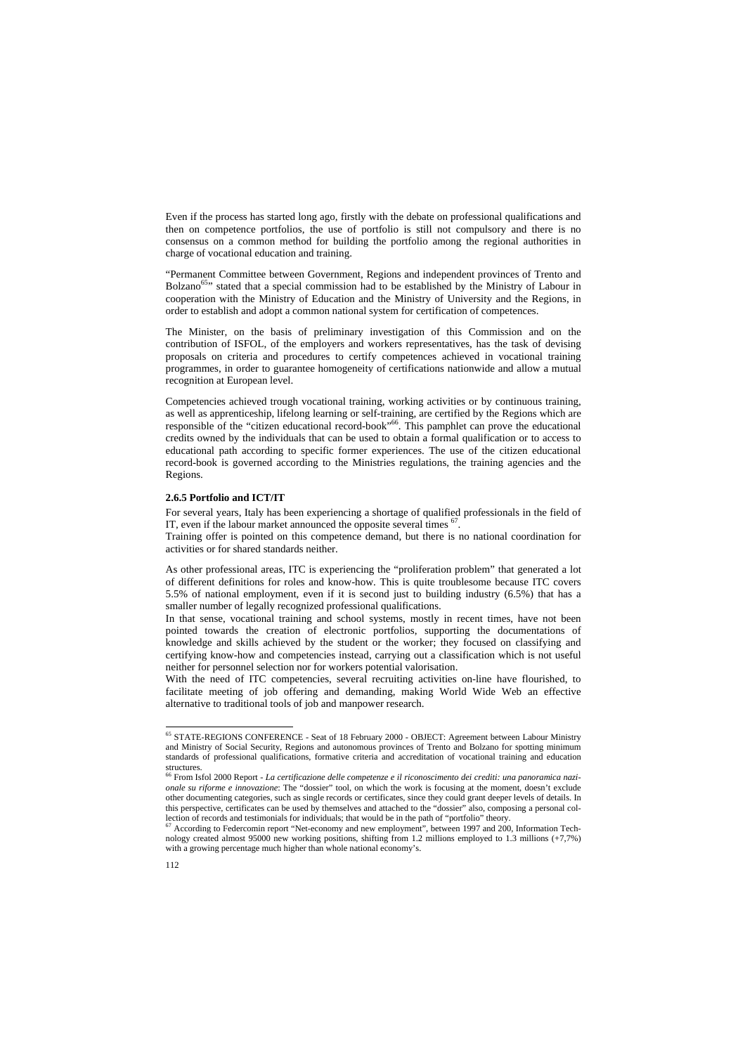Even if the process has started long ago, firstly with the debate on professional qualifications and then on competence portfolios, the use of portfolio is still not compulsory and there is no consensus on a common method for building the portfolio among the regional authorities in charge of vocational education and training.

"Permanent Committee between Government, Regions and independent provinces of Trento and Bolzano[65]" stated that a special commission had to be established by the Ministry of Labour in cooperation with the Ministry of Education and the Ministry of University and the Regions, in order to establish and adopt a common national system for certification of competences.

The Minister, on the basis of preliminary investigation of this Commission and on the contribution of ISFOL, of the employers and workers representatives, has the task of devising proposals on criteria and procedures to certify competences achieved in vocational training programmes, in order to guarantee homogeneity of certifications nationwide and allow a mutual recognition at European level.

Competencies achieved trough vocational training, working activities or by continuous training, as well as apprenticeship, lifelong learning or self-training, are certified by the Regions which are responsible of the "citizen educational record-book"[66]. This pamphlet can prove the educational credits owned by the individuals that can be used to obtain a formal qualification or to access to educational path according to specific former experiences. The use of the citizen educational record-book is governed according to the Ministries regulations, the training agencies and the Regions.

### 2.6.5 Portfolio and ICT/IT

For several years, Italy has been experiencing a shortage of qualified professionals in the field of IT, even if the labour market announced the opposite several times [67].

Training offer is pointed on this competence demand, but there is no national coordination for activities or for shared standards neither.

As other professional areas, ITC is experiencing the "proliferation problem" that generated a lot of different definitions for roles and know-how. This is quite troublesome because ITC covers 5.5% of national employment, even if it is second just to building industry (6.5%) that has a smaller number of legally recognized professional qualifications.

In that sense, vocational training and school systems, mostly in recent times, have not been pointed towards the creation of electronic portfolios, supporting the documentations of knowledge and skills achieved by the student or the worker; they focused on classifying and certifying know-how and competencies instead, carrying out a classification which is not useful neither for personnel selection nor for workers potential valorisation.

With the need of ITC competencies, several recruiting activities on-line have flourished, to facilitate meeting of job offering and demanding, making World Wide Web an effective alternative to traditional tools of job and manpower research.

---

[65] STATE-REGIONS CONFERENCE - Seat of 18 February 2000 - OBJECT: Agreement between Labour Ministry and Ministry of Social Security, Regions and autonomous provinces of Trento and Bolzano for spotting minimum standards of professional qualifications, formative criteria and accreditation of vocational training and education structures.

[66] From Isfol 2000 Report - *La certificazione delle competenze e il riconoscimento dei crediti: una panoramica nazionale su riforme e innovazione*: The "dossier" tool, on which the work is focusing at the moment, doesn't exclude other documenting categories, such as single records or certificates, since they could grant deeper levels of details. In this perspective, certificates can be used by themselves and attached to the "dossier" also, composing a personal collection of records and testimonials for individuals; that would be in the path of "portfolio" theory.

[67] According to Federcomin report "Net-economy and new employment", between 1997 and 200, Information Technology created almost 95000 new working positions, shifting from 1.2 millions employed to 1.3 millions (+7,7%) with a growing percentage much higher than whole national economy's.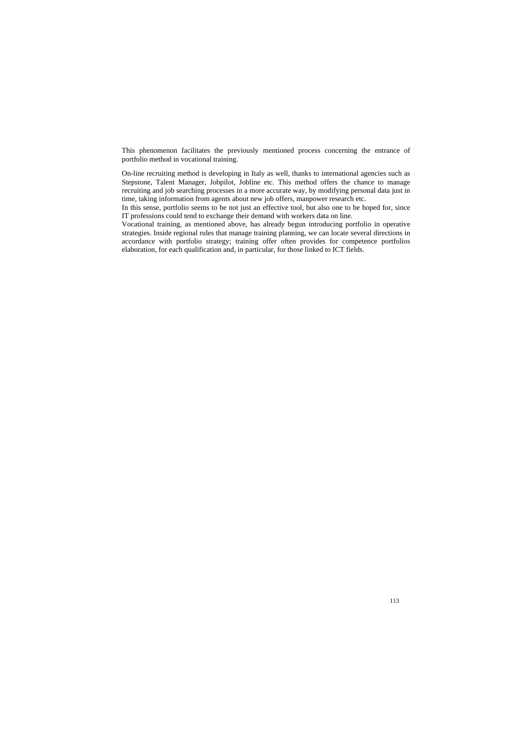This phenomenon facilitates the previously mentioned process concerning the entrance of portfolio method in vocational training.

On-line recruiting method is developing in Italy as well, thanks to international agencies such as Stepstone, Talent Manager, Jobpilot, Jobline etc. This method offers the chance to manage recruiting and job searching processes in a more accurate way, by modifying personal data just in time, taking information from agents about new job offers, manpower research etc.
In this sense, portfolio seems to be not just an effective tool, but also one to be hoped for, since IT professions could tend to exchange their demand with workers data on line.
Vocational training, as mentioned above, has already begun introducing portfolio in operative strategies. Inside regional rules that manage training planning, we can locate several directions in accordance with portfolio strategy; training offer often provides for competence portfolios elaboration, for each qualification and, in particular, for those linked to ICT fields.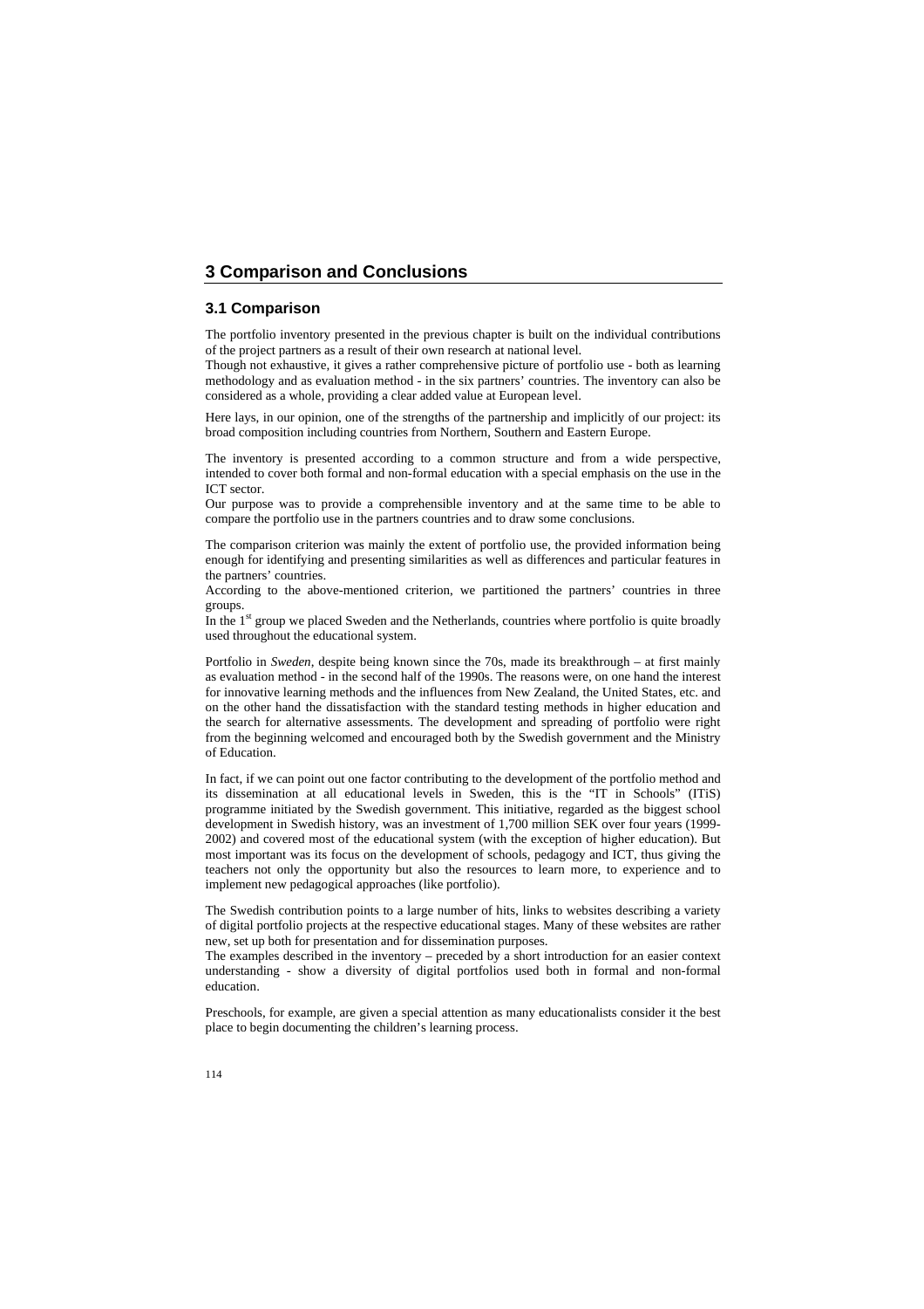# 3 Comparison and Conclusions

## 3.1 Comparison

The portfolio inventory presented in the previous chapter is built on the individual contributions of the project partners as a result of their own research at national level.
Though not exhaustive, it gives a rather comprehensive picture of portfolio use - both as learning methodology and as evaluation method - in the six partners' countries. The inventory can also be considered as a whole, providing a clear added value at European level.

Here lays, in our opinion, one of the strengths of the partnership and implicitly of our project: its broad composition including countries from Northern, Southern and Eastern Europe.

The inventory is presented according to a common structure and from a wide perspective, intended to cover both formal and non-formal education with a special emphasis on the use in the ICT sector.
Our purpose was to provide a comprehensible inventory and at the same time to be able to compare the portfolio use in the partners countries and to draw some conclusions.

The comparison criterion was mainly the extent of portfolio use, the provided information being enough for identifying and presenting similarities as well as differences and particular features in the partners' countries.
According to the above-mentioned criterion, we partitioned the partners' countries in three groups.
In the 1st group we placed Sweden and the Netherlands, countries where portfolio is quite broadly used throughout the educational system.

Portfolio in *Sweden*, despite being known since the 70s, made its breakthrough – at first mainly as evaluation method - in the second half of the 1990s. The reasons were, on one hand the interest for innovative learning methods and the influences from New Zealand, the United States, etc. and on the other hand the dissatisfaction with the standard testing methods in higher education and the search for alternative assessments. The development and spreading of portfolio were right from the beginning welcomed and encouraged both by the Swedish government and the Ministry of Education.

In fact, if we can point out one factor contributing to the development of the portfolio method and its dissemination at all educational levels in Sweden, this is the "IT in Schools" (ITiS) programme initiated by the Swedish government. This initiative, regarded as the biggest school development in Swedish history, was an investment of 1,700 million SEK over four years (1999-2002) and covered most of the educational system (with the exception of higher education). But most important was its focus on the development of schools, pedagogy and ICT, thus giving the teachers not only the opportunity but also the resources to learn more, to experience and to implement new pedagogical approaches (like portfolio).

The Swedish contribution points to a large number of hits, links to websites describing a variety of digital portfolio projects at the respective educational stages. Many of these websites are rather new, set up both for presentation and for dissemination purposes.
The examples described in the inventory – preceded by a short introduction for an easier context understanding - show a diversity of digital portfolios used both in formal and non-formal education.

Preschools, for example, are given a special attention as many educationalists consider it the best place to begin documenting the children's learning process.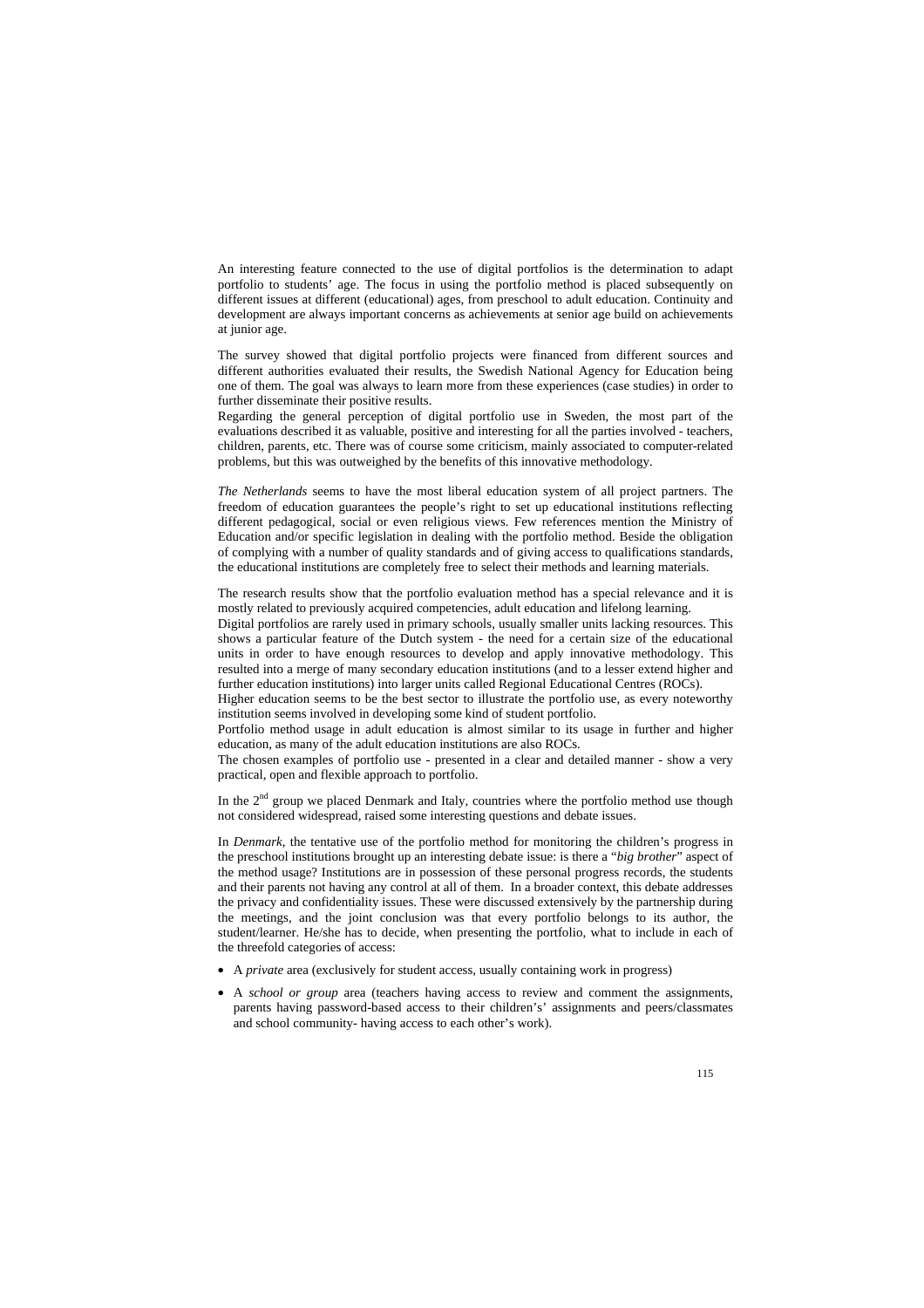An interesting feature connected to the use of digital portfolios is the determination to adapt portfolio to students' age. The focus in using the portfolio method is placed subsequently on different issues at different (educational) ages, from preschool to adult education. Continuity and development are always important concerns as achievements at senior age build on achievements at junior age.

The survey showed that digital portfolio projects were financed from different sources and different authorities evaluated their results, the Swedish National Agency for Education being one of them. The goal was always to learn more from these experiences (case studies) in order to further disseminate their positive results.

Regarding the general perception of digital portfolio use in Sweden, the most part of the evaluations described it as valuable, positive and interesting for all the parties involved - teachers, children, parents, etc. There was of course some criticism, mainly associated to computer-related problems, but this was outweighed by the benefits of this innovative methodology.

*The Netherlands* seems to have the most liberal education system of all project partners. The freedom of education guarantees the people's right to set up educational institutions reflecting different pedagogical, social or even religious views. Few references mention the Ministry of Education and/or specific legislation in dealing with the portfolio method. Beside the obligation of complying with a number of quality standards and of giving access to qualifications standards, the educational institutions are completely free to select their methods and learning materials.

The research results show that the portfolio evaluation method has a special relevance and it is mostly related to previously acquired competencies, adult education and lifelong learning.

Digital portfolios are rarely used in primary schools, usually smaller units lacking resources. This shows a particular feature of the Dutch system - the need for a certain size of the educational units in order to have enough resources to develop and apply innovative methodology. This resulted into a merge of many secondary education institutions (and to a lesser extend higher and further education institutions) into larger units called Regional Educational Centres (ROCs).

Higher education seems to be the best sector to illustrate the portfolio use, as every noteworthy institution seems involved in developing some kind of student portfolio.

Portfolio method usage in adult education is almost similar to its usage in further and higher education, as many of the adult education institutions are also ROCs.

The chosen examples of portfolio use - presented in a clear and detailed manner - show a very practical, open and flexible approach to portfolio.

In the 2nd group we placed Denmark and Italy, countries where the portfolio method use though not considered widespread, raised some interesting questions and debate issues.

In *Denmark*, the tentative use of the portfolio method for monitoring the children's progress in the preschool institutions brought up an interesting debate issue: is there a "*big brother*" aspect of the method usage? Institutions are in possession of these personal progress records, the students and their parents not having any control at all of them. In a broader context, this debate addresses the privacy and confidentiality issues. These were discussed extensively by the partnership during the meetings, and the joint conclusion was that every portfolio belongs to its author, the student/learner. He/she has to decide, when presenting the portfolio, what to include in each of the threefold categories of access:

- A *private* area (exclusively for student access, usually containing work in progress)
- A *school or group* area (teachers having access to review and comment the assignments, parents having password-based access to their children's' assignments and peers/classmates and school community- having access to each other's work).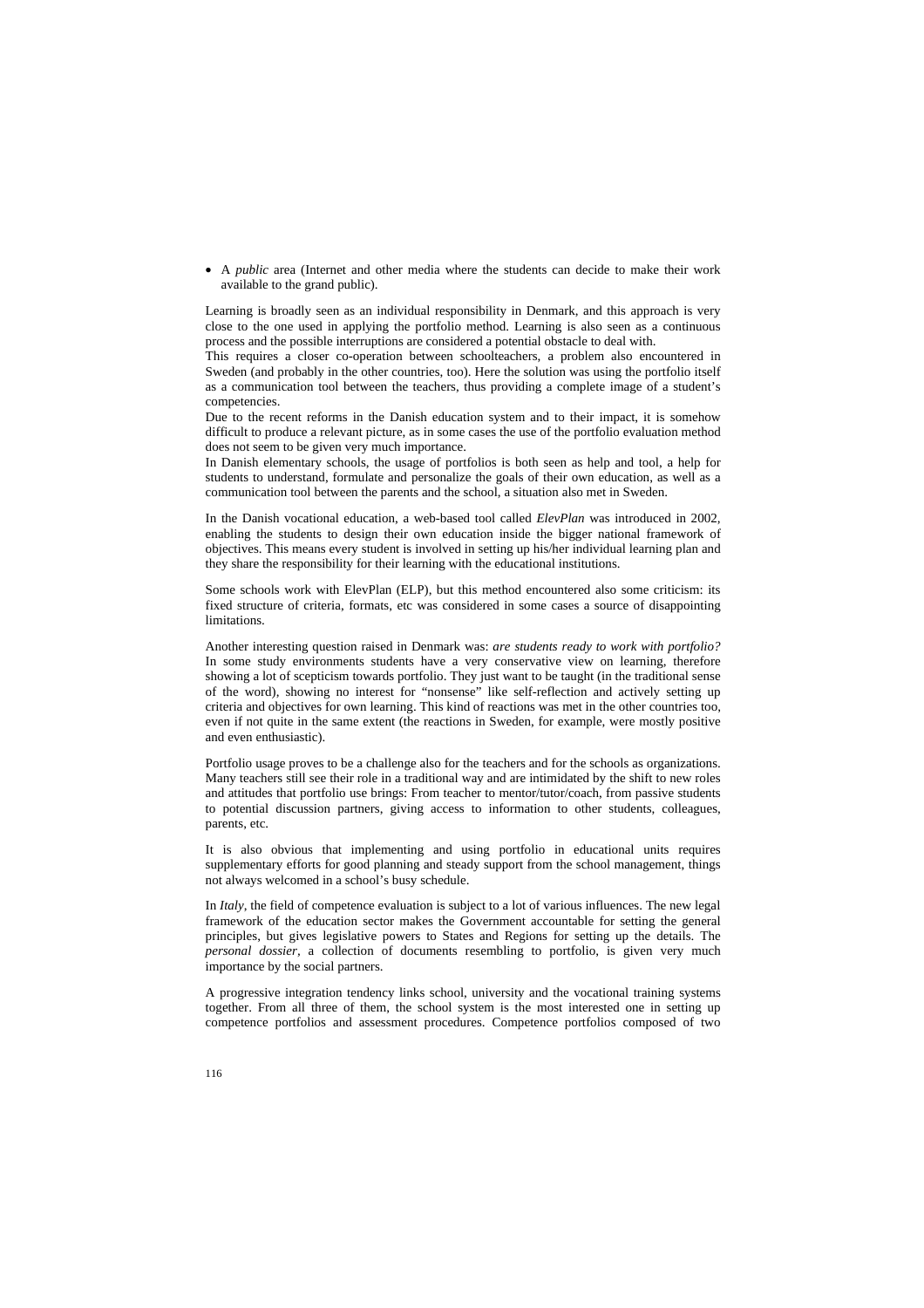- A *public* area (Internet and other media where the students can decide to make their work available to the grand public).

Learning is broadly seen as an individual responsibility in Denmark, and this approach is very close to the one used in applying the portfolio method. Learning is also seen as a continuous process and the possible interruptions are considered a potential obstacle to deal with.
This requires a closer co-operation between schoolteachers, a problem also encountered in Sweden (and probably in the other countries, too). Here the solution was using the portfolio itself as a communication tool between the teachers, thus providing a complete image of a student's competencies.
Due to the recent reforms in the Danish education system and to their impact, it is somehow difficult to produce a relevant picture, as in some cases the use of the portfolio evaluation method does not seem to be given very much importance.
In Danish elementary schools, the usage of portfolios is both seen as help and tool, a help for students to understand, formulate and personalize the goals of their own education, as well as a communication tool between the parents and the school, a situation also met in Sweden.

In the Danish vocational education, a web-based tool called *ElevPlan* was introduced in 2002, enabling the students to design their own education inside the bigger national framework of objectives. This means every student is involved in setting up his/her individual learning plan and they share the responsibility for their learning with the educational institutions.

Some schools work with ElevPlan (ELP), but this method encountered also some criticism: its fixed structure of criteria, formats, etc was considered in some cases a source of disappointing limitations.

Another interesting question raised in Denmark was: *are students ready to work with portfolio?* In some study environments students have a very conservative view on learning, therefore showing a lot of scepticism towards portfolio. They just want to be taught (in the traditional sense of the word), showing no interest for "nonsense" like self-reflection and actively setting up criteria and objectives for own learning. This kind of reactions was met in the other countries too, even if not quite in the same extent (the reactions in Sweden, for example, were mostly positive and even enthusiastic).

Portfolio usage proves to be a challenge also for the teachers and for the schools as organizations. Many teachers still see their role in a traditional way and are intimidated by the shift to new roles and attitudes that portfolio use brings: From teacher to mentor/tutor/coach, from passive students to potential discussion partners, giving access to information to other students, colleagues, parents, etc.

It is also obvious that implementing and using portfolio in educational units requires supplementary efforts for good planning and steady support from the school management, things not always welcomed in a school's busy schedule.

In *Italy*, the field of competence evaluation is subject to a lot of various influences. The new legal framework of the education sector makes the Government accountable for setting the general principles, but gives legislative powers to States and Regions for setting up the details. The *personal dossier*, a collection of documents resembling to portfolio, is given very much importance by the social partners.

A progressive integration tendency links school, university and the vocational training systems together. From all three of them, the school system is the most interested one in setting up competence portfolios and assessment procedures. Competence portfolios composed of two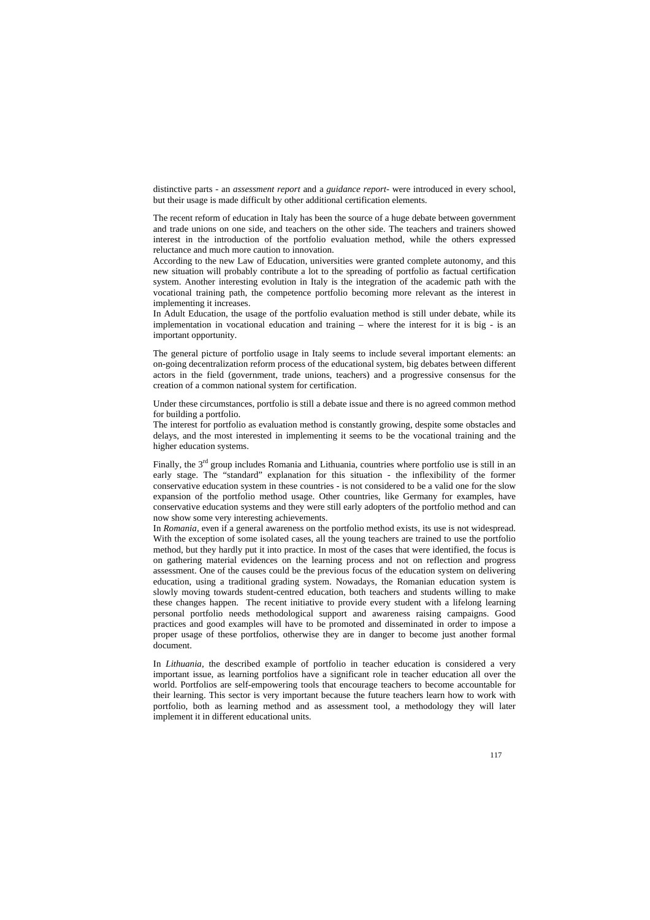distinctive parts - an *assessment report* and a *guidance report*- were introduced in every school, but their usage is made difficult by other additional certification elements.

The recent reform of education in Italy has been the source of a huge debate between government and trade unions on one side, and teachers on the other side. The teachers and trainers showed interest in the introduction of the portfolio evaluation method, while the others expressed reluctance and much more caution to innovation.

According to the new Law of Education, universities were granted complete autonomy, and this new situation will probably contribute a lot to the spreading of portfolio as factual certification system. Another interesting evolution in Italy is the integration of the academic path with the vocational training path, the competence portfolio becoming more relevant as the interest in implementing it increases.

In Adult Education, the usage of the portfolio evaluation method is still under debate, while its implementation in vocational education and training – where the interest for it is big - is an important opportunity.

The general picture of portfolio usage in Italy seems to include several important elements: an on-going decentralization reform process of the educational system, big debates between different actors in the field (government, trade unions, teachers) and a progressive consensus for the creation of a common national system for certification.

Under these circumstances, portfolio is still a debate issue and there is no agreed common method for building a portfolio.

The interest for portfolio as evaluation method is constantly growing, despite some obstacles and delays, and the most interested in implementing it seems to be the vocational training and the higher education systems.

Finally, the 3rd group includes Romania and Lithuania, countries where portfolio use is still in an early stage. The "standard" explanation for this situation - the inflexibility of the former conservative education system in these countries - is not considered to be a valid one for the slow expansion of the portfolio method usage. Other countries, like Germany for examples, have conservative education systems and they were still early adopters of the portfolio method and can now show some very interesting achievements.

In *Romania*, even if a general awareness on the portfolio method exists, its use is not widespread. With the exception of some isolated cases, all the young teachers are trained to use the portfolio method, but they hardly put it into practice. In most of the cases that were identified, the focus is on gathering material evidences on the learning process and not on reflection and progress assessment. One of the causes could be the previous focus of the education system on delivering education, using a traditional grading system. Nowadays, the Romanian education system is slowly moving towards student-centred education, both teachers and students willing to make these changes happen. The recent initiative to provide every student with a lifelong learning personal portfolio needs methodological support and awareness raising campaigns. Good practices and good examples will have to be promoted and disseminated in order to impose a proper usage of these portfolios, otherwise they are in danger to become just another formal document.

In *Lithuania*, the described example of portfolio in teacher education is considered a very important issue, as learning portfolios have a significant role in teacher education all over the world. Portfolios are self-empowering tools that encourage teachers to become accountable for their learning. This sector is very important because the future teachers learn how to work with portfolio, both as learning method and as assessment tool, a methodology they will later implement it in different educational units.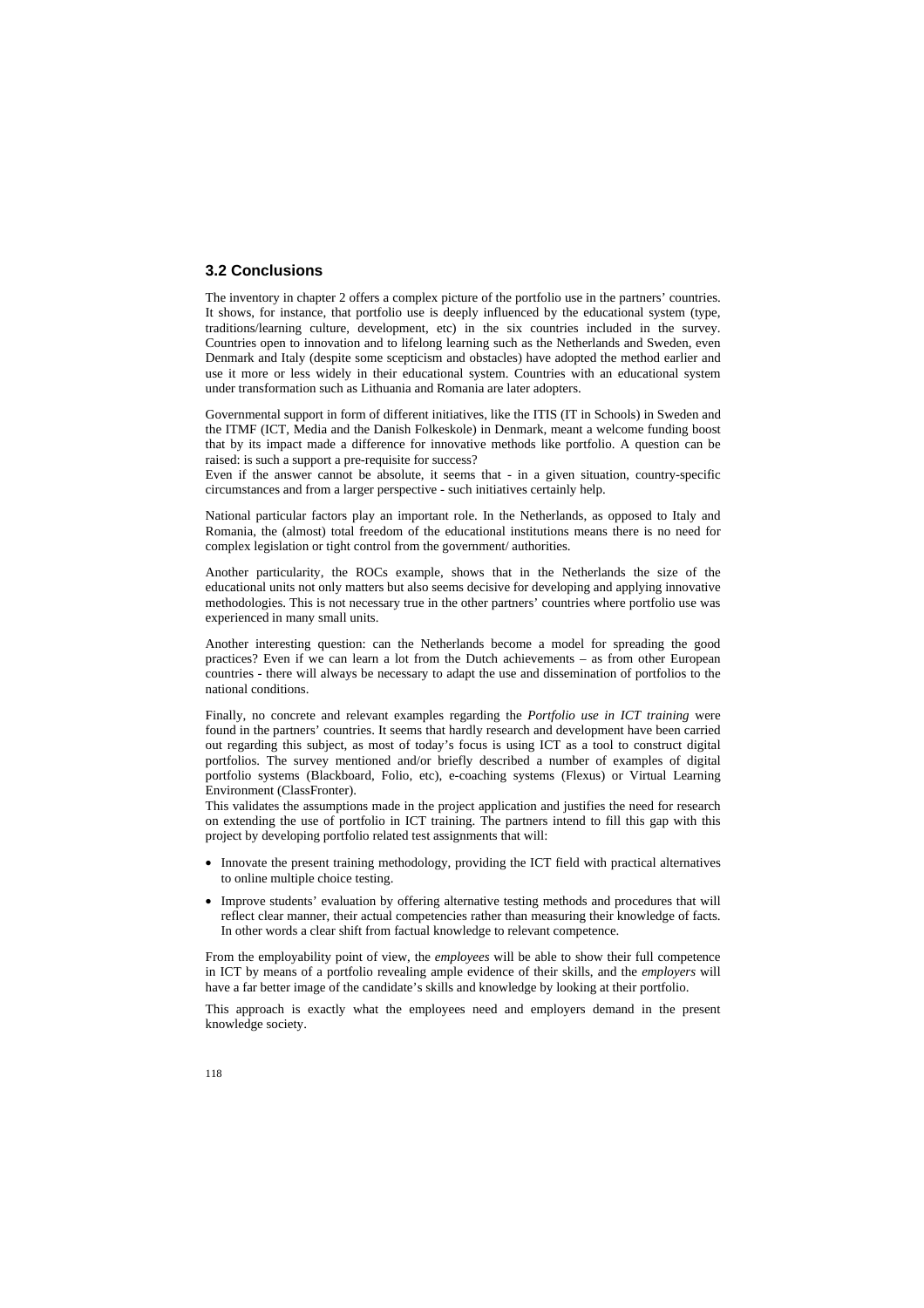## 3.2 Conclusions

The inventory in chapter 2 offers a complex picture of the portfolio use in the partners' countries. It shows, for instance, that portfolio use is deeply influenced by the educational system (type, traditions/learning culture, development, etc) in the six countries included in the survey. Countries open to innovation and to lifelong learning such as the Netherlands and Sweden, even Denmark and Italy (despite some scepticism and obstacles) have adopted the method earlier and use it more or less widely in their educational system. Countries with an educational system under transformation such as Lithuania and Romania are later adopters.

Governmental support in form of different initiatives, like the ITIS (IT in Schools) in Sweden and the ITMF (ICT, Media and the Danish Folkeskole) in Denmark, meant a welcome funding boost that by its impact made a difference for innovative methods like portfolio. A question can be raised: is such a support a pre-requisite for success?
Even if the answer cannot be absolute, it seems that - in a given situation, country-specific circumstances and from a larger perspective - such initiatives certainly help.

National particular factors play an important role. In the Netherlands, as opposed to Italy and Romania, the (almost) total freedom of the educational institutions means there is no need for complex legislation or tight control from the government/ authorities.

Another particularity, the ROCs example, shows that in the Netherlands the size of the educational units not only matters but also seems decisive for developing and applying innovative methodologies. This is not necessary true in the other partners' countries where portfolio use was experienced in many small units.

Another interesting question: can the Netherlands become a model for spreading the good practices? Even if we can learn a lot from the Dutch achievements – as from other European countries - there will always be necessary to adapt the use and dissemination of portfolios to the national conditions.

Finally, no concrete and relevant examples regarding the *Portfolio use in ICT training* were found in the partners' countries. It seems that hardly research and development have been carried out regarding this subject, as most of today's focus is using ICT as a tool to construct digital portfolios. The survey mentioned and/or briefly described a number of examples of digital portfolio systems (Blackboard, Folio, etc), e-coaching systems (Flexus) or Virtual Learning Environment (ClassFronter).
This validates the assumptions made in the project application and justifies the need for research on extending the use of portfolio in ICT training. The partners intend to fill this gap with this project by developing portfolio related test assignments that will:

- Innovate the present training methodology, providing the ICT field with practical alternatives to online multiple choice testing.
- Improve students' evaluation by offering alternative testing methods and procedures that will reflect clear manner, their actual competencies rather than measuring their knowledge of facts. In other words a clear shift from factual knowledge to relevant competence.

From the employability point of view, the *employees* will be able to show their full competence in ICT by means of a portfolio revealing ample evidence of their skills, and the *employers* will have a far better image of the candidate's skills and knowledge by looking at their portfolio.

This approach is exactly what the employees need and employers demand in the present knowledge society.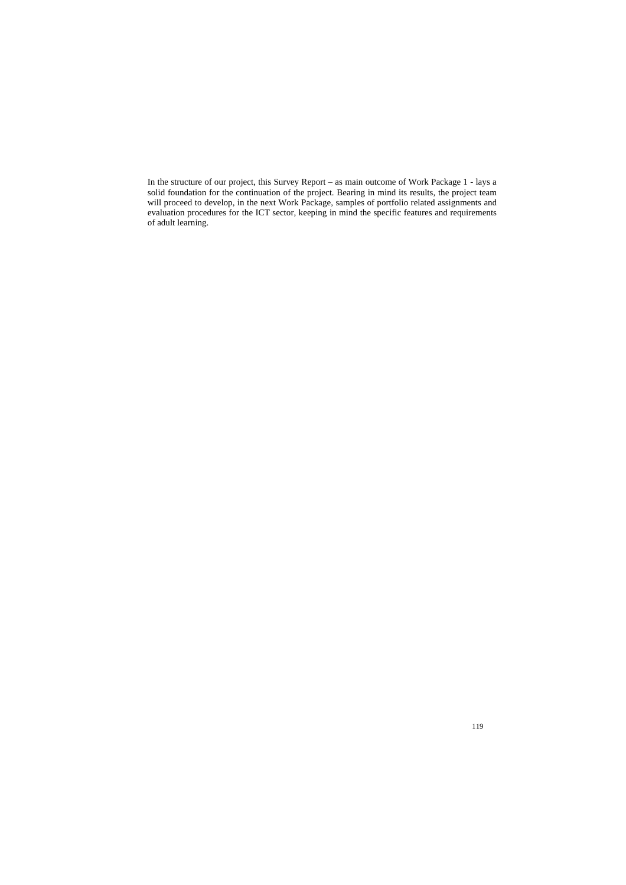In the structure of our project, this Survey Report – as main outcome of Work Package 1 - lays a solid foundation for the continuation of the project. Bearing in mind its results, the project team will proceed to develop, in the next Work Package, samples of portfolio related assignments and evaluation procedures for the ICT sector, keeping in mind the specific features and requirements of adult learning.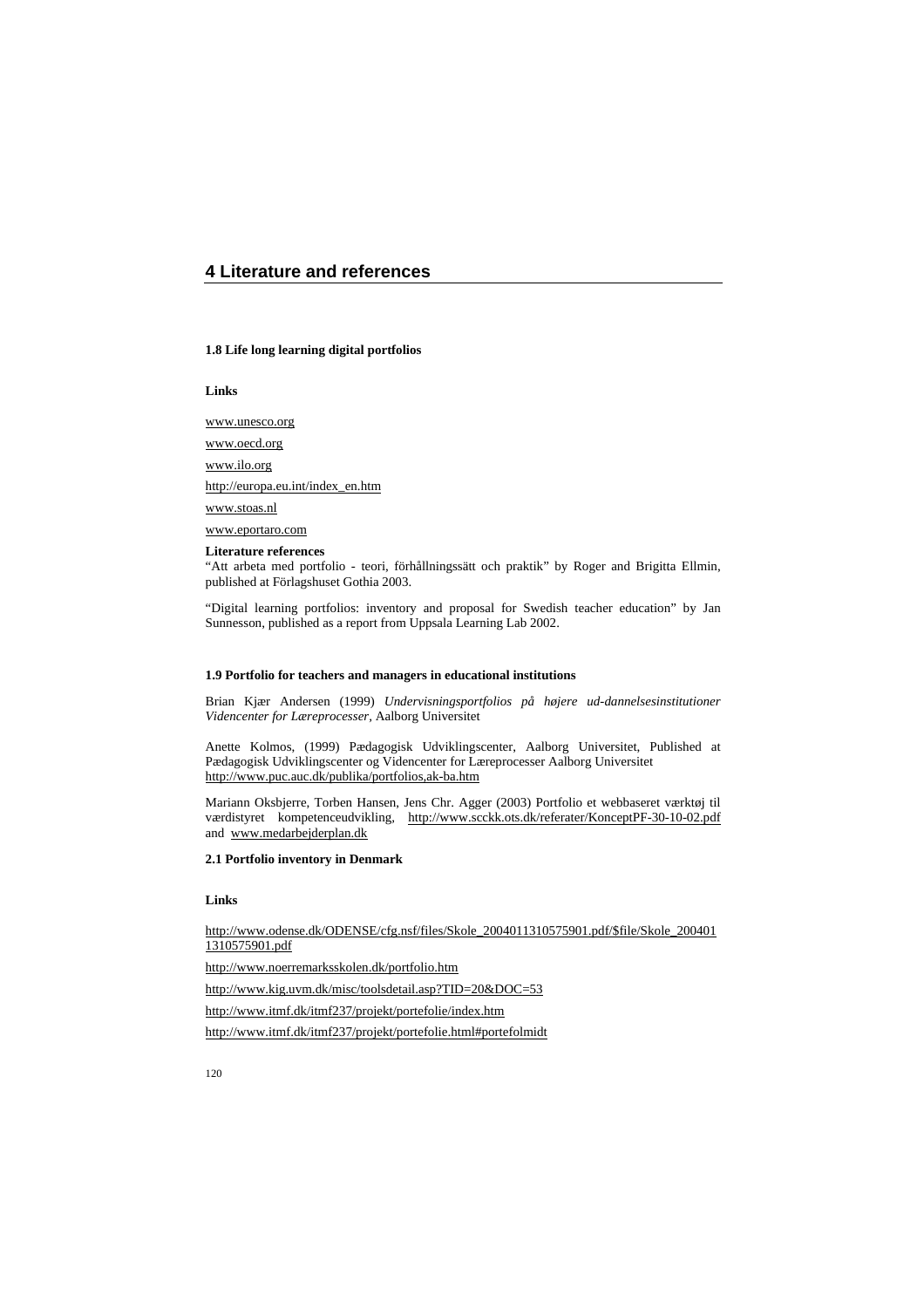# 4 Literature and references

### 1.8 Life long learning digital portfolios

**Links**

www.unesco.org

www.oecd.org

www.ilo.org

http://europa.eu.int/index_en.htm

www.stoas.nl

www.eportaro.com

**Literature references**

"Att arbeta med portfolio - teori, förhållningssätt och praktik" by Roger and Brigitta Ellmin, published at Förlagshuset Gothia 2003.

"Digital learning portfolios: inventory and proposal for Swedish teacher education" by Jan Sunnesson, published as a report from Uppsala Learning Lab 2002.

### 1.9 Portfolio for teachers and managers in educational institutions

Brian Kjær Andersen (1999) *Undervisningsportfolios på højere ud-dannelsesinstitutioner Videncenter for Læreprocesser*, Aalborg Universitet

Anette Kolmos, (1999) Pædagogisk Udviklingscenter, Aalborg Universitet, Published at Pædagogisk Udviklingscenter og Videncenter for Læreprocesser Aalborg Universitet http://www.puc.auc.dk/publika/portfolios,ak-ba.htm

Mariann Oksbjerre, Torben Hansen, Jens Chr. Agger (2003) Portfolio et webbaseret værktøj til værdistyret kompetenceudvikling, http://www.scckk.ots.dk/referater/KonceptPF-30-10-02.pdf and www.medarbejderplan.dk

### 2.1 Portfolio inventory in Denmark

**Links**

http://www.odense.dk/ODENSE/cfg.nsf/files/Skole_2004011310575901.pdf/$file/Skole_2004011310575901.pdf

http://www.noerremarksskolen.dk/portfolio.htm

http://www.kig.uvm.dk/misc/toolsdetail.asp?TID=20&DOC=53

http://www.itmf.dk/itmf237/projekt/portefolie/index.htm

http://www.itmf.dk/itmf237/projekt/portefolie.html#portefolmidt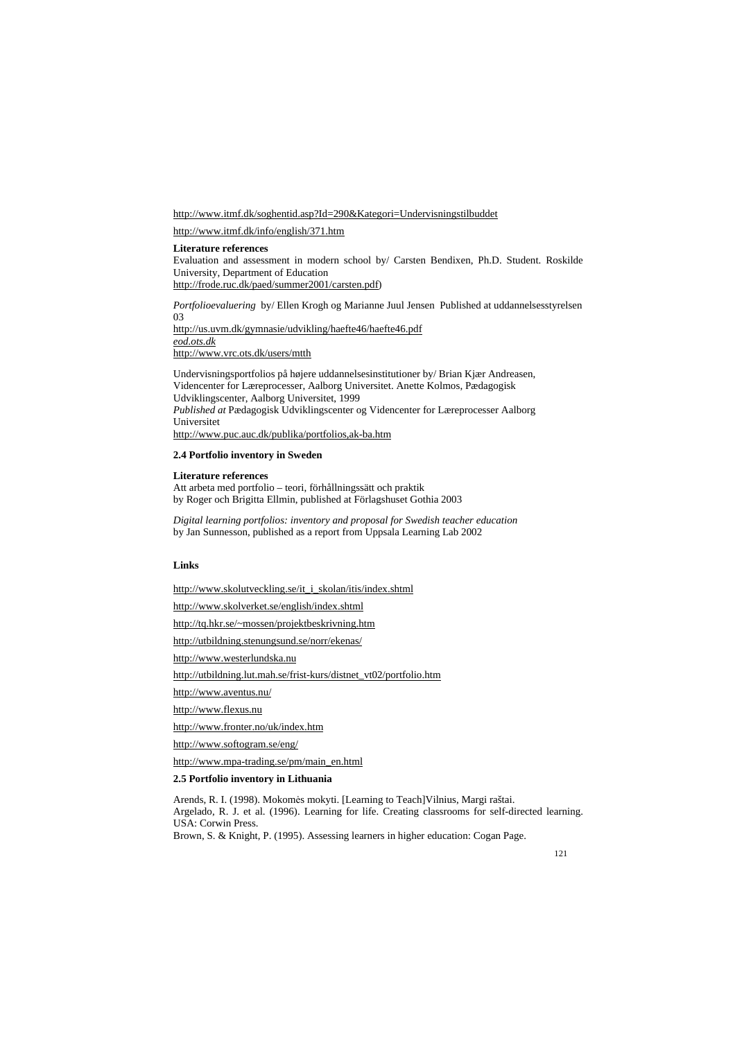http://www.itmf.dk/soghentid.asp?Id=290&Kategori=Undervisningstilbuddet

http://www.itmf.dk/info/english/371.htm

**Literature references**

Evaluation and assessment in modern school by/ Carsten Bendixen, Ph.D. Student. Roskilde University, Department of Education
http://frode.ruc.dk/paed/summer2001/carsten.pdf)

*Portfolioevaluering* by/ Ellen Krogh og Marianne Juul Jensen Published at uddannelsesstyrelsen 03
http://us.uvm.dk/gymnasie/udvikling/haefte46/haefte46.pdf
*eod.ots.dk*
http://www.vrc.ots.dk/users/mtth

Undervisningsportfolios på højere uddannelsesinstitutioner by/ Brian Kjær Andreasen, Videncenter for Læreprocesser, Aalborg Universitet. Anette Kolmos, Pædagogisk Udviklingscenter, Aalborg Universitet, 1999
*Published at* Pædagogisk Udviklingscenter og Videncenter for Læreprocesser Aalborg Universitet
http://www.puc.auc.dk/publika/portfolios,ak-ba.htm

### 2.4 Portfolio inventory in Sweden

**Literature references**

Att arbeta med portfolio – teori, förhållningssätt och praktik
by Roger och Brigitta Ellmin, published at Förlagshuset Gothia 2003

*Digital learning portfolios: inventory and proposal for Swedish teacher education*
by Jan Sunnesson, published as a report from Uppsala Learning Lab 2002

**Links**

http://www.skolutveckling.se/it_i_skolan/itis/index.shtml

http://www.skolverket.se/english/index.shtml

http://tq.hkr.se/~mossen/projektbeskrivning.htm

http://utbildning.stenungsund.se/norr/ekenas/

http://www.westerlundska.nu

http://utbildning.lut.mah.se/frist-kurs/distnet_vt02/portfolio.htm

http://www.aventus.nu/

http://www.flexus.nu

http://www.fronter.no/uk/index.htm

http://www.softogram.se/eng/

http://www.mpa-trading.se/pm/main_en.html

### 2.5 Portfolio inventory in Lithuania

Arends, R. I. (1998). Mokomės mokyti. [Learning to Teach]Vilnius, Margi raštai.
Argelado, R. J. et al. (1996). Learning for life. Creating classrooms for self-directed learning. USA: Corwin Press.
Brown, S. & Knight, P. (1995). Assessing learners in higher education: Cogan Page.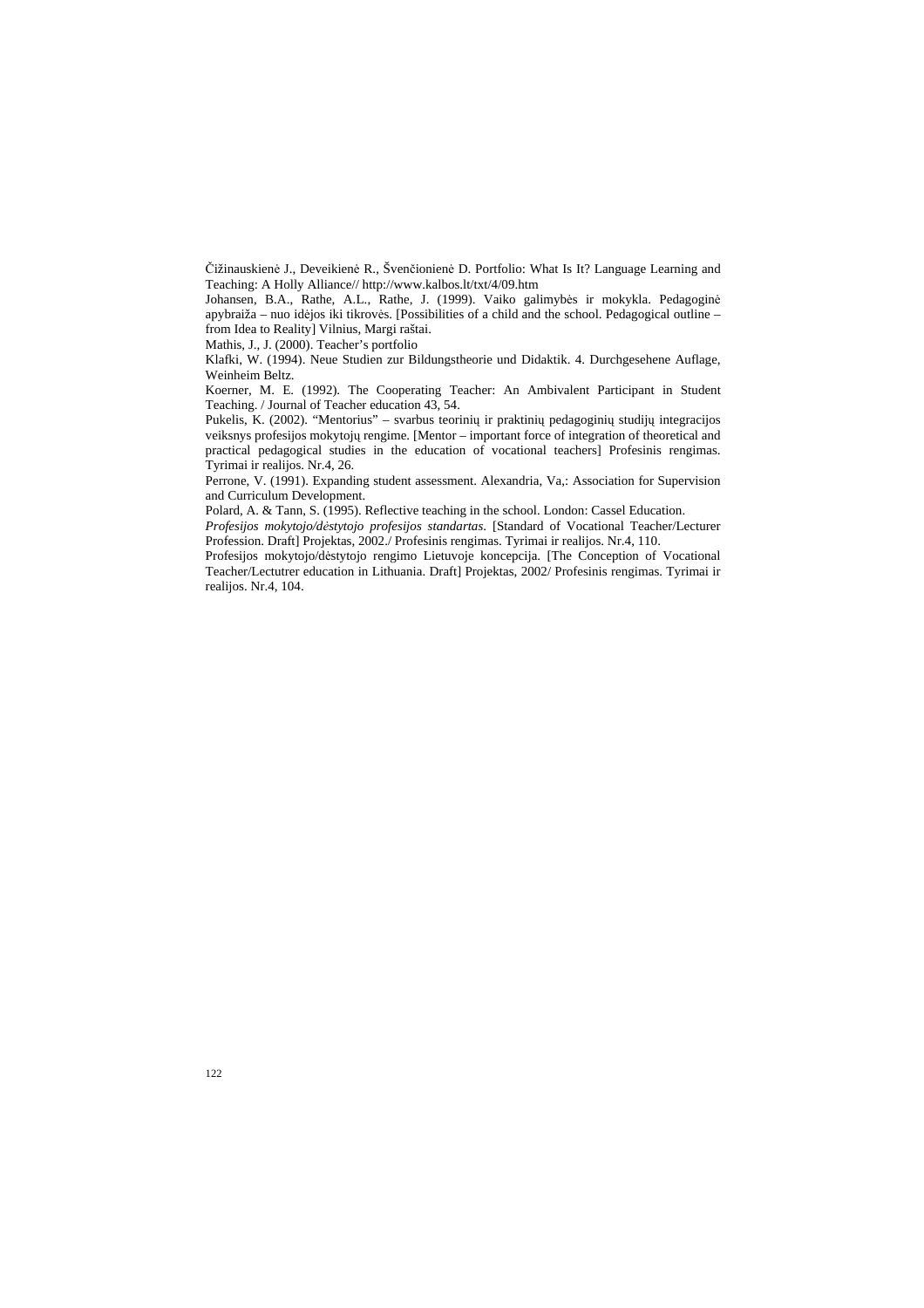Čižinauskienė J., Deveikienė R., Švenčionienė D. Portfolio: What Is It? Language Learning and Teaching: A Holly Alliance// http://www.kalbos.lt/txt/4/09.htm

Johansen, B.A., Rathe, A.L., Rathe, J. (1999). Vaiko galimybės ir mokykla. Pedagoginė apybraiža – nuo idėjos iki tikrovės. [Possibilities of a child and the school. Pedagogical outline – from Idea to Reality] Vilnius, Margi raštai.

Mathis, J., J. (2000). Teacher's portfolio

Klafki, W. (1994). Neue Studien zur Bildungstheorie und Didaktik. 4. Durchgesehene Auflage, Weinheim Beltz.

Koerner, M. E. (1992). The Cooperating Teacher: An Ambivalent Participant in Student Teaching. / Journal of Teacher education 43, 54.

Pukelis, K. (2002). "Mentorius" – svarbus teorinių ir praktinių pedagoginių studijų integracijos veiksnys profesijos mokytojų rengime. [Mentor – important force of integration of theoretical and practical pedagogical studies in the education of vocational teachers] Profesinis rengimas. Tyrimai ir realijos. Nr.4, 26.

Perrone, V. (1991). Expanding student assessment. Alexandria, Va,: Association for Supervision and Curriculum Development.

Polard, A. & Tann, S. (1995). Reflective teaching in the school. London: Cassel Education.

*Profesijos mokytojo/dėstytojo profesijos standartas*. [Standard of Vocational Teacher/Lecturer Profession. Draft] Projektas, 2002./ Profesinis rengimas. Tyrimai ir realijos. Nr.4, 110.

Profesijos mokytojo/dėstytojo rengimo Lietuvoje koncepcija. [The Conception of Vocational Teacher/Lectutrer education in Lithuania. Draft] Projektas, 2002/ Profesinis rengimas. Tyrimai ir realijos. Nr.4, 104.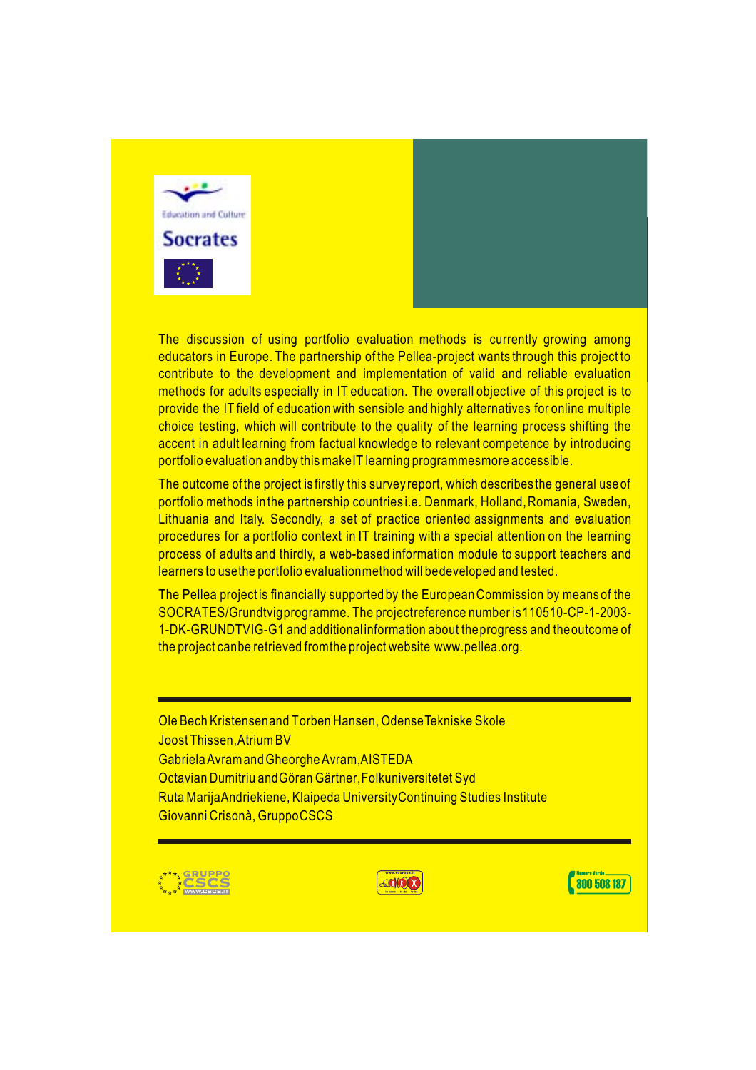Education and Culture

Socrates

The discussion of using portfolio evaluation methods is currently growing among educators in Europe. The partnership of the Pellea-project wants through this project to contribute to the development and implementation of valid and reliable evaluation methods for adults especially in IT education. The overall objective of this project is to provide the IT field of education with sensible and highly alternatives for online multiple choice testing, which will contribute to the quality of the learning process shifting the accent in adult learning from factual knowledge to relevant competence by introducing portfolio evaluation and by this make IT learning programmes more accessible.

The outcome of the project is firstly this survey report, which describes the general use of portfolio methods in the partnership countries i.e. Denmark, Holland, Romania, Sweden, Lithuania and Italy. Secondly, a set of practice oriented assignments and evaluation procedures for a portfolio context in IT training with a special attention on the learning process of adults and thirdly, a web-based information module to support teachers and learners to use the portfolio evaluation method will be developed and tested.

The Pellea project is financially supported by the European Commission by means of the SOCRATES/Grundtvig programme. The project reference number is 110510-CP-1-2003-1-DK-GRUNDTVIG-G1 and additional information about the progress and the outcome of the project can be retrieved from the project website www.pellea.org.

---

Ole Bech Kristensen and Torben Hansen, Odense Tekniske Skole
Joost Thissen, Atrium BV
Gabriela Avram and Gheorghe Avram, AISTEDA
Octavian Dumitriu and Göran Gärtner, Folkuniversitetet Syd
Ruta Marija Andriekiene, Klaipeda University Continuing Studies Institute
Giovanni Crisonà, Gruppo CSCS

---

GRUPPO CSCS WWW.CSCS.IT

www.edurope.it

Numero Verde 800 508 187